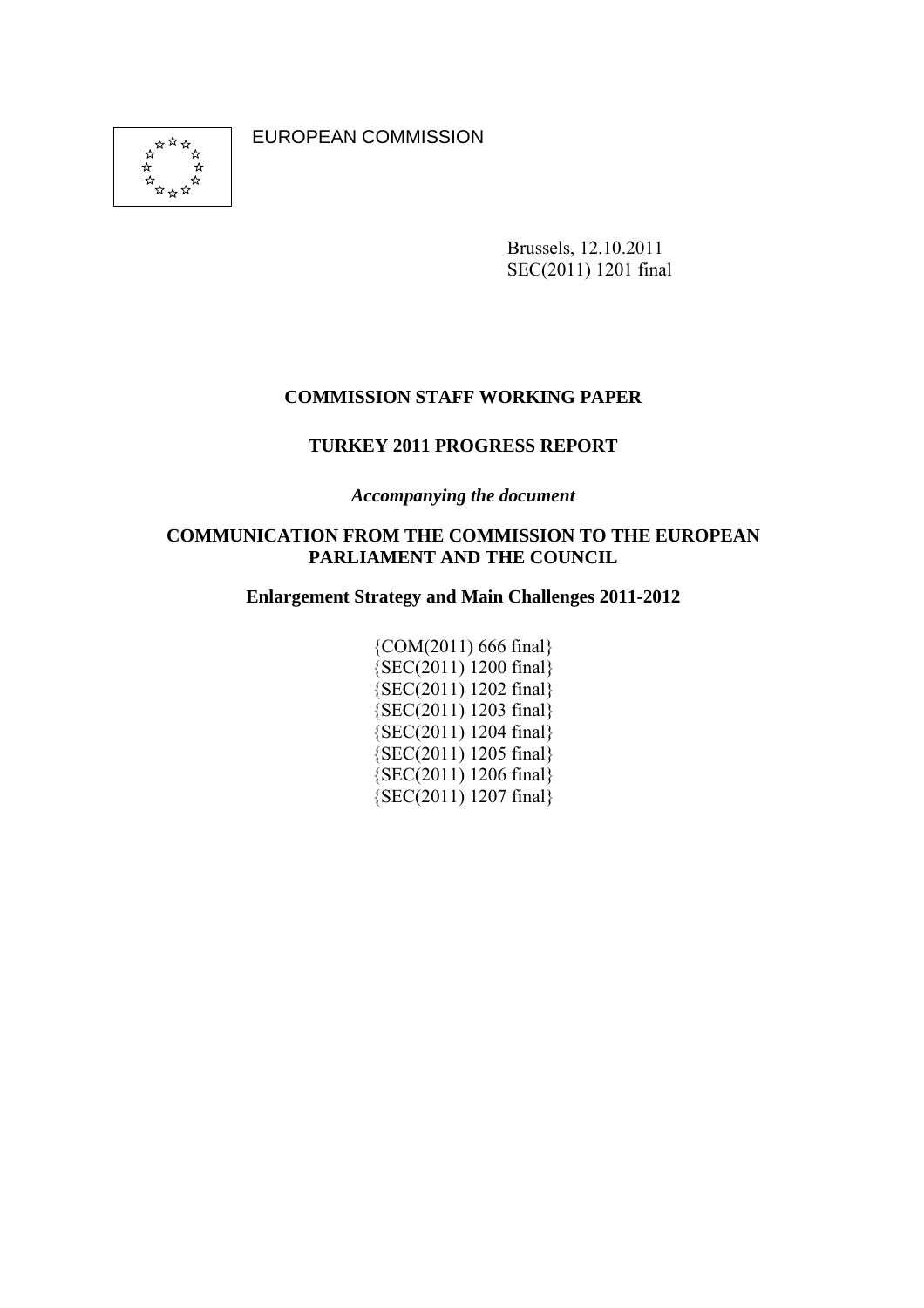EUROPEAN COMMISSION

Brussels, 12.10.2011
SEC(2011) 1201 final

**COMMISSION STAFF WORKING PAPER**

**TURKEY 2011 PROGRESS REPORT**

***Accompanying the document***

**COMMUNICATION FROM THE COMMISSION TO THE EUROPEAN PARLIAMENT AND THE COUNCIL**

**Enlargement Strategy and Main Challenges 2011-2012**

{COM(2011) 666 final}
{SEC(2011) 1200 final}
{SEC(2011) 1202 final}
{SEC(2011) 1203 final}
{SEC(2011) 1204 final}
{SEC(2011) 1205 final}
{SEC(2011) 1206 final}
{SEC(2011) 1207 final}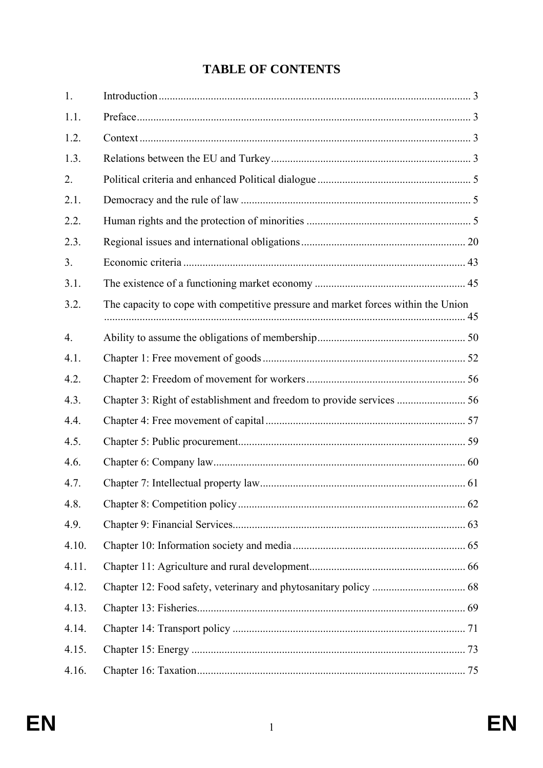# TABLE OF CONTENTS

| | | |
|---|---|---|
| 1. | Introduction | 3 |
| 1.1. | Preface | 3 |
| 1.2. | Context | 3 |
| 1.3. | Relations between the EU and Turkey | 3 |
| 2. | Political criteria and enhanced Political dialogue | 5 |
| 2.1. | Democracy and the rule of law | 5 |
| 2.2. | Human rights and the protection of minorities | 5 |
| 2.3. | Regional issues and international obligations | 20 |
| 3. | Economic criteria | 43 |
| 3.1. | The existence of a functioning market economy | 45 |
| 3.2. | The capacity to cope with competitive pressure and market forces within the Union | 45 |
| 4. | Ability to assume the obligations of membership | 50 |
| 4.1. | Chapter 1: Free movement of goods | 52 |
| 4.2. | Chapter 2: Freedom of movement for workers | 56 |
| 4.3. | Chapter 3: Right of establishment and freedom to provide services | 56 |
| 4.4. | Chapter 4: Free movement of capital | 57 |
| 4.5. | Chapter 5: Public procurement | 59 |
| 4.6. | Chapter 6: Company law | 60 |
| 4.7. | Chapter 7: Intellectual property law | 61 |
| 4.8. | Chapter 8: Competition policy | 62 |
| 4.9. | Chapter 9: Financial Services | 63 |
| 4.10. | Chapter 10: Information society and media | 65 |
| 4.11. | Chapter 11: Agriculture and rural development | 66 |
| 4.12. | Chapter 12: Food safety, veterinary and phytosanitary policy | 68 |
| 4.13. | Chapter 13: Fisheries | 69 |
| 4.14. | Chapter 14: Transport policy | 71 |
| 4.15. | Chapter 15: Energy | 73 |
| 4.16. | Chapter 16: Taxation | 75 |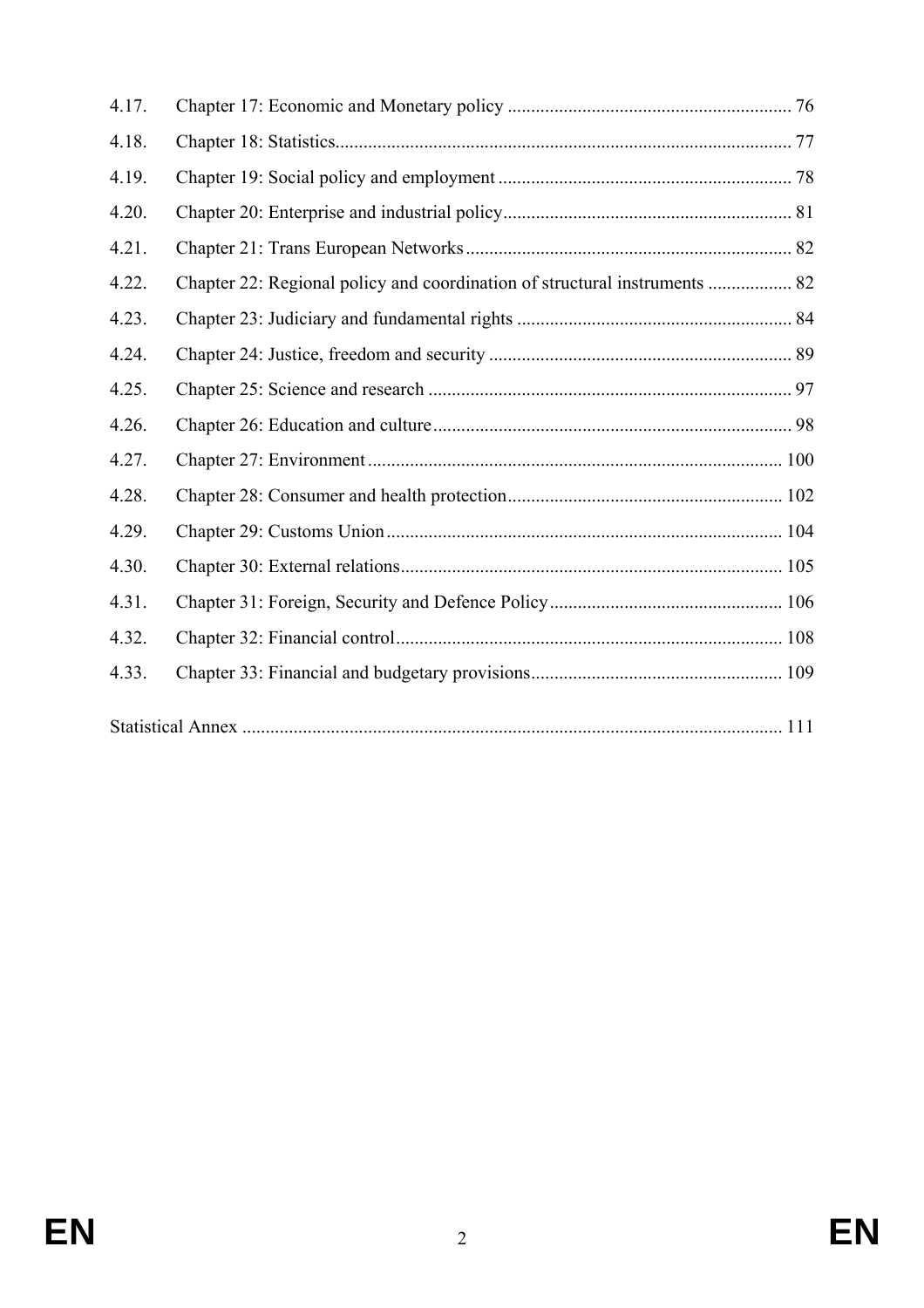4.17. Chapter 17: Economic and Monetary policy ............................................................ 76

4.18. Chapter 18: Statistics................................................................................................ 77

4.19. Chapter 19: Social policy and employment .............................................................. 78

4.20. Chapter 20: Enterprise and industrial policy............................................................. 81

4.21. Chapter 21: Trans European Networks..................................................................... 82

4.22. Chapter 22: Regional policy and coordination of structural instruments .................. 82

4.23. Chapter 23: Judiciary and fundamental rights .......................................................... 84

4.24. Chapter 24: Justice, freedom and security ................................................................ 89

4.25. Chapter 25: Science and research ............................................................................. 97

4.26. Chapter 26: Education and culture............................................................................ 98

4.27. Chapter 27: Environment ........................................................................................ 100

4.28. Chapter 28: Consumer and health protection........................................................... 102

4.29. Chapter 29: Customs Union .................................................................................... 104

4.30. Chapter 30: External relations................................................................................. 105

4.31. Chapter 31: Foreign, Security and Defence Policy.................................................. 106

4.32. Chapter 32: Financial control.................................................................................. 108

4.33. Chapter 33: Financial and budgetary provisions..................................................... 109

Statistical Annex ................................................................................................................... 111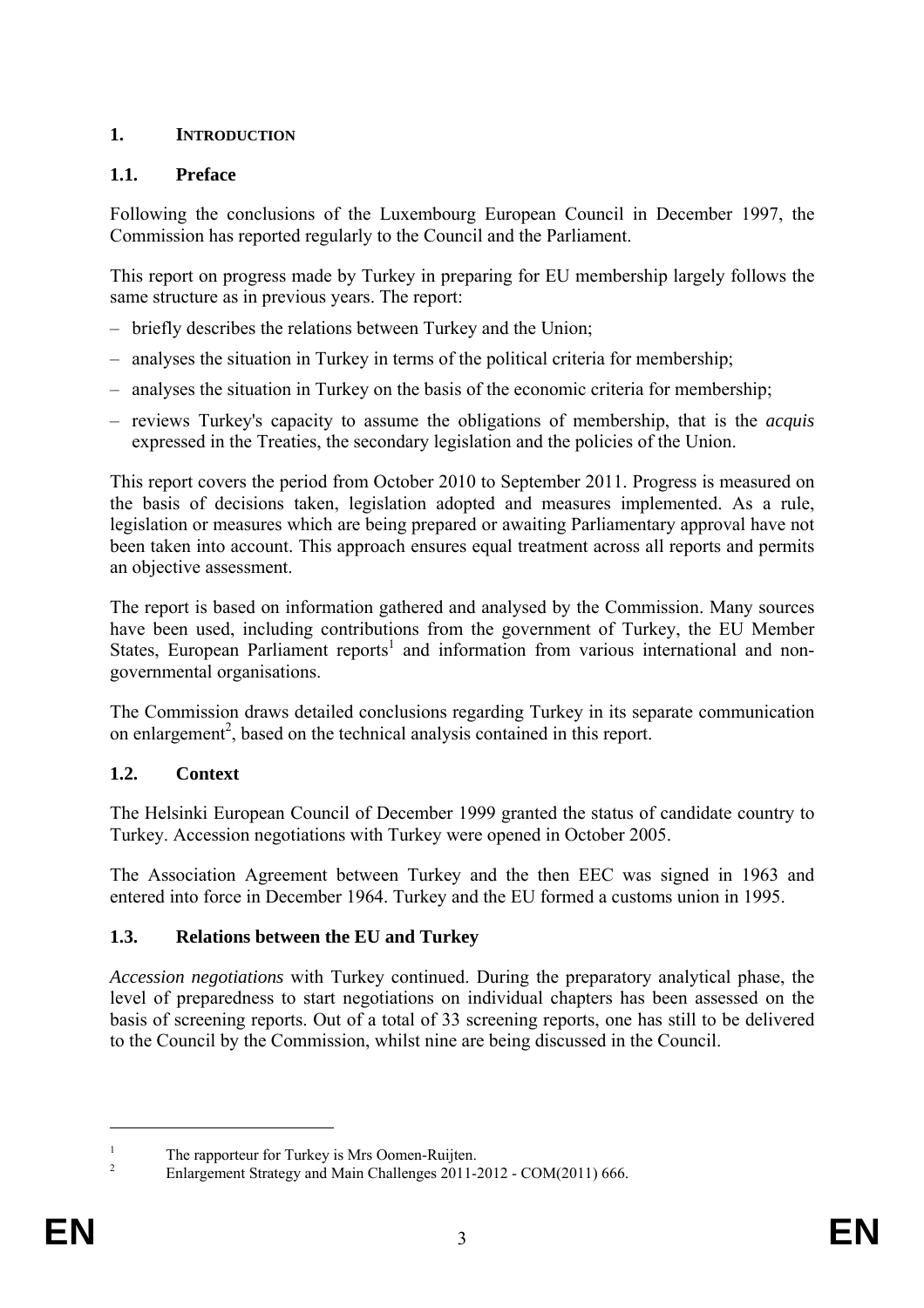# 1. INTRODUCTION

## 1.1. Preface

Following the conclusions of the Luxembourg European Council in December 1997, the Commission has reported regularly to the Council and the Parliament.

This report on progress made by Turkey in preparing for EU membership largely follows the same structure as in previous years. The report:

- briefly describes the relations between Turkey and the Union;
- analyses the situation in Turkey in terms of the political criteria for membership;
- analyses the situation in Turkey on the basis of the economic criteria for membership;
- reviews Turkey's capacity to assume the obligations of membership, that is the *acquis* expressed in the Treaties, the secondary legislation and the policies of the Union.

This report covers the period from October 2010 to September 2011. Progress is measured on the basis of decisions taken, legislation adopted and measures implemented. As a rule, legislation or measures which are being prepared or awaiting Parliamentary approval have not been taken into account. This approach ensures equal treatment across all reports and permits an objective assessment.

The report is based on information gathered and analysed by the Commission. Many sources have been used, including contributions from the government of Turkey, the EU Member States, European Parliament reports[1] and information from various international and non-governmental organisations.

The Commission draws detailed conclusions regarding Turkey in its separate communication on enlargement[2], based on the technical analysis contained in this report.

## 1.2. Context

The Helsinki European Council of December 1999 granted the status of candidate country to Turkey. Accession negotiations with Turkey were opened in October 2005.

The Association Agreement between Turkey and the then EEC was signed in 1963 and entered into force in December 1964. Turkey and the EU formed a customs union in 1995.

## 1.3. Relations between the EU and Turkey

*Accession negotiations* with Turkey continued. During the preparatory analytical phase, the level of preparedness to start negotiations on individual chapters has been assessed on the basis of screening reports. Out of a total of 33 screening reports, one has still to be delivered to the Council by the Commission, whilst nine are being discussed in the Council.

---

[1] The rapporteur for Turkey is Mrs Oomen-Ruijten.

[2] Enlargement Strategy and Main Challenges 2011-2012 - COM(2011) 666.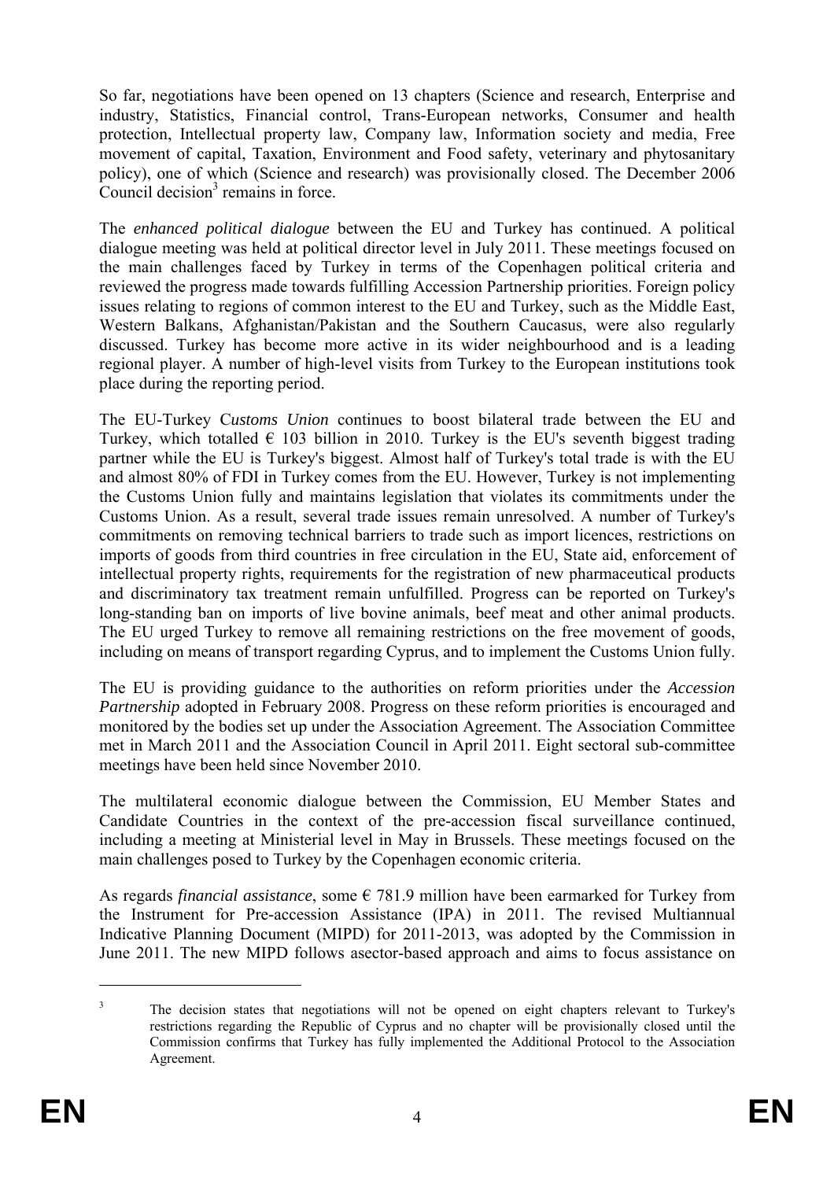So far, negotiations have been opened on 13 chapters (Science and research, Enterprise and industry, Statistics, Financial control, Trans-European networks, Consumer and health protection, Intellectual property law, Company law, Information society and media, Free movement of capital, Taxation, Environment and Food safety, veterinary and phytosanitary policy), one of which (Science and research) was provisionally closed. The December 2006 Council decision[3] remains in force.

The *enhanced political dialogue* between the EU and Turkey has continued. A political dialogue meeting was held at political director level in July 2011. These meetings focused on the main challenges faced by Turkey in terms of the Copenhagen political criteria and reviewed the progress made towards fulfilling Accession Partnership priorities. Foreign policy issues relating to regions of common interest to the EU and Turkey, such as the Middle East, Western Balkans, Afghanistan/Pakistan and the Southern Caucasus, were also regularly discussed. Turkey has become more active in its wider neighbourhood and is a leading regional player. A number of high-level visits from Turkey to the European institutions took place during the reporting period.

The EU-Turkey C*ustoms Union* continues to boost bilateral trade between the EU and Turkey, which totalled € 103 billion in 2010. Turkey is the EU's seventh biggest trading partner while the EU is Turkey's biggest. Almost half of Turkey's total trade is with the EU and almost 80% of FDI in Turkey comes from the EU. However, Turkey is not implementing the Customs Union fully and maintains legislation that violates its commitments under the Customs Union. As a result, several trade issues remain unresolved. A number of Turkey's commitments on removing technical barriers to trade such as import licences, restrictions on imports of goods from third countries in free circulation in the EU, State aid, enforcement of intellectual property rights, requirements for the registration of new pharmaceutical products and discriminatory tax treatment remain unfulfilled. Progress can be reported on Turkey's long-standing ban on imports of live bovine animals, beef meat and other animal products. The EU urged Turkey to remove all remaining restrictions on the free movement of goods, including on means of transport regarding Cyprus, and to implement the Customs Union fully.

The EU is providing guidance to the authorities on reform priorities under the *Accession Partnership* adopted in February 2008. Progress on these reform priorities is encouraged and monitored by the bodies set up under the Association Agreement. The Association Committee met in March 2011 and the Association Council in April 2011. Eight sectoral sub-committee meetings have been held since November 2010.

The multilateral economic dialogue between the Commission, EU Member States and Candidate Countries in the context of the pre-accession fiscal surveillance continued, including a meeting at Ministerial level in May in Brussels. These meetings focused on the main challenges posed to Turkey by the Copenhagen economic criteria.

As regards *financial assistance*, some € 781.9 million have been earmarked for Turkey from the Instrument for Pre-accession Assistance (IPA) in 2011. The revised Multiannual Indicative Planning Document (MIPD) for 2011-2013, was adopted by the Commission in June 2011. The new MIPD follows asector-based approach and aims to focus assistance on

[3] The decision states that negotiations will not be opened on eight chapters relevant to Turkey's restrictions regarding the Republic of Cyprus and no chapter will be provisionally closed until the Commission confirms that Turkey has fully implemented the Additional Protocol to the Association Agreement.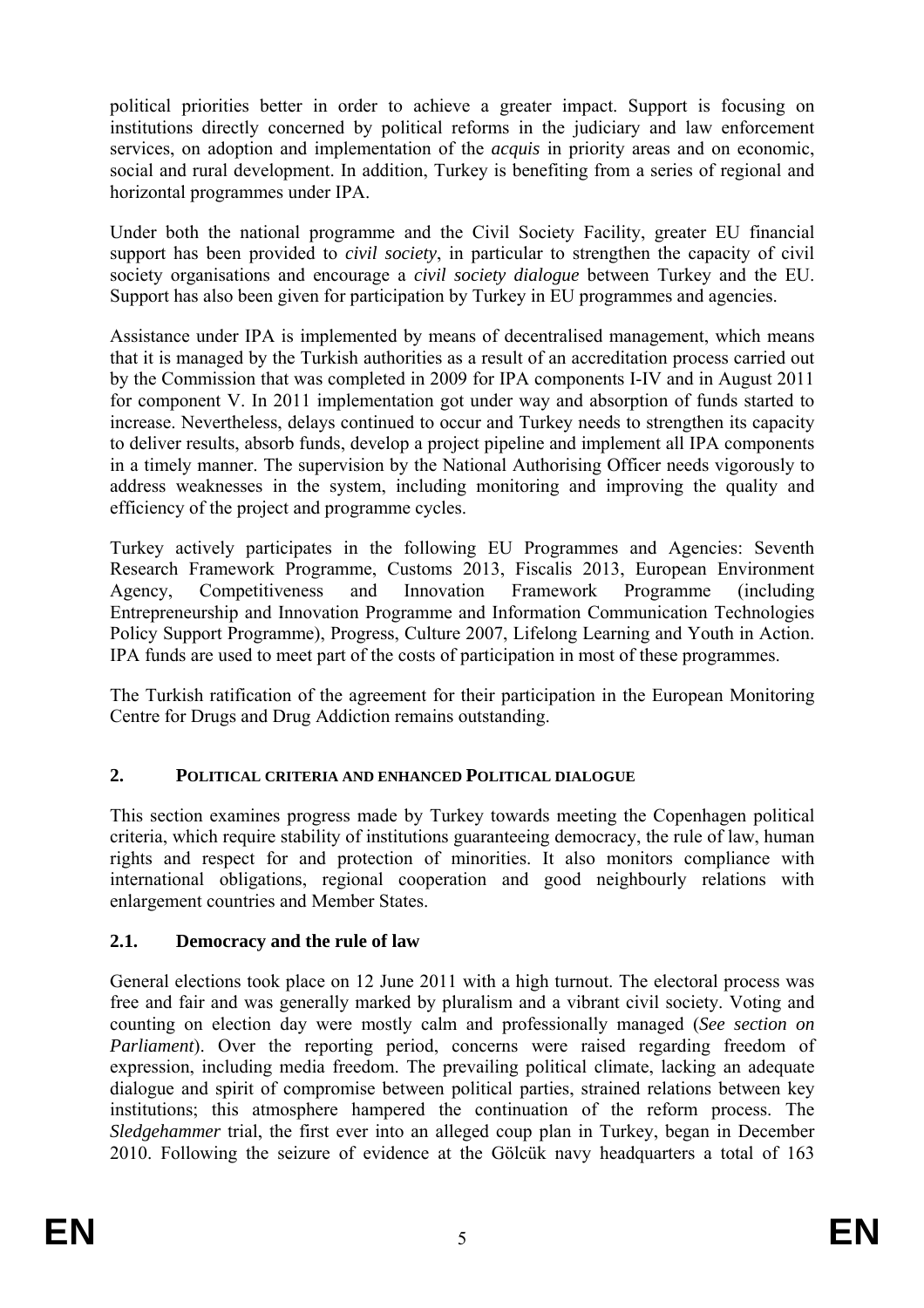political priorities better in order to achieve a greater impact. Support is focusing on institutions directly concerned by political reforms in the judiciary and law enforcement services, on adoption and implementation of the *acquis* in priority areas and on economic, social and rural development. In addition, Turkey is benefiting from a series of regional and horizontal programmes under IPA.

Under both the national programme and the Civil Society Facility, greater EU financial support has been provided to *civil society*, in particular to strengthen the capacity of civil society organisations and encourage a *civil society dialogue* between Turkey and the EU. Support has also been given for participation by Turkey in EU programmes and agencies.

Assistance under IPA is implemented by means of decentralised management, which means that it is managed by the Turkish authorities as a result of an accreditation process carried out by the Commission that was completed in 2009 for IPA components I-IV and in August 2011 for component V. In 2011 implementation got under way and absorption of funds started to increase. Nevertheless, delays continued to occur and Turkey needs to strengthen its capacity to deliver results, absorb funds, develop a project pipeline and implement all IPA components in a timely manner. The supervision by the National Authorising Officer needs vigorously to address weaknesses in the system, including monitoring and improving the quality and efficiency of the project and programme cycles.

Turkey actively participates in the following EU Programmes and Agencies: Seventh Research Framework Programme, Customs 2013, Fiscalis 2013, European Environment Agency, Competitiveness and Innovation Framework Programme (including Entrepreneurship and Innovation Programme and Information Communication Technologies Policy Support Programme), Progress, Culture 2007, Lifelong Learning and Youth in Action. IPA funds are used to meet part of the costs of participation in most of these programmes.

The Turkish ratification of the agreement for their participation in the European Monitoring Centre for Drugs and Drug Addiction remains outstanding.

## 2. POLITICAL CRITERIA AND ENHANCED POLITICAL DIALOGUE

This section examines progress made by Turkey towards meeting the Copenhagen political criteria, which require stability of institutions guaranteeing democracy, the rule of law, human rights and respect for and protection of minorities. It also monitors compliance with international obligations, regional cooperation and good neighbourly relations with enlargement countries and Member States.

### 2.1. Democracy and the rule of law

General elections took place on 12 June 2011 with a high turnout. The electoral process was free and fair and was generally marked by pluralism and a vibrant civil society. Voting and counting on election day were mostly calm and professionally managed (*See section on Parliament*). Over the reporting period, concerns were raised regarding freedom of expression, including media freedom. The prevailing political climate, lacking an adequate dialogue and spirit of compromise between political parties, strained relations between key institutions; this atmosphere hampered the continuation of the reform process. The *Sledgehammer* trial, the first ever into an alleged coup plan in Turkey, began in December 2010. Following the seizure of evidence at the Gölcük navy headquarters a total of 163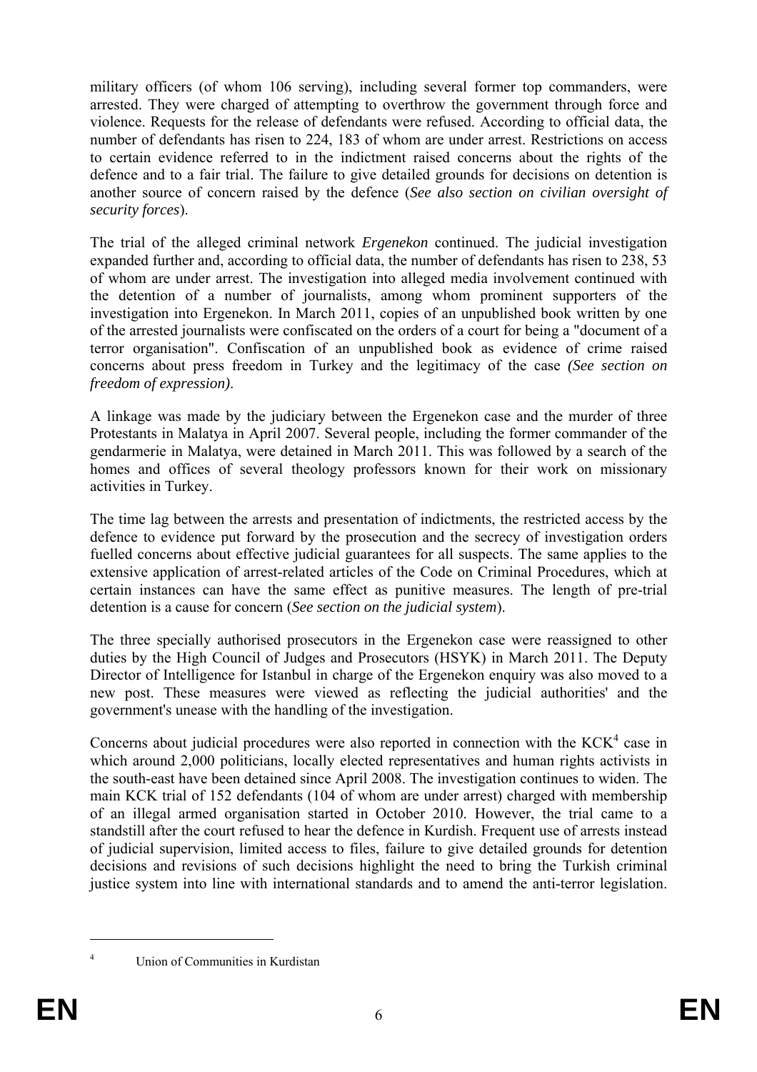military officers (of whom 106 serving), including several former top commanders, were arrested. They were charged of attempting to overthrow the government through force and violence. Requests for the release of defendants were refused. According to official data, the number of defendants has risen to 224, 183 of whom are under arrest. Restrictions on access to certain evidence referred to in the indictment raised concerns about the rights of the defence and to a fair trial. The failure to give detailed grounds for decisions on detention is another source of concern raised by the defence (*See also section on civilian oversight of security forces*).

The trial of the alleged criminal network *Ergenekon* continued. The judicial investigation expanded further and, according to official data, the number of defendants has risen to 238, 53 of whom are under arrest. The investigation into alleged media involvement continued with the detention of a number of journalists, among whom prominent supporters of the investigation into Ergenekon. In March 2011, copies of an unpublished book written by one of the arrested journalists were confiscated on the orders of a court for being a "document of a terror organisation". Confiscation of an unpublished book as evidence of crime raised concerns about press freedom in Turkey and the legitimacy of the case *(See section on freedom of expression)*.

A linkage was made by the judiciary between the Ergenekon case and the murder of three Protestants in Malatya in April 2007. Several people, including the former commander of the gendarmerie in Malatya, were detained in March 2011. This was followed by a search of the homes and offices of several theology professors known for their work on missionary activities in Turkey.

The time lag between the arrests and presentation of indictments, the restricted access by the defence to evidence put forward by the prosecution and the secrecy of investigation orders fuelled concerns about effective judicial guarantees for all suspects. The same applies to the extensive application of arrest-related articles of the Code on Criminal Procedures, which at certain instances can have the same effect as punitive measures. The length of pre-trial detention is a cause for concern (*See section on the judicial system*).

The three specially authorised prosecutors in the Ergenekon case were reassigned to other duties by the High Council of Judges and Prosecutors (HSYK) in March 2011. The Deputy Director of Intelligence for Istanbul in charge of the Ergenekon enquiry was also moved to a new post. These measures were viewed as reflecting the judicial authorities' and the government's unease with the handling of the investigation.

Concerns about judicial procedures were also reported in connection with the KCK[4] case in which around 2,000 politicians, locally elected representatives and human rights activists in the south-east have been detained since April 2008. The investigation continues to widen. The main KCK trial of 152 defendants (104 of whom are under arrest) charged with membership of an illegal armed organisation started in October 2010. However, the trial came to a standstill after the court refused to hear the defence in Kurdish. Frequent use of arrests instead of judicial supervision, limited access to files, failure to give detailed grounds for detention decisions and revisions of such decisions highlight the need to bring the Turkish criminal justice system into line with international standards and to amend the anti-terror legislation.

[4] Union of Communities in Kurdistan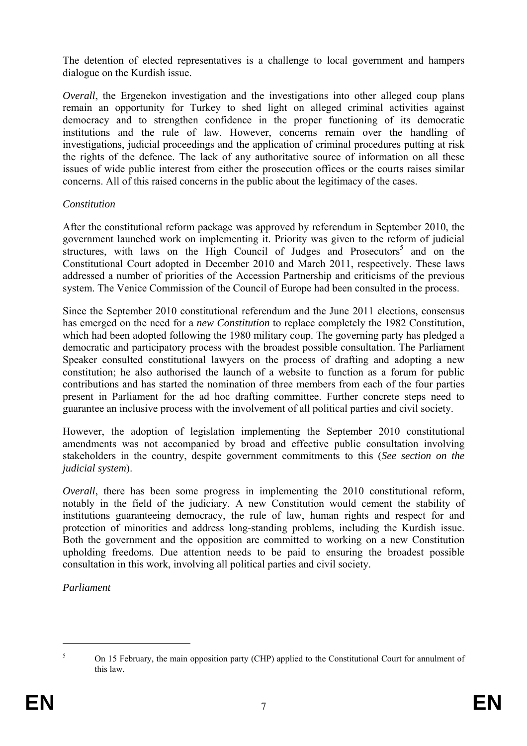The detention of elected representatives is a challenge to local government and hampers dialogue on the Kurdish issue.

*Overall*, the Ergenekon investigation and the investigations into other alleged coup plans remain an opportunity for Turkey to shed light on alleged criminal activities against democracy and to strengthen confidence in the proper functioning of its democratic institutions and the rule of law. However, concerns remain over the handling of investigations, judicial proceedings and the application of criminal procedures putting at risk the rights of the defence. The lack of any authoritative source of information on all these issues of wide public interest from either the prosecution offices or the courts raises similar concerns. All of this raised concerns in the public about the legitimacy of the cases.

*Constitution*

After the constitutional reform package was approved by referendum in September 2010, the government launched work on implementing it. Priority was given to the reform of judicial structures, with laws on the High Council of Judges and Prosecutors[5] and on the Constitutional Court adopted in December 2010 and March 2011, respectively. These laws addressed a number of priorities of the Accession Partnership and criticisms of the previous system. The Venice Commission of the Council of Europe had been consulted in the process.

Since the September 2010 constitutional referendum and the June 2011 elections, consensus has emerged on the need for a *new Constitution* to replace completely the 1982 Constitution, which had been adopted following the 1980 military coup. The governing party has pledged a democratic and participatory process with the broadest possible consultation. The Parliament Speaker consulted constitutional lawyers on the process of drafting and adopting a new constitution; he also authorised the launch of a website to function as a forum for public contributions and has started the nomination of three members from each of the four parties present in Parliament for the ad hoc drafting committee. Further concrete steps need to guarantee an inclusive process with the involvement of all political parties and civil society.

However, the adoption of legislation implementing the September 2010 constitutional amendments was not accompanied by broad and effective public consultation involving stakeholders in the country, despite government commitments to this (*See section on the judicial system*).

*Overall*, there has been some progress in implementing the 2010 constitutional reform, notably in the field of the judiciary. A new Constitution would cement the stability of institutions guaranteeing democracy, the rule of law, human rights and respect for and protection of minorities and address long-standing problems, including the Kurdish issue. Both the government and the opposition are committed to working on a new Constitution upholding freedoms. Due attention needs to be paid to ensuring the broadest possible consultation in this work, involving all political parties and civil society.

*Parliament*

---

[5] On 15 February, the main opposition party (CHP) applied to the Constitutional Court for annulment of this law.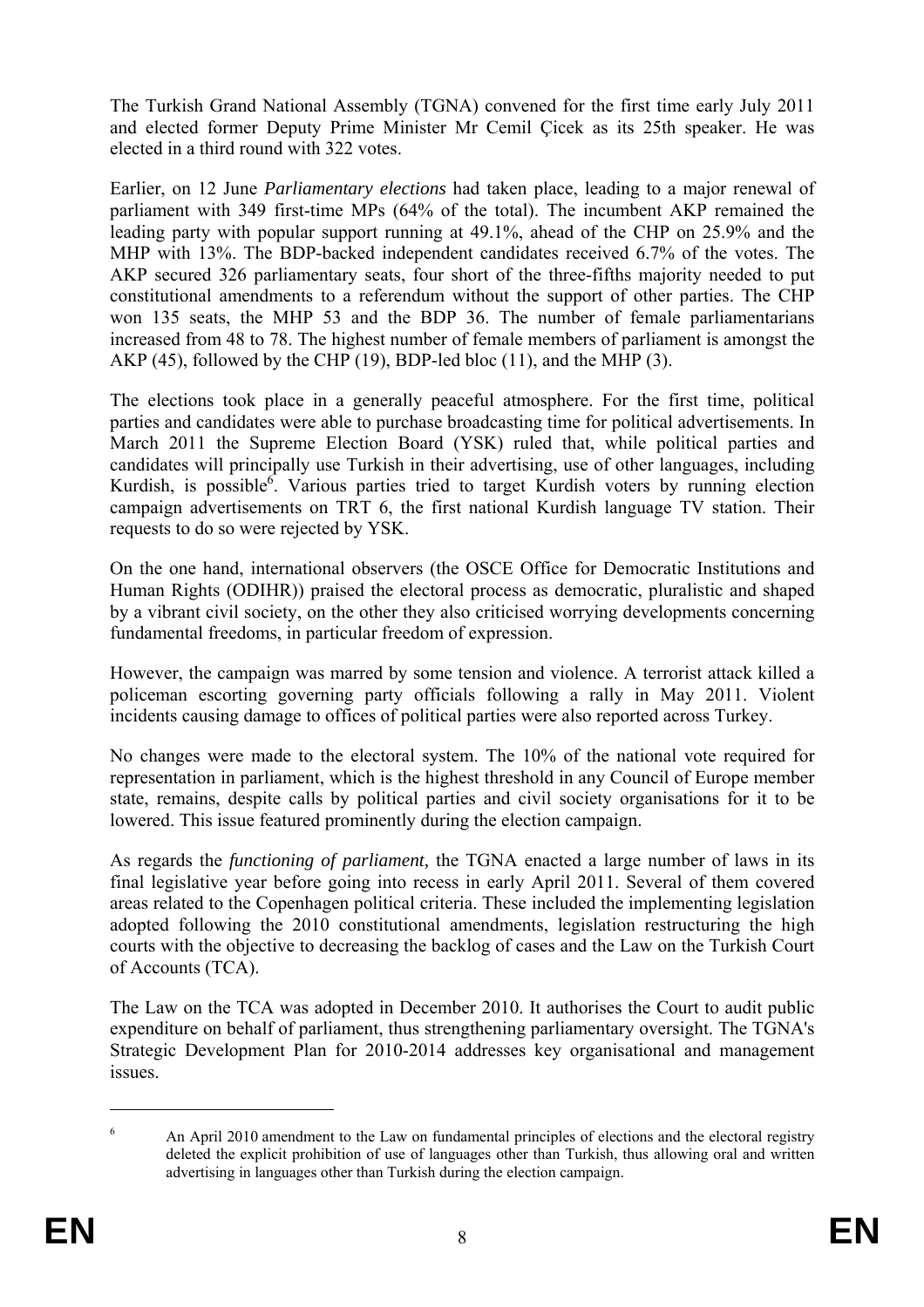The Turkish Grand National Assembly (TGNA) convened for the first time early July 2011 and elected former Deputy Prime Minister Mr Cemil Çicek as its 25th speaker. He was elected in a third round with 322 votes.

Earlier, on 12 June *Parliamentary elections* had taken place, leading to a major renewal of parliament with 349 first-time MPs (64% of the total). The incumbent AKP remained the leading party with popular support running at 49.1%, ahead of the CHP on 25.9% and the MHP with 13%. The BDP-backed independent candidates received 6.7% of the votes. The AKP secured 326 parliamentary seats, four short of the three-fifths majority needed to put constitutional amendments to a referendum without the support of other parties. The CHP won 135 seats, the MHP 53 and the BDP 36. The number of female parliamentarians increased from 48 to 78. The highest number of female members of parliament is amongst the AKP (45), followed by the CHP (19), BDP-led bloc (11), and the MHP (3).

The elections took place in a generally peaceful atmosphere. For the first time, political parties and candidates were able to purchase broadcasting time for political advertisements. In March 2011 the Supreme Election Board (YSK) ruled that, while political parties and candidates will principally use Turkish in their advertising, use of other languages, including Kurdish, is possible[6]. Various parties tried to target Kurdish voters by running election campaign advertisements on TRT 6, the first national Kurdish language TV station. Their requests to do so were rejected by YSK.

On the one hand, international observers (the OSCE Office for Democratic Institutions and Human Rights (ODIHR)) praised the electoral process as democratic, pluralistic and shaped by a vibrant civil society, on the other they also criticised worrying developments concerning fundamental freedoms, in particular freedom of expression.

However, the campaign was marred by some tension and violence. A terrorist attack killed a policeman escorting governing party officials following a rally in May 2011. Violent incidents causing damage to offices of political parties were also reported across Turkey.

No changes were made to the electoral system. The 10% of the national vote required for representation in parliament, which is the highest threshold in any Council of Europe member state, remains, despite calls by political parties and civil society organisations for it to be lowered. This issue featured prominently during the election campaign.

As regards the *functioning of parliament,* the TGNA enacted a large number of laws in its final legislative year before going into recess in early April 2011. Several of them covered areas related to the Copenhagen political criteria. These included the implementing legislation adopted following the 2010 constitutional amendments, legislation restructuring the high courts with the objective to decreasing the backlog of cases and the Law on the Turkish Court of Accounts (TCA).

The Law on the TCA was adopted in December 2010. It authorises the Court to audit public expenditure on behalf of parliament, thus strengthening parliamentary oversight. The TGNA's Strategic Development Plan for 2010-2014 addresses key organisational and management issues.

---

[6] An April 2010 amendment to the Law on fundamental principles of elections and the electoral registry deleted the explicit prohibition of use of languages other than Turkish, thus allowing oral and written advertising in languages other than Turkish during the election campaign.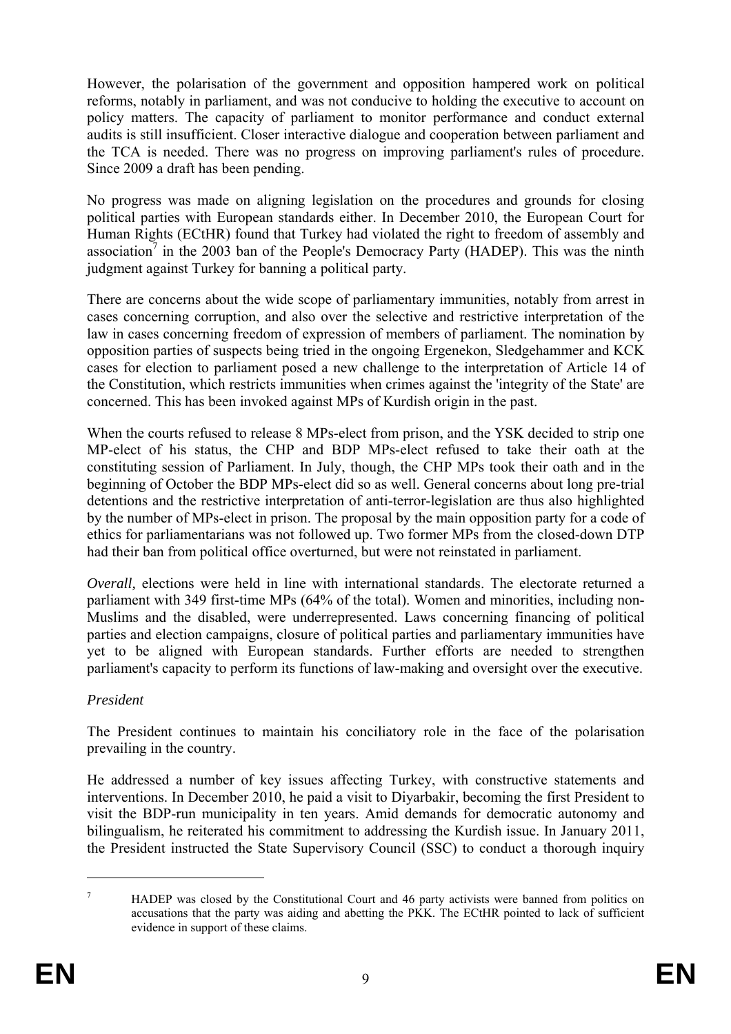However, the polarisation of the government and opposition hampered work on political reforms, notably in parliament, and was not conducive to holding the executive to account on policy matters. The capacity of parliament to monitor performance and conduct external audits is still insufficient. Closer interactive dialogue and cooperation between parliament and the TCA is needed. There was no progress on improving parliament's rules of procedure. Since 2009 a draft has been pending.

No progress was made on aligning legislation on the procedures and grounds for closing political parties with European standards either. In December 2010, the European Court for Human Rights (ECtHR) found that Turkey had violated the right to freedom of assembly and association[7] in the 2003 ban of the People's Democracy Party (HADEP). This was the ninth judgment against Turkey for banning a political party.

There are concerns about the wide scope of parliamentary immunities, notably from arrest in cases concerning corruption, and also over the selective and restrictive interpretation of the law in cases concerning freedom of expression of members of parliament. The nomination by opposition parties of suspects being tried in the ongoing Ergenekon, Sledgehammer and KCK cases for election to parliament posed a new challenge to the interpretation of Article 14 of the Constitution, which restricts immunities when crimes against the 'integrity of the State' are concerned. This has been invoked against MPs of Kurdish origin in the past.

When the courts refused to release 8 MPs-elect from prison, and the YSK decided to strip one MP-elect of his status, the CHP and BDP MPs-elect refused to take their oath at the constituting session of Parliament. In July, though, the CHP MPs took their oath and in the beginning of October the BDP MPs-elect did so as well. General concerns about long pre-trial detentions and the restrictive interpretation of anti-terror-legislation are thus also highlighted by the number of MPs-elect in prison. The proposal by the main opposition party for a code of ethics for parliamentarians was not followed up. Two former MPs from the closed-down DTP had their ban from political office overturned, but were not reinstated in parliament.

*Overall,* elections were held in line with international standards. The electorate returned a parliament with 349 first-time MPs (64% of the total). Women and minorities, including non-Muslims and the disabled, were underrepresented. Laws concerning financing of political parties and election campaigns, closure of political parties and parliamentary immunities have yet to be aligned with European standards. Further efforts are needed to strengthen parliament's capacity to perform its functions of law-making and oversight over the executive.

*President*

The President continues to maintain his conciliatory role in the face of the polarisation prevailing in the country.

He addressed a number of key issues affecting Turkey, with constructive statements and interventions. In December 2010, he paid a visit to Diyarbakir, becoming the first President to visit the BDP-run municipality in ten years. Amid demands for democratic autonomy and bilingualism, he reiterated his commitment to addressing the Kurdish issue. In January 2011, the President instructed the State Supervisory Council (SSC) to conduct a thorough inquiry

---

[7] HADEP was closed by the Constitutional Court and 46 party activists were banned from politics on accusations that the party was aiding and abetting the PKK. The ECtHR pointed to lack of sufficient evidence in support of these claims.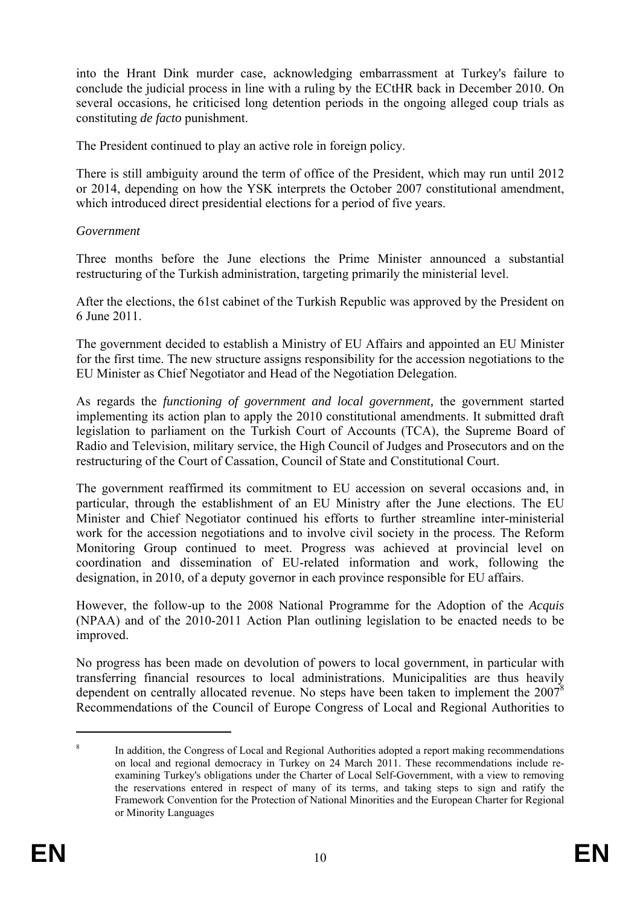into the Hrant Dink murder case, acknowledging embarrassment at Turkey's failure to conclude the judicial process in line with a ruling by the ECtHR back in December 2010. On several occasions, he criticised long detention periods in the ongoing alleged coup trials as constituting *de facto* punishment.

The President continued to play an active role in foreign policy.

There is still ambiguity around the term of office of the President, which may run until 2012 or 2014, depending on how the YSK interprets the October 2007 constitutional amendment, which introduced direct presidential elections for a period of five years.

*Government*

Three months before the June elections the Prime Minister announced a substantial restructuring of the Turkish administration, targeting primarily the ministerial level.

After the elections, the 61st cabinet of the Turkish Republic was approved by the President on 6 June 2011.

The government decided to establish a Ministry of EU Affairs and appointed an EU Minister for the first time. The new structure assigns responsibility for the accession negotiations to the EU Minister as Chief Negotiator and Head of the Negotiation Delegation.

As regards the *functioning of government and local government,* the government started implementing its action plan to apply the 2010 constitutional amendments. It submitted draft legislation to parliament on the Turkish Court of Accounts (TCA), the Supreme Board of Radio and Television, military service, the High Council of Judges and Prosecutors and on the restructuring of the Court of Cassation, Council of State and Constitutional Court.

The government reaffirmed its commitment to EU accession on several occasions and, in particular, through the establishment of an EU Ministry after the June elections. The EU Minister and Chief Negotiator continued his efforts to further streamline inter-ministerial work for the accession negotiations and to involve civil society in the process. The Reform Monitoring Group continued to meet. Progress was achieved at provincial level on coordination and dissemination of EU-related information and work, following the designation, in 2010, of a deputy governor in each province responsible for EU affairs.

However, the follow-up to the 2008 National Programme for the Adoption of the *Acquis* (NPAA) and of the 2010-2011 Action Plan outlining legislation to be enacted needs to be improved.

No progress has been made on devolution of powers to local government, in particular with transferring financial resources to local administrations. Municipalities are thus heavily dependent on centrally allocated revenue. No steps have been taken to implement the 2007[8] Recommendations of the Council of Europe Congress of Local and Regional Authorities to

---

[8] In addition, the Congress of Local and Regional Authorities adopted a report making recommendations on local and regional democracy in Turkey on 24 March 2011. These recommendations include re-examining Turkey's obligations under the Charter of Local Self-Government, with a view to removing the reservations entered in respect of many of its terms, and taking steps to sign and ratify the Framework Convention for the Protection of National Minorities and the European Charter for Regional or Minority Languages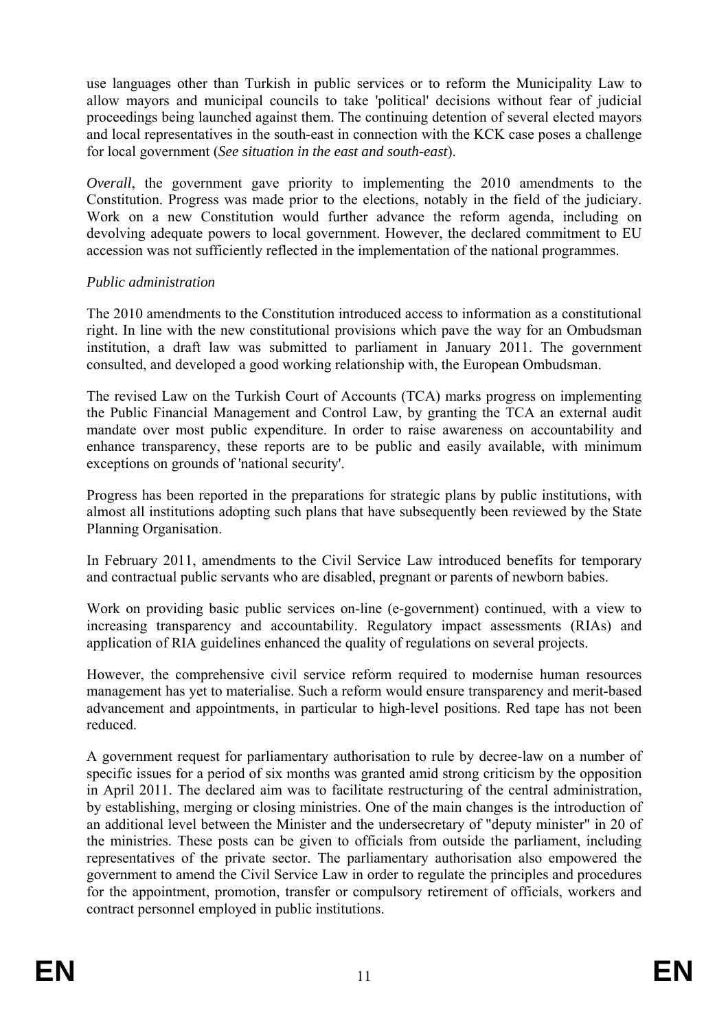use languages other than Turkish in public services or to reform the Municipality Law to allow mayors and municipal councils to take 'political' decisions without fear of judicial proceedings being launched against them. The continuing detention of several elected mayors and local representatives in the south-east in connection with the KCK case poses a challenge for local government (*See situation in the east and south-east*).

*Overall*, the government gave priority to implementing the 2010 amendments to the Constitution. Progress was made prior to the elections, notably in the field of the judiciary. Work on a new Constitution would further advance the reform agenda, including on devolving adequate powers to local government. However, the declared commitment to EU accession was not sufficiently reflected in the implementation of the national programmes.

*Public administration*

The 2010 amendments to the Constitution introduced access to information as a constitutional right. In line with the new constitutional provisions which pave the way for an Ombudsman institution, a draft law was submitted to parliament in January 2011. The government consulted, and developed a good working relationship with, the European Ombudsman.

The revised Law on the Turkish Court of Accounts (TCA) marks progress on implementing the Public Financial Management and Control Law, by granting the TCA an external audit mandate over most public expenditure. In order to raise awareness on accountability and enhance transparency, these reports are to be public and easily available, with minimum exceptions on grounds of 'national security'.

Progress has been reported in the preparations for strategic plans by public institutions, with almost all institutions adopting such plans that have subsequently been reviewed by the State Planning Organisation.

In February 2011, amendments to the Civil Service Law introduced benefits for temporary and contractual public servants who are disabled, pregnant or parents of newborn babies.

Work on providing basic public services on-line (e-government) continued, with a view to increasing transparency and accountability. Regulatory impact assessments (RIAs) and application of RIA guidelines enhanced the quality of regulations on several projects.

However, the comprehensive civil service reform required to modernise human resources management has yet to materialise. Such a reform would ensure transparency and merit-based advancement and appointments, in particular to high-level positions. Red tape has not been reduced.

A government request for parliamentary authorisation to rule by decree-law on a number of specific issues for a period of six months was granted amid strong criticism by the opposition in April 2011. The declared aim was to facilitate restructuring of the central administration, by establishing, merging or closing ministries. One of the main changes is the introduction of an additional level between the Minister and the undersecretary of "deputy minister" in 20 of the ministries. These posts can be given to officials from outside the parliament, including representatives of the private sector. The parliamentary authorisation also empowered the government to amend the Civil Service Law in order to regulate the principles and procedures for the appointment, promotion, transfer or compulsory retirement of officials, workers and contract personnel employed in public institutions.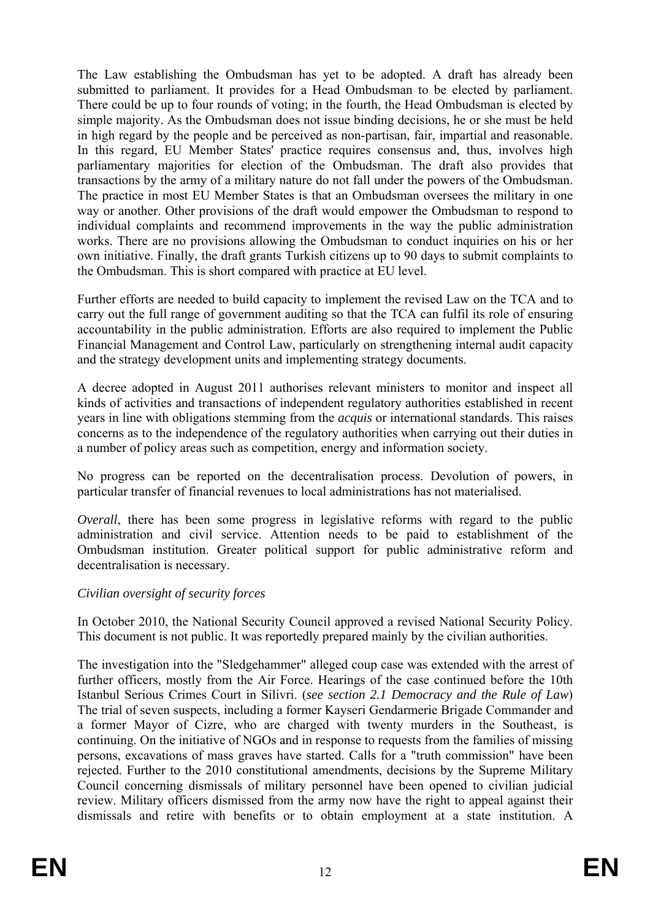The Law establishing the Ombudsman has yet to be adopted. A draft has already been submitted to parliament. It provides for a Head Ombudsman to be elected by parliament. There could be up to four rounds of voting; in the fourth, the Head Ombudsman is elected by simple majority. As the Ombudsman does not issue binding decisions, he or she must be held in high regard by the people and be perceived as non-partisan, fair, impartial and reasonable. In this regard, EU Member States' practice requires consensus and, thus, involves high parliamentary majorities for election of the Ombudsman. The draft also provides that transactions by the army of a military nature do not fall under the powers of the Ombudsman. The practice in most EU Member States is that an Ombudsman oversees the military in one way or another. Other provisions of the draft would empower the Ombudsman to respond to individual complaints and recommend improvements in the way the public administration works. There are no provisions allowing the Ombudsman to conduct inquiries on his or her own initiative. Finally, the draft grants Turkish citizens up to 90 days to submit complaints to the Ombudsman. This is short compared with practice at EU level.

Further efforts are needed to build capacity to implement the revised Law on the TCA and to carry out the full range of government auditing so that the TCA can fulfil its role of ensuring accountability in the public administration. Efforts are also required to implement the Public Financial Management and Control Law, particularly on strengthening internal audit capacity and the strategy development units and implementing strategy documents.

A decree adopted in August 2011 authorises relevant ministers to monitor and inspect all kinds of activities and transactions of independent regulatory authorities established in recent years in line with obligations stemming from the *acquis* or international standards. This raises concerns as to the independence of the regulatory authorities when carrying out their duties in a number of policy areas such as competition, energy and information society.

No progress can be reported on the decentralisation process. Devolution of powers, in particular transfer of financial revenues to local administrations has not materialised.

*Overall*, there has been some progress in legislative reforms with regard to the public administration and civil service. Attention needs to be paid to establishment of the Ombudsman institution. Greater political support for public administrative reform and decentralisation is necessary.

*Civilian oversight of security forces*

In October 2010, the National Security Council approved a revised National Security Policy. This document is not public. It was reportedly prepared mainly by the civilian authorities.

The investigation into the "Sledgehammer" alleged coup case was extended with the arrest of further officers, mostly from the Air Force. Hearings of the case continued before the 10th Istanbul Serious Crimes Court in Silivri. (*see section 2.1 Democracy and the Rule of Law*) The trial of seven suspects, including a former Kayseri Gendarmerie Brigade Commander and a former Mayor of Cizre, who are charged with twenty murders in the Southeast, is continuing. On the initiative of NGOs and in response to requests from the families of missing persons, excavations of mass graves have started. Calls for a "truth commission" have been rejected. Further to the 2010 constitutional amendments, decisions by the Supreme Military Council concerning dismissals of military personnel have been opened to civilian judicial review. Military officers dismissed from the army now have the right to appeal against their dismissals and retire with benefits or to obtain employment at a state institution. A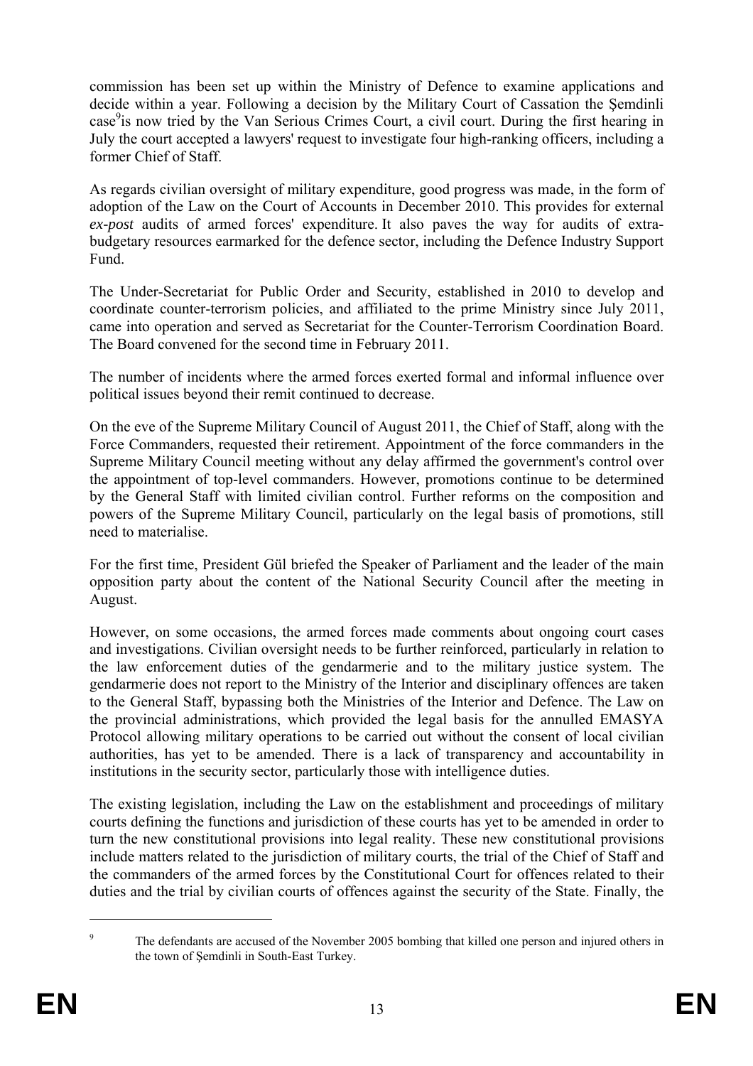commission has been set up within the Ministry of Defence to examine applications and decide within a year. Following a decision by the Military Court of Cassation the Şemdinli case[9]is now tried by the Van Serious Crimes Court, a civil court. During the first hearing in July the court accepted a lawyers' request to investigate four high-ranking officers, including a former Chief of Staff.

As regards civilian oversight of military expenditure, good progress was made, in the form of adoption of the Law on the Court of Accounts in December 2010. This provides for external *ex-post* audits of armed forces' expenditure. It also paves the way for audits of extra-budgetary resources earmarked for the defence sector, including the Defence Industry Support Fund.

The Under-Secretariat for Public Order and Security, established in 2010 to develop and coordinate counter-terrorism policies, and affiliated to the prime Ministry since July 2011, came into operation and served as Secretariat for the Counter-Terrorism Coordination Board. The Board convened for the second time in February 2011.

The number of incidents where the armed forces exerted formal and informal influence over political issues beyond their remit continued to decrease.

On the eve of the Supreme Military Council of August 2011, the Chief of Staff, along with the Force Commanders, requested their retirement. Appointment of the force commanders in the Supreme Military Council meeting without any delay affirmed the government's control over the appointment of top-level commanders. However, promotions continue to be determined by the General Staff with limited civilian control. Further reforms on the composition and powers of the Supreme Military Council, particularly on the legal basis of promotions, still need to materialise.

For the first time, President Gül briefed the Speaker of Parliament and the leader of the main opposition party about the content of the National Security Council after the meeting in August.

However, on some occasions, the armed forces made comments about ongoing court cases and investigations. Civilian oversight needs to be further reinforced, particularly in relation to the law enforcement duties of the gendarmerie and to the military justice system. The gendarmerie does not report to the Ministry of the Interior and disciplinary offences are taken to the General Staff, bypassing both the Ministries of the Interior and Defence. The Law on the provincial administrations, which provided the legal basis for the annulled EMASYA Protocol allowing military operations to be carried out without the consent of local civilian authorities, has yet to be amended. There is a lack of transparency and accountability in institutions in the security sector, particularly those with intelligence duties.

The existing legislation, including the Law on the establishment and proceedings of military courts defining the functions and jurisdiction of these courts has yet to be amended in order to turn the new constitutional provisions into legal reality. These new constitutional provisions include matters related to the jurisdiction of military courts, the trial of the Chief of Staff and the commanders of the armed forces by the Constitutional Court for offences related to their duties and the trial by civilian courts of offences against the security of the State. Finally, the

[9] The defendants are accused of the November 2005 bombing that killed one person and injured others in the town of Şemdinli in South-East Turkey.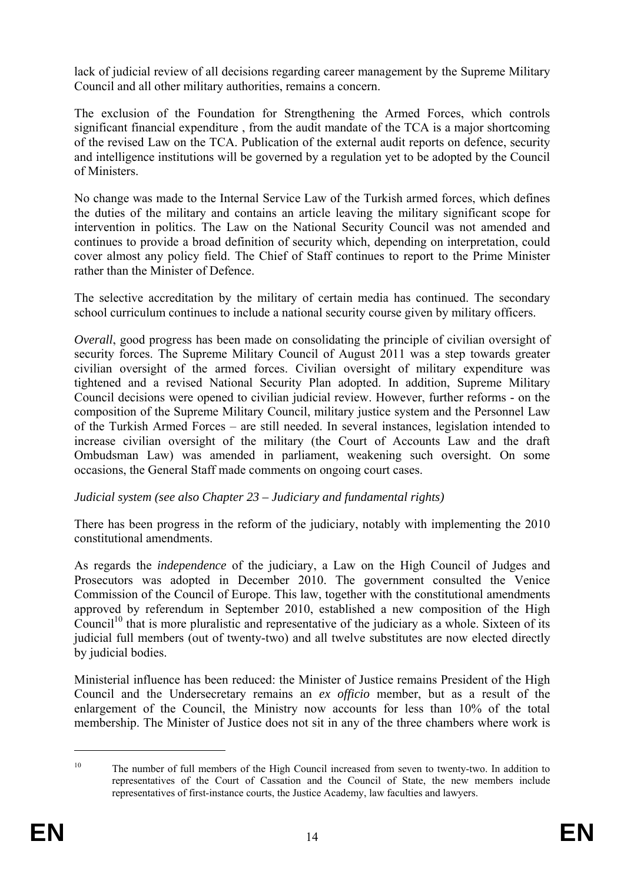lack of judicial review of all decisions regarding career management by the Supreme Military Council and all other military authorities, remains a concern.

The exclusion of the Foundation for Strengthening the Armed Forces, which controls significant financial expenditure , from the audit mandate of the TCA is a major shortcoming of the revised Law on the TCA. Publication of the external audit reports on defence, security and intelligence institutions will be governed by a regulation yet to be adopted by the Council of Ministers.

No change was made to the Internal Service Law of the Turkish armed forces, which defines the duties of the military and contains an article leaving the military significant scope for intervention in politics. The Law on the National Security Council was not amended and continues to provide a broad definition of security which, depending on interpretation, could cover almost any policy field. The Chief of Staff continues to report to the Prime Minister rather than the Minister of Defence.

The selective accreditation by the military of certain media has continued. The secondary school curriculum continues to include a national security course given by military officers.

*Overall*, good progress has been made on consolidating the principle of civilian oversight of security forces. The Supreme Military Council of August 2011 was a step towards greater civilian oversight of the armed forces. Civilian oversight of military expenditure was tightened and a revised National Security Plan adopted. In addition, Supreme Military Council decisions were opened to civilian judicial review. However, further reforms - on the composition of the Supreme Military Council, military justice system and the Personnel Law of the Turkish Armed Forces – are still needed. In several instances, legislation intended to increase civilian oversight of the military (the Court of Accounts Law and the draft Ombudsman Law) was amended in parliament, weakening such oversight. On some occasions, the General Staff made comments on ongoing court cases.

*Judicial system (see also Chapter 23 – Judiciary and fundamental rights)*

There has been progress in the reform of the judiciary, notably with implementing the 2010 constitutional amendments.

As regards the *independence* of the judiciary, a Law on the High Council of Judges and Prosecutors was adopted in December 2010. The government consulted the Venice Commission of the Council of Europe. This law, together with the constitutional amendments approved by referendum in September 2010, established a new composition of the High Council[10] that is more pluralistic and representative of the judiciary as a whole. Sixteen of its judicial full members (out of twenty-two) and all twelve substitutes are now elected directly by judicial bodies.

Ministerial influence has been reduced: the Minister of Justice remains President of the High Council and the Undersecretary remains an *ex officio* member, but as a result of the enlargement of the Council, the Ministry now accounts for less than 10% of the total membership. The Minister of Justice does not sit in any of the three chambers where work is

[10] The number of full members of the High Council increased from seven to twenty-two. In addition to representatives of the Court of Cassation and the Council of State, the new members include representatives of first-instance courts, the Justice Academy, law faculties and lawyers.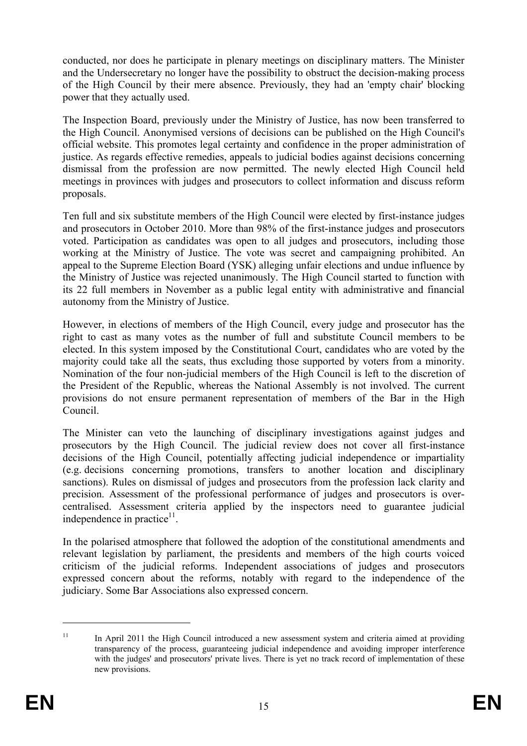conducted, nor does he participate in plenary meetings on disciplinary matters. The Minister and the Undersecretary no longer have the possibility to obstruct the decision-making process of the High Council by their mere absence. Previously, they had an 'empty chair' blocking power that they actually used.

The Inspection Board, previously under the Ministry of Justice, has now been transferred to the High Council. Anonymised versions of decisions can be published on the High Council's official website. This promotes legal certainty and confidence in the proper administration of justice. As regards effective remedies, appeals to judicial bodies against decisions concerning dismissal from the profession are now permitted. The newly elected High Council held meetings in provinces with judges and prosecutors to collect information and discuss reform proposals.

Ten full and six substitute members of the High Council were elected by first-instance judges and prosecutors in October 2010. More than 98% of the first-instance judges and prosecutors voted. Participation as candidates was open to all judges and prosecutors, including those working at the Ministry of Justice. The vote was secret and campaigning prohibited. An appeal to the Supreme Election Board (YSK) alleging unfair elections and undue influence by the Ministry of Justice was rejected unanimously. The High Council started to function with its 22 full members in November as a public legal entity with administrative and financial autonomy from the Ministry of Justice.

However, in elections of members of the High Council, every judge and prosecutor has the right to cast as many votes as the number of full and substitute Council members to be elected. In this system imposed by the Constitutional Court, candidates who are voted by the majority could take all the seats, thus excluding those supported by voters from a minority. Nomination of the four non-judicial members of the High Council is left to the discretion of the President of the Republic, whereas the National Assembly is not involved. The current provisions do not ensure permanent representation of members of the Bar in the High Council.

The Minister can veto the launching of disciplinary investigations against judges and prosecutors by the High Council. The judicial review does not cover all first-instance decisions of the High Council, potentially affecting judicial independence or impartiality (e.g. decisions concerning promotions, transfers to another location and disciplinary sanctions). Rules on dismissal of judges and prosecutors from the profession lack clarity and precision. Assessment of the professional performance of judges and prosecutors is over-centralised. Assessment criteria applied by the inspectors need to guarantee judicial independence in practice[11].

In the polarised atmosphere that followed the adoption of the constitutional amendments and relevant legislation by parliament, the presidents and members of the high courts voiced criticism of the judicial reforms. Independent associations of judges and prosecutors expressed concern about the reforms, notably with regard to the independence of the judiciary. Some Bar Associations also expressed concern.

[11] In April 2011 the High Council introduced a new assessment system and criteria aimed at providing transparency of the process, guaranteeing judicial independence and avoiding improper interference with the judges' and prosecutors' private lives. There is yet no track record of implementation of these new provisions.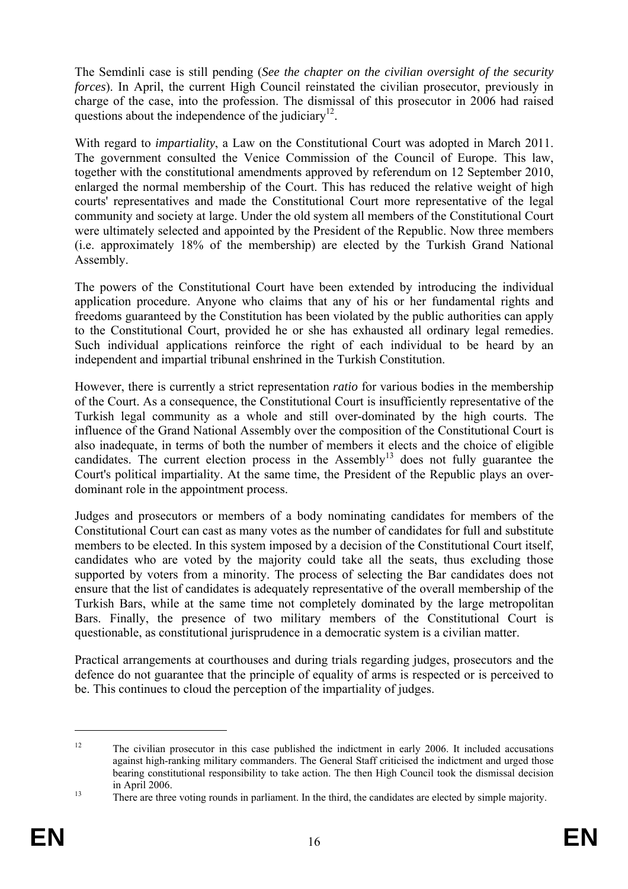The Semdinli case is still pending (*See the chapter on the civilian oversight of the security forces*). In April, the current High Council reinstated the civilian prosecutor, previously in charge of the case, into the profession. The dismissal of this prosecutor in 2006 had raised questions about the independence of the judiciary[12].

With regard to *impartiality*, a Law on the Constitutional Court was adopted in March 2011. The government consulted the Venice Commission of the Council of Europe. This law, together with the constitutional amendments approved by referendum on 12 September 2010, enlarged the normal membership of the Court. This has reduced the relative weight of high courts' representatives and made the Constitutional Court more representative of the legal community and society at large. Under the old system all members of the Constitutional Court were ultimately selected and appointed by the President of the Republic. Now three members (i.e. approximately 18% of the membership) are elected by the Turkish Grand National Assembly.

The powers of the Constitutional Court have been extended by introducing the individual application procedure. Anyone who claims that any of his or her fundamental rights and freedoms guaranteed by the Constitution has been violated by the public authorities can apply to the Constitutional Court, provided he or she has exhausted all ordinary legal remedies. Such individual applications reinforce the right of each individual to be heard by an independent and impartial tribunal enshrined in the Turkish Constitution.

However, there is currently a strict representation *ratio* for various bodies in the membership of the Court. As a consequence, the Constitutional Court is insufficiently representative of the Turkish legal community as a whole and still over-dominated by the high courts. The influence of the Grand National Assembly over the composition of the Constitutional Court is also inadequate, in terms of both the number of members it elects and the choice of eligible candidates. The current election process in the Assembly[13] does not fully guarantee the Court's political impartiality. At the same time, the President of the Republic plays an over-dominant role in the appointment process.

Judges and prosecutors or members of a body nominating candidates for members of the Constitutional Court can cast as many votes as the number of candidates for full and substitute members to be elected. In this system imposed by a decision of the Constitutional Court itself, candidates who are voted by the majority could take all the seats, thus excluding those supported by voters from a minority. The process of selecting the Bar candidates does not ensure that the list of candidates is adequately representative of the overall membership of the Turkish Bars, while at the same time not completely dominated by the large metropolitan Bars. Finally, the presence of two military members of the Constitutional Court is questionable, as constitutional jurisprudence in a democratic system is a civilian matter.

Practical arrangements at courthouses and during trials regarding judges, prosecutors and the defence do not guarantee that the principle of equality of arms is respected or is perceived to be. This continues to cloud the perception of the impartiality of judges.

---

[12] The civilian prosecutor in this case published the indictment in early 2006. It included accusations against high-ranking military commanders. The General Staff criticised the indictment and urged those bearing constitutional responsibility to take action. The then High Council took the dismissal decision in April 2006.

[13] There are three voting rounds in parliament. In the third, the candidates are elected by simple majority.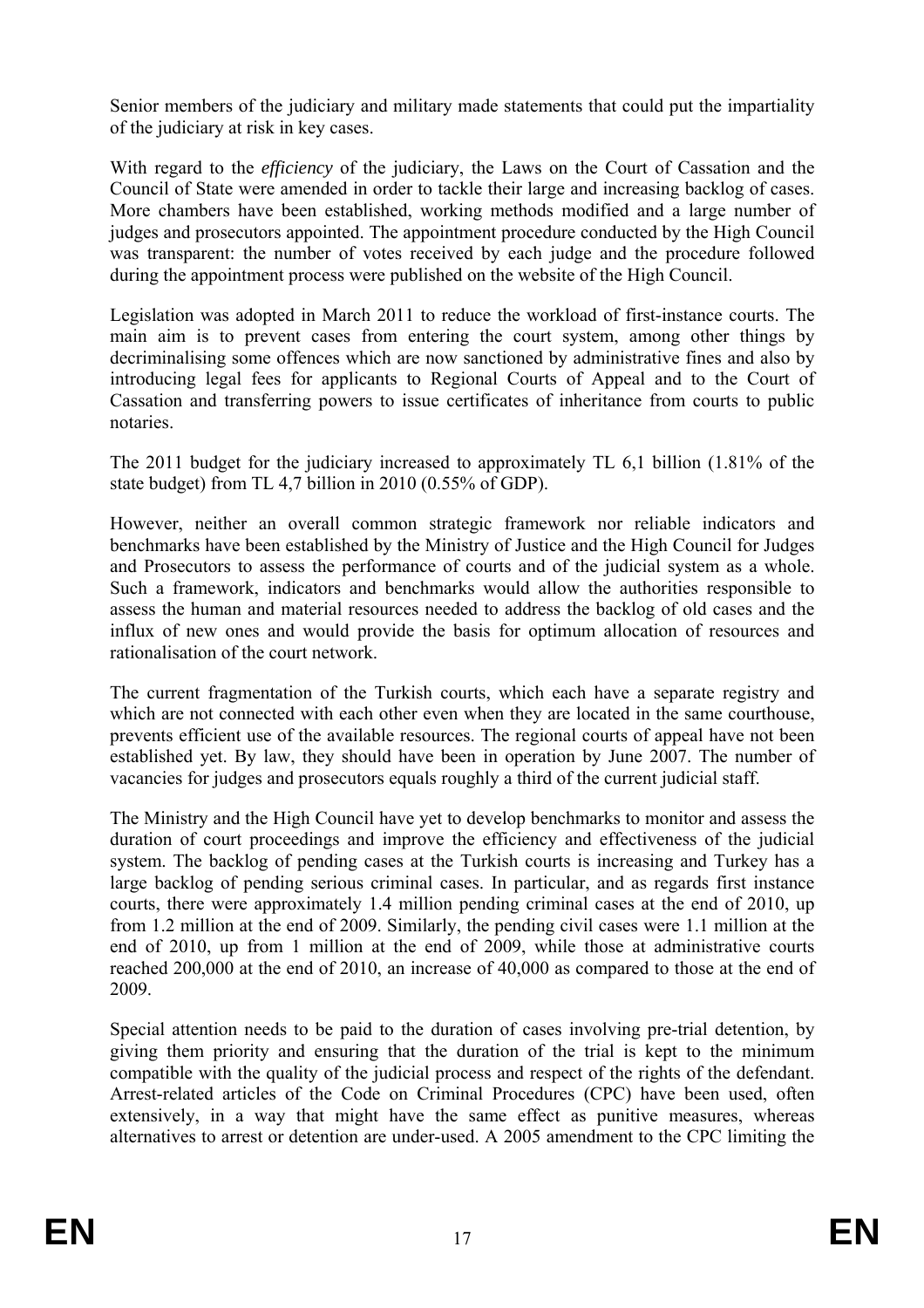Senior members of the judiciary and military made statements that could put the impartiality of the judiciary at risk in key cases.

With regard to the *efficiency* of the judiciary, the Laws on the Court of Cassation and the Council of State were amended in order to tackle their large and increasing backlog of cases. More chambers have been established, working methods modified and a large number of judges and prosecutors appointed. The appointment procedure conducted by the High Council was transparent: the number of votes received by each judge and the procedure followed during the appointment process were published on the website of the High Council.

Legislation was adopted in March 2011 to reduce the workload of first-instance courts. The main aim is to prevent cases from entering the court system, among other things by decriminalising some offences which are now sanctioned by administrative fines and also by introducing legal fees for applicants to Regional Courts of Appeal and to the Court of Cassation and transferring powers to issue certificates of inheritance from courts to public notaries.

The 2011 budget for the judiciary increased to approximately TL 6,1 billion (1.81% of the state budget) from TL 4,7 billion in 2010 (0.55% of GDP).

However, neither an overall common strategic framework nor reliable indicators and benchmarks have been established by the Ministry of Justice and the High Council for Judges and Prosecutors to assess the performance of courts and of the judicial system as a whole. Such a framework, indicators and benchmarks would allow the authorities responsible to assess the human and material resources needed to address the backlog of old cases and the influx of new ones and would provide the basis for optimum allocation of resources and rationalisation of the court network.

The current fragmentation of the Turkish courts, which each have a separate registry and which are not connected with each other even when they are located in the same courthouse, prevents efficient use of the available resources. The regional courts of appeal have not been established yet. By law, they should have been in operation by June 2007. The number of vacancies for judges and prosecutors equals roughly a third of the current judicial staff.

The Ministry and the High Council have yet to develop benchmarks to monitor and assess the duration of court proceedings and improve the efficiency and effectiveness of the judicial system. The backlog of pending cases at the Turkish courts is increasing and Turkey has a large backlog of pending serious criminal cases. In particular, and as regards first instance courts, there were approximately 1.4 million pending criminal cases at the end of 2010, up from 1.2 million at the end of 2009. Similarly, the pending civil cases were 1.1 million at the end of 2010, up from 1 million at the end of 2009, while those at administrative courts reached 200,000 at the end of 2010, an increase of 40,000 as compared to those at the end of 2009.

Special attention needs to be paid to the duration of cases involving pre-trial detention, by giving them priority and ensuring that the duration of the trial is kept to the minimum compatible with the quality of the judicial process and respect of the rights of the defendant. Arrest-related articles of the Code on Criminal Procedures (CPC) have been used, often extensively, in a way that might have the same effect as punitive measures, whereas alternatives to arrest or detention are under-used. A 2005 amendment to the CPC limiting the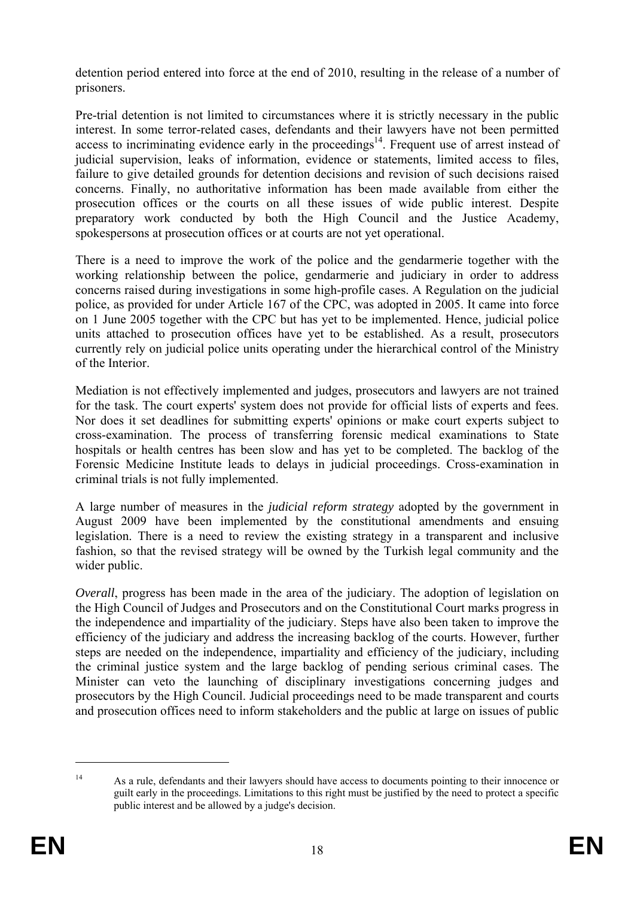detention period entered into force at the end of 2010, resulting in the release of a number of prisoners.

Pre-trial detention is not limited to circumstances where it is strictly necessary in the public interest. In some terror-related cases, defendants and their lawyers have not been permitted access to incriminating evidence early in the proceedings[14]. Frequent use of arrest instead of judicial supervision, leaks of information, evidence or statements, limited access to files, failure to give detailed grounds for detention decisions and revision of such decisions raised concerns. Finally, no authoritative information has been made available from either the prosecution offices or the courts on all these issues of wide public interest. Despite preparatory work conducted by both the High Council and the Justice Academy, spokespersons at prosecution offices or at courts are not yet operational.

There is a need to improve the work of the police and the gendarmerie together with the working relationship between the police, gendarmerie and judiciary in order to address concerns raised during investigations in some high-profile cases. A Regulation on the judicial police, as provided for under Article 167 of the CPC, was adopted in 2005. It came into force on 1 June 2005 together with the CPC but has yet to be implemented. Hence, judicial police units attached to prosecution offices have yet to be established. As a result, prosecutors currently rely on judicial police units operating under the hierarchical control of the Ministry of the Interior.

Mediation is not effectively implemented and judges, prosecutors and lawyers are not trained for the task. The court experts' system does not provide for official lists of experts and fees. Nor does it set deadlines for submitting experts' opinions or make court experts subject to cross-examination. The process of transferring forensic medical examinations to State hospitals or health centres has been slow and has yet to be completed. The backlog of the Forensic Medicine Institute leads to delays in judicial proceedings. Cross-examination in criminal trials is not fully implemented.

A large number of measures in the *judicial reform strategy* adopted by the government in August 2009 have been implemented by the constitutional amendments and ensuing legislation. There is a need to review the existing strategy in a transparent and inclusive fashion, so that the revised strategy will be owned by the Turkish legal community and the wider public.

*Overall*, progress has been made in the area of the judiciary. The adoption of legislation on the High Council of Judges and Prosecutors and on the Constitutional Court marks progress in the independence and impartiality of the judiciary. Steps have also been taken to improve the efficiency of the judiciary and address the increasing backlog of the courts. However, further steps are needed on the independence, impartiality and efficiency of the judiciary, including the criminal justice system and the large backlog of pending serious criminal cases. The Minister can veto the launching of disciplinary investigations concerning judges and prosecutors by the High Council. Judicial proceedings need to be made transparent and courts and prosecution offices need to inform stakeholders and the public at large on issues of public

---

[14] As a rule, defendants and their lawyers should have access to documents pointing to their innocence or guilt early in the proceedings. Limitations to this right must be justified by the need to protect a specific public interest and be allowed by a judge's decision.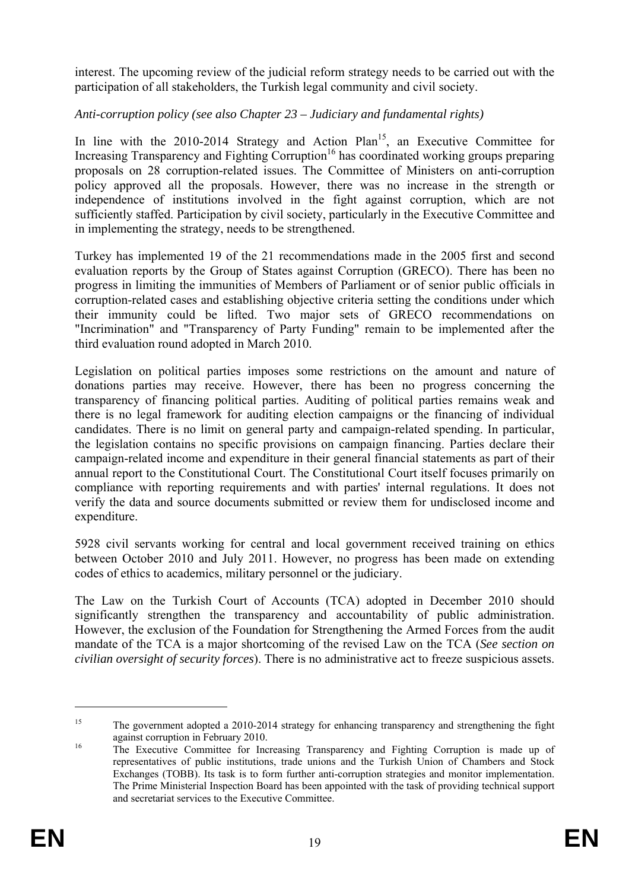interest. The upcoming review of the judicial reform strategy needs to be carried out with the participation of all stakeholders, the Turkish legal community and civil society.

*Anti-corruption policy (see also Chapter 23 – Judiciary and fundamental rights)*

In line with the 2010-2014 Strategy and Action Plan[15], an Executive Committee for Increasing Transparency and Fighting Corruption[16] has coordinated working groups preparing proposals on 28 corruption-related issues. The Committee of Ministers on anti-corruption policy approved all the proposals. However, there was no increase in the strength or independence of institutions involved in the fight against corruption, which are not sufficiently staffed. Participation by civil society, particularly in the Executive Committee and in implementing the strategy, needs to be strengthened.

Turkey has implemented 19 of the 21 recommendations made in the 2005 first and second evaluation reports by the Group of States against Corruption (GRECO). There has been no progress in limiting the immunities of Members of Parliament or of senior public officials in corruption-related cases and establishing objective criteria setting the conditions under which their immunity could be lifted. Two major sets of GRECO recommendations on "Incrimination" and "Transparency of Party Funding" remain to be implemented after the third evaluation round adopted in March 2010.

Legislation on political parties imposes some restrictions on the amount and nature of donations parties may receive. However, there has been no progress concerning the transparency of financing political parties. Auditing of political parties remains weak and there is no legal framework for auditing election campaigns or the financing of individual candidates. There is no limit on general party and campaign-related spending. In particular, the legislation contains no specific provisions on campaign financing. Parties declare their campaign-related income and expenditure in their general financial statements as part of their annual report to the Constitutional Court. The Constitutional Court itself focuses primarily on compliance with reporting requirements and with parties' internal regulations. It does not verify the data and source documents submitted or review them for undisclosed income and expenditure.

5928 civil servants working for central and local government received training on ethics between October 2010 and July 2011. However, no progress has been made on extending codes of ethics to academics, military personnel or the judiciary.

The Law on the Turkish Court of Accounts (TCA) adopted in December 2010 should significantly strengthen the transparency and accountability of public administration. However, the exclusion of the Foundation for Strengthening the Armed Forces from the audit mandate of the TCA is a major shortcoming of the revised Law on the TCA (*See section on civilian oversight of security forces*). There is no administrative act to freeze suspicious assets.

---

[15] The government adopted a 2010-2014 strategy for enhancing transparency and strengthening the fight against corruption in February 2010.

[16] The Executive Committee for Increasing Transparency and Fighting Corruption is made up of representatives of public institutions, trade unions and the Turkish Union of Chambers and Stock Exchanges (TOBB). Its task is to form further anti-corruption strategies and monitor implementation. The Prime Ministerial Inspection Board has been appointed with the task of providing technical support and secretariat services to the Executive Committee.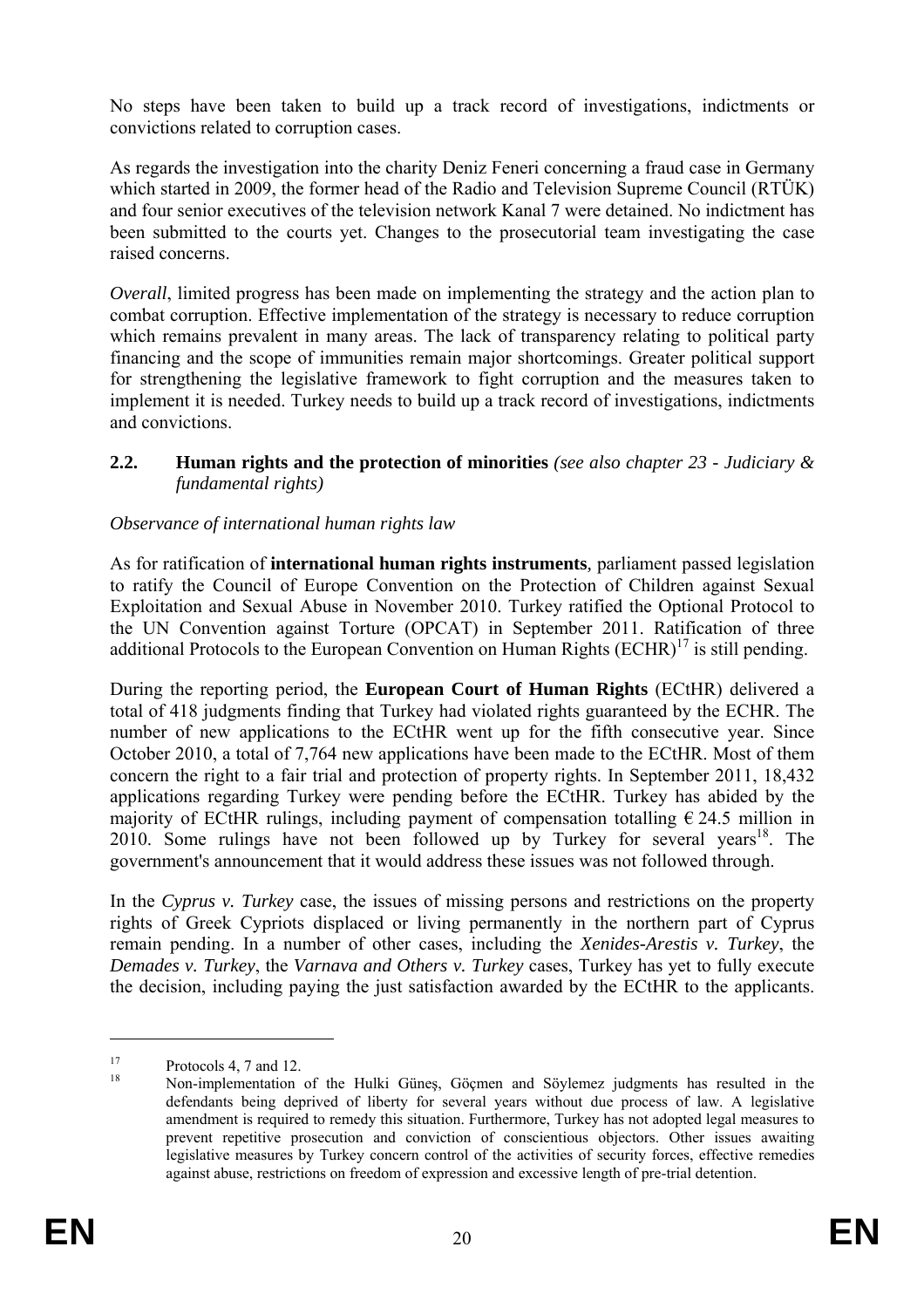No steps have been taken to build up a track record of investigations, indictments or convictions related to corruption cases.

As regards the investigation into the charity Deniz Feneri concerning a fraud case in Germany which started in 2009, the former head of the Radio and Television Supreme Council (RTÜK) and four senior executives of the television network Kanal 7 were detained. No indictment has been submitted to the courts yet. Changes to the prosecutorial team investigating the case raised concerns.

*Overall*, limited progress has been made on implementing the strategy and the action plan to combat corruption. Effective implementation of the strategy is necessary to reduce corruption which remains prevalent in many areas. The lack of transparency relating to political party financing and the scope of immunities remain major shortcomings. Greater political support for strengthening the legislative framework to fight corruption and the measures taken to implement it is needed. Turkey needs to build up a track record of investigations, indictments and convictions.

## 2.2. Human rights and the protection of minorities *(see also chapter 23 - Judiciary & fundamental rights)*

*Observance of international human rights law*

As for ratification of **international human rights instruments**, parliament passed legislation to ratify the Council of Europe Convention on the Protection of Children against Sexual Exploitation and Sexual Abuse in November 2010. Turkey ratified the Optional Protocol to the UN Convention against Torture (OPCAT) in September 2011. Ratification of three additional Protocols to the European Convention on Human Rights (ECHR)[17] is still pending.

During the reporting period, the **European Court of Human Rights** (ECtHR) delivered a total of 418 judgments finding that Turkey had violated rights guaranteed by the ECHR. The number of new applications to the ECtHR went up for the fifth consecutive year. Since October 2010, a total of 7,764 new applications have been made to the ECtHR. Most of them concern the right to a fair trial and protection of property rights. In September 2011, 18,432 applications regarding Turkey were pending before the ECtHR. Turkey has abided by the majority of ECtHR rulings, including payment of compensation totalling € 24.5 million in 2010. Some rulings have not been followed up by Turkey for several years[18]. The government's announcement that it would address these issues was not followed through.

In the *Cyprus v. Turkey* case, the issues of missing persons and restrictions on the property rights of Greek Cypriots displaced or living permanently in the northern part of Cyprus remain pending. In a number of other cases, including the *Xenides-Arestis v. Turkey*, the *Demades v. Turkey*, the *Varnava and Others v. Turkey* cases, Turkey has yet to fully execute the decision, including paying the just satisfaction awarded by the ECtHR to the applicants.

---

[17] Protocols 4, 7 and 12.

[18] Non-implementation of the Hulki Güneş, Göçmen and Söylemez judgments has resulted in the defendants being deprived of liberty for several years without due process of law. A legislative amendment is required to remedy this situation. Furthermore, Turkey has not adopted legal measures to prevent repetitive prosecution and conviction of conscientious objectors. Other issues awaiting legislative measures by Turkey concern control of the activities of security forces, effective remedies against abuse, restrictions on freedom of expression and excessive length of pre-trial detention.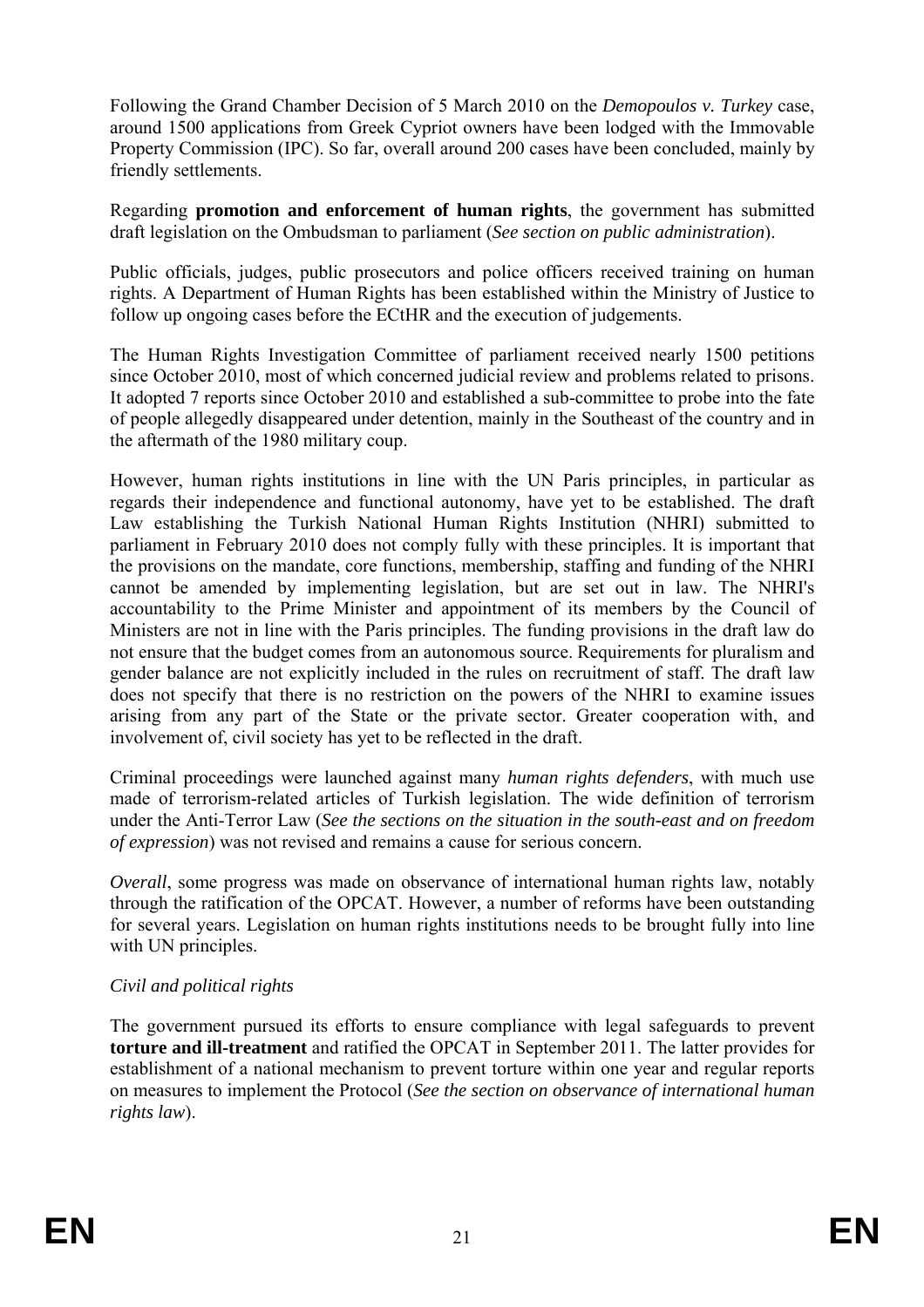Following the Grand Chamber Decision of 5 March 2010 on the *Demopoulos v. Turkey* case, around 1500 applications from Greek Cypriot owners have been lodged with the Immovable Property Commission (IPC). So far, overall around 200 cases have been concluded, mainly by friendly settlements.

Regarding **promotion and enforcement of human rights**, the government has submitted draft legislation on the Ombudsman to parliament (*See section on public administration*).

Public officials, judges, public prosecutors and police officers received training on human rights. A Department of Human Rights has been established within the Ministry of Justice to follow up ongoing cases before the ECtHR and the execution of judgements.

The Human Rights Investigation Committee of parliament received nearly 1500 petitions since October 2010, most of which concerned judicial review and problems related to prisons. It adopted 7 reports since October 2010 and established a sub-committee to probe into the fate of people allegedly disappeared under detention, mainly in the Southeast of the country and in the aftermath of the 1980 military coup.

However, human rights institutions in line with the UN Paris principles, in particular as regards their independence and functional autonomy, have yet to be established. The draft Law establishing the Turkish National Human Rights Institution (NHRI) submitted to parliament in February 2010 does not comply fully with these principles. It is important that the provisions on the mandate, core functions, membership, staffing and funding of the NHRI cannot be amended by implementing legislation, but are set out in law. The NHRI's accountability to the Prime Minister and appointment of its members by the Council of Ministers are not in line with the Paris principles. The funding provisions in the draft law do not ensure that the budget comes from an autonomous source. Requirements for pluralism and gender balance are not explicitly included in the rules on recruitment of staff. The draft law does not specify that there is no restriction on the powers of the NHRI to examine issues arising from any part of the State or the private sector. Greater cooperation with, and involvement of, civil society has yet to be reflected in the draft.

Criminal proceedings were launched against many *human rights defenders*, with much use made of terrorism-related articles of Turkish legislation. The wide definition of terrorism under the Anti-Terror Law (*See the sections on the situation in the south-east and on freedom of expression*) was not revised and remains a cause for serious concern.

*Overall*, some progress was made on observance of international human rights law, notably through the ratification of the OPCAT. However, a number of reforms have been outstanding for several years. Legislation on human rights institutions needs to be brought fully into line with UN principles.

*Civil and political rights*

The government pursued its efforts to ensure compliance with legal safeguards to prevent **torture and ill-treatment** and ratified the OPCAT in September 2011. The latter provides for establishment of a national mechanism to prevent torture within one year and regular reports on measures to implement the Protocol (*See the section on observance of international human rights law*).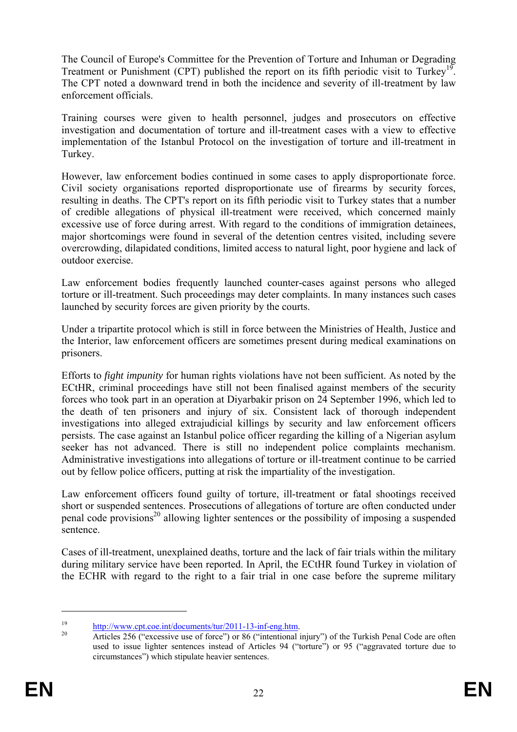The Council of Europe's Committee for the Prevention of Torture and Inhuman or Degrading Treatment or Punishment (CPT) published the report on its fifth periodic visit to Turkey[19]. The CPT noted a downward trend in both the incidence and severity of ill-treatment by law enforcement officials.

Training courses were given to health personnel, judges and prosecutors on effective investigation and documentation of torture and ill-treatment cases with a view to effective implementation of the Istanbul Protocol on the investigation of torture and ill-treatment in Turkey.

However, law enforcement bodies continued in some cases to apply disproportionate force. Civil society organisations reported disproportionate use of firearms by security forces, resulting in deaths. The CPT's report on its fifth periodic visit to Turkey states that a number of credible allegations of physical ill-treatment were received, which concerned mainly excessive use of force during arrest. With regard to the conditions of immigration detainees, major shortcomings were found in several of the detention centres visited, including severe overcrowding, dilapidated conditions, limited access to natural light, poor hygiene and lack of outdoor exercise.

Law enforcement bodies frequently launched counter-cases against persons who alleged torture or ill-treatment. Such proceedings may deter complaints. In many instances such cases launched by security forces are given priority by the courts.

Under a tripartite protocol which is still in force between the Ministries of Health, Justice and the Interior, law enforcement officers are sometimes present during medical examinations on prisoners.

Efforts to *fight impunity* for human rights violations have not been sufficient. As noted by the ECtHR, criminal proceedings have still not been finalised against members of the security forces who took part in an operation at Diyarbakir prison on 24 September 1996, which led to the death of ten prisoners and injury of six. Consistent lack of thorough independent investigations into alleged extrajudicial killings by security and law enforcement officers persists. The case against an Istanbul police officer regarding the killing of a Nigerian asylum seeker has not advanced. There is still no independent police complaints mechanism. Administrative investigations into allegations of torture or ill-treatment continue to be carried out by fellow police officers, putting at risk the impartiality of the investigation.

Law enforcement officers found guilty of torture, ill-treatment or fatal shootings received short or suspended sentences. Prosecutions of allegations of torture are often conducted under penal code provisions[20] allowing lighter sentences or the possibility of imposing a suspended sentence.

Cases of ill-treatment, unexplained deaths, torture and the lack of fair trials within the military during military service have been reported. In April, the ECtHR found Turkey in violation of the ECHR with regard to the right to a fair trial in one case before the supreme military

---

[19] http://www.cpt.coe.int/documents/tur/2011-13-inf-eng.htm.

[20] Articles 256 ("excessive use of force") or 86 ("intentional injury") of the Turkish Penal Code are often used to issue lighter sentences instead of Articles 94 ("torture") or 95 ("aggravated torture due to circumstances") which stipulate heavier sentences.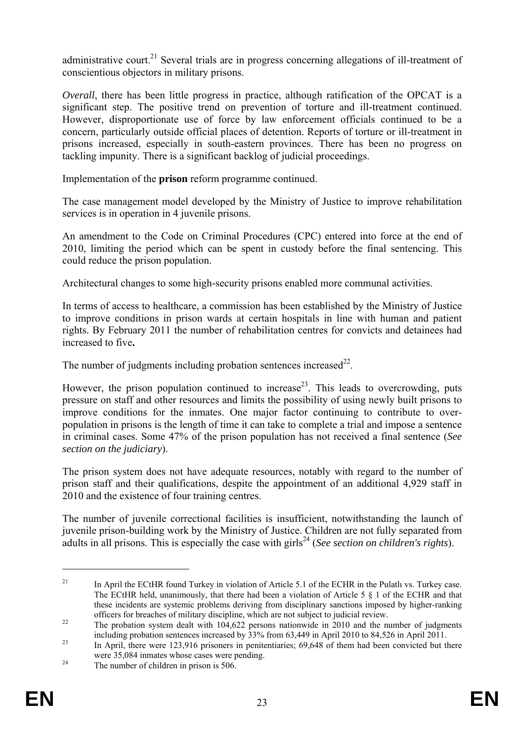administrative court.[21] Several trials are in progress concerning allegations of ill-treatment of conscientious objectors in military prisons.

*Overall*, there has been little progress in practice, although ratification of the OPCAT is a significant step. The positive trend on prevention of torture and ill-treatment continued. However, disproportionate use of force by law enforcement officials continued to be a concern, particularly outside official places of detention. Reports of torture or ill-treatment in prisons increased, especially in south-eastern provinces. There has been no progress on tackling impunity. There is a significant backlog of judicial proceedings.

Implementation of the **prison** reform programme continued.

The case management model developed by the Ministry of Justice to improve rehabilitation services is in operation in 4 juvenile prisons.

An amendment to the Code on Criminal Procedures (CPC) entered into force at the end of 2010, limiting the period which can be spent in custody before the final sentencing. This could reduce the prison population.

Architectural changes to some high-security prisons enabled more communal activities.

In terms of access to healthcare, a commission has been established by the Ministry of Justice to improve conditions in prison wards at certain hospitals in line with human and patient rights. By February 2011 the number of rehabilitation centres for convicts and detainees had increased to five**.**

The number of judgments including probation sentences increased[22].

However, the prison population continued to increase[23]. This leads to overcrowding, puts pressure on staff and other resources and limits the possibility of using newly built prisons to improve conditions for the inmates. One major factor continuing to contribute to over-population in prisons is the length of time it can take to complete a trial and impose a sentence in criminal cases. Some 47% of the prison population has not received a final sentence (*See section on the judiciary*).

The prison system does not have adequate resources, notably with regard to the number of prison staff and their qualifications, despite the appointment of an additional 4,929 staff in 2010 and the existence of four training centres.

The number of juvenile correctional facilities is insufficient, notwithstanding the launch of juvenile prison-building work by the Ministry of Justice. Children are not fully separated from adults in all prisons. This is especially the case with girls[24] (*See section on children's rights*).

---

[21] In April the ECtHR found Turkey in violation of Article 5.1 of the ECHR in the Pulatlı vs. Turkey case. The ECtHR held, unanimously, that there had been a violation of Article 5 § 1 of the ECHR and that these incidents are systemic problems deriving from disciplinary sanctions imposed by higher-ranking officers for breaches of military discipline, which are not subject to judicial review.

[22] The probation system dealt with 104,622 persons nationwide in 2010 and the number of judgments including probation sentences increased by 33% from 63,449 in April 2010 to 84,526 in April 2011.

[23] In April, there were 123,916 prisoners in penitentiaries; 69,648 of them had been convicted but there were 35,084 inmates whose cases were pending.

[24] The number of children in prison is 506.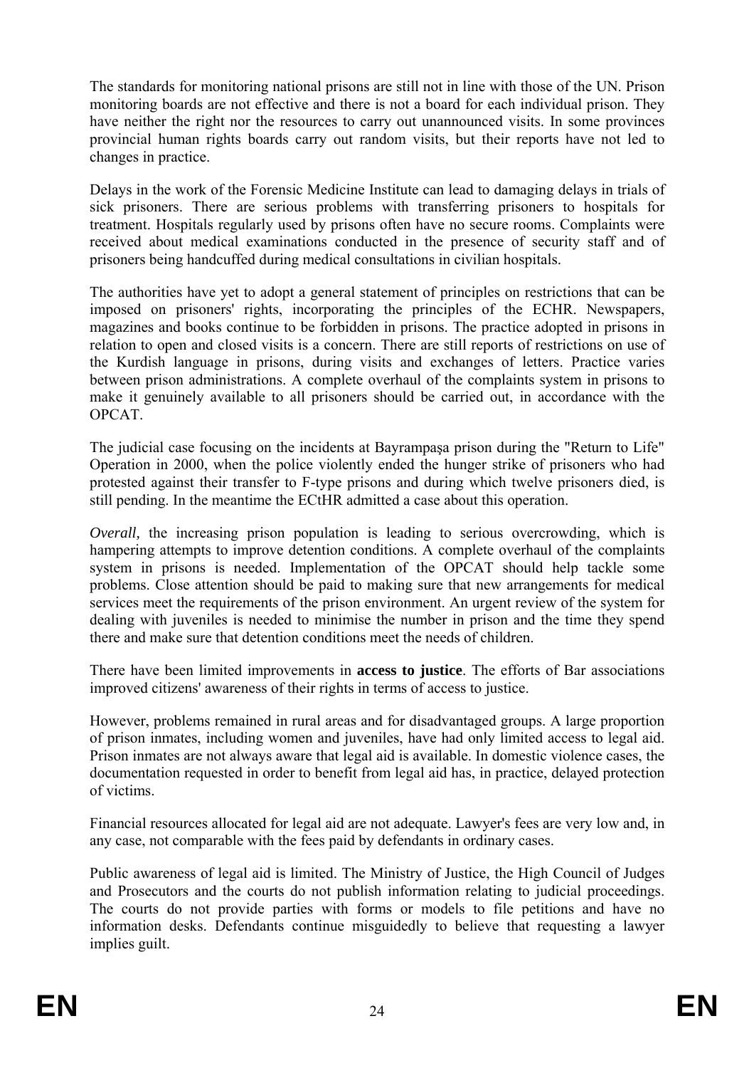The standards for monitoring national prisons are still not in line with those of the UN. Prison monitoring boards are not effective and there is not a board for each individual prison. They have neither the right nor the resources to carry out unannounced visits. In some provinces provincial human rights boards carry out random visits, but their reports have not led to changes in practice.

Delays in the work of the Forensic Medicine Institute can lead to damaging delays in trials of sick prisoners. There are serious problems with transferring prisoners to hospitals for treatment. Hospitals regularly used by prisons often have no secure rooms. Complaints were received about medical examinations conducted in the presence of security staff and of prisoners being handcuffed during medical consultations in civilian hospitals.

The authorities have yet to adopt a general statement of principles on restrictions that can be imposed on prisoners' rights, incorporating the principles of the ECHR. Newspapers, magazines and books continue to be forbidden in prisons. The practice adopted in prisons in relation to open and closed visits is a concern. There are still reports of restrictions on use of the Kurdish language in prisons, during visits and exchanges of letters. Practice varies between prison administrations. A complete overhaul of the complaints system in prisons to make it genuinely available to all prisoners should be carried out, in accordance with the OPCAT.

The judicial case focusing on the incidents at Bayrampaşa prison during the "Return to Life" Operation in 2000, when the police violently ended the hunger strike of prisoners who had protested against their transfer to F-type prisons and during which twelve prisoners died, is still pending. In the meantime the ECtHR admitted a case about this operation.

*Overall*, the increasing prison population is leading to serious overcrowding, which is hampering attempts to improve detention conditions. A complete overhaul of the complaints system in prisons is needed. Implementation of the OPCAT should help tackle some problems. Close attention should be paid to making sure that new arrangements for medical services meet the requirements of the prison environment. An urgent review of the system for dealing with juveniles is needed to minimise the number in prison and the time they spend there and make sure that detention conditions meet the needs of children.

There have been limited improvements in **access to justice**. The efforts of Bar associations improved citizens' awareness of their rights in terms of access to justice.

However, problems remained in rural areas and for disadvantaged groups. A large proportion of prison inmates, including women and juveniles, have had only limited access to legal aid. Prison inmates are not always aware that legal aid is available. In domestic violence cases, the documentation requested in order to benefit from legal aid has, in practice, delayed protection of victims.

Financial resources allocated for legal aid are not adequate. Lawyer's fees are very low and, in any case, not comparable with the fees paid by defendants in ordinary cases.

Public awareness of legal aid is limited. The Ministry of Justice, the High Council of Judges and Prosecutors and the courts do not publish information relating to judicial proceedings. The courts do not provide parties with forms or models to file petitions and have no information desks. Defendants continue misguidedly to believe that requesting a lawyer implies guilt.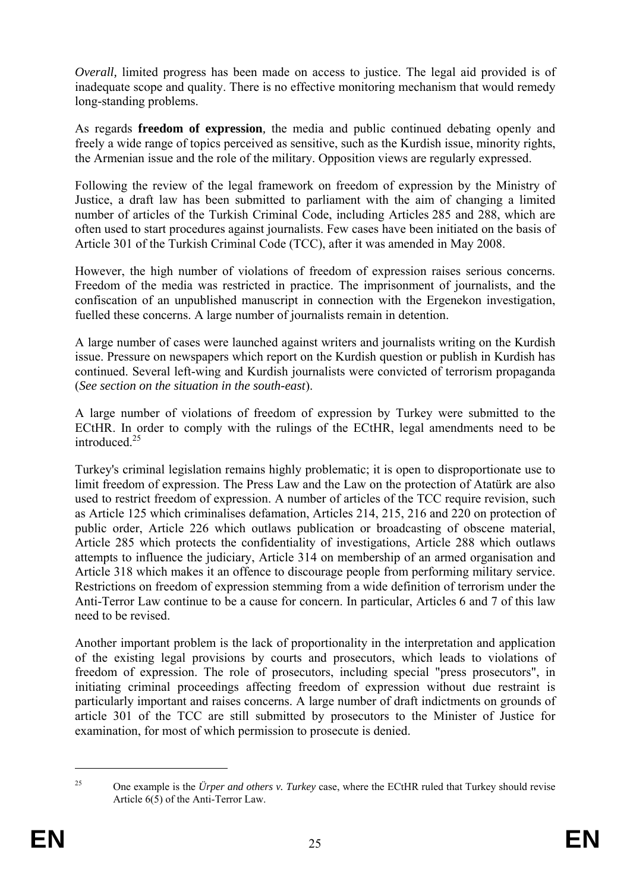*Overall,* limited progress has been made on access to justice. The legal aid provided is of inadequate scope and quality. There is no effective monitoring mechanism that would remedy long-standing problems.

As regards **freedom of expression**, the media and public continued debating openly and freely a wide range of topics perceived as sensitive, such as the Kurdish issue, minority rights, the Armenian issue and the role of the military. Opposition views are regularly expressed.

Following the review of the legal framework on freedom of expression by the Ministry of Justice, a draft law has been submitted to parliament with the aim of changing a limited number of articles of the Turkish Criminal Code, including Articles 285 and 288, which are often used to start procedures against journalists. Few cases have been initiated on the basis of Article 301 of the Turkish Criminal Code (TCC), after it was amended in May 2008.

However, the high number of violations of freedom of expression raises serious concerns. Freedom of the media was restricted in practice. The imprisonment of journalists, and the confiscation of an unpublished manuscript in connection with the Ergenekon investigation, fuelled these concerns. A large number of journalists remain in detention.

A large number of cases were launched against writers and journalists writing on the Kurdish issue. Pressure on newspapers which report on the Kurdish question or publish in Kurdish has continued. Several left-wing and Kurdish journalists were convicted of terrorism propaganda (*See section on the situation in the south-east*).

A large number of violations of freedom of expression by Turkey were submitted to the ECtHR. In order to comply with the rulings of the ECtHR, legal amendments need to be introduced.[25]

Turkey's criminal legislation remains highly problematic; it is open to disproportionate use to limit freedom of expression. The Press Law and the Law on the protection of Atatürk are also used to restrict freedom of expression. A number of articles of the TCC require revision, such as Article 125 which criminalises defamation, Articles 214, 215, 216 and 220 on protection of public order, Article 226 which outlaws publication or broadcasting of obscene material, Article 285 which protects the confidentiality of investigations, Article 288 which outlaws attempts to influence the judiciary, Article 314 on membership of an armed organisation and Article 318 which makes it an offence to discourage people from performing military service. Restrictions on freedom of expression stemming from a wide definition of terrorism under the Anti-Terror Law continue to be a cause for concern. In particular, Articles 6 and 7 of this law need to be revised.

Another important problem is the lack of proportionality in the interpretation and application of the existing legal provisions by courts and prosecutors, which leads to violations of freedom of expression. The role of prosecutors, including special "press prosecutors", in initiating criminal proceedings affecting freedom of expression without due restraint is particularly important and raises concerns. A large number of draft indictments on grounds of article 301 of the TCC are still submitted by prosecutors to the Minister of Justice for examination, for most of which permission to prosecute is denied.

---

[25] One example is the *Ürper and others v. Turkey* case, where the ECtHR ruled that Turkey should revise Article 6(5) of the Anti-Terror Law.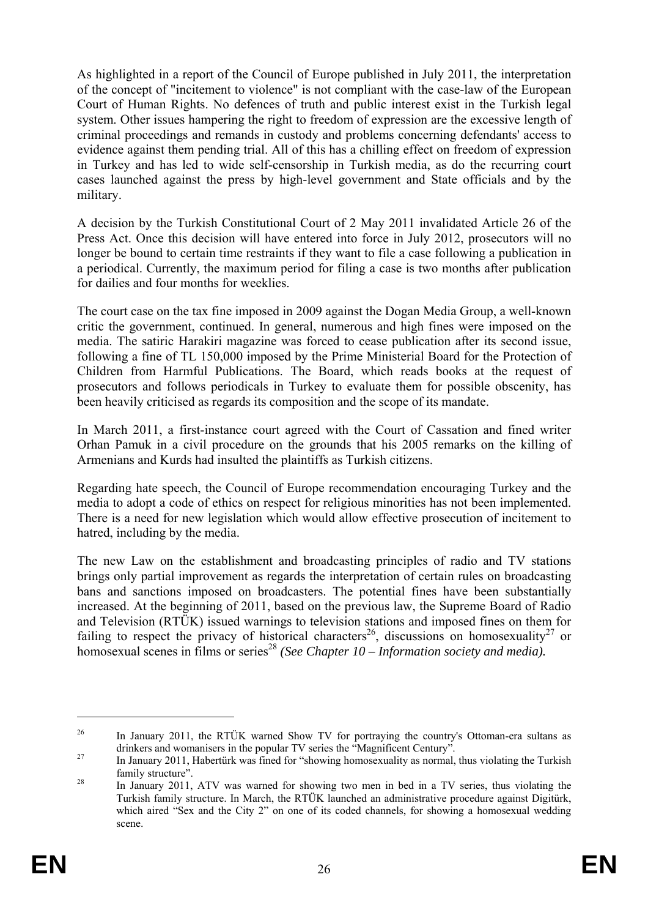As highlighted in a report of the Council of Europe published in July 2011, the interpretation of the concept of "incitement to violence" is not compliant with the case-law of the European Court of Human Rights. No defences of truth and public interest exist in the Turkish legal system. Other issues hampering the right to freedom of expression are the excessive length of criminal proceedings and remands in custody and problems concerning defendants' access to evidence against them pending trial. All of this has a chilling effect on freedom of expression in Turkey and has led to wide self-censorship in Turkish media, as do the recurring court cases launched against the press by high-level government and State officials and by the military.

A decision by the Turkish Constitutional Court of 2 May 2011 invalidated Article 26 of the Press Act. Once this decision will have entered into force in July 2012, prosecutors will no longer be bound to certain time restraints if they want to file a case following a publication in a periodical. Currently, the maximum period for filing a case is two months after publication for dailies and four months for weeklies.

The court case on the tax fine imposed in 2009 against the Dogan Media Group, a well-known critic the government, continued. In general, numerous and high fines were imposed on the media. The satiric Harakiri magazine was forced to cease publication after its second issue, following a fine of TL 150,000 imposed by the Prime Ministerial Board for the Protection of Children from Harmful Publications. The Board, which reads books at the request of prosecutors and follows periodicals in Turkey to evaluate them for possible obscenity, has been heavily criticised as regards its composition and the scope of its mandate.

In March 2011, a first-instance court agreed with the Court of Cassation and fined writer Orhan Pamuk in a civil procedure on the grounds that his 2005 remarks on the killing of Armenians and Kurds had insulted the plaintiffs as Turkish citizens.

Regarding hate speech, the Council of Europe recommendation encouraging Turkey and the media to adopt a code of ethics on respect for religious minorities has not been implemented. There is a need for new legislation which would allow effective prosecution of incitement to hatred, including by the media.

The new Law on the establishment and broadcasting principles of radio and TV stations brings only partial improvement as regards the interpretation of certain rules on broadcasting bans and sanctions imposed on broadcasters. The potential fines have been substantially increased. At the beginning of 2011, based on the previous law, the Supreme Board of Radio and Television (RTÜK) issued warnings to television stations and imposed fines on them for failing to respect the privacy of historical characters[26], discussions on homosexuality[27] or homosexual scenes in films or series[28] *(See Chapter 10 – Information society and media).*

---

[26] In January 2011, the RTÜK warned Show TV for portraying the country's Ottoman-era sultans as drinkers and womanisers in the popular TV series the "Magnificent Century".

[27] In January 2011, Habertürk was fined for "showing homosexuality as normal, thus violating the Turkish family structure".

[28] In January 2011, ATV was warned for showing two men in bed in a TV series, thus violating the Turkish family structure. In March, the RTÜK launched an administrative procedure against Digitürk, which aired "Sex and the City 2" on one of its coded channels, for showing a homosexual wedding scene.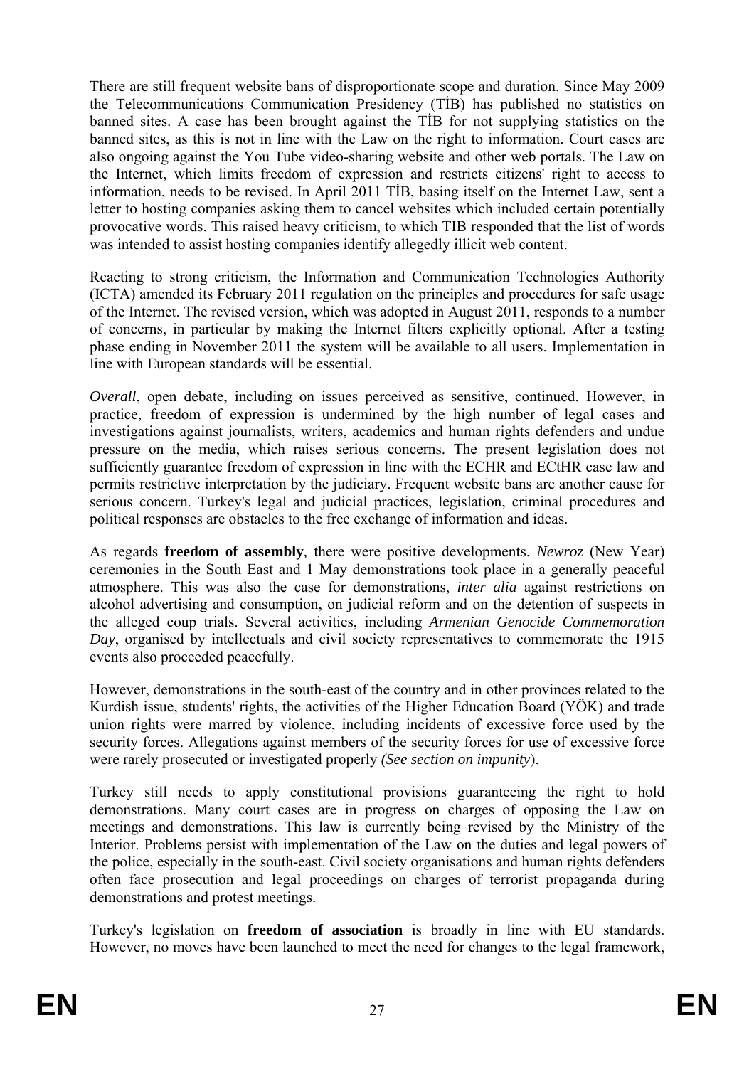There are still frequent website bans of disproportionate scope and duration. Since May 2009 the Telecommunications Communication Presidency (TİB) has published no statistics on banned sites. A case has been brought against the TİB for not supplying statistics on the banned sites, as this is not in line with the Law on the right to information. Court cases are also ongoing against the You Tube video-sharing website and other web portals. The Law on the Internet, which limits freedom of expression and restricts citizens' right to access to information, needs to be revised. In April 2011 TİB, basing itself on the Internet Law, sent a letter to hosting companies asking them to cancel websites which included certain potentially provocative words. This raised heavy criticism, to which TIB responded that the list of words was intended to assist hosting companies identify allegedly illicit web content.

Reacting to strong criticism, the Information and Communication Technologies Authority (ICTA) amended its February 2011 regulation on the principles and procedures for safe usage of the Internet. The revised version, which was adopted in August 2011, responds to a number of concerns, in particular by making the Internet filters explicitly optional. After a testing phase ending in November 2011 the system will be available to all users. Implementation in line with European standards will be essential.

*Overall*, open debate, including on issues perceived as sensitive, continued. However, in practice, freedom of expression is undermined by the high number of legal cases and investigations against journalists, writers, academics and human rights defenders and undue pressure on the media, which raises serious concerns. The present legislation does not sufficiently guarantee freedom of expression in line with the ECHR and ECtHR case law and permits restrictive interpretation by the judiciary. Frequent website bans are another cause for serious concern. Turkey's legal and judicial practices, legislation, criminal procedures and political responses are obstacles to the free exchange of information and ideas.

As regards **freedom of assembly**, there were positive developments. *Newroz* (New Year) ceremonies in the South East and 1 May demonstrations took place in a generally peaceful atmosphere. This was also the case for demonstrations, *inter alia* against restrictions on alcohol advertising and consumption, on judicial reform and on the detention of suspects in the alleged coup trials. Several activities, including *Armenian Genocide Commemoration Day*, organised by intellectuals and civil society representatives to commemorate the 1915 events also proceeded peacefully.

However, demonstrations in the south-east of the country and in other provinces related to the Kurdish issue, students' rights, the activities of the Higher Education Board (YÖK) and trade union rights were marred by violence, including incidents of excessive force used by the security forces. Allegations against members of the security forces for use of excessive force were rarely prosecuted or investigated properly *(See section on impunity*).

Turkey still needs to apply constitutional provisions guaranteeing the right to hold demonstrations. Many court cases are in progress on charges of opposing the Law on meetings and demonstrations. This law is currently being revised by the Ministry of the Interior. Problems persist with implementation of the Law on the duties and legal powers of the police, especially in the south-east. Civil society organisations and human rights defenders often face prosecution and legal proceedings on charges of terrorist propaganda during demonstrations and protest meetings.

Turkey's legislation on **freedom of association** is broadly in line with EU standards. However, no moves have been launched to meet the need for changes to the legal framework,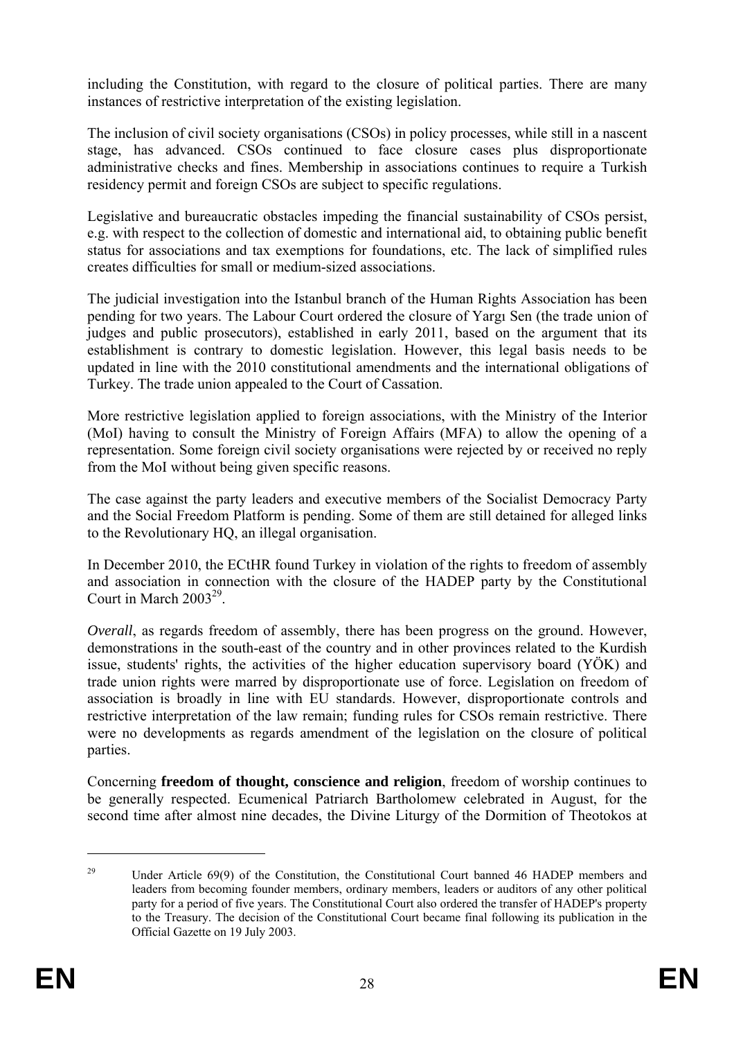including the Constitution, with regard to the closure of political parties. There are many instances of restrictive interpretation of the existing legislation.

The inclusion of civil society organisations (CSOs) in policy processes, while still in a nascent stage, has advanced. CSOs continued to face closure cases plus disproportionate administrative checks and fines. Membership in associations continues to require a Turkish residency permit and foreign CSOs are subject to specific regulations.

Legislative and bureaucratic obstacles impeding the financial sustainability of CSOs persist, e.g. with respect to the collection of domestic and international aid, to obtaining public benefit status for associations and tax exemptions for foundations, etc. The lack of simplified rules creates difficulties for small or medium-sized associations.

The judicial investigation into the Istanbul branch of the Human Rights Association has been pending for two years. The Labour Court ordered the closure of Yargı Sen (the trade union of judges and public prosecutors), established in early 2011, based on the argument that its establishment is contrary to domestic legislation. However, this legal basis needs to be updated in line with the 2010 constitutional amendments and the international obligations of Turkey. The trade union appealed to the Court of Cassation.

More restrictive legislation applied to foreign associations, with the Ministry of the Interior (MoI) having to consult the Ministry of Foreign Affairs (MFA) to allow the opening of a representation. Some foreign civil society organisations were rejected by or received no reply from the MoI without being given specific reasons.

The case against the party leaders and executive members of the Socialist Democracy Party and the Social Freedom Platform is pending. Some of them are still detained for alleged links to the Revolutionary HQ, an illegal organisation.

In December 2010, the ECtHR found Turkey in violation of the rights to freedom of assembly and association in connection with the closure of the HADEP party by the Constitutional Court in March 2003[29].

*Overall*, as regards freedom of assembly, there has been progress on the ground. However, demonstrations in the south-east of the country and in other provinces related to the Kurdish issue, students' rights, the activities of the higher education supervisory board (YÖK) and trade union rights were marred by disproportionate use of force. Legislation on freedom of association is broadly in line with EU standards. However, disproportionate controls and restrictive interpretation of the law remain; funding rules for CSOs remain restrictive. There were no developments as regards amendment of the legislation on the closure of political parties.

Concerning **freedom of thought, conscience and religion**, freedom of worship continues to be generally respected. Ecumenical Patriarch Bartholomew celebrated in August, for the second time after almost nine decades, the Divine Liturgy of the Dormition of Theotokos at

[29] Under Article 69(9) of the Constitution, the Constitutional Court banned 46 HADEP members and leaders from becoming founder members, ordinary members, leaders or auditors of any other political party for a period of five years. The Constitutional Court also ordered the transfer of HADEP's property to the Treasury. The decision of the Constitutional Court became final following its publication in the Official Gazette on 19 July 2003.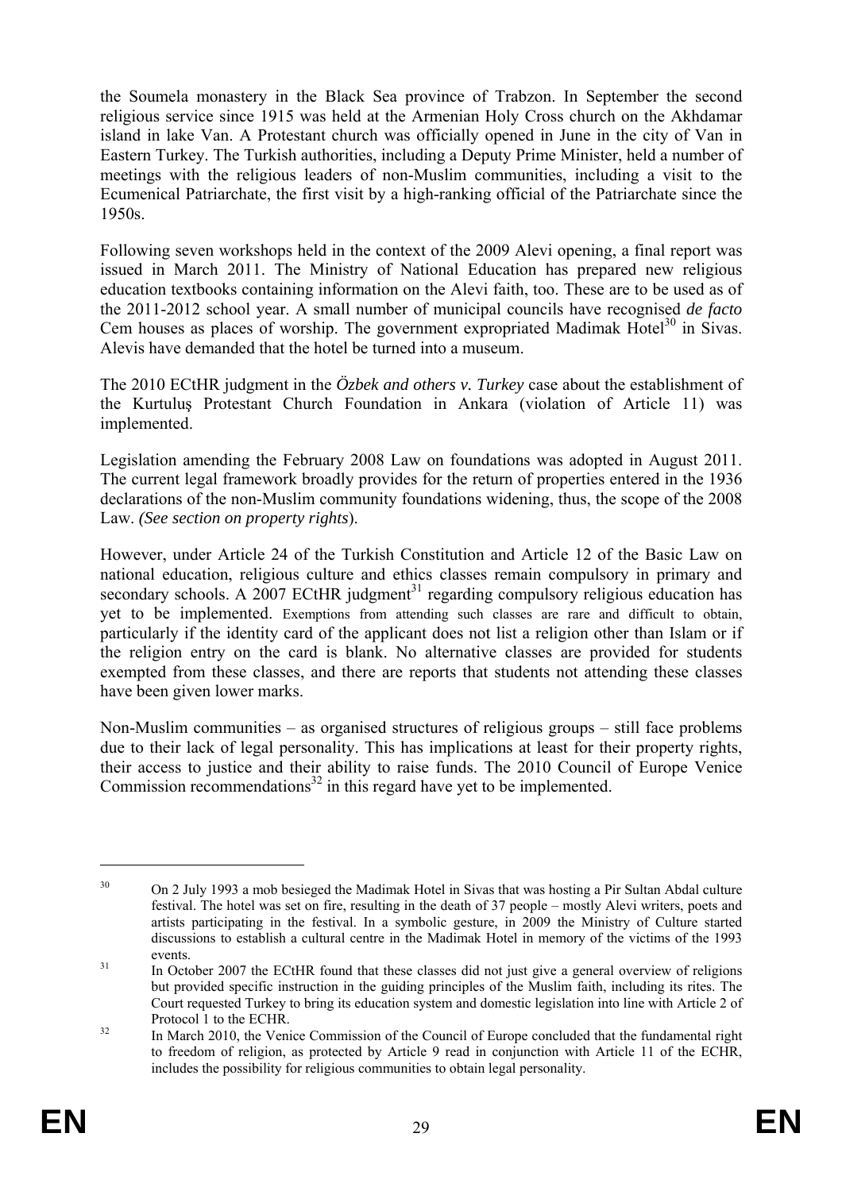the Soumela monastery in the Black Sea province of Trabzon. In September the second religious service since 1915 was held at the Armenian Holy Cross church on the Akhdamar island in lake Van. A Protestant church was officially opened in June in the city of Van in Eastern Turkey. The Turkish authorities, including a Deputy Prime Minister, held a number of meetings with the religious leaders of non-Muslim communities, including a visit to the Ecumenical Patriarchate, the first visit by a high-ranking official of the Patriarchate since the 1950s.

Following seven workshops held in the context of the 2009 Alevi opening, a final report was issued in March 2011. The Ministry of National Education has prepared new religious education textbooks containing information on the Alevi faith, too. These are to be used as of the 2011-2012 school year. A small number of municipal councils have recognised *de facto* Cem houses as places of worship. The government expropriated Madimak Hotel[30] in Sivas. Alevis have demanded that the hotel be turned into a museum.

The 2010 ECtHR judgment in the *Özbek and others v. Turkey* case about the establishment of the Kurtuluş Protestant Church Foundation in Ankara (violation of Article 11) was implemented.

Legislation amending the February 2008 Law on foundations was adopted in August 2011. The current legal framework broadly provides for the return of properties entered in the 1936 declarations of the non-Muslim community foundations widening, thus, the scope of the 2008 Law. *(See section on property rights*).

However, under Article 24 of the Turkish Constitution and Article 12 of the Basic Law on national education, religious culture and ethics classes remain compulsory in primary and secondary schools. A 2007 ECtHR judgment[31] regarding compulsory religious education has yet to be implemented. Exemptions from attending such classes are rare and difficult to obtain, particularly if the identity card of the applicant does not list a religion other than Islam or if the religion entry on the card is blank. No alternative classes are provided for students exempted from these classes, and there are reports that students not attending these classes have been given lower marks.

Non-Muslim communities – as organised structures of religious groups – still face problems due to their lack of legal personality. This has implications at least for their property rights, their access to justice and their ability to raise funds. The 2010 Council of Europe Venice Commission recommendations[32] in this regard have yet to be implemented.

---

[30] On 2 July 1993 a mob besieged the Madimak Hotel in Sivas that was hosting a Pir Sultan Abdal culture festival. The hotel was set on fire, resulting in the death of 37 people – mostly Alevi writers, poets and artists participating in the festival. In a symbolic gesture, in 2009 the Ministry of Culture started discussions to establish a cultural centre in the Madimak Hotel in memory of the victims of the 1993 events.

[31] In October 2007 the ECtHR found that these classes did not just give a general overview of religions but provided specific instruction in the guiding principles of the Muslim faith, including its rites. The Court requested Turkey to bring its education system and domestic legislation into line with Article 2 of Protocol 1 to the ECHR.

[32] In March 2010, the Venice Commission of the Council of Europe concluded that the fundamental right to freedom of religion, as protected by Article 9 read in conjunction with Article 11 of the ECHR, includes the possibility for religious communities to obtain legal personality.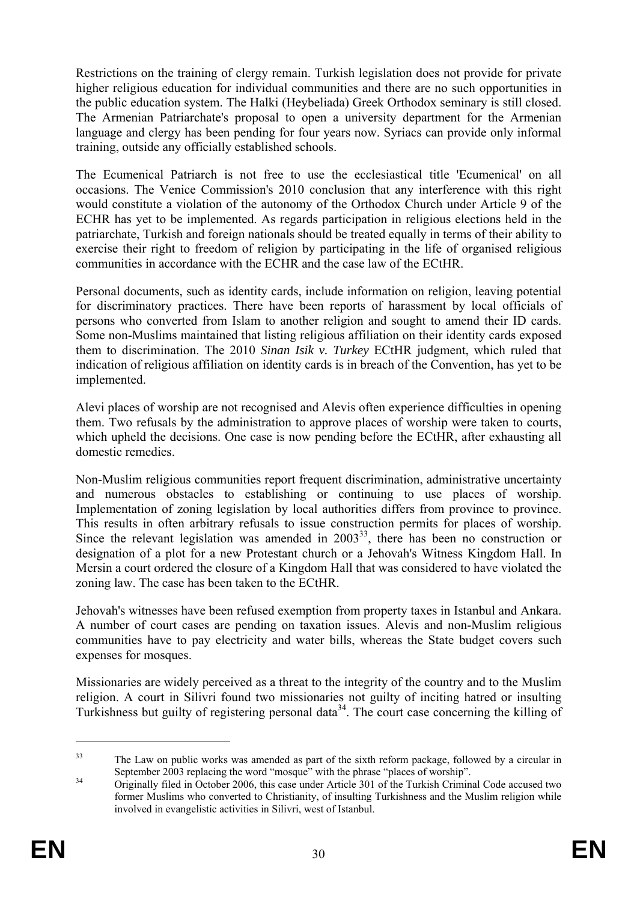Restrictions on the training of clergy remain. Turkish legislation does not provide for private higher religious education for individual communities and there are no such opportunities in the public education system. The Halki (Heybeliada) Greek Orthodox seminary is still closed. The Armenian Patriarchate's proposal to open a university department for the Armenian language and clergy has been pending for four years now. Syriacs can provide only informal training, outside any officially established schools.

The Ecumenical Patriarch is not free to use the ecclesiastical title 'Ecumenical' on all occasions. The Venice Commission's 2010 conclusion that any interference with this right would constitute a violation of the autonomy of the Orthodox Church under Article 9 of the ECHR has yet to be implemented. As regards participation in religious elections held in the patriarchate, Turkish and foreign nationals should be treated equally in terms of their ability to exercise their right to freedom of religion by participating in the life of organised religious communities in accordance with the ECHR and the case law of the ECtHR.

Personal documents, such as identity cards, include information on religion, leaving potential for discriminatory practices. There have been reports of harassment by local officials of persons who converted from Islam to another religion and sought to amend their ID cards. Some non-Muslims maintained that listing religious affiliation on their identity cards exposed them to discrimination. The 2010 ***Sinan Isik v. Turkey*** ECtHR judgment, which ruled that indication of religious affiliation on identity cards is in breach of the Convention, has yet to be implemented.

Alevi places of worship are not recognised and Alevis often experience difficulties in opening them. Two refusals by the administration to approve places of worship were taken to courts, which upheld the decisions. One case is now pending before the ECtHR, after exhausting all domestic remedies.

Non-Muslim religious communities report frequent discrimination, administrative uncertainty and numerous obstacles to establishing or continuing to use places of worship. Implementation of zoning legislation by local authorities differs from province to province. This results in often arbitrary refusals to issue construction permits for places of worship. Since the relevant legislation was amended in 2003[33], there has been no construction or designation of a plot for a new Protestant church or a Jehovah's Witness Kingdom Hall. In Mersin a court ordered the closure of a Kingdom Hall that was considered to have violated the zoning law. The case has been taken to the ECtHR.

Jehovah's witnesses have been refused exemption from property taxes in Istanbul and Ankara. A number of court cases are pending on taxation issues. Alevis and non-Muslim religious communities have to pay electricity and water bills, whereas the State budget covers such expenses for mosques.

Missionaries are widely perceived as a threat to the integrity of the country and to the Muslim religion. A court in Silivri found two missionaries not guilty of inciting hatred or insulting Turkishness but guilty of registering personal data[34]. The court case concerning the killing of

---

[33] The Law on public works was amended as part of the sixth reform package, followed by a circular in September 2003 replacing the word "mosque" with the phrase "places of worship".

[34] Originally filed in October 2006, this case under Article 301 of the Turkish Criminal Code accused two former Muslims who converted to Christianity, of insulting Turkishness and the Muslim religion while involved in evangelistic activities in Silivri, west of Istanbul.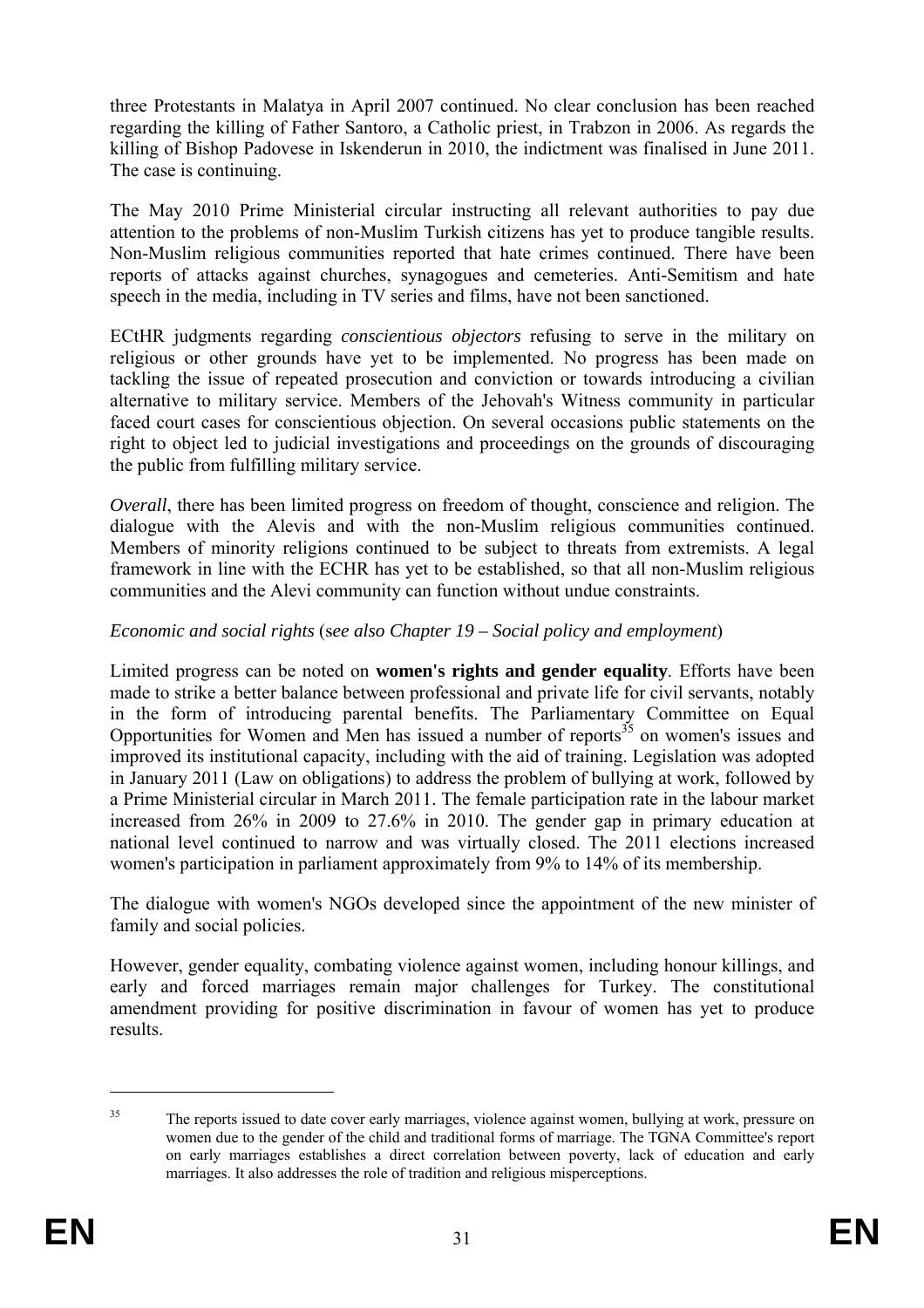three Protestants in Malatya in April 2007 continued. No clear conclusion has been reached regarding the killing of Father Santoro, a Catholic priest, in Trabzon in 2006. As regards the killing of Bishop Padovese in Iskenderun in 2010, the indictment was finalised in June 2011. The case is continuing.

The May 2010 Prime Ministerial circular instructing all relevant authorities to pay due attention to the problems of non-Muslim Turkish citizens has yet to produce tangible results. Non-Muslim religious communities reported that hate crimes continued. There have been reports of attacks against churches, synagogues and cemeteries. Anti-Semitism and hate speech in the media, including in TV series and films, have not been sanctioned.

ECtHR judgments regarding *conscientious objectors* refusing to serve in the military on religious or other grounds have yet to be implemented. No progress has been made on tackling the issue of repeated prosecution and conviction or towards introducing a civilian alternative to military service. Members of the Jehovah's Witness community in particular faced court cases for conscientious objection. On several occasions public statements on the right to object led to judicial investigations and proceedings on the grounds of discouraging the public from fulfilling military service.

*Overall*, there has been limited progress on freedom of thought, conscience and religion. The dialogue with the Alevis and with the non-Muslim religious communities continued. Members of minority religions continued to be subject to threats from extremists. A legal framework in line with the ECHR has yet to be established, so that all non-Muslim religious communities and the Alevi community can function without undue constraints.

*Economic and social rights* (*see also Chapter 19 – Social policy and employment*)

Limited progress can be noted on **women's rights and gender equality**. Efforts have been made to strike a better balance between professional and private life for civil servants, notably in the form of introducing parental benefits. The Parliamentary Committee on Equal Opportunities for Women and Men has issued a number of reports[35] on women's issues and improved its institutional capacity, including with the aid of training. Legislation was adopted in January 2011 (Law on obligations) to address the problem of bullying at work, followed by a Prime Ministerial circular in March 2011. The female participation rate in the labour market increased from 26% in 2009 to 27.6% in 2010. The gender gap in primary education at national level continued to narrow and was virtually closed. The 2011 elections increased women's participation in parliament approximately from 9% to 14% of its membership.

The dialogue with women's NGOs developed since the appointment of the new minister of family and social policies.

However, gender equality, combating violence against women, including honour killings, and early and forced marriages remain major challenges for Turkey. The constitutional amendment providing for positive discrimination in favour of women has yet to produce results.

---

[35] The reports issued to date cover early marriages, violence against women, bullying at work, pressure on women due to the gender of the child and traditional forms of marriage. The TGNA Committee's report on early marriages establishes a direct correlation between poverty, lack of education and early marriages. It also addresses the role of tradition and religious misperceptions.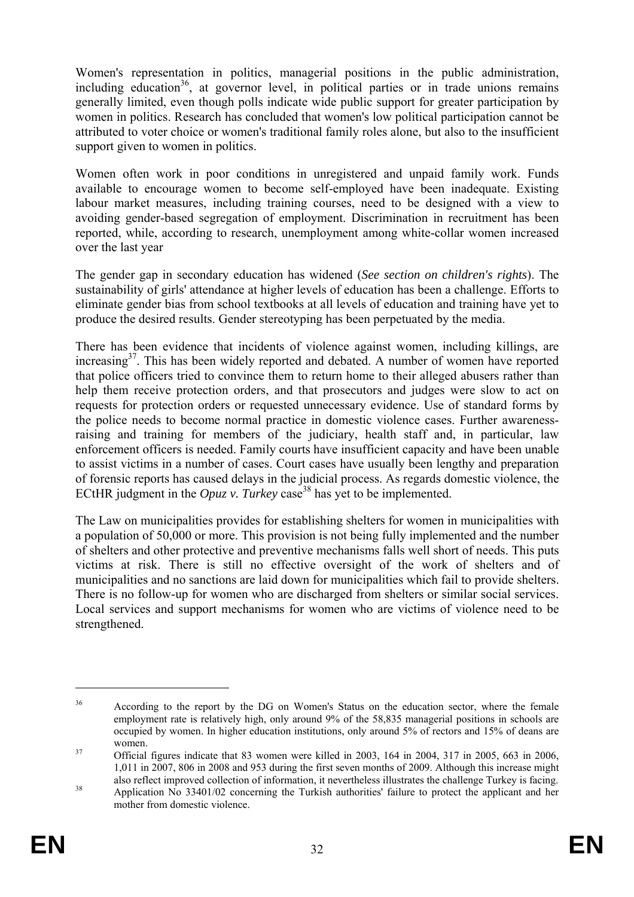Women's representation in politics, managerial positions in the public administration, including education[36], at governor level, in political parties or in trade unions remains generally limited, even though polls indicate wide public support for greater participation by women in politics. Research has concluded that women's low political participation cannot be attributed to voter choice or women's traditional family roles alone, but also to the insufficient support given to women in politics.

Women often work in poor conditions in unregistered and unpaid family work. Funds available to encourage women to become self-employed have been inadequate. Existing labour market measures, including training courses, need to be designed with a view to avoiding gender-based segregation of employment. Discrimination in recruitment has been reported, while, according to research, unemployment among white-collar women increased over the last year

The gender gap in secondary education has widened (*See section on children's rights*). The sustainability of girls' attendance at higher levels of education has been a challenge. Efforts to eliminate gender bias from school textbooks at all levels of education and training have yet to produce the desired results. Gender stereotyping has been perpetuated by the media.

There has been evidence that incidents of violence against women, including killings, are increasing[37]. This has been widely reported and debated. A number of women have reported that police officers tried to convince them to return home to their alleged abusers rather than help them receive protection orders, and that prosecutors and judges were slow to act on requests for protection orders or requested unnecessary evidence. Use of standard forms by the police needs to become normal practice in domestic violence cases. Further awareness-raising and training for members of the judiciary, health staff and, in particular, law enforcement officers is needed. Family courts have insufficient capacity and have been unable to assist victims in a number of cases. Court cases have usually been lengthy and preparation of forensic reports has caused delays in the judicial process. As regards domestic violence, the ECtHR judgment in the *Opuz v. Turkey* case[38] has yet to be implemented.

The Law on municipalities provides for establishing shelters for women in municipalities with a population of 50,000 or more. This provision is not being fully implemented and the number of shelters and other protective and preventive mechanisms falls well short of needs. This puts victims at risk. There is still no effective oversight of the work of shelters and of municipalities and no sanctions are laid down for municipalities which fail to provide shelters. There is no follow-up for women who are discharged from shelters or similar social services. Local services and support mechanisms for women who are victims of violence need to be strengthened.

---

[36] According to the report by the DG on Women's Status on the education sector, where the female employment rate is relatively high, only around 9% of the 58,835 managerial positions in schools are occupied by women. In higher education institutions, only around 5% of rectors and 15% of deans are women.

[37] Official figures indicate that 83 women were killed in 2003, 164 in 2004, 317 in 2005, 663 in 2006, 1,011 in 2007, 806 in 2008 and 953 during the first seven months of 2009. Although this increase might also reflect improved collection of information, it nevertheless illustrates the challenge Turkey is facing.

[38] Application No 33401/02 concerning the Turkish authorities' failure to protect the applicant and her mother from domestic violence.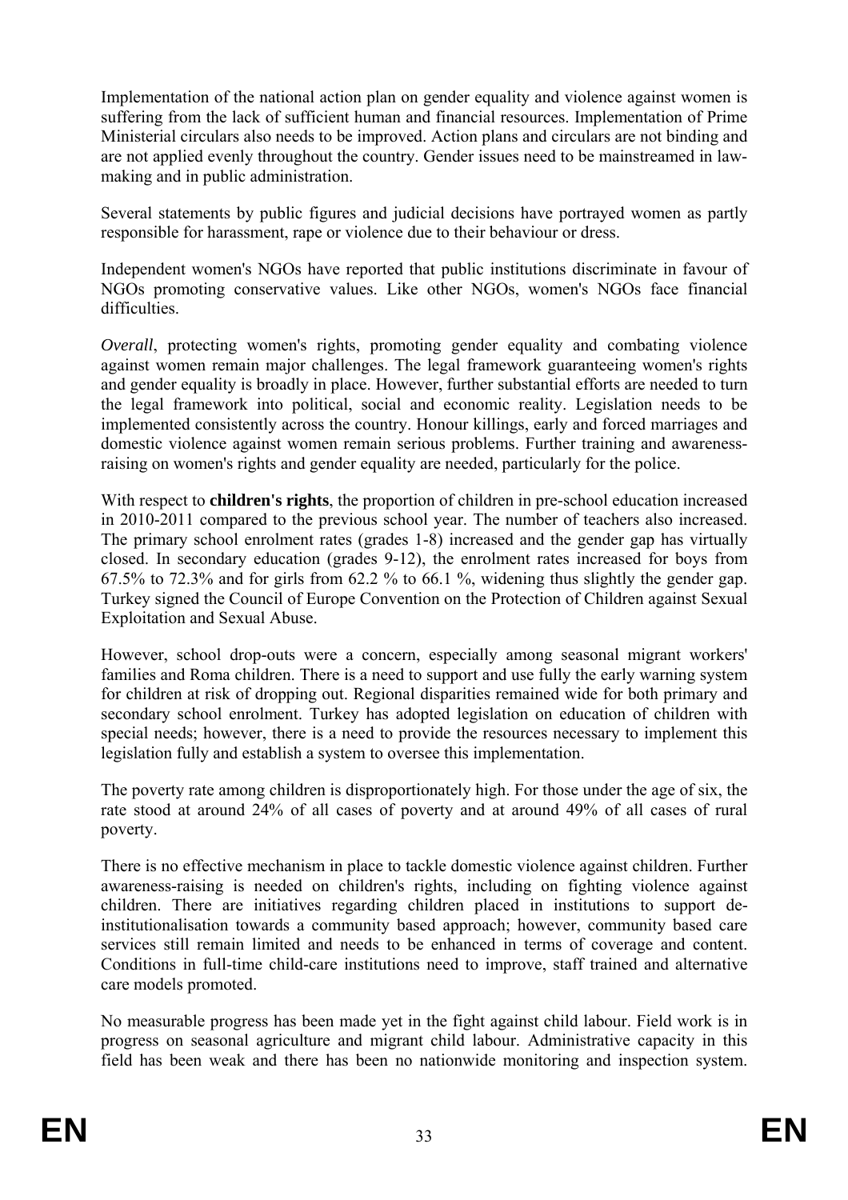Implementation of the national action plan on gender equality and violence against women is suffering from the lack of sufficient human and financial resources. Implementation of Prime Ministerial circulars also needs to be improved. Action plans and circulars are not binding and are not applied evenly throughout the country. Gender issues need to be mainstreamed in law-making and in public administration.

Several statements by public figures and judicial decisions have portrayed women as partly responsible for harassment, rape or violence due to their behaviour or dress.

Independent women's NGOs have reported that public institutions discriminate in favour of NGOs promoting conservative values. Like other NGOs, women's NGOs face financial difficulties.

*Overall*, protecting women's rights, promoting gender equality and combating violence against women remain major challenges. The legal framework guaranteeing women's rights and gender equality is broadly in place. However, further substantial efforts are needed to turn the legal framework into political, social and economic reality. Legislation needs to be implemented consistently across the country. Honour killings, early and forced marriages and domestic violence against women remain serious problems. Further training and awareness-raising on women's rights and gender equality are needed, particularly for the police.

With respect to **children's rights**, the proportion of children in pre-school education increased in 2010-2011 compared to the previous school year. The number of teachers also increased. The primary school enrolment rates (grades 1-8) increased and the gender gap has virtually closed. In secondary education (grades 9-12), the enrolment rates increased for boys from 67.5% to 72.3% and for girls from 62.2 % to 66.1 %, widening thus slightly the gender gap. Turkey signed the Council of Europe Convention on the Protection of Children against Sexual Exploitation and Sexual Abuse.

However, school drop-outs were a concern, especially among seasonal migrant workers' families and Roma children. There is a need to support and use fully the early warning system for children at risk of dropping out. Regional disparities remained wide for both primary and secondary school enrolment. Turkey has adopted legislation on education of children with special needs; however, there is a need to provide the resources necessary to implement this legislation fully and establish a system to oversee this implementation.

The poverty rate among children is disproportionately high. For those under the age of six, the rate stood at around 24% of all cases of poverty and at around 49% of all cases of rural poverty.

There is no effective mechanism in place to tackle domestic violence against children. Further awareness-raising is needed on children's rights, including on fighting violence against children. There are initiatives regarding children placed in institutions to support de-institutionalisation towards a community based approach; however, community based care services still remain limited and needs to be enhanced in terms of coverage and content. Conditions in full-time child-care institutions need to improve, staff trained and alternative care models promoted.

No measurable progress has been made yet in the fight against child labour. Field work is in progress on seasonal agriculture and migrant child labour. Administrative capacity in this field has been weak and there has been no nationwide monitoring and inspection system.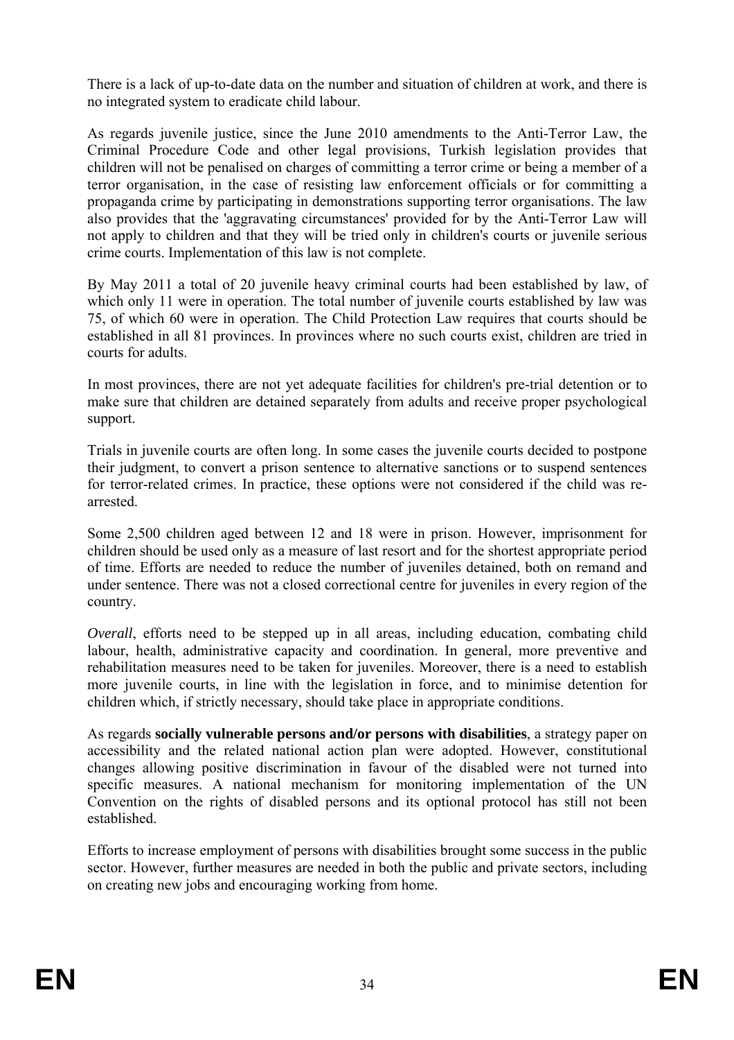There is a lack of up-to-date data on the number and situation of children at work, and there is no integrated system to eradicate child labour.

As regards juvenile justice, since the June 2010 amendments to the Anti-Terror Law, the Criminal Procedure Code and other legal provisions, Turkish legislation provides that children will not be penalised on charges of committing a terror crime or being a member of a terror organisation, in the case of resisting law enforcement officials or for committing a propaganda crime by participating in demonstrations supporting terror organisations. The law also provides that the 'aggravating circumstances' provided for by the Anti-Terror Law will not apply to children and that they will be tried only in children's courts or juvenile serious crime courts. Implementation of this law is not complete.

By May 2011 a total of 20 juvenile heavy criminal courts had been established by law, of which only 11 were in operation. The total number of juvenile courts established by law was 75, of which 60 were in operation. The Child Protection Law requires that courts should be established in all 81 provinces. In provinces where no such courts exist, children are tried in courts for adults.

In most provinces, there are not yet adequate facilities for children's pre-trial detention or to make sure that children are detained separately from adults and receive proper psychological support.

Trials in juvenile courts are often long. In some cases the juvenile courts decided to postpone their judgment, to convert a prison sentence to alternative sanctions or to suspend sentences for terror-related crimes. In practice, these options were not considered if the child was re-arrested.

Some 2,500 children aged between 12 and 18 were in prison. However, imprisonment for children should be used only as a measure of last resort and for the shortest appropriate period of time. Efforts are needed to reduce the number of juveniles detained, both on remand and under sentence. There was not a closed correctional centre for juveniles in every region of the country.

*Overall*, efforts need to be stepped up in all areas, including education, combating child labour, health, administrative capacity and coordination. In general, more preventive and rehabilitation measures need to be taken for juveniles. Moreover, there is a need to establish more juvenile courts, in line with the legislation in force, and to minimise detention for children which, if strictly necessary, should take place in appropriate conditions.

As regards **socially vulnerable persons and/or persons with disabilities**, a strategy paper on accessibility and the related national action plan were adopted. However, constitutional changes allowing positive discrimination in favour of the disabled were not turned into specific measures. A national mechanism for monitoring implementation of the UN Convention on the rights of disabled persons and its optional protocol has still not been established.

Efforts to increase employment of persons with disabilities brought some success in the public sector. However, further measures are needed in both the public and private sectors, including on creating new jobs and encouraging working from home.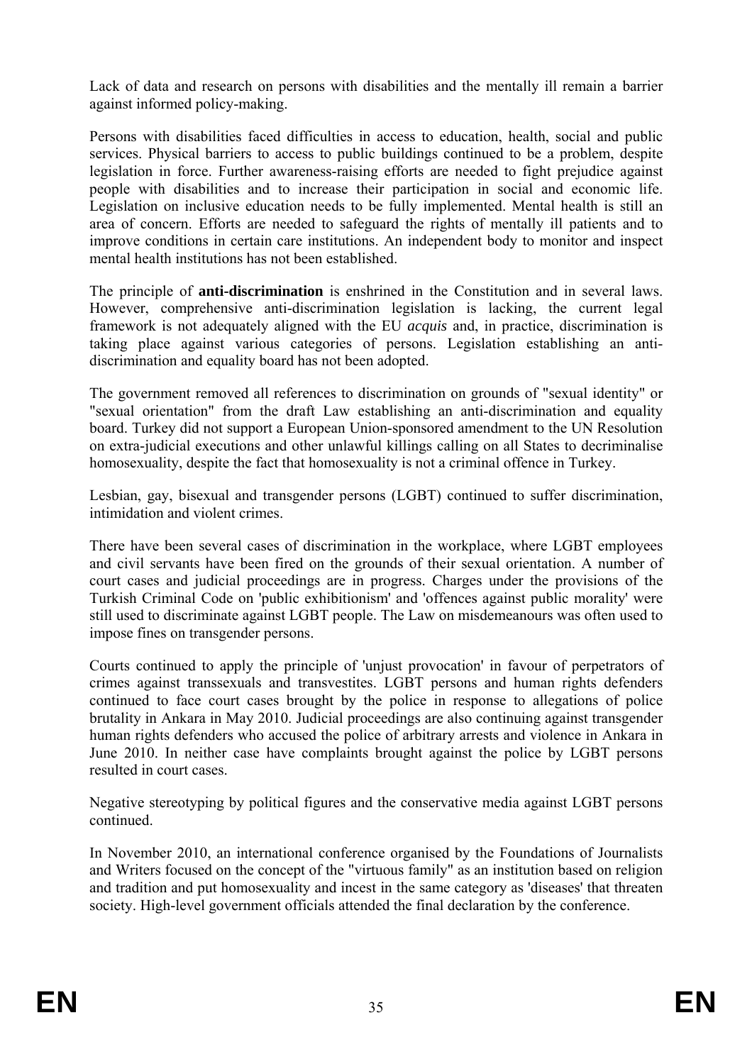Lack of data and research on persons with disabilities and the mentally ill remain a barrier against informed policy-making.

Persons with disabilities faced difficulties in access to education, health, social and public services. Physical barriers to access to public buildings continued to be a problem, despite legislation in force. Further awareness-raising efforts are needed to fight prejudice against people with disabilities and to increase their participation in social and economic life. Legislation on inclusive education needs to be fully implemented. Mental health is still an area of concern. Efforts are needed to safeguard the rights of mentally ill patients and to improve conditions in certain care institutions. An independent body to monitor and inspect mental health institutions has not been established.

The principle of **anti-discrimination** is enshrined in the Constitution and in several laws. However, comprehensive anti-discrimination legislation is lacking, the current legal framework is not adequately aligned with the EU *acquis* and, in practice, discrimination is taking place against various categories of persons. Legislation establishing an anti-discrimination and equality board has not been adopted.

The government removed all references to discrimination on grounds of "sexual identity" or "sexual orientation" from the draft Law establishing an anti-discrimination and equality board. Turkey did not support a European Union-sponsored amendment to the UN Resolution on extra-judicial executions and other unlawful killings calling on all States to decriminalise homosexuality, despite the fact that homosexuality is not a criminal offence in Turkey.

Lesbian, gay, bisexual and transgender persons (LGBT) continued to suffer discrimination, intimidation and violent crimes.

There have been several cases of discrimination in the workplace, where LGBT employees and civil servants have been fired on the grounds of their sexual orientation. A number of court cases and judicial proceedings are in progress. Charges under the provisions of the Turkish Criminal Code on 'public exhibitionism' and 'offences against public morality' were still used to discriminate against LGBT people. The Law on misdemeanours was often used to impose fines on transgender persons.

Courts continued to apply the principle of 'unjust provocation' in favour of perpetrators of crimes against transsexuals and transvestites. LGBT persons and human rights defenders continued to face court cases brought by the police in response to allegations of police brutality in Ankara in May 2010. Judicial proceedings are also continuing against transgender human rights defenders who accused the police of arbitrary arrests and violence in Ankara in June 2010. In neither case have complaints brought against the police by LGBT persons resulted in court cases.

Negative stereotyping by political figures and the conservative media against LGBT persons continued.

In November 2010, an international conference organised by the Foundations of Journalists and Writers focused on the concept of the "virtuous family" as an institution based on religion and tradition and put homosexuality and incest in the same category as 'diseases' that threaten society. High-level government officials attended the final declaration by the conference.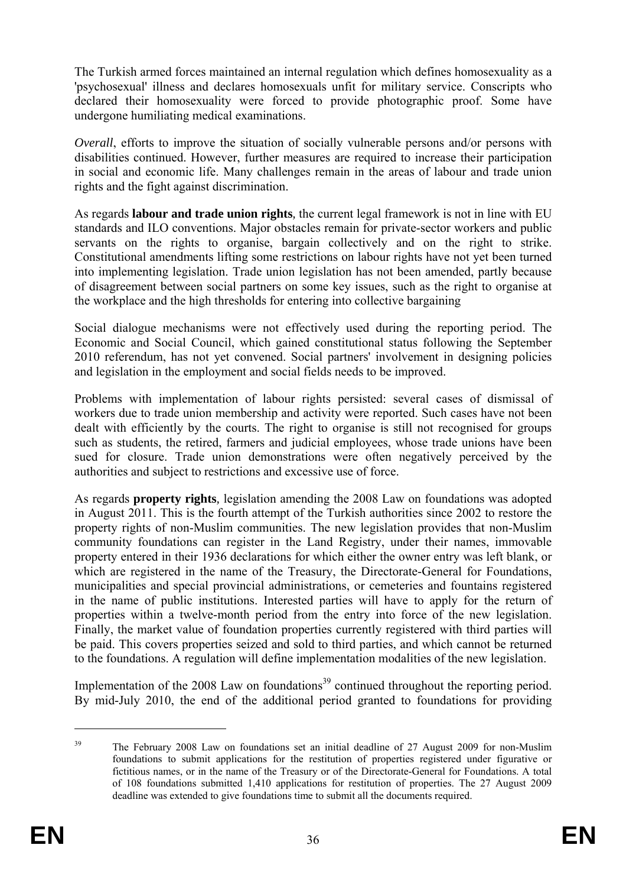The Turkish armed forces maintained an internal regulation which defines homosexuality as a 'psychosexual' illness and declares homosexuals unfit for military service. Conscripts who declared their homosexuality were forced to provide photographic proof. Some have undergone humiliating medical examinations.

*Overall*, efforts to improve the situation of socially vulnerable persons and/or persons with disabilities continued. However, further measures are required to increase their participation in social and economic life. Many challenges remain in the areas of labour and trade union rights and the fight against discrimination.

As regards **labour and trade union rights**, the current legal framework is not in line with EU standards and ILO conventions. Major obstacles remain for private-sector workers and public servants on the rights to organise, bargain collectively and on the right to strike. Constitutional amendments lifting some restrictions on labour rights have not yet been turned into implementing legislation. Trade union legislation has not been amended, partly because of disagreement between social partners on some key issues, such as the right to organise at the workplace and the high thresholds for entering into collective bargaining

Social dialogue mechanisms were not effectively used during the reporting period. The Economic and Social Council, which gained constitutional status following the September 2010 referendum, has not yet convened. Social partners' involvement in designing policies and legislation in the employment and social fields needs to be improved.

Problems with implementation of labour rights persisted: several cases of dismissal of workers due to trade union membership and activity were reported. Such cases have not been dealt with efficiently by the courts. The right to organise is still not recognised for groups such as students, the retired, farmers and judicial employees, whose trade unions have been sued for closure. Trade union demonstrations were often negatively perceived by the authorities and subject to restrictions and excessive use of force.

As regards **property rights**, legislation amending the 2008 Law on foundations was adopted in August 2011. This is the fourth attempt of the Turkish authorities since 2002 to restore the property rights of non-Muslim communities. The new legislation provides that non-Muslim community foundations can register in the Land Registry, under their names, immovable property entered in their 1936 declarations for which either the owner entry was left blank, or which are registered in the name of the Treasury, the Directorate-General for Foundations, municipalities and special provincial administrations, or cemeteries and fountains registered in the name of public institutions. Interested parties will have to apply for the return of properties within a twelve-month period from the entry into force of the new legislation. Finally, the market value of foundation properties currently registered with third parties will be paid. This covers properties seized and sold to third parties, and which cannot be returned to the foundations. A regulation will define implementation modalities of the new legislation.

Implementation of the 2008 Law on foundations[39] continued throughout the reporting period. By mid-July 2010, the end of the additional period granted to foundations for providing

---

[39] The February 2008 Law on foundations set an initial deadline of 27 August 2009 for non-Muslim foundations to submit applications for the restitution of properties registered under figurative or fictitious names, or in the name of the Treasury or of the Directorate-General for Foundations. A total of 108 foundations submitted 1,410 applications for restitution of properties. The 27 August 2009 deadline was extended to give foundations time to submit all the documents required.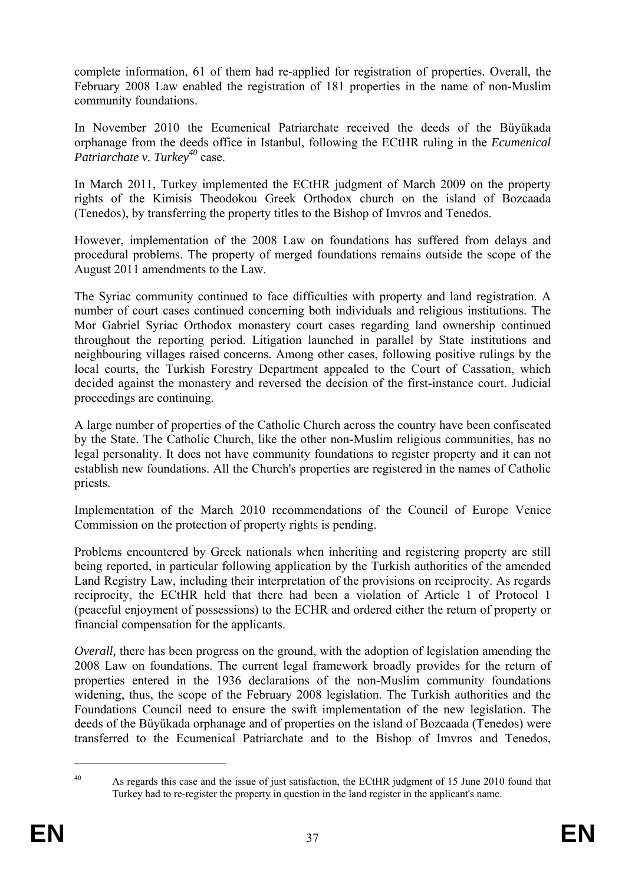complete information, 61 of them had re-applied for registration of properties. Overall, the February 2008 Law enabled the registration of 181 properties in the name of non-Muslim community foundations.

In November 2010 the Ecumenical Patriarchate received the deeds of the Büyükada orphanage from the deeds office in Istanbul, following the ECtHR ruling in the *Ecumenical Patriarchate v. Turkey*[40] case.

In March 2011, Turkey implemented the ECtHR judgment of March 2009 on the property rights of the Kimisis Theodokou Greek Orthodox church on the island of Bozcaada (Tenedos), by transferring the property titles to the Bishop of Imvros and Tenedos.

However, implementation of the 2008 Law on foundations has suffered from delays and procedural problems. The property of merged foundations remains outside the scope of the August 2011 amendments to the Law.

The Syriac community continued to face difficulties with property and land registration. A number of court cases continued concerning both individuals and religious institutions. The Mor Gabriel Syriac Orthodox monastery court cases regarding land ownership continued throughout the reporting period. Litigation launched in parallel by State institutions and neighbouring villages raised concerns. Among other cases, following positive rulings by the local courts, the Turkish Forestry Department appealed to the Court of Cassation, which decided against the monastery and reversed the decision of the first-instance court. Judicial proceedings are continuing.

A large number of properties of the Catholic Church across the country have been confiscated by the State. The Catholic Church, like the other non-Muslim religious communities, has no legal personality. It does not have community foundations to register property and it can not establish new foundations. All the Church's properties are registered in the names of Catholic priests.

Implementation of the March 2010 recommendations of the Council of Europe Venice Commission on the protection of property rights is pending.

Problems encountered by Greek nationals when inheriting and registering property are still being reported, in particular following application by the Turkish authorities of the amended Land Registry Law, including their interpretation of the provisions on reciprocity. As regards reciprocity, the ECtHR held that there had been a violation of Article 1 of Protocol 1 (peaceful enjoyment of possessions) to the ECHR and ordered either the return of property or financial compensation for the applicants.

*Overall,* there has been progress on the ground, with the adoption of legislation amending the 2008 Law on foundations. The current legal framework broadly provides for the return of properties entered in the 1936 declarations of the non-Muslim community foundations widening, thus, the scope of the February 2008 legislation. The Turkish authorities and the Foundations Council need to ensure the swift implementation of the new legislation. The deeds of the Büyükada orphanage and of properties on the island of Bozcaada (Tenedos) were transferred to the Ecumenical Patriarchate and to the Bishop of Imvros and Tenedos,

---

[40] As regards this case and the issue of just satisfaction, the ECtHR judgment of 15 June 2010 found that Turkey had to re-register the property in question in the land register in the applicant's name.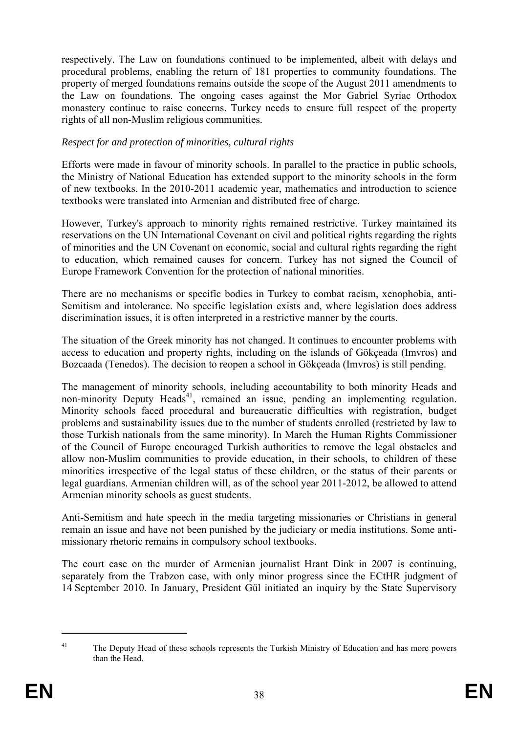respectively. The Law on foundations continued to be implemented, albeit with delays and procedural problems, enabling the return of 181 properties to community foundations. The property of merged foundations remains outside the scope of the August 2011 amendments to the Law on foundations. The ongoing cases against the Mor Gabriel Syriac Orthodox monastery continue to raise concerns. Turkey needs to ensure full respect of the property rights of all non-Muslim religious communities.

*Respect for and protection of minorities, cultural rights*

Efforts were made in favour of minority schools. In parallel to the practice in public schools, the Ministry of National Education has extended support to the minority schools in the form of new textbooks. In the 2010-2011 academic year, mathematics and introduction to science textbooks were translated into Armenian and distributed free of charge.

However, Turkey's approach to minority rights remained restrictive. Turkey maintained its reservations on the UN International Covenant on civil and political rights regarding the rights of minorities and the UN Covenant on economic, social and cultural rights regarding the right to education, which remained causes for concern. Turkey has not signed the Council of Europe Framework Convention for the protection of national minorities.

There are no mechanisms or specific bodies in Turkey to combat racism, xenophobia, anti-Semitism and intolerance. No specific legislation exists and, where legislation does address discrimination issues, it is often interpreted in a restrictive manner by the courts.

The situation of the Greek minority has not changed. It continues to encounter problems with access to education and property rights, including on the islands of Gökçeada (Imvros) and Bozcaada (Tenedos). The decision to reopen a school in Gökçeada (Imvros) is still pending.

The management of minority schools, including accountability to both minority Heads and non-minority Deputy Heads[41], remained an issue, pending an implementing regulation. Minority schools faced procedural and bureaucratic difficulties with registration, budget problems and sustainability issues due to the number of students enrolled (restricted by law to those Turkish nationals from the same minority). In March the Human Rights Commissioner of the Council of Europe encouraged Turkish authorities to remove the legal obstacles and allow non-Muslim communities to provide education, in their schools, to children of these minorities irrespective of the legal status of these children, or the status of their parents or legal guardians. Armenian children will, as of the school year 2011-2012, be allowed to attend Armenian minority schools as guest students.

Anti-Semitism and hate speech in the media targeting missionaries or Christians in general remain an issue and have not been punished by the judiciary or media institutions. Some anti-missionary rhetoric remains in compulsory school textbooks.

The court case on the murder of Armenian journalist Hrant Dink in 2007 is continuing, separately from the Trabzon case, with only minor progress since the ECtHR judgment of 14 September 2010. In January, President Gül initiated an inquiry by the State Supervisory

[41] The Deputy Head of these schools represents the Turkish Ministry of Education and has more powers than the Head.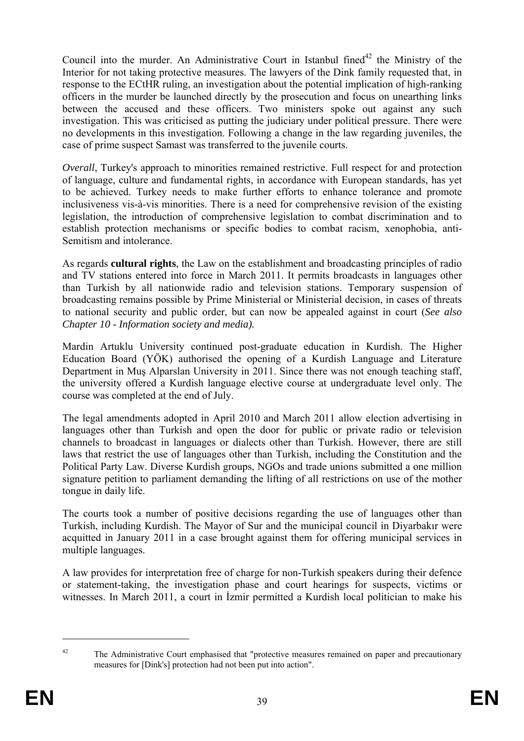Council into the murder. An Administrative Court in Istanbul fined[42] the Ministry of the Interior for not taking protective measures. The lawyers of the Dink family requested that, in response to the ECtHR ruling, an investigation about the potential implication of high-ranking officers in the murder be launched directly by the prosecution and focus on unearthing links between the accused and these officers. Two ministers spoke out against any such investigation. This was criticised as putting the judiciary under political pressure. There were no developments in this investigation. Following a change in the law regarding juveniles, the case of prime suspect Samast was transferred to the juvenile courts.

*Overall*, Turkey's approach to minorities remained restrictive. Full respect for and protection of language, culture and fundamental rights, in accordance with European standards, has yet to be achieved. Turkey needs to make further efforts to enhance tolerance and promote inclusiveness vis-à-vis minorities. There is a need for comprehensive revision of the existing legislation, the introduction of comprehensive legislation to combat discrimination and to establish protection mechanisms or specific bodies to combat racism, xenophobia, anti-Semitism and intolerance.

As regards **cultural rights**, the Law on the establishment and broadcasting principles of radio and TV stations entered into force in March 2011. It permits broadcasts in languages other than Turkish by all nationwide radio and television stations. Temporary suspension of broadcasting remains possible by Prime Ministerial or Ministerial decision, in cases of threats to national security and public order, but can now be appealed against in court (*See also Chapter 10 - Information society and media).*

Mardin Artuklu University continued post-graduate education in Kurdish. The Higher Education Board (YÖK) authorised the opening of a Kurdish Language and Literature Department in Muş Alparslan University in 2011. Since there was not enough teaching staff, the university offered a Kurdish language elective course at undergraduate level only. The course was completed at the end of July.

The legal amendments adopted in April 2010 and March 2011 allow election advertising in languages other than Turkish and open the door for public or private radio or television channels to broadcast in languages or dialects other than Turkish. However, there are still laws that restrict the use of languages other than Turkish, including the Constitution and the Political Party Law. Diverse Kurdish groups, NGOs and trade unions submitted a one million signature petition to parliament demanding the lifting of all restrictions on use of the mother tongue in daily life.

The courts took a number of positive decisions regarding the use of languages other than Turkish, including Kurdish. The Mayor of Sur and the municipal council in Diyarbakır were acquitted in January 2011 in a case brought against them for offering municipal services in multiple languages.

A law provides for interpretation free of charge for non-Turkish speakers during their defence or statement-taking, the investigation phase and court hearings for suspects, victims or witnesses. In March 2011, a court in İzmir permitted a Kurdish local politician to make his

[42] The Administrative Court emphasised that "protective measures remained on paper and precautionary measures for [Dink's] protection had not been put into action".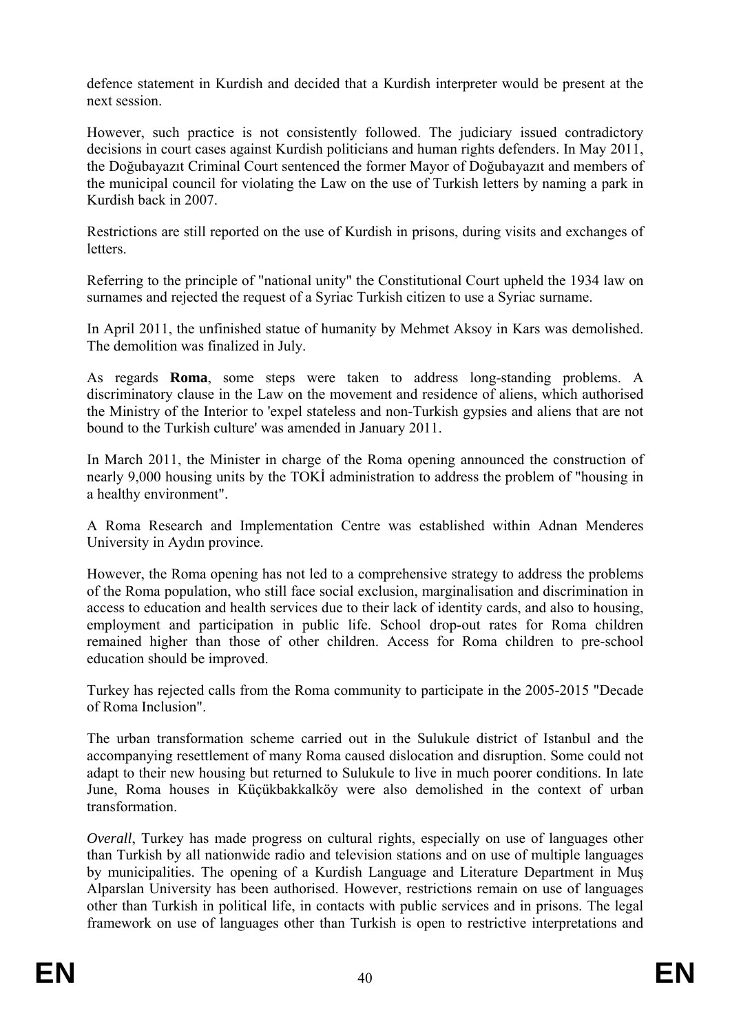defence statement in Kurdish and decided that a Kurdish interpreter would be present at the next session.

However, such practice is not consistently followed. The judiciary issued contradictory decisions in court cases against Kurdish politicians and human rights defenders. In May 2011, the Doğubayazıt Criminal Court sentenced the former Mayor of Doğubayazıt and members of the municipal council for violating the Law on the use of Turkish letters by naming a park in Kurdish back in 2007.

Restrictions are still reported on the use of Kurdish in prisons, during visits and exchanges of letters.

Referring to the principle of "national unity" the Constitutional Court upheld the 1934 law on surnames and rejected the request of a Syriac Turkish citizen to use a Syriac surname.

In April 2011, the unfinished statue of humanity by Mehmet Aksoy in Kars was demolished. The demolition was finalized in July.

As regards **Roma**, some steps were taken to address long-standing problems. A discriminatory clause in the Law on the movement and residence of aliens, which authorised the Ministry of the Interior to 'expel stateless and non-Turkish gypsies and aliens that are not bound to the Turkish culture' was amended in January 2011.

In March 2011, the Minister in charge of the Roma opening announced the construction of nearly 9,000 housing units by the TOKİ administration to address the problem of "housing in a healthy environment".

A Roma Research and Implementation Centre was established within Adnan Menderes University in Aydın province.

However, the Roma opening has not led to a comprehensive strategy to address the problems of the Roma population, who still face social exclusion, marginalisation and discrimination in access to education and health services due to their lack of identity cards, and also to housing, employment and participation in public life. School drop-out rates for Roma children remained higher than those of other children. Access for Roma children to pre-school education should be improved.

Turkey has rejected calls from the Roma community to participate in the 2005-2015 "Decade of Roma Inclusion".

The urban transformation scheme carried out in the Sulukule district of Istanbul and the accompanying resettlement of many Roma caused dislocation and disruption. Some could not adapt to their new housing but returned to Sulukule to live in much poorer conditions. In late June, Roma houses in Küçükbakkalköy were also demolished in the context of urban transformation.

*Overall*, Turkey has made progress on cultural rights, especially on use of languages other than Turkish by all nationwide radio and television stations and on use of multiple languages by municipalities. The opening of a Kurdish Language and Literature Department in Muş Alparslan University has been authorised. However, restrictions remain on use of languages other than Turkish in political life, in contacts with public services and in prisons. The legal framework on use of languages other than Turkish is open to restrictive interpretations and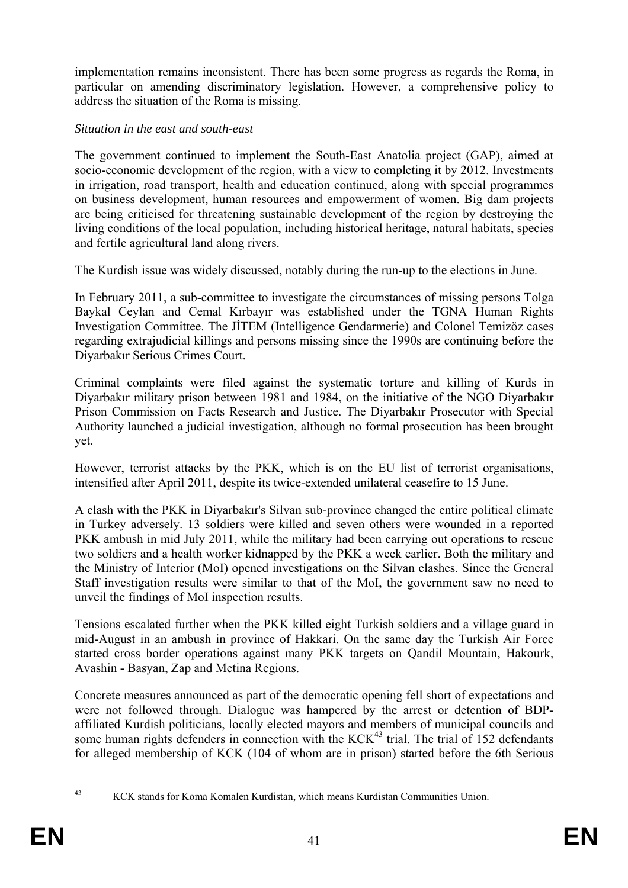implementation remains inconsistent. There has been some progress as regards the Roma, in particular on amending discriminatory legislation. However, a comprehensive policy to address the situation of the Roma is missing.

*Situation in the east and south-east*

The government continued to implement the South-East Anatolia project (GAP), aimed at socio-economic development of the region, with a view to completing it by 2012. Investments in irrigation, road transport, health and education continued, along with special programmes on business development, human resources and empowerment of women. Big dam projects are being criticised for threatening sustainable development of the region by destroying the living conditions of the local population, including historical heritage, natural habitats, species and fertile agricultural land along rivers.

The Kurdish issue was widely discussed, notably during the run-up to the elections in June.

In February 2011, a sub-committee to investigate the circumstances of missing persons Tolga Baykal Ceylan and Cemal Kırbayır was established under the TGNA Human Rights Investigation Committee. The JİTEM (Intelligence Gendarmerie) and Colonel Temizöz cases regarding extrajudicial killings and persons missing since the 1990s are continuing before the Diyarbakır Serious Crimes Court.

Criminal complaints were filed against the systematic torture and killing of Kurds in Diyarbakır military prison between 1981 and 1984, on the initiative of the NGO Diyarbakır Prison Commission on Facts Research and Justice. The Diyarbakır Prosecutor with Special Authority launched a judicial investigation, although no formal prosecution has been brought yet.

However, terrorist attacks by the PKK, which is on the EU list of terrorist organisations, intensified after April 2011, despite its twice-extended unilateral ceasefire to 15 June.

A clash with the PKK in Diyarbakır's Silvan sub-province changed the entire political climate in Turkey adversely. 13 soldiers were killed and seven others were wounded in a reported PKK ambush in mid July 2011, while the military had been carrying out operations to rescue two soldiers and a health worker kidnapped by the PKK a week earlier. Both the military and the Ministry of Interior (MoI) opened investigations on the Silvan clashes. Since the General Staff investigation results were similar to that of the MoI, the government saw no need to unveil the findings of MoI inspection results.

Tensions escalated further when the PKK killed eight Turkish soldiers and a village guard in mid-August in an ambush in province of Hakkari. On the same day the Turkish Air Force started cross border operations against many PKK targets on Qandil Mountain, Hakourk, Avashin - Basyan, Zap and Metina Regions.

Concrete measures announced as part of the democratic opening fell short of expectations and were not followed through. Dialogue was hampered by the arrest or detention of BDP-affiliated Kurdish politicians, locally elected mayors and members of municipal councils and some human rights defenders in connection with the KCK[43] trial. The trial of 152 defendants for alleged membership of KCK (104 of whom are in prison) started before the 6th Serious

[43] KCK stands for Koma Komalen Kurdistan, which means Kurdistan Communities Union.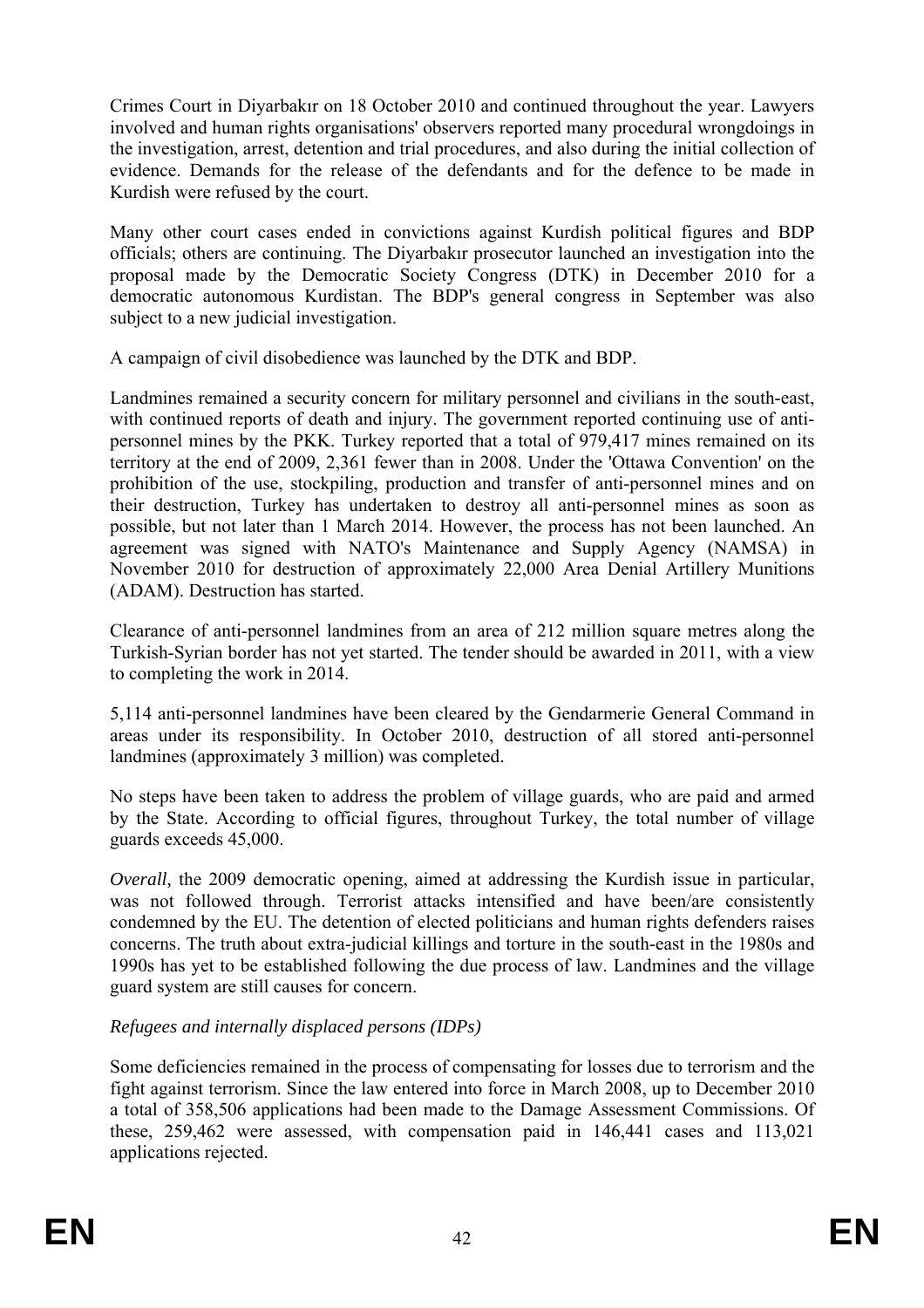Crimes Court in Diyarbakır on 18 October 2010 and continued throughout the year. Lawyers involved and human rights organisations' observers reported many procedural wrongdoings in the investigation, arrest, detention and trial procedures, and also during the initial collection of evidence. Demands for the release of the defendants and for the defence to be made in Kurdish were refused by the court.

Many other court cases ended in convictions against Kurdish political figures and BDP officials; others are continuing. The Diyarbakır prosecutor launched an investigation into the proposal made by the Democratic Society Congress (DTK) in December 2010 for a democratic autonomous Kurdistan. The BDP's general congress in September was also subject to a new judicial investigation.

A campaign of civil disobedience was launched by the DTK and BDP.

Landmines remained a security concern for military personnel and civilians in the south-east, with continued reports of death and injury. The government reported continuing use of anti-personnel mines by the PKK. Turkey reported that a total of 979,417 mines remained on its territory at the end of 2009, 2,361 fewer than in 2008. Under the 'Ottawa Convention' on the prohibition of the use, stockpiling, production and transfer of anti-personnel mines and on their destruction, Turkey has undertaken to destroy all anti-personnel mines as soon as possible, but not later than 1 March 2014. However, the process has not been launched. An agreement was signed with NATO's Maintenance and Supply Agency (NAMSA) in November 2010 for destruction of approximately 22,000 Area Denial Artillery Munitions (ADAM). Destruction has started.

Clearance of anti-personnel landmines from an area of 212 million square metres along the Turkish-Syrian border has not yet started. The tender should be awarded in 2011, with a view to completing the work in 2014.

5,114 anti-personnel landmines have been cleared by the Gendarmerie General Command in areas under its responsibility. In October 2010, destruction of all stored anti-personnel landmines (approximately 3 million) was completed.

No steps have been taken to address the problem of village guards, who are paid and armed by the State. According to official figures, throughout Turkey, the total number of village guards exceeds 45,000.

*Overall,* the 2009 democratic opening, aimed at addressing the Kurdish issue in particular, was not followed through. Terrorist attacks intensified and have been/are consistently condemned by the EU. The detention of elected politicians and human rights defenders raises concerns. The truth about extra-judicial killings and torture in the south-east in the 1980s and 1990s has yet to be established following the due process of law. Landmines and the village guard system are still causes for concern.

*Refugees and internally displaced persons (IDPs)*

Some deficiencies remained in the process of compensating for losses due to terrorism and the fight against terrorism. Since the law entered into force in March 2008, up to December 2010 a total of 358,506 applications had been made to the Damage Assessment Commissions. Of these, 259,462 were assessed, with compensation paid in 146,441 cases and 113,021 applications rejected.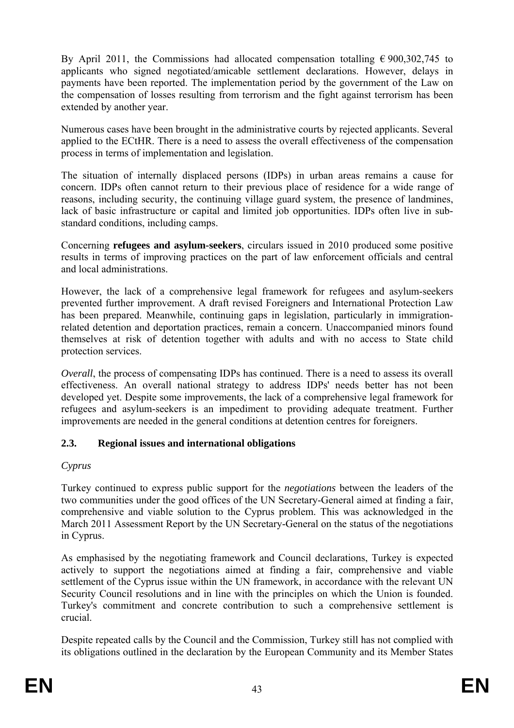By April 2011, the Commissions had allocated compensation totalling € 900,302,745 to applicants who signed negotiated/amicable settlement declarations. However, delays in payments have been reported. The implementation period by the government of the Law on the compensation of losses resulting from terrorism and the fight against terrorism has been extended by another year.

Numerous cases have been brought in the administrative courts by rejected applicants. Several applied to the ECtHR. There is a need to assess the overall effectiveness of the compensation process in terms of implementation and legislation.

The situation of internally displaced persons (IDPs) in urban areas remains a cause for concern. IDPs often cannot return to their previous place of residence for a wide range of reasons, including security, the continuing village guard system, the presence of landmines, lack of basic infrastructure or capital and limited job opportunities. IDPs often live in sub-standard conditions, including camps.

Concerning **refugees and asylum-seekers**, circulars issued in 2010 produced some positive results in terms of improving practices on the part of law enforcement officials and central and local administrations.

However, the lack of a comprehensive legal framework for refugees and asylum-seekers prevented further improvement. A draft revised Foreigners and International Protection Law has been prepared. Meanwhile, continuing gaps in legislation, particularly in immigration-related detention and deportation practices, remain a concern. Unaccompanied minors found themselves at risk of detention together with adults and with no access to State child protection services.

*Overall*, the process of compensating IDPs has continued. There is a need to assess its overall effectiveness. An overall national strategy to address IDPs' needs better has not been developed yet. Despite some improvements, the lack of a comprehensive legal framework for refugees and asylum-seekers is an impediment to providing adequate treatment. Further improvements are needed in the general conditions at detention centres for foreigners.

## 2.3. Regional issues and international obligations

*Cyprus*

Turkey continued to express public support for the *negotiations* between the leaders of the two communities under the good offices of the UN Secretary-General aimed at finding a fair, comprehensive and viable solution to the Cyprus problem. This was acknowledged in the March 2011 Assessment Report by the UN Secretary-General on the status of the negotiations in Cyprus.

As emphasised by the negotiating framework and Council declarations, Turkey is expected actively to support the negotiations aimed at finding a fair, comprehensive and viable settlement of the Cyprus issue within the UN framework, in accordance with the relevant UN Security Council resolutions and in line with the principles on which the Union is founded. Turkey's commitment and concrete contribution to such a comprehensive settlement is crucial.

Despite repeated calls by the Council and the Commission, Turkey still has not complied with its obligations outlined in the declaration by the European Community and its Member States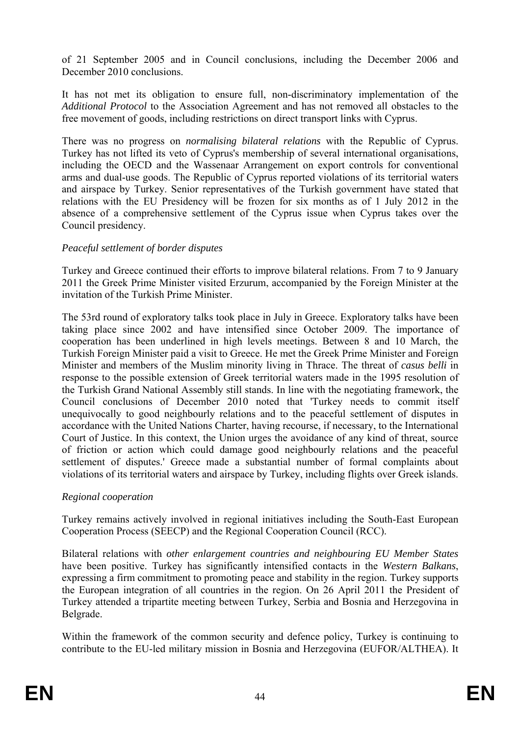of 21 September 2005 and in Council conclusions, including the December 2006 and December 2010 conclusions.

It has not met its obligation to ensure full, non-discriminatory implementation of the *Additional Protocol* to the Association Agreement and has not removed all obstacles to the free movement of goods, including restrictions on direct transport links with Cyprus.

There was no progress on *normalising bilateral relations* with the Republic of Cyprus. Turkey has not lifted its veto of Cyprus's membership of several international organisations, including the OECD and the Wassenaar Arrangement on export controls for conventional arms and dual-use goods. The Republic of Cyprus reported violations of its territorial waters and airspace by Turkey. Senior representatives of the Turkish government have stated that relations with the EU Presidency will be frozen for six months as of 1 July 2012 in the absence of a comprehensive settlement of the Cyprus issue when Cyprus takes over the Council presidency.

*Peaceful settlement of border disputes*

Turkey and Greece continued their efforts to improve bilateral relations. From 7 to 9 January 2011 the Greek Prime Minister visited Erzurum, accompanied by the Foreign Minister at the invitation of the Turkish Prime Minister.

The 53rd round of exploratory talks took place in July in Greece. Exploratory talks have been taking place since 2002 and have intensified since October 2009. The importance of cooperation has been underlined in high levels meetings. Between 8 and 10 March, the Turkish Foreign Minister paid a visit to Greece. He met the Greek Prime Minister and Foreign Minister and members of the Muslim minority living in Thrace. The threat of *casus belli* in response to the possible extension of Greek territorial waters made in the 1995 resolution of the Turkish Grand National Assembly still stands. In line with the negotiating framework, the Council conclusions of December 2010 noted that 'Turkey needs to commit itself unequivocally to good neighbourly relations and to the peaceful settlement of disputes in accordance with the United Nations Charter, having recourse, if necessary, to the International Court of Justice. In this context, the Union urges the avoidance of any kind of threat, source of friction or action which could damage good neighbourly relations and the peaceful settlement of disputes.' Greece made a substantial number of formal complaints about violations of its territorial waters and airspace by Turkey, including flights over Greek islands.

*Regional cooperation*

Turkey remains actively involved in regional initiatives including the South-East European Cooperation Process (SEECP) and the Regional Cooperation Council (RCC).

Bilateral relations with *other enlargement countries and neighbouring EU Member States* have been positive. Turkey has significantly intensified contacts in the *Western Balkans*, expressing a firm commitment to promoting peace and stability in the region. Turkey supports the European integration of all countries in the region. On 26 April 2011 the President of Turkey attended a tripartite meeting between Turkey, Serbia and Bosnia and Herzegovina in Belgrade.

Within the framework of the common security and defence policy, Turkey is continuing to contribute to the EU-led military mission in Bosnia and Herzegovina (EUFOR/ALTHEA). It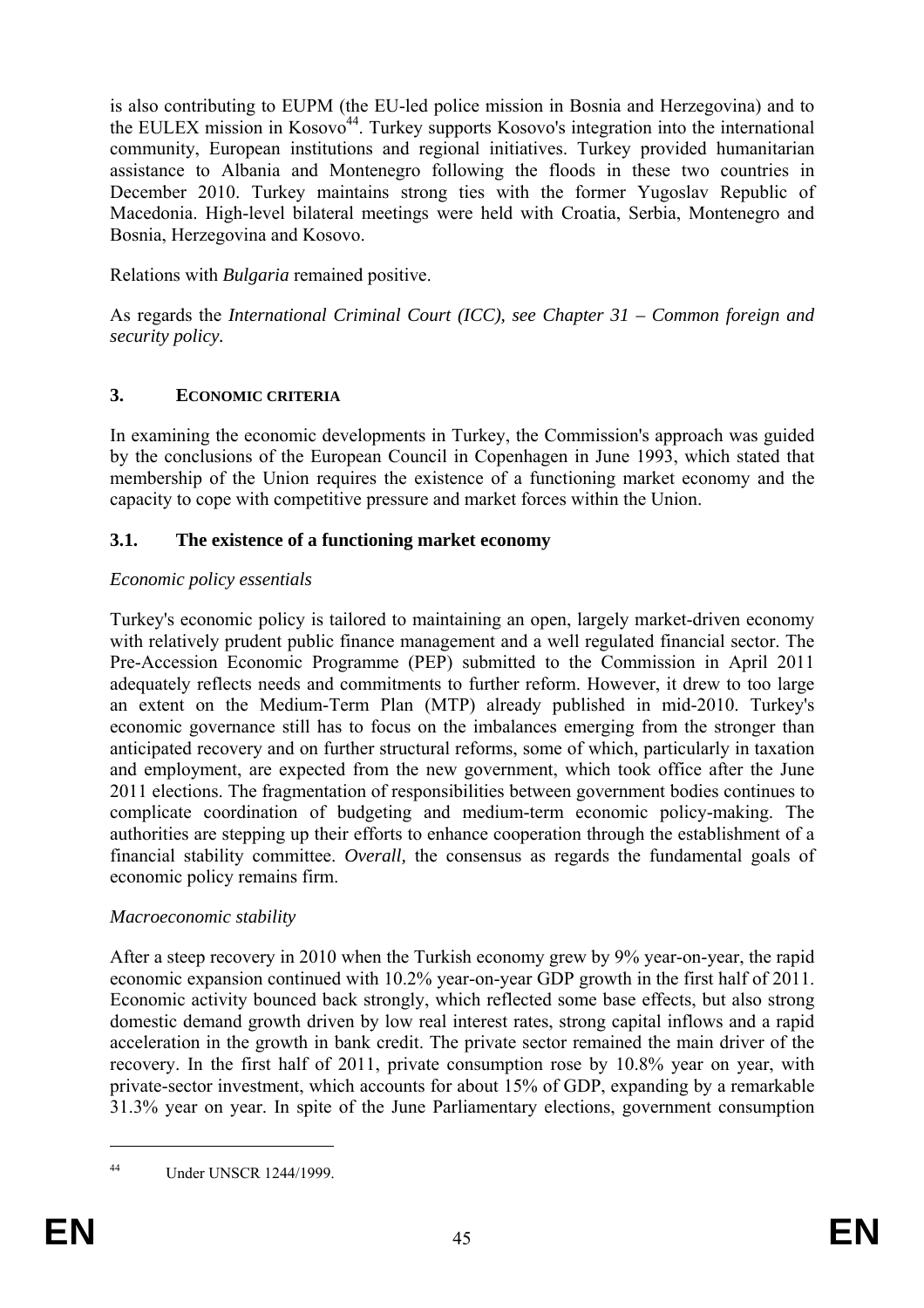is also contributing to EUPM (the EU-led police mission in Bosnia and Herzegovina) and to the EULEX mission in Kosovo[44]. Turkey supports Kosovo's integration into the international community, European institutions and regional initiatives. Turkey provided humanitarian assistance to Albania and Montenegro following the floods in these two countries in December 2010. Turkey maintains strong ties with the former Yugoslav Republic of Macedonia. High-level bilateral meetings were held with Croatia, Serbia, Montenegro and Bosnia, Herzegovina and Kosovo.

Relations with *Bulgaria* remained positive.

As regards the *International Criminal Court (ICC), see Chapter 31 – Common foreign and security policy.*

## 3. ECONOMIC CRITERIA

In examining the economic developments in Turkey, the Commission's approach was guided by the conclusions of the European Council in Copenhagen in June 1993, which stated that membership of the Union requires the existence of a functioning market economy and the capacity to cope with competitive pressure and market forces within the Union.

### 3.1. The existence of a functioning market economy

*Economic policy essentials*

Turkey's economic policy is tailored to maintaining an open, largely market-driven economy with relatively prudent public finance management and a well regulated financial sector. The Pre-Accession Economic Programme (PEP) submitted to the Commission in April 2011 adequately reflects needs and commitments to further reform. However, it drew to too large an extent on the Medium-Term Plan (MTP) already published in mid-2010. Turkey's economic governance still has to focus on the imbalances emerging from the stronger than anticipated recovery and on further structural reforms, some of which, particularly in taxation and employment, are expected from the new government, which took office after the June 2011 elections. The fragmentation of responsibilities between government bodies continues to complicate coordination of budgeting and medium-term economic policy-making. The authorities are stepping up their efforts to enhance cooperation through the establishment of a financial stability committee. *Overall,* the consensus as regards the fundamental goals of economic policy remains firm.

*Macroeconomic stability*

After a steep recovery in 2010 when the Turkish economy grew by 9% year-on-year, the rapid economic expansion continued with 10.2% year-on-year GDP growth in the first half of 2011. Economic activity bounced back strongly, which reflected some base effects, but also strong domestic demand growth driven by low real interest rates, strong capital inflows and a rapid acceleration in the growth in bank credit. The private sector remained the main driver of the recovery. In the first half of 2011, private consumption rose by 10.8% year on year, with private-sector investment, which accounts for about 15% of GDP, expanding by a remarkable 31.3% year on year. In spite of the June Parliamentary elections, government consumption

[44] Under UNSCR 1244/1999.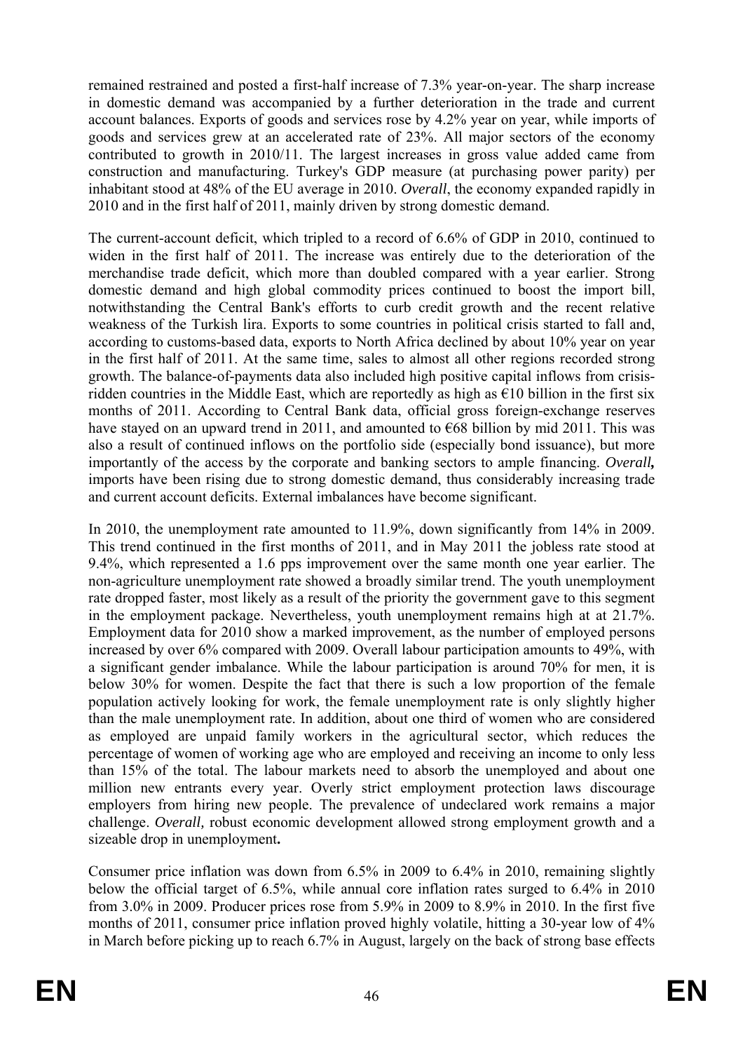remained restrained and posted a first-half increase of 7.3% year-on-year. The sharp increase in domestic demand was accompanied by a further deterioration in the trade and current account balances. Exports of goods and services rose by 4.2% year on year, while imports of goods and services grew at an accelerated rate of 23%. All major sectors of the economy contributed to growth in 2010/11. The largest increases in gross value added came from construction and manufacturing. Turkey's GDP measure (at purchasing power parity) per inhabitant stood at 48% of the EU average in 2010. *Overall*, the economy expanded rapidly in 2010 and in the first half of 2011, mainly driven by strong domestic demand.

The current-account deficit, which tripled to a record of 6.6% of GDP in 2010, continued to widen in the first half of 2011. The increase was entirely due to the deterioration of the merchandise trade deficit, which more than doubled compared with a year earlier. Strong domestic demand and high global commodity prices continued to boost the import bill, notwithstanding the Central Bank's efforts to curb credit growth and the recent relative weakness of the Turkish lira. Exports to some countries in political crisis started to fall and, according to customs-based data, exports to North Africa declined by about 10% year on year in the first half of 2011. At the same time, sales to almost all other regions recorded strong growth. The balance-of-payments data also included high positive capital inflows from crisis-ridden countries in the Middle East, which are reportedly as high as €10 billion in the first six months of 2011. According to Central Bank data, official gross foreign-exchange reserves have stayed on an upward trend in 2011, and amounted to €68 billion by mid 2011. This was also a result of continued inflows on the portfolio side (especially bond issuance), but more importantly of the access by the corporate and banking sectors to ample financing. ***Overall,*** imports have been rising due to strong domestic demand, thus considerably increasing trade and current account deficits. External imbalances have become significant.

In 2010, the unemployment rate amounted to 11.9%, down significantly from 14% in 2009. This trend continued in the first months of 2011, and in May 2011 the jobless rate stood at 9.4%, which represented a 1.6 pps improvement over the same month one year earlier. The non-agriculture unemployment rate showed a broadly similar trend. The youth unemployment rate dropped faster, most likely as a result of the priority the government gave to this segment in the employment package. Nevertheless, youth unemployment remains high at at 21.7%. Employment data for 2010 show a marked improvement, as the number of employed persons increased by over 6% compared with 2009. Overall labour participation amounts to 49%, with a significant gender imbalance. While the labour participation is around 70% for men, it is below 30% for women. Despite the fact that there is such a low proportion of the female population actively looking for work, the female unemployment rate is only slightly higher than the male unemployment rate. In addition, about one third of women who are considered as employed are unpaid family workers in the agricultural sector, which reduces the percentage of women of working age who are employed and receiving an income to only less than 15% of the total. The labour markets need to absorb the unemployed and about one million new entrants every year. Overly strict employment protection laws discourage employers from hiring new people. The prevalence of undeclared work remains a major challenge. *Overall,* robust economic development allowed strong employment growth and a sizeable drop in unemployment**.**

Consumer price inflation was down from 6.5% in 2009 to 6.4% in 2010, remaining slightly below the official target of 6.5%, while annual core inflation rates surged to 6.4% in 2010 from 3.0% in 2009. Producer prices rose from 5.9% in 2009 to 8.9% in 2010. In the first five months of 2011, consumer price inflation proved highly volatile, hitting a 30-year low of 4% in March before picking up to reach 6.7% in August, largely on the back of strong base effects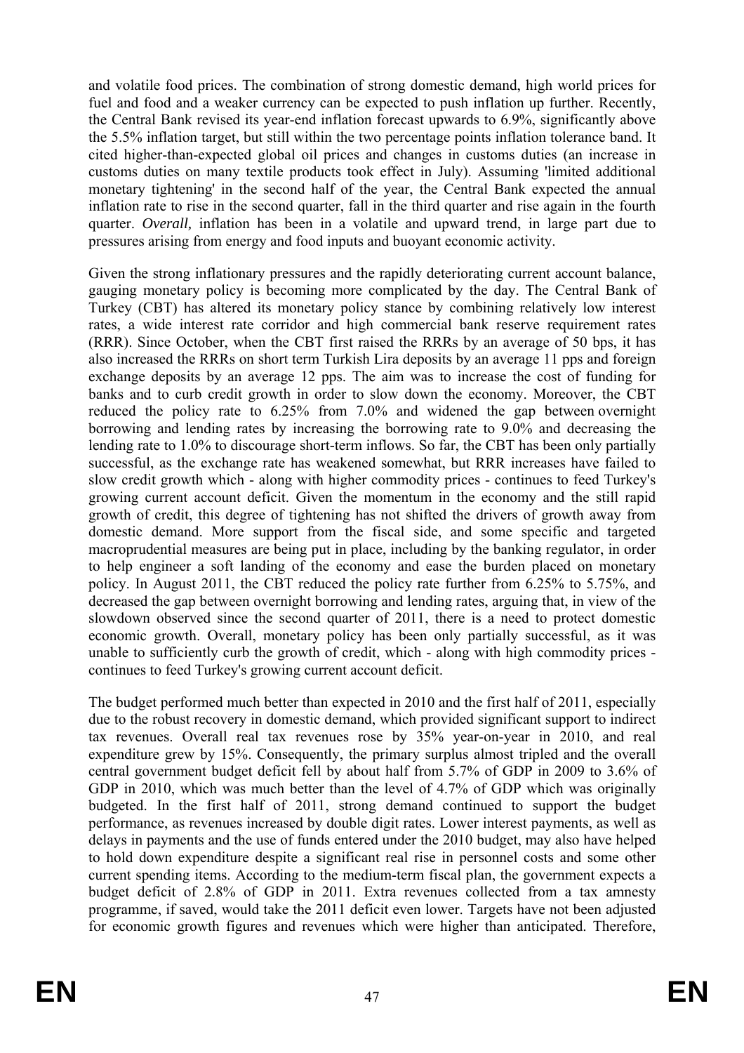and volatile food prices. The combination of strong domestic demand, high world prices for fuel and food and a weaker currency can be expected to push inflation up further. Recently, the Central Bank revised its year-end inflation forecast upwards to 6.9%, significantly above the 5.5% inflation target, but still within the two percentage points inflation tolerance band. It cited higher-than-expected global oil prices and changes in customs duties (an increase in customs duties on many textile products took effect in July). Assuming 'limited additional monetary tightening' in the second half of the year, the Central Bank expected the annual inflation rate to rise in the second quarter, fall in the third quarter and rise again in the fourth quarter. *Overall,* inflation has been in a volatile and upward trend, in large part due to pressures arising from energy and food inputs and buoyant economic activity.

Given the strong inflationary pressures and the rapidly deteriorating current account balance, gauging monetary policy is becoming more complicated by the day. The Central Bank of Turkey (CBT) has altered its monetary policy stance by combining relatively low interest rates, a wide interest rate corridor and high commercial bank reserve requirement rates (RRR). Since October, when the CBT first raised the RRRs by an average of 50 bps, it has also increased the RRRs on short term Turkish Lira deposits by an average 11 pps and foreign exchange deposits by an average 12 pps. The aim was to increase the cost of funding for banks and to curb credit growth in order to slow down the economy. Moreover, the CBT reduced the policy rate to 6.25% from 7.0% and widened the gap between overnight borrowing and lending rates by increasing the borrowing rate to 9.0% and decreasing the lending rate to 1.0% to discourage short-term inflows. So far, the CBT has been only partially successful, as the exchange rate has weakened somewhat, but RRR increases have failed to slow credit growth which - along with higher commodity prices - continues to feed Turkey's growing current account deficit. Given the momentum in the economy and the still rapid growth of credit, this degree of tightening has not shifted the drivers of growth away from domestic demand. More support from the fiscal side, and some specific and targeted macroprudential measures are being put in place, including by the banking regulator, in order to help engineer a soft landing of the economy and ease the burden placed on monetary policy. In August 2011, the CBT reduced the policy rate further from 6.25% to 5.75%, and decreased the gap between overnight borrowing and lending rates, arguing that, in view of the slowdown observed since the second quarter of 2011, there is a need to protect domestic economic growth. Overall, monetary policy has been only partially successful, as it was unable to sufficiently curb the growth of credit, which - along with high commodity prices - continues to feed Turkey's growing current account deficit.

The budget performed much better than expected in 2010 and the first half of 2011, especially due to the robust recovery in domestic demand, which provided significant support to indirect tax revenues. Overall real tax revenues rose by 35% year-on-year in 2010, and real expenditure grew by 15%. Consequently, the primary surplus almost tripled and the overall central government budget deficit fell by about half from 5.7% of GDP in 2009 to 3.6% of GDP in 2010, which was much better than the level of 4.7% of GDP which was originally budgeted. In the first half of 2011, strong demand continued to support the budget performance, as revenues increased by double digit rates. Lower interest payments, as well as delays in payments and the use of funds entered under the 2010 budget, may also have helped to hold down expenditure despite a significant real rise in personnel costs and some other current spending items. According to the medium-term fiscal plan, the government expects a budget deficit of 2.8% of GDP in 2011. Extra revenues collected from a tax amnesty programme, if saved, would take the 2011 deficit even lower. Targets have not been adjusted for economic growth figures and revenues which were higher than anticipated. Therefore,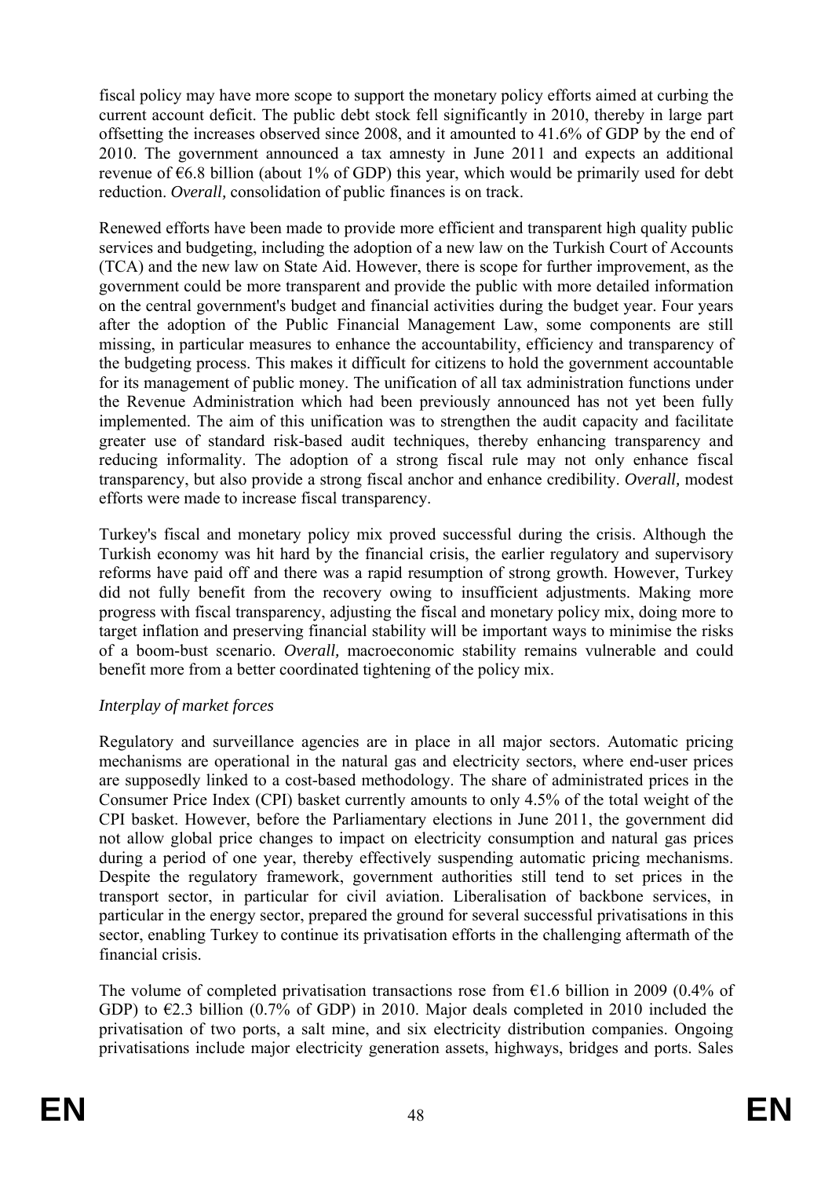fiscal policy may have more scope to support the monetary policy efforts aimed at curbing the current account deficit. The public debt stock fell significantly in 2010, thereby in large part offsetting the increases observed since 2008, and it amounted to 41.6% of GDP by the end of 2010. The government announced a tax amnesty in June 2011 and expects an additional revenue of €6.8 billion (about 1% of GDP) this year, which would be primarily used for debt reduction. *Overall,* consolidation of public finances is on track.

Renewed efforts have been made to provide more efficient and transparent high quality public services and budgeting, including the adoption of a new law on the Turkish Court of Accounts (TCA) and the new law on State Aid. However, there is scope for further improvement, as the government could be more transparent and provide the public with more detailed information on the central government's budget and financial activities during the budget year. Four years after the adoption of the Public Financial Management Law, some components are still missing, in particular measures to enhance the accountability, efficiency and transparency of the budgeting process. This makes it difficult for citizens to hold the government accountable for its management of public money. The unification of all tax administration functions under the Revenue Administration which had been previously announced has not yet been fully implemented. The aim of this unification was to strengthen the audit capacity and facilitate greater use of standard risk-based audit techniques, thereby enhancing transparency and reducing informality. The adoption of a strong fiscal rule may not only enhance fiscal transparency, but also provide a strong fiscal anchor and enhance credibility. *Overall,* modest efforts were made to increase fiscal transparency.

Turkey's fiscal and monetary policy mix proved successful during the crisis. Although the Turkish economy was hit hard by the financial crisis, the earlier regulatory and supervisory reforms have paid off and there was a rapid resumption of strong growth. However, Turkey did not fully benefit from the recovery owing to insufficient adjustments. Making more progress with fiscal transparency, adjusting the fiscal and monetary policy mix, doing more to target inflation and preserving financial stability will be important ways to minimise the risks of a boom-bust scenario. *Overall,* macroeconomic stability remains vulnerable and could benefit more from a better coordinated tightening of the policy mix.

*Interplay of market forces*

Regulatory and surveillance agencies are in place in all major sectors. Automatic pricing mechanisms are operational in the natural gas and electricity sectors, where end-user prices are supposedly linked to a cost-based methodology. The share of administrated prices in the Consumer Price Index (CPI) basket currently amounts to only 4.5% of the total weight of the CPI basket. However, before the Parliamentary elections in June 2011, the government did not allow global price changes to impact on electricity consumption and natural gas prices during a period of one year, thereby effectively suspending automatic pricing mechanisms. Despite the regulatory framework, government authorities still tend to set prices in the transport sector, in particular for civil aviation. Liberalisation of backbone services, in particular in the energy sector, prepared the ground for several successful privatisations in this sector, enabling Turkey to continue its privatisation efforts in the challenging aftermath of the financial crisis.

The volume of completed privatisation transactions rose from €1.6 billion in 2009 (0.4% of GDP) to €2.3 billion (0.7% of GDP) in 2010. Major deals completed in 2010 included the privatisation of two ports, a salt mine, and six electricity distribution companies. Ongoing privatisations include major electricity generation assets, highways, bridges and ports. Sales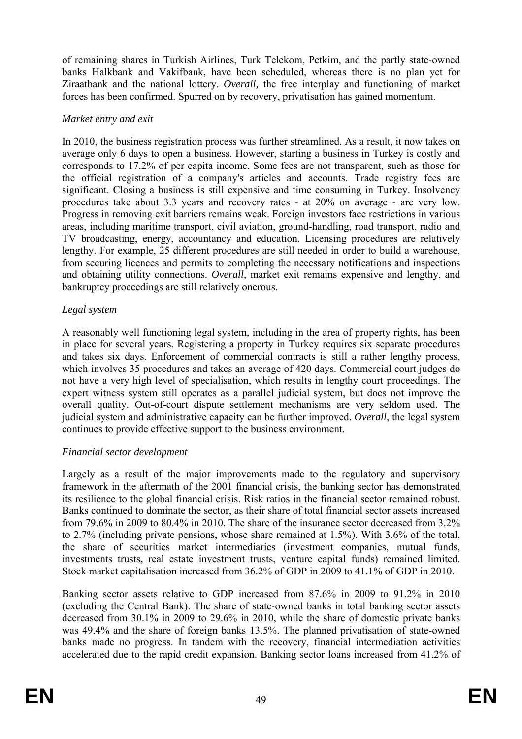of remaining shares in Turkish Airlines, Turk Telekom, Petkim, and the partly state-owned banks Halkbank and Vakifbank, have been scheduled, whereas there is no plan yet for Ziraatbank and the national lottery. *Overall,* the free interplay and functioning of market forces has been confirmed. Spurred on by recovery, privatisation has gained momentum.

*Market entry and exit*

In 2010, the business registration process was further streamlined. As a result, it now takes on average only 6 days to open a business. However, starting a business in Turkey is costly and corresponds to 17.2% of per capita income. Some fees are not transparent, such as those for the official registration of a company's articles and accounts. Trade registry fees are significant. Closing a business is still expensive and time consuming in Turkey. Insolvency procedures take about 3.3 years and recovery rates - at 20% on average - are very low. Progress in removing exit barriers remains weak. Foreign investors face restrictions in various areas, including maritime transport, civil aviation, ground-handling, road transport, radio and TV broadcasting, energy, accountancy and education. Licensing procedures are relatively lengthy. For example, 25 different procedures are still needed in order to build a warehouse, from securing licences and permits to completing the necessary notifications and inspections and obtaining utility connections. *Overall,* market exit remains expensive and lengthy, and bankruptcy proceedings are still relatively onerous.

*Legal system*

A reasonably well functioning legal system, including in the area of property rights, has been in place for several years. Registering a property in Turkey requires six separate procedures and takes six days. Enforcement of commercial contracts is still a rather lengthy process, which involves 35 procedures and takes an average of 420 days. Commercial court judges do not have a very high level of specialisation, which results in lengthy court proceedings. The expert witness system still operates as a parallel judicial system, but does not improve the overall quality. Out-of-court dispute settlement mechanisms are very seldom used. The judicial system and administrative capacity can be further improved. *Overall*, the legal system continues to provide effective support to the business environment.

*Financial sector development*

Largely as a result of the major improvements made to the regulatory and supervisory framework in the aftermath of the 2001 financial crisis, the banking sector has demonstrated its resilience to the global financial crisis. Risk ratios in the financial sector remained robust. Banks continued to dominate the sector, as their share of total financial sector assets increased from 79.6% in 2009 to 80.4% in 2010. The share of the insurance sector decreased from 3.2% to 2.7% (including private pensions, whose share remained at 1.5%). With 3.6% of the total, the share of securities market intermediaries (investment companies, mutual funds, investments trusts, real estate investment trusts, venture capital funds) remained limited. Stock market capitalisation increased from 36.2% of GDP in 2009 to 41.1% of GDP in 2010.

Banking sector assets relative to GDP increased from 87.6% in 2009 to 91.2% in 2010 (excluding the Central Bank). The share of state-owned banks in total banking sector assets decreased from 30.1% in 2009 to 29.6% in 2010, while the share of domestic private banks was 49.4% and the share of foreign banks 13.5%. The planned privatisation of state-owned banks made no progress. In tandem with the recovery, financial intermediation activities accelerated due to the rapid credit expansion. Banking sector loans increased from 41.2% of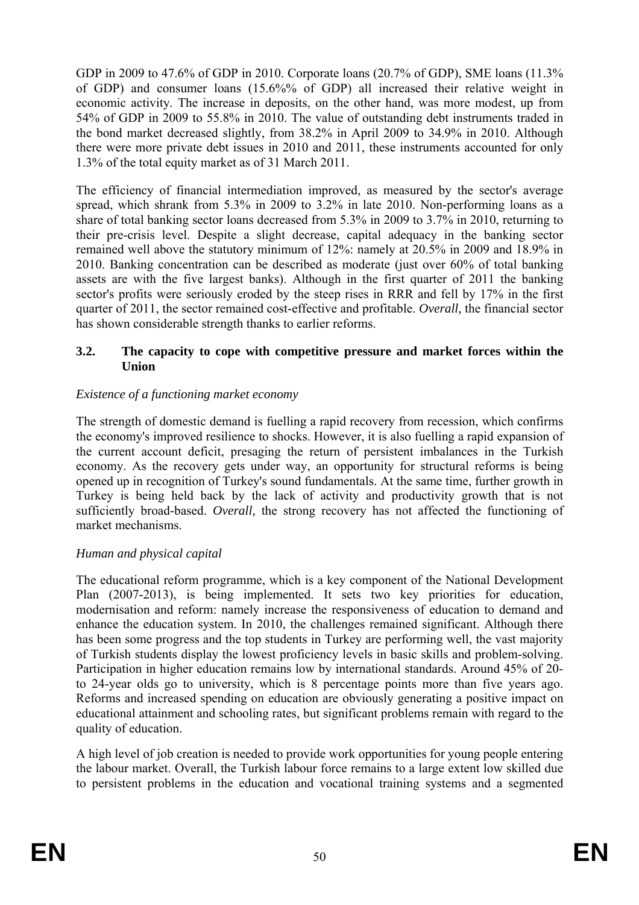GDP in 2009 to 47.6% of GDP in 2010. Corporate loans (20.7% of GDP), SME loans (11.3% of GDP) and consumer loans (15.6%% of GDP) all increased their relative weight in economic activity. The increase in deposits, on the other hand, was more modest, up from 54% of GDP in 2009 to 55.8% in 2010. The value of outstanding debt instruments traded in the bond market decreased slightly, from 38.2% in April 2009 to 34.9% in 2010. Although there were more private debt issues in 2010 and 2011, these instruments accounted for only 1.3% of the total equity market as of 31 March 2011.

The efficiency of financial intermediation improved, as measured by the sector's average spread, which shrank from 5.3% in 2009 to 3.2% in late 2010. Non-performing loans as a share of total banking sector loans decreased from 5.3% in 2009 to 3.7% in 2010, returning to their pre-crisis level. Despite a slight decrease, capital adequacy in the banking sector remained well above the statutory minimum of 12%: namely at 20.5% in 2009 and 18.9% in 2010. Banking concentration can be described as moderate (just over 60% of total banking assets are with the five largest banks). Although in the first quarter of 2011 the banking sector's profits were seriously eroded by the steep rises in RRR and fell by 17% in the first quarter of 2011, the sector remained cost-effective and profitable. *Overall,* the financial sector has shown considerable strength thanks to earlier reforms.

### 3.2. The capacity to cope with competitive pressure and market forces within the Union

*Existence of a functioning market economy*

The strength of domestic demand is fuelling a rapid recovery from recession, which confirms the economy's improved resilience to shocks. However, it is also fuelling a rapid expansion of the current account deficit, presaging the return of persistent imbalances in the Turkish economy. As the recovery gets under way, an opportunity for structural reforms is being opened up in recognition of Turkey's sound fundamentals. At the same time, further growth in Turkey is being held back by the lack of activity and productivity growth that is not sufficiently broad-based. *Overall,* the strong recovery has not affected the functioning of market mechanisms.

*Human and physical capital*

The educational reform programme, which is a key component of the National Development Plan (2007-2013), is being implemented. It sets two key priorities for education, modernisation and reform: namely increase the responsiveness of education to demand and enhance the education system. In 2010, the challenges remained significant. Although there has been some progress and the top students in Turkey are performing well, the vast majority of Turkish students display the lowest proficiency levels in basic skills and problem-solving. Participation in higher education remains low by international standards. Around 45% of 20- to 24-year olds go to university, which is 8 percentage points more than five years ago. Reforms and increased spending on education are obviously generating a positive impact on educational attainment and schooling rates, but significant problems remain with regard to the quality of education.

A high level of job creation is needed to provide work opportunities for young people entering the labour market. Overall, the Turkish labour force remains to a large extent low skilled due to persistent problems in the education and vocational training systems and a segmented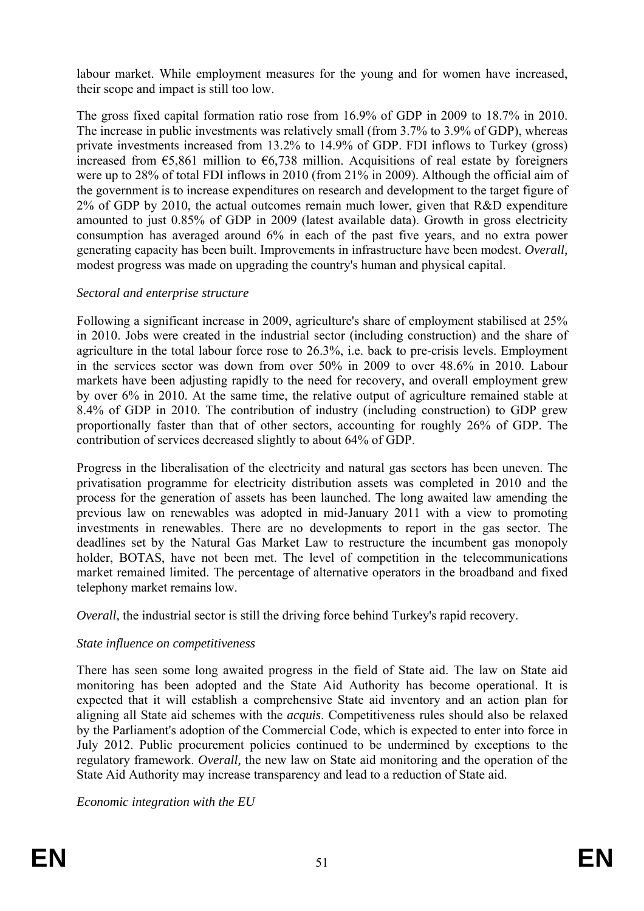labour market. While employment measures for the young and for women have increased, their scope and impact is still too low.

The gross fixed capital formation ratio rose from 16.9% of GDP in 2009 to 18.7% in 2010. The increase in public investments was relatively small (from 3.7% to 3.9% of GDP), whereas private investments increased from 13.2% to 14.9% of GDP. FDI inflows to Turkey (gross) increased from €5,861 million to €6,738 million. Acquisitions of real estate by foreigners were up to 28% of total FDI inflows in 2010 (from 21% in 2009). Although the official aim of the government is to increase expenditures on research and development to the target figure of 2% of GDP by 2010, the actual outcomes remain much lower, given that R&D expenditure amounted to just 0.85% of GDP in 2009 (latest available data). Growth in gross electricity consumption has averaged around 6% in each of the past five years, and no extra power generating capacity has been built. Improvements in infrastructure have been modest. *Overall,* modest progress was made on upgrading the country's human and physical capital.

*Sectoral and enterprise structure*

Following a significant increase in 2009, agriculture's share of employment stabilised at 25% in 2010. Jobs were created in the industrial sector (including construction) and the share of agriculture in the total labour force rose to 26.3%, i.e. back to pre-crisis levels. Employment in the services sector was down from over 50% in 2009 to over 48.6% in 2010. Labour markets have been adjusting rapidly to the need for recovery, and overall employment grew by over 6% in 2010. At the same time, the relative output of agriculture remained stable at 8.4% of GDP in 2010. The contribution of industry (including construction) to GDP grew proportionally faster than that of other sectors, accounting for roughly 26% of GDP. The contribution of services decreased slightly to about 64% of GDP.

Progress in the liberalisation of the electricity and natural gas sectors has been uneven. The privatisation programme for electricity distribution assets was completed in 2010 and the process for the generation of assets has been launched. The long awaited law amending the previous law on renewables was adopted in mid-January 2011 with a view to promoting investments in renewables. There are no developments to report in the gas sector. The deadlines set by the Natural Gas Market Law to restructure the incumbent gas monopoly holder, BOTAS, have not been met. The level of competition in the telecommunications market remained limited. The percentage of alternative operators in the broadband and fixed telephony market remains low.

*Overall,* the industrial sector is still the driving force behind Turkey's rapid recovery.

*State influence on competitiveness*

There has seen some long awaited progress in the field of State aid. The law on State aid monitoring has been adopted and the State Aid Authority has become operational. It is expected that it will establish a comprehensive State aid inventory and an action plan for aligning all State aid schemes with the *acquis*. Competitiveness rules should also be relaxed by the Parliament's adoption of the Commercial Code, which is expected to enter into force in July 2012. Public procurement policies continued to be undermined by exceptions to the regulatory framework. *Overall,* the new law on State aid monitoring and the operation of the State Aid Authority may increase transparency and lead to a reduction of State aid.

*Economic integration with the EU*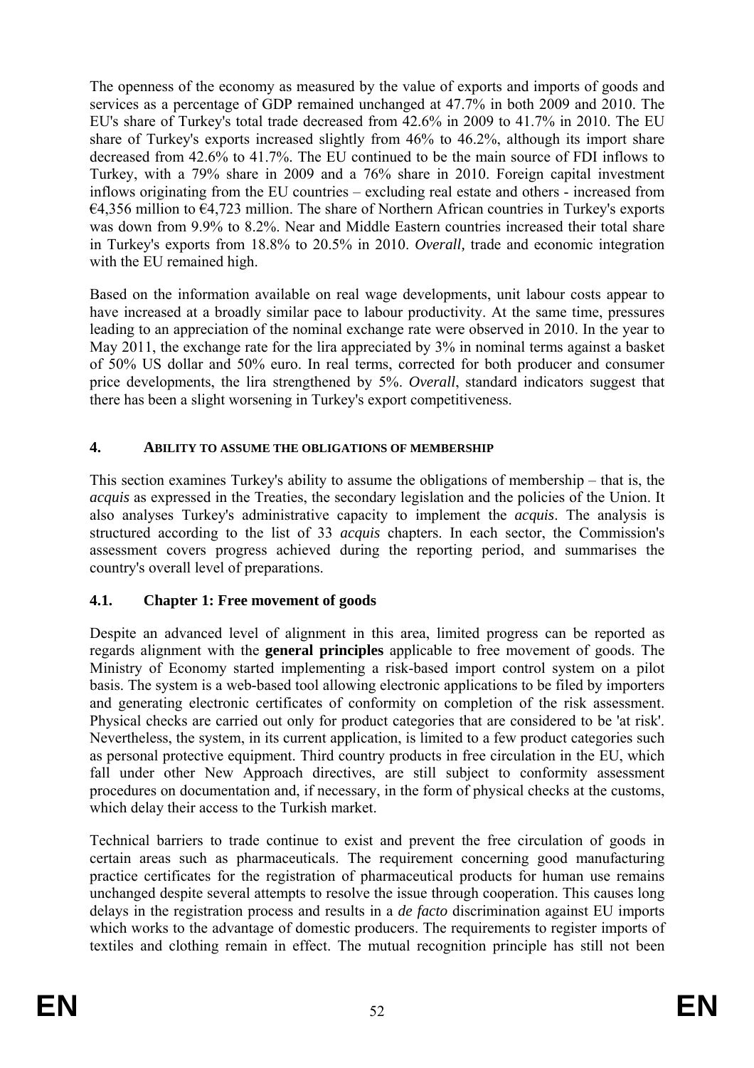The openness of the economy as measured by the value of exports and imports of goods and services as a percentage of GDP remained unchanged at 47.7% in both 2009 and 2010. The EU's share of Turkey's total trade decreased from 42.6% in 2009 to 41.7% in 2010. The EU share of Turkey's exports increased slightly from 46% to 46.2%, although its import share decreased from 42.6% to 41.7%. The EU continued to be the main source of FDI inflows to Turkey, with a 79% share in 2009 and a 76% share in 2010. Foreign capital investment inflows originating from the EU countries – excluding real estate and others - increased from €4,356 million to €4,723 million. The share of Northern African countries in Turkey's exports was down from 9.9% to 8.2%. Near and Middle Eastern countries increased their total share in Turkey's exports from 18.8% to 20.5% in 2010. *Overall,* trade and economic integration with the EU remained high.

Based on the information available on real wage developments, unit labour costs appear to have increased at a broadly similar pace to labour productivity. At the same time, pressures leading to an appreciation of the nominal exchange rate were observed in 2010. In the year to May 2011, the exchange rate for the lira appreciated by 3% in nominal terms against a basket of 50% US dollar and 50% euro. In real terms, corrected for both producer and consumer price developments, the lira strengthened by 5%. *Overall*, standard indicators suggest that there has been a slight worsening in Turkey's export competitiveness.

## 4. ABILITY TO ASSUME THE OBLIGATIONS OF MEMBERSHIP

This section examines Turkey's ability to assume the obligations of membership – that is, the *acquis* as expressed in the Treaties, the secondary legislation and the policies of the Union. It also analyses Turkey's administrative capacity to implement the *acquis*. The analysis is structured according to the list of 33 *acquis* chapters. In each sector, the Commission's assessment covers progress achieved during the reporting period, and summarises the country's overall level of preparations.

### 4.1. Chapter 1: Free movement of goods

Despite an advanced level of alignment in this area, limited progress can be reported as regards alignment with the **general principles** applicable to free movement of goods. The Ministry of Economy started implementing a risk-based import control system on a pilot basis. The system is a web-based tool allowing electronic applications to be filed by importers and generating electronic certificates of conformity on completion of the risk assessment. Physical checks are carried out only for product categories that are considered to be 'at risk'. Nevertheless, the system, in its current application, is limited to a few product categories such as personal protective equipment. Third country products in free circulation in the EU, which fall under other New Approach directives, are still subject to conformity assessment procedures on documentation and, if necessary, in the form of physical checks at the customs, which delay their access to the Turkish market.

Technical barriers to trade continue to exist and prevent the free circulation of goods in certain areas such as pharmaceuticals. The requirement concerning good manufacturing practice certificates for the registration of pharmaceutical products for human use remains unchanged despite several attempts to resolve the issue through cooperation. This causes long delays in the registration process and results in a *de facto* discrimination against EU imports which works to the advantage of domestic producers. The requirements to register imports of textiles and clothing remain in effect. The mutual recognition principle has still not been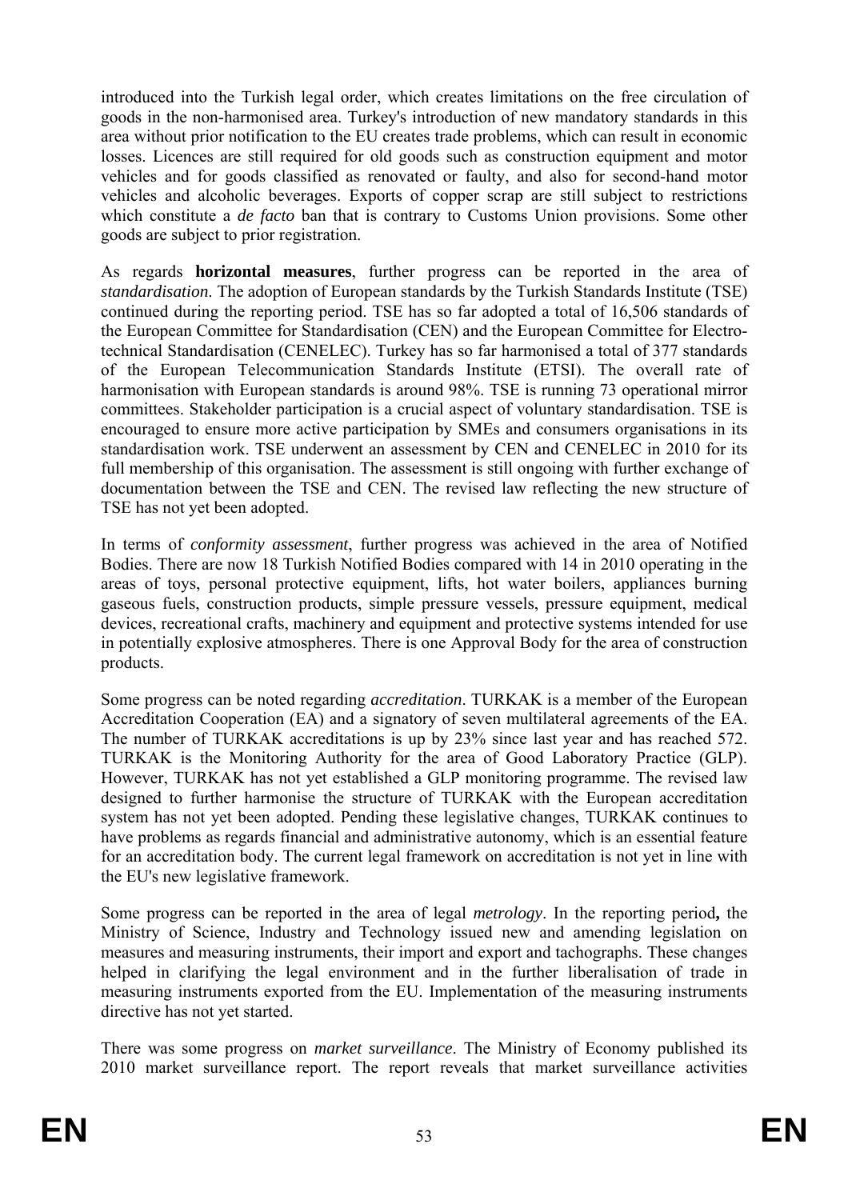introduced into the Turkish legal order, which creates limitations on the free circulation of goods in the non-harmonised area. Turkey's introduction of new mandatory standards in this area without prior notification to the EU creates trade problems, which can result in economic losses. Licences are still required for old goods such as construction equipment and motor vehicles and for goods classified as renovated or faulty, and also for second-hand motor vehicles and alcoholic beverages. Exports of copper scrap are still subject to restrictions which constitute a *de facto* ban that is contrary to Customs Union provisions. Some other goods are subject to prior registration.

As regards **horizontal measures**, further progress can be reported in the area of *standardisation*. The adoption of European standards by the Turkish Standards Institute (TSE) continued during the reporting period. TSE has so far adopted a total of 16,506 standards of the European Committee for Standardisation (CEN) and the European Committee for Electro-technical Standardisation (CENELEC). Turkey has so far harmonised a total of 377 standards of the European Telecommunication Standards Institute (ETSI). The overall rate of harmonisation with European standards is around 98%. TSE is running 73 operational mirror committees. Stakeholder participation is a crucial aspect of voluntary standardisation. TSE is encouraged to ensure more active participation by SMEs and consumers organisations in its standardisation work. TSE underwent an assessment by CEN and CENELEC in 2010 for its full membership of this organisation. The assessment is still ongoing with further exchange of documentation between the TSE and CEN. The revised law reflecting the new structure of TSE has not yet been adopted.

In terms of *conformity assessment*, further progress was achieved in the area of Notified Bodies. There are now 18 Turkish Notified Bodies compared with 14 in 2010 operating in the areas of toys, personal protective equipment, lifts, hot water boilers, appliances burning gaseous fuels, construction products, simple pressure vessels, pressure equipment, medical devices, recreational crafts, machinery and equipment and protective systems intended for use in potentially explosive atmospheres. There is one Approval Body for the area of construction products.

Some progress can be noted regarding *accreditation*. TURKAK is a member of the European Accreditation Cooperation (EA) and a signatory of seven multilateral agreements of the EA. The number of TURKAK accreditations is up by 23% since last year and has reached 572. TURKAK is the Monitoring Authority for the area of Good Laboratory Practice (GLP). However, TURKAK has not yet established a GLP monitoring programme. The revised law designed to further harmonise the structure of TURKAK with the European accreditation system has not yet been adopted. Pending these legislative changes, TURKAK continues to have problems as regards financial and administrative autonomy, which is an essential feature for an accreditation body. The current legal framework on accreditation is not yet in line with the EU's new legislative framework.

Some progress can be reported in the area of legal *metrology*. In the reporting period**,** the Ministry of Science, Industry and Technology issued new and amending legislation on measures and measuring instruments, their import and export and tachographs. These changes helped in clarifying the legal environment and in the further liberalisation of trade in measuring instruments exported from the EU. Implementation of the measuring instruments directive has not yet started.

There was some progress on *market surveillance*. The Ministry of Economy published its 2010 market surveillance report. The report reveals that market surveillance activities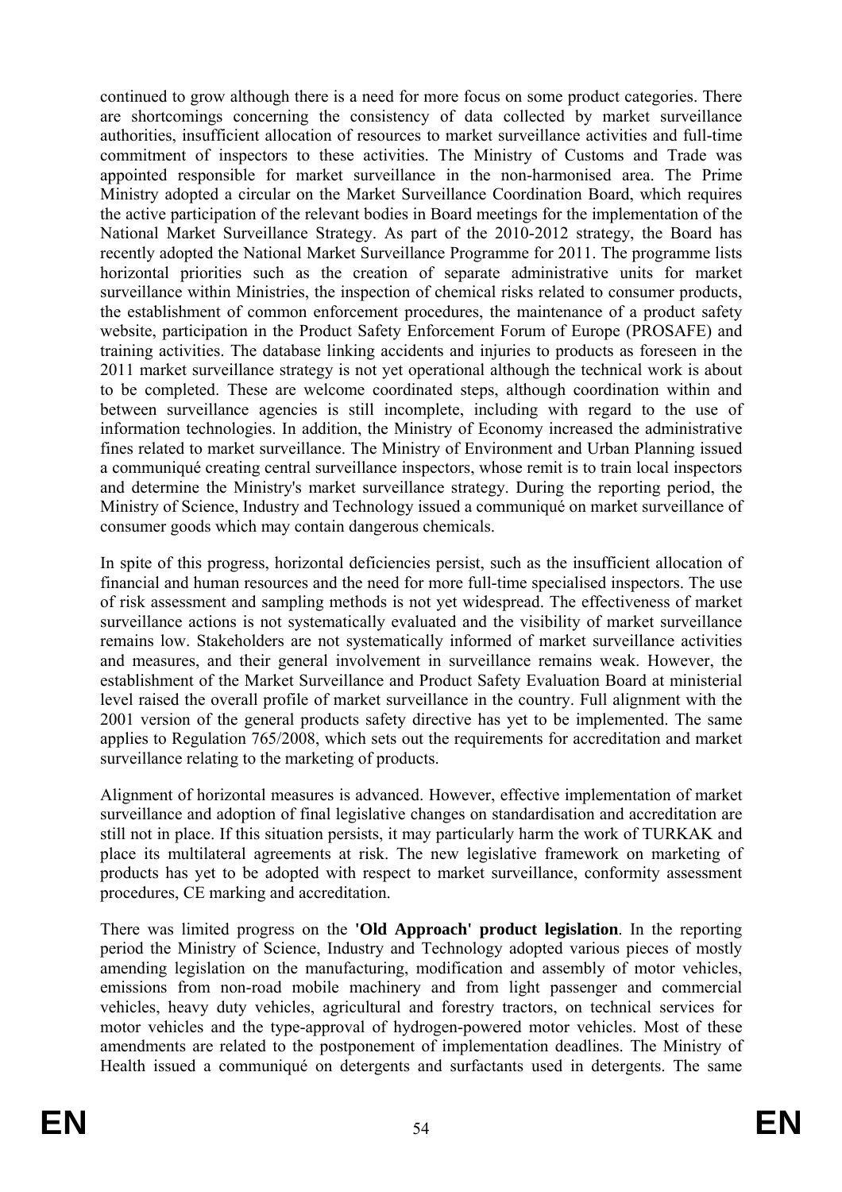continued to grow although there is a need for more focus on some product categories. There are shortcomings concerning the consistency of data collected by market surveillance authorities, insufficient allocation of resources to market surveillance activities and full-time commitment of inspectors to these activities. The Ministry of Customs and Trade was appointed responsible for market surveillance in the non-harmonised area. The Prime Ministry adopted a circular on the Market Surveillance Coordination Board, which requires the active participation of the relevant bodies in Board meetings for the implementation of the National Market Surveillance Strategy. As part of the 2010-2012 strategy, the Board has recently adopted the National Market Surveillance Programme for 2011. The programme lists horizontal priorities such as the creation of separate administrative units for market surveillance within Ministries, the inspection of chemical risks related to consumer products, the establishment of common enforcement procedures, the maintenance of a product safety website, participation in the Product Safety Enforcement Forum of Europe (PROSAFE) and training activities. The database linking accidents and injuries to products as foreseen in the 2011 market surveillance strategy is not yet operational although the technical work is about to be completed. These are welcome coordinated steps, although coordination within and between surveillance agencies is still incomplete, including with regard to the use of information technologies. In addition, the Ministry of Economy increased the administrative fines related to market surveillance. The Ministry of Environment and Urban Planning issued a communiqué creating central surveillance inspectors, whose remit is to train local inspectors and determine the Ministry's market surveillance strategy. During the reporting period, the Ministry of Science, Industry and Technology issued a communiqué on market surveillance of consumer goods which may contain dangerous chemicals.

In spite of this progress, horizontal deficiencies persist, such as the insufficient allocation of financial and human resources and the need for more full-time specialised inspectors. The use of risk assessment and sampling methods is not yet widespread. The effectiveness of market surveillance actions is not systematically evaluated and the visibility of market surveillance remains low. Stakeholders are not systematically informed of market surveillance activities and measures, and their general involvement in surveillance remains weak. However, the establishment of the Market Surveillance and Product Safety Evaluation Board at ministerial level raised the overall profile of market surveillance in the country. Full alignment with the 2001 version of the general products safety directive has yet to be implemented. The same applies to Regulation 765/2008, which sets out the requirements for accreditation and market surveillance relating to the marketing of products.

Alignment of horizontal measures is advanced. However, effective implementation of market surveillance and adoption of final legislative changes on standardisation and accreditation are still not in place. If this situation persists, it may particularly harm the work of TURKAK and place its multilateral agreements at risk. The new legislative framework on marketing of products has yet to be adopted with respect to market surveillance, conformity assessment procedures, CE marking and accreditation.

There was limited progress on the **'Old Approach' product legislation**. In the reporting period the Ministry of Science, Industry and Technology adopted various pieces of mostly amending legislation on the manufacturing, modification and assembly of motor vehicles, emissions from non-road mobile machinery and from light passenger and commercial vehicles, heavy duty vehicles, agricultural and forestry tractors, on technical services for motor vehicles and the type-approval of hydrogen-powered motor vehicles. Most of these amendments are related to the postponement of implementation deadlines. The Ministry of Health issued a communiqué on detergents and surfactants used in detergents. The same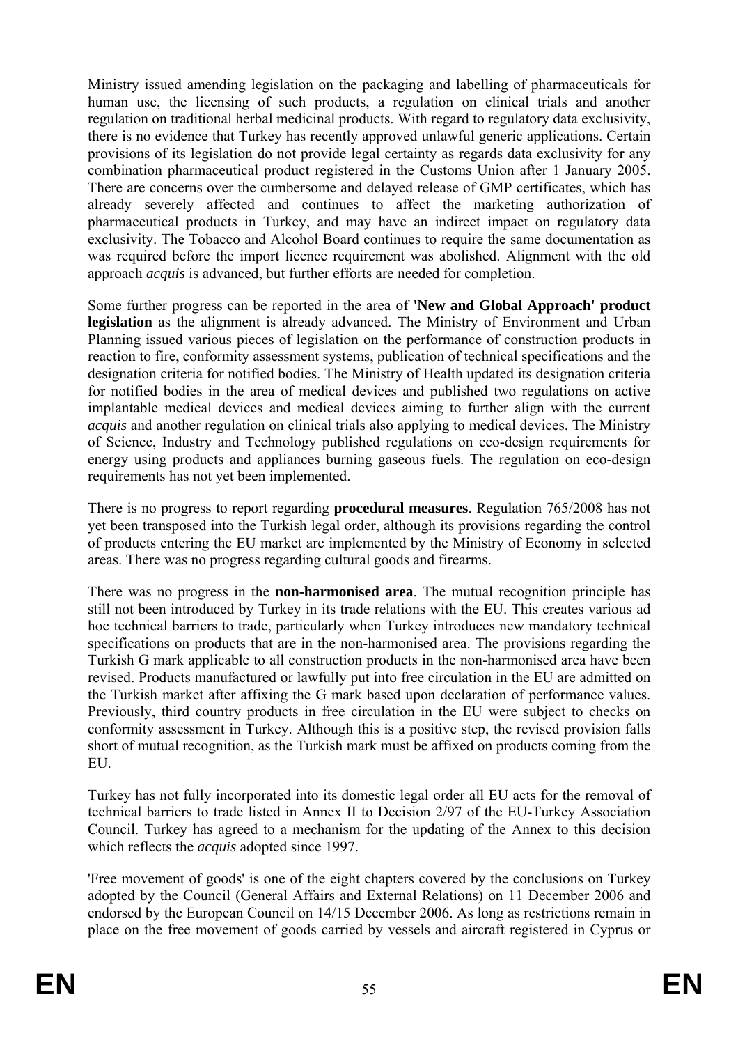Ministry issued amending legislation on the packaging and labelling of pharmaceuticals for human use, the licensing of such products, a regulation on clinical trials and another regulation on traditional herbal medicinal products. With regard to regulatory data exclusivity, there is no evidence that Turkey has recently approved unlawful generic applications. Certain provisions of its legislation do not provide legal certainty as regards data exclusivity for any combination pharmaceutical product registered in the Customs Union after 1 January 2005. There are concerns over the cumbersome and delayed release of GMP certificates, which has already severely affected and continues to affect the marketing authorization of pharmaceutical products in Turkey, and may have an indirect impact on regulatory data exclusivity. The Tobacco and Alcohol Board continues to require the same documentation as was required before the import licence requirement was abolished. Alignment with the old approach *acquis* is advanced, but further efforts are needed for completion.

Some further progress can be reported in the area of **'New and Global Approach' product legislation** as the alignment is already advanced. The Ministry of Environment and Urban Planning issued various pieces of legislation on the performance of construction products in reaction to fire, conformity assessment systems, publication of technical specifications and the designation criteria for notified bodies. The Ministry of Health updated its designation criteria for notified bodies in the area of medical devices and published two regulations on active implantable medical devices and medical devices aiming to further align with the current *acquis* and another regulation on clinical trials also applying to medical devices. The Ministry of Science, Industry and Technology published regulations on eco-design requirements for energy using products and appliances burning gaseous fuels. The regulation on eco-design requirements has not yet been implemented.

There is no progress to report regarding **procedural measures**. Regulation 765/2008 has not yet been transposed into the Turkish legal order, although its provisions regarding the control of products entering the EU market are implemented by the Ministry of Economy in selected areas. There was no progress regarding cultural goods and firearms.

There was no progress in the **non-harmonised area**. The mutual recognition principle has still not been introduced by Turkey in its trade relations with the EU. This creates various ad hoc technical barriers to trade, particularly when Turkey introduces new mandatory technical specifications on products that are in the non-harmonised area. The provisions regarding the Turkish G mark applicable to all construction products in the non-harmonised area have been revised. Products manufactured or lawfully put into free circulation in the EU are admitted on the Turkish market after affixing the G mark based upon declaration of performance values. Previously, third country products in free circulation in the EU were subject to checks on conformity assessment in Turkey. Although this is a positive step, the revised provision falls short of mutual recognition, as the Turkish mark must be affixed on products coming from the EU.

Turkey has not fully incorporated into its domestic legal order all EU acts for the removal of technical barriers to trade listed in Annex II to Decision 2/97 of the EU-Turkey Association Council. Turkey has agreed to a mechanism for the updating of the Annex to this decision which reflects the *acquis* adopted since 1997.

'Free movement of goods' is one of the eight chapters covered by the conclusions on Turkey adopted by the Council (General Affairs and External Relations) on 11 December 2006 and endorsed by the European Council on 14/15 December 2006. As long as restrictions remain in place on the free movement of goods carried by vessels and aircraft registered in Cyprus or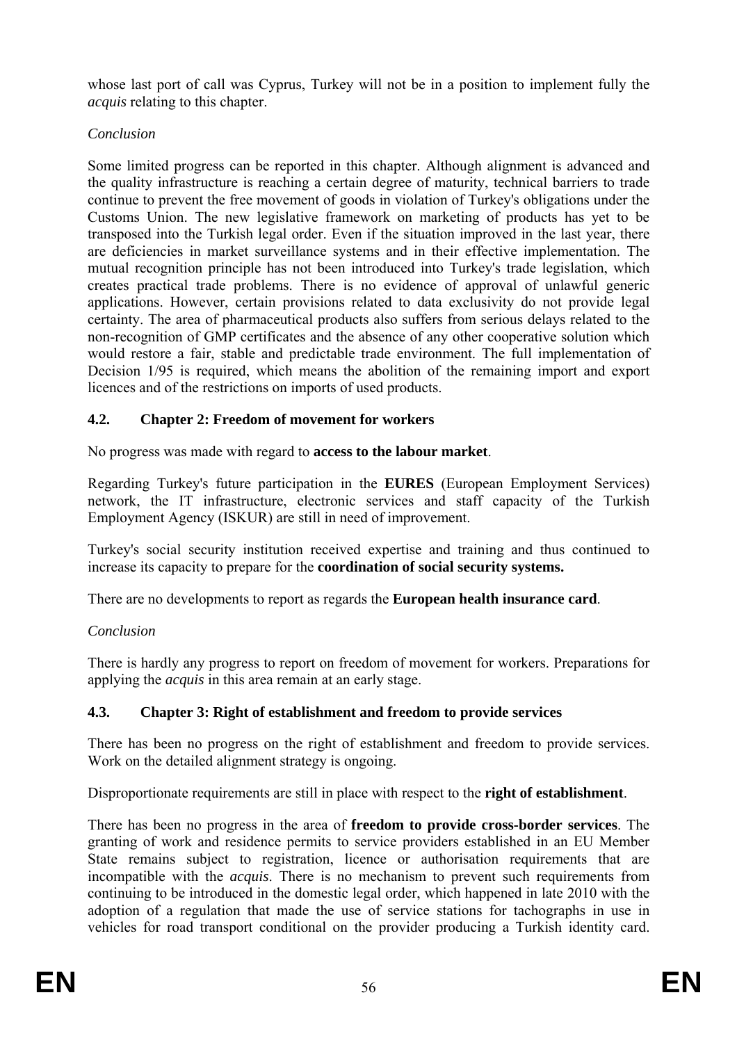whose last port of call was Cyprus, Turkey will not be in a position to implement fully the *acquis* relating to this chapter.

*Conclusion*

Some limited progress can be reported in this chapter. Although alignment is advanced and the quality infrastructure is reaching a certain degree of maturity, technical barriers to trade continue to prevent the free movement of goods in violation of Turkey's obligations under the Customs Union. The new legislative framework on marketing of products has yet to be transposed into the Turkish legal order. Even if the situation improved in the last year, there are deficiencies in market surveillance systems and in their effective implementation. The mutual recognition principle has not been introduced into Turkey's trade legislation, which creates practical trade problems. There is no evidence of approval of unlawful generic applications. However, certain provisions related to data exclusivity do not provide legal certainty. The area of pharmaceutical products also suffers from serious delays related to the non-recognition of GMP certificates and the absence of any other cooperative solution which would restore a fair, stable and predictable trade environment. The full implementation of Decision 1/95 is required, which means the abolition of the remaining import and export licences and of the restrictions on imports of used products.

### 4.2. Chapter 2: Freedom of movement for workers

No progress was made with regard to **access to the labour market**.

Regarding Turkey's future participation in the **EURES** (European Employment Services) network, the IT infrastructure, electronic services and staff capacity of the Turkish Employment Agency (ISKUR) are still in need of improvement.

Turkey's social security institution received expertise and training and thus continued to increase its capacity to prepare for the **coordination of social security systems.**

There are no developments to report as regards the **European health insurance card**.

*Conclusion*

There is hardly any progress to report on freedom of movement for workers. Preparations for applying the *acquis* in this area remain at an early stage.

### 4.3. Chapter 3: Right of establishment and freedom to provide services

There has been no progress on the right of establishment and freedom to provide services. Work on the detailed alignment strategy is ongoing.

Disproportionate requirements are still in place with respect to the **right of establishment**.

There has been no progress in the area of **freedom to provide cross-border services**. The granting of work and residence permits to service providers established in an EU Member State remains subject to registration, licence or authorisation requirements that are incompatible with the *acquis*. There is no mechanism to prevent such requirements from continuing to be introduced in the domestic legal order, which happened in late 2010 with the adoption of a regulation that made the use of service stations for tachographs in use in vehicles for road transport conditional on the provider producing a Turkish identity card.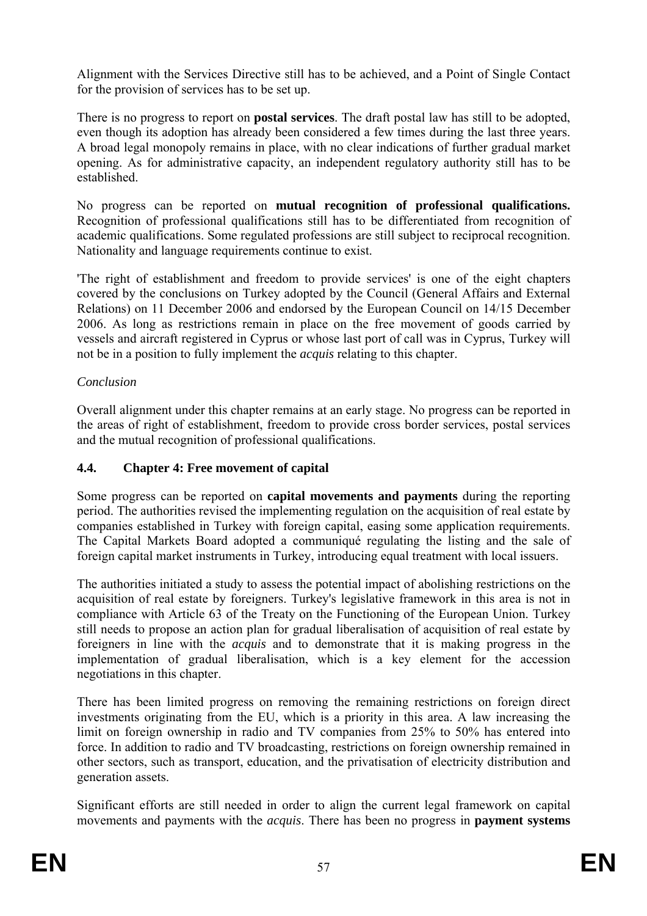Alignment with the Services Directive still has to be achieved, and a Point of Single Contact for the provision of services has to be set up.

There is no progress to report on **postal services**. The draft postal law has still to be adopted, even though its adoption has already been considered a few times during the last three years. A broad legal monopoly remains in place, with no clear indications of further gradual market opening. As for administrative capacity, an independent regulatory authority still has to be established.

No progress can be reported on **mutual recognition of professional qualifications.** Recognition of professional qualifications still has to be differentiated from recognition of academic qualifications. Some regulated professions are still subject to reciprocal recognition. Nationality and language requirements continue to exist.

'The right of establishment and freedom to provide services' is one of the eight chapters covered by the conclusions on Turkey adopted by the Council (General Affairs and External Relations) on 11 December 2006 and endorsed by the European Council on 14/15 December 2006. As long as restrictions remain in place on the free movement of goods carried by vessels and aircraft registered in Cyprus or whose last port of call was in Cyprus, Turkey will not be in a position to fully implement the *acquis* relating to this chapter.

*Conclusion*

Overall alignment under this chapter remains at an early stage. No progress can be reported in the areas of right of establishment, freedom to provide cross border services, postal services and the mutual recognition of professional qualifications.

### 4.4. Chapter 4: Free movement of capital

Some progress can be reported on **capital movements and payments** during the reporting period. The authorities revised the implementing regulation on the acquisition of real estate by companies established in Turkey with foreign capital, easing some application requirements. The Capital Markets Board adopted a communiqué regulating the listing and the sale of foreign capital market instruments in Turkey, introducing equal treatment with local issuers.

The authorities initiated a study to assess the potential impact of abolishing restrictions on the acquisition of real estate by foreigners. Turkey's legislative framework in this area is not in compliance with Article 63 of the Treaty on the Functioning of the European Union. Turkey still needs to propose an action plan for gradual liberalisation of acquisition of real estate by foreigners in line with the *acquis* and to demonstrate that it is making progress in the implementation of gradual liberalisation, which is a key element for the accession negotiations in this chapter.

There has been limited progress on removing the remaining restrictions on foreign direct investments originating from the EU, which is a priority in this area. A law increasing the limit on foreign ownership in radio and TV companies from 25% to 50% has entered into force. In addition to radio and TV broadcasting, restrictions on foreign ownership remained in other sectors, such as transport, education, and the privatisation of electricity distribution and generation assets.

Significant efforts are still needed in order to align the current legal framework on capital movements and payments with the *acquis*. There has been no progress in **payment systems**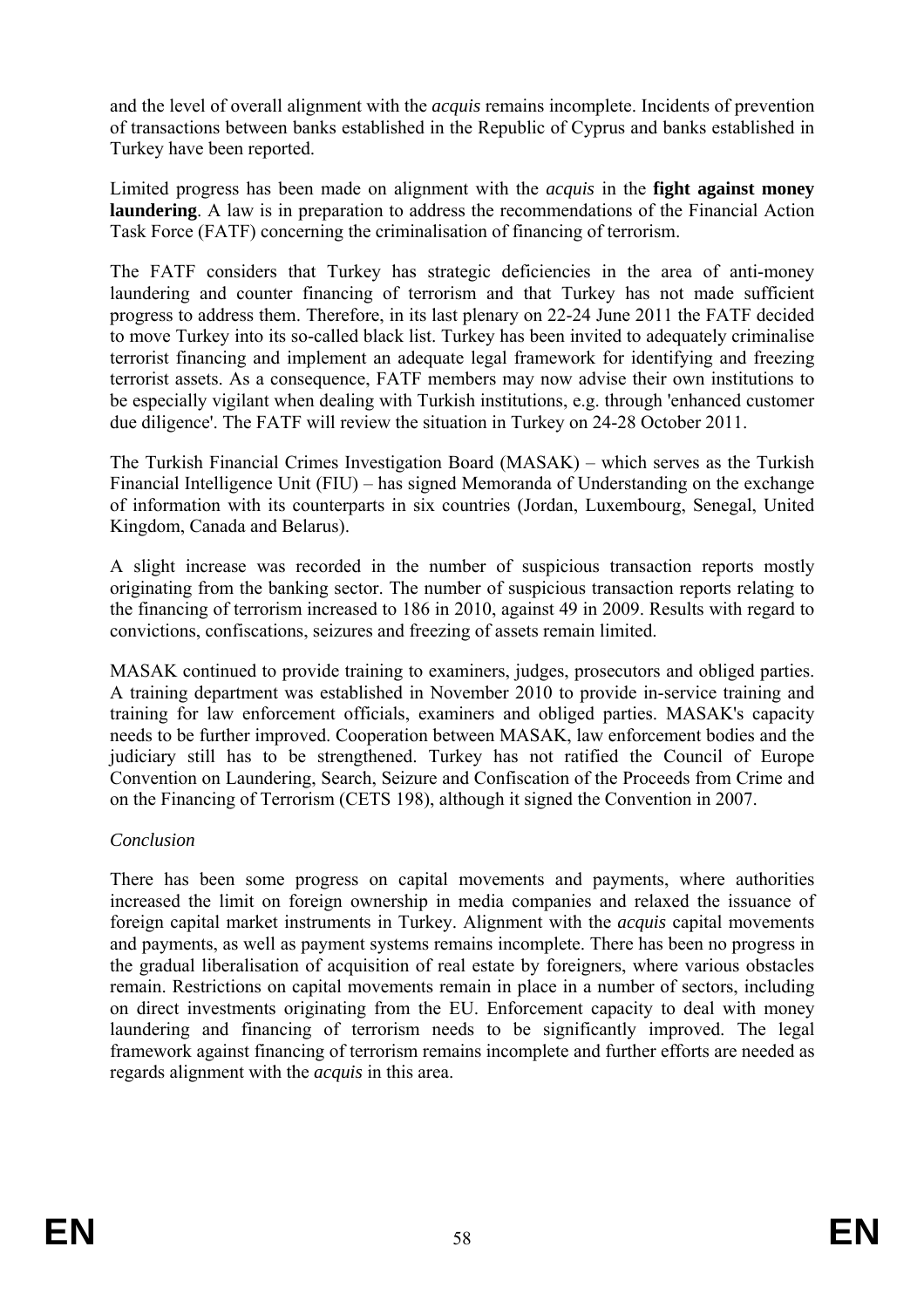and the level of overall alignment with the *acquis* remains incomplete. Incidents of prevention of transactions between banks established in the Republic of Cyprus and banks established in Turkey have been reported.

Limited progress has been made on alignment with the *acquis* in the **fight against money laundering**. A law is in preparation to address the recommendations of the Financial Action Task Force (FATF) concerning the criminalisation of financing of terrorism.

The FATF considers that Turkey has strategic deficiencies in the area of anti-money laundering and counter financing of terrorism and that Turkey has not made sufficient progress to address them. Therefore, in its last plenary on 22-24 June 2011 the FATF decided to move Turkey into its so-called black list. Turkey has been invited to adequately criminalise terrorist financing and implement an adequate legal framework for identifying and freezing terrorist assets. As a consequence, FATF members may now advise their own institutions to be especially vigilant when dealing with Turkish institutions, e.g. through 'enhanced customer due diligence'. The FATF will review the situation in Turkey on 24-28 October 2011.

The Turkish Financial Crimes Investigation Board (MASAK) – which serves as the Turkish Financial Intelligence Unit (FIU) – has signed Memoranda of Understanding on the exchange of information with its counterparts in six countries (Jordan, Luxembourg, Senegal, United Kingdom, Canada and Belarus).

A slight increase was recorded in the number of suspicious transaction reports mostly originating from the banking sector. The number of suspicious transaction reports relating to the financing of terrorism increased to 186 in 2010, against 49 in 2009. Results with regard to convictions, confiscations, seizures and freezing of assets remain limited.

MASAK continued to provide training to examiners, judges, prosecutors and obliged parties. A training department was established in November 2010 to provide in-service training and training for law enforcement officials, examiners and obliged parties. MASAK's capacity needs to be further improved. Cooperation between MASAK, law enforcement bodies and the judiciary still has to be strengthened. Turkey has not ratified the Council of Europe Convention on Laundering, Search, Seizure and Confiscation of the Proceeds from Crime and on the Financing of Terrorism (CETS 198), although it signed the Convention in 2007.

*Conclusion*

There has been some progress on capital movements and payments, where authorities increased the limit on foreign ownership in media companies and relaxed the issuance of foreign capital market instruments in Turkey. Alignment with the *acquis* capital movements and payments, as well as payment systems remains incomplete. There has been no progress in the gradual liberalisation of acquisition of real estate by foreigners, where various obstacles remain. Restrictions on capital movements remain in place in a number of sectors, including on direct investments originating from the EU. Enforcement capacity to deal with money laundering and financing of terrorism needs to be significantly improved. The legal framework against financing of terrorism remains incomplete and further efforts are needed as regards alignment with the *acquis* in this area.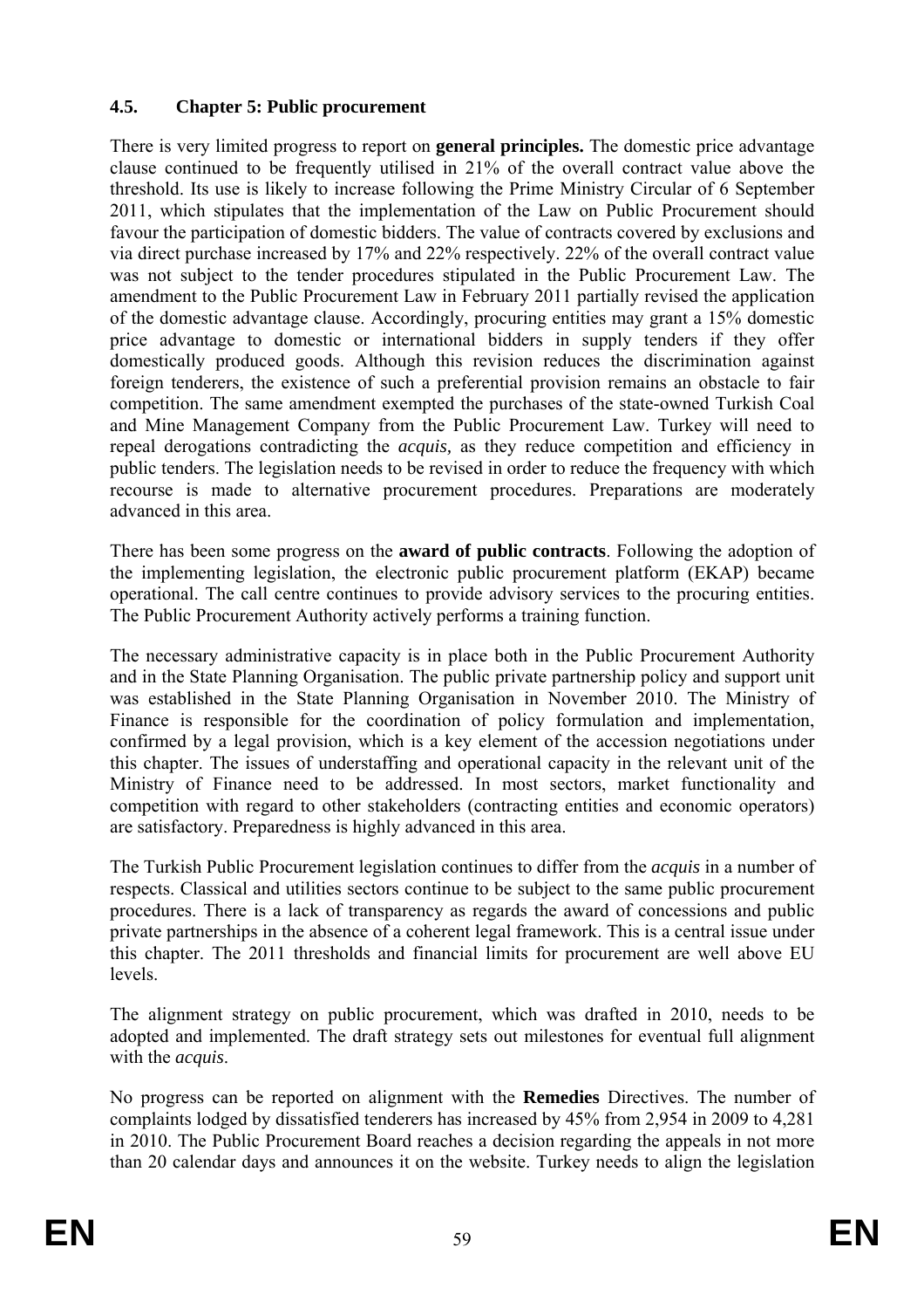### 4.5. Chapter 5: Public procurement

There is very limited progress to report on **general principles.** The domestic price advantage clause continued to be frequently utilised in 21% of the overall contract value above the threshold. Its use is likely to increase following the Prime Ministry Circular of 6 September 2011, which stipulates that the implementation of the Law on Public Procurement should favour the participation of domestic bidders. The value of contracts covered by exclusions and via direct purchase increased by 17% and 22% respectively. 22% of the overall contract value was not subject to the tender procedures stipulated in the Public Procurement Law. The amendment to the Public Procurement Law in February 2011 partially revised the application of the domestic advantage clause. Accordingly, procuring entities may grant a 15% domestic price advantage to domestic or international bidders in supply tenders if they offer domestically produced goods. Although this revision reduces the discrimination against foreign tenderers, the existence of such a preferential provision remains an obstacle to fair competition. The same amendment exempted the purchases of the state-owned Turkish Coal and Mine Management Company from the Public Procurement Law. Turkey will need to repeal derogations contradicting the *acquis,* as they reduce competition and efficiency in public tenders. The legislation needs to be revised in order to reduce the frequency with which recourse is made to alternative procurement procedures. Preparations are moderately advanced in this area.

There has been some progress on the **award of public contracts**. Following the adoption of the implementing legislation, the electronic public procurement platform (EKAP) became operational. The call centre continues to provide advisory services to the procuring entities. The Public Procurement Authority actively performs a training function.

The necessary administrative capacity is in place both in the Public Procurement Authority and in the State Planning Organisation. The public private partnership policy and support unit was established in the State Planning Organisation in November 2010. The Ministry of Finance is responsible for the coordination of policy formulation and implementation, confirmed by a legal provision, which is a key element of the accession negotiations under this chapter. The issues of understaffing and operational capacity in the relevant unit of the Ministry of Finance need to be addressed. In most sectors, market functionality and competition with regard to other stakeholders (contracting entities and economic operators) are satisfactory. Preparedness is highly advanced in this area.

The Turkish Public Procurement legislation continues to differ from the *acquis* in a number of respects. Classical and utilities sectors continue to be subject to the same public procurement procedures. There is a lack of transparency as regards the award of concessions and public private partnerships in the absence of a coherent legal framework. This is a central issue under this chapter. The 2011 thresholds and financial limits for procurement are well above EU levels.

The alignment strategy on public procurement, which was drafted in 2010, needs to be adopted and implemented. The draft strategy sets out milestones for eventual full alignment with the *acquis*.

No progress can be reported on alignment with the **Remedies** Directives. The number of complaints lodged by dissatisfied tenderers has increased by 45% from 2,954 in 2009 to 4,281 in 2010. The Public Procurement Board reaches a decision regarding the appeals in not more than 20 calendar days and announces it on the website. Turkey needs to align the legislation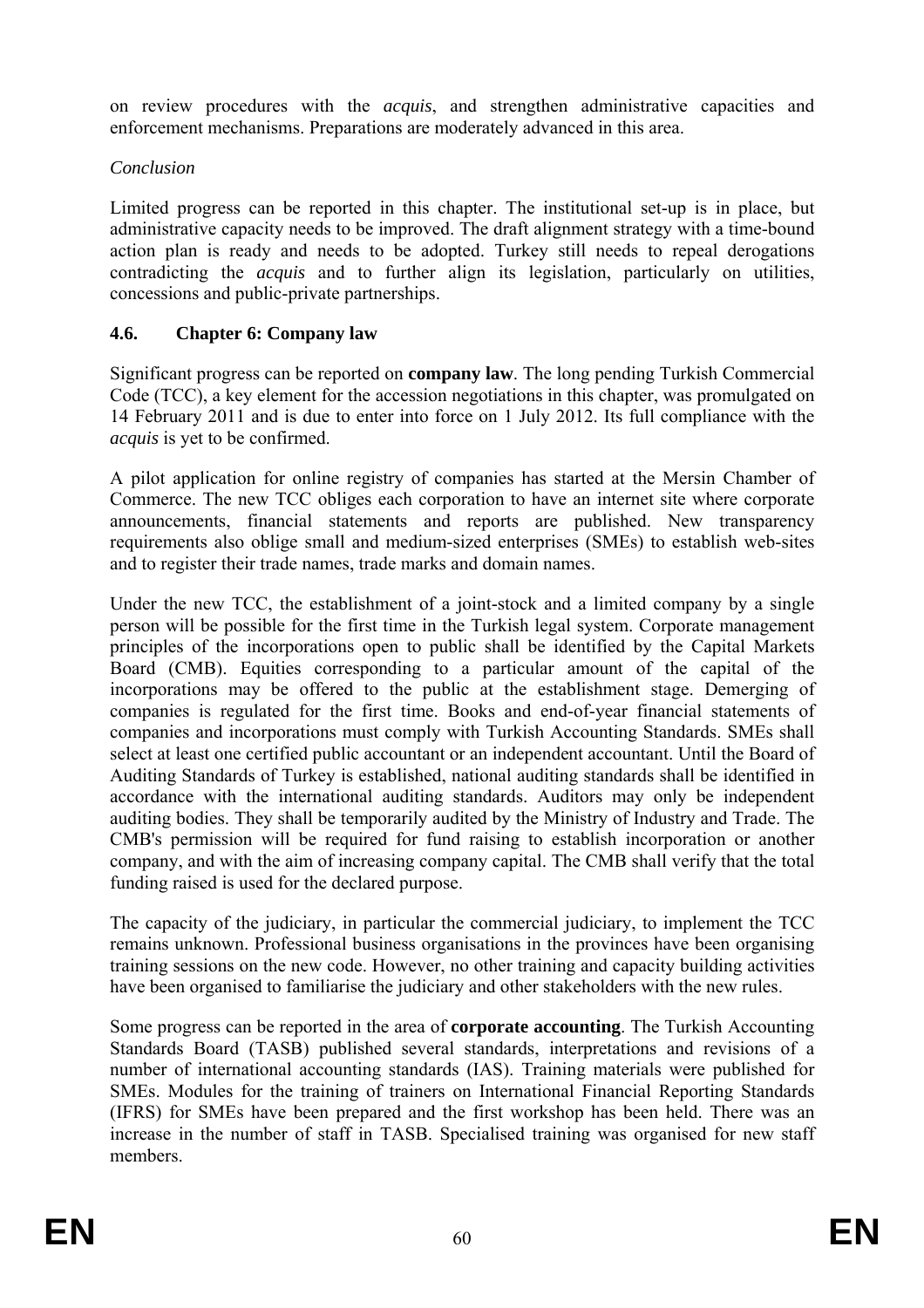on review procedures with the *acquis*, and strengthen administrative capacities and enforcement mechanisms. Preparations are moderately advanced in this area.

*Conclusion*

Limited progress can be reported in this chapter. The institutional set-up is in place, but administrative capacity needs to be improved. The draft alignment strategy with a time-bound action plan is ready and needs to be adopted. Turkey still needs to repeal derogations contradicting the *acquis* and to further align its legislation, particularly on utilities, concessions and public-private partnerships.

### 4.6. Chapter 6: Company law

Significant progress can be reported on **company law**. The long pending Turkish Commercial Code (TCC), a key element for the accession negotiations in this chapter, was promulgated on 14 February 2011 and is due to enter into force on 1 July 2012. Its full compliance with the *acquis* is yet to be confirmed.

A pilot application for online registry of companies has started at the Mersin Chamber of Commerce. The new TCC obliges each corporation to have an internet site where corporate announcements, financial statements and reports are published. New transparency requirements also oblige small and medium-sized enterprises (SMEs) to establish web-sites and to register their trade names, trade marks and domain names.

Under the new TCC, the establishment of a joint-stock and a limited company by a single person will be possible for the first time in the Turkish legal system. Corporate management principles of the incorporations open to public shall be identified by the Capital Markets Board (CMB). Equities corresponding to a particular amount of the capital of the incorporations may be offered to the public at the establishment stage. Demerging of companies is regulated for the first time. Books and end-of-year financial statements of companies and incorporations must comply with Turkish Accounting Standards. SMEs shall select at least one certified public accountant or an independent accountant. Until the Board of Auditing Standards of Turkey is established, national auditing standards shall be identified in accordance with the international auditing standards. Auditors may only be independent auditing bodies. They shall be temporarily audited by the Ministry of Industry and Trade. The CMB's permission will be required for fund raising to establish incorporation or another company, and with the aim of increasing company capital. The CMB shall verify that the total funding raised is used for the declared purpose.

The capacity of the judiciary, in particular the commercial judiciary, to implement the TCC remains unknown. Professional business organisations in the provinces have been organising training sessions on the new code. However, no other training and capacity building activities have been organised to familiarise the judiciary and other stakeholders with the new rules.

Some progress can be reported in the area of **corporate accounting**. The Turkish Accounting Standards Board (TASB) published several standards, interpretations and revisions of a number of international accounting standards (IAS). Training materials were published for SMEs. Modules for the training of trainers on International Financial Reporting Standards (IFRS) for SMEs have been prepared and the first workshop has been held. There was an increase in the number of staff in TASB. Specialised training was organised for new staff members.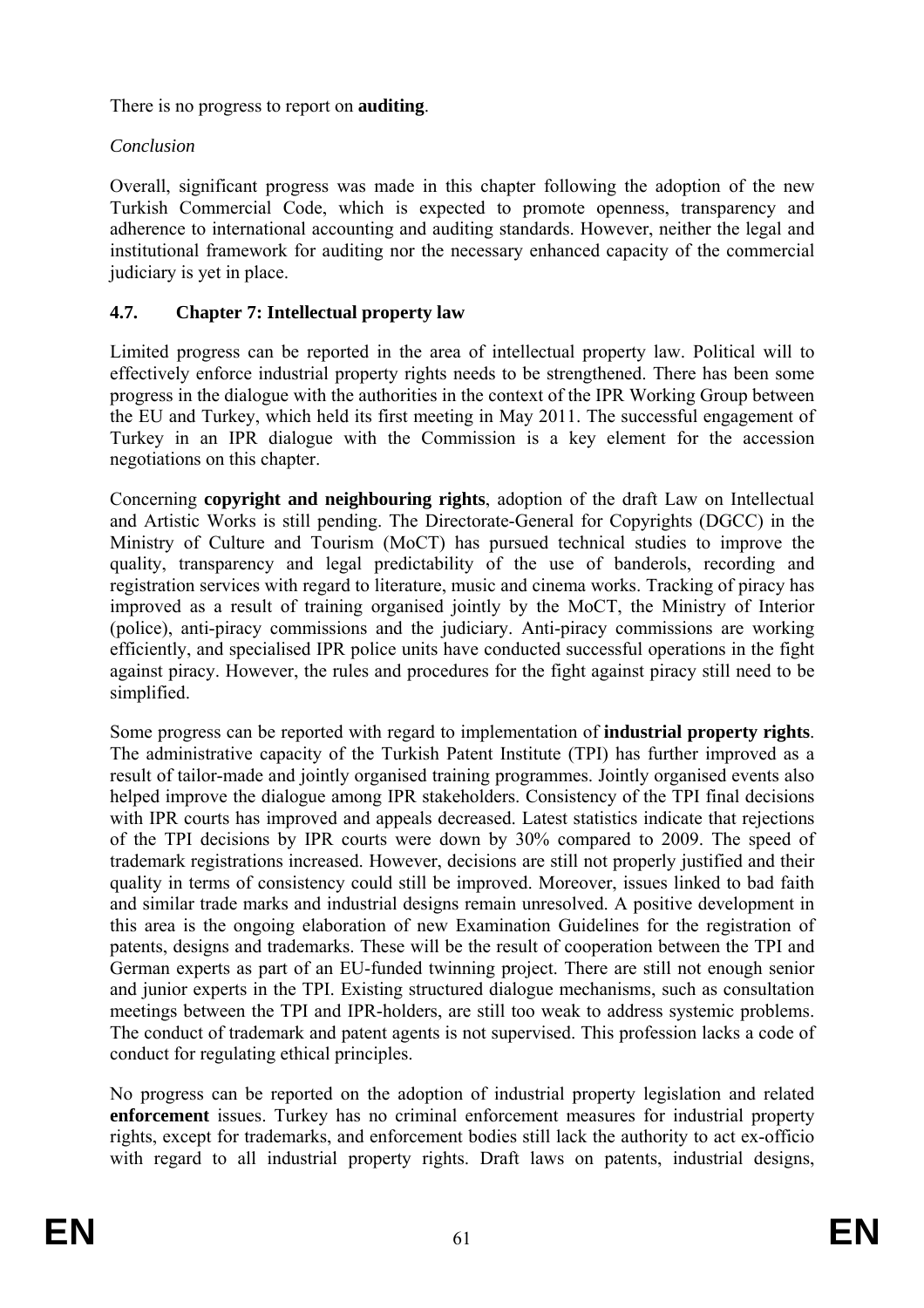There is no progress to report on **auditing**.

*Conclusion*

Overall, significant progress was made in this chapter following the adoption of the new Turkish Commercial Code, which is expected to promote openness, transparency and adherence to international accounting and auditing standards. However, neither the legal and institutional framework for auditing nor the necessary enhanced capacity of the commercial judiciary is yet in place.

### 4.7. Chapter 7: Intellectual property law

Limited progress can be reported in the area of intellectual property law. Political will to effectively enforce industrial property rights needs to be strengthened. There has been some progress in the dialogue with the authorities in the context of the IPR Working Group between the EU and Turkey, which held its first meeting in May 2011. The successful engagement of Turkey in an IPR dialogue with the Commission is a key element for the accession negotiations on this chapter.

Concerning **copyright and neighbouring rights**, adoption of the draft Law on Intellectual and Artistic Works is still pending. The Directorate-General for Copyrights (DGCC) in the Ministry of Culture and Tourism (MoCT) has pursued technical studies to improve the quality, transparency and legal predictability of the use of banderols, recording and registration services with regard to literature, music and cinema works. Tracking of piracy has improved as a result of training organised jointly by the MoCT, the Ministry of Interior (police), anti-piracy commissions and the judiciary. Anti-piracy commissions are working efficiently, and specialised IPR police units have conducted successful operations in the fight against piracy. However, the rules and procedures for the fight against piracy still need to be simplified.

Some progress can be reported with regard to implementation of **industrial property rights**. The administrative capacity of the Turkish Patent Institute (TPI) has further improved as a result of tailor-made and jointly organised training programmes. Jointly organised events also helped improve the dialogue among IPR stakeholders. Consistency of the TPI final decisions with IPR courts has improved and appeals decreased. Latest statistics indicate that rejections of the TPI decisions by IPR courts were down by 30% compared to 2009. The speed of trademark registrations increased. However, decisions are still not properly justified and their quality in terms of consistency could still be improved. Moreover, issues linked to bad faith and similar trade marks and industrial designs remain unresolved. A positive development in this area is the ongoing elaboration of new Examination Guidelines for the registration of patents, designs and trademarks. These will be the result of cooperation between the TPI and German experts as part of an EU-funded twinning project. There are still not enough senior and junior experts in the TPI. Existing structured dialogue mechanisms, such as consultation meetings between the TPI and IPR-holders, are still too weak to address systemic problems. The conduct of trademark and patent agents is not supervised. This profession lacks a code of conduct for regulating ethical principles.

No progress can be reported on the adoption of industrial property legislation and related **enforcement** issues. Turkey has no criminal enforcement measures for industrial property rights, except for trademarks, and enforcement bodies still lack the authority to act ex-officio with regard to all industrial property rights. Draft laws on patents, industrial designs,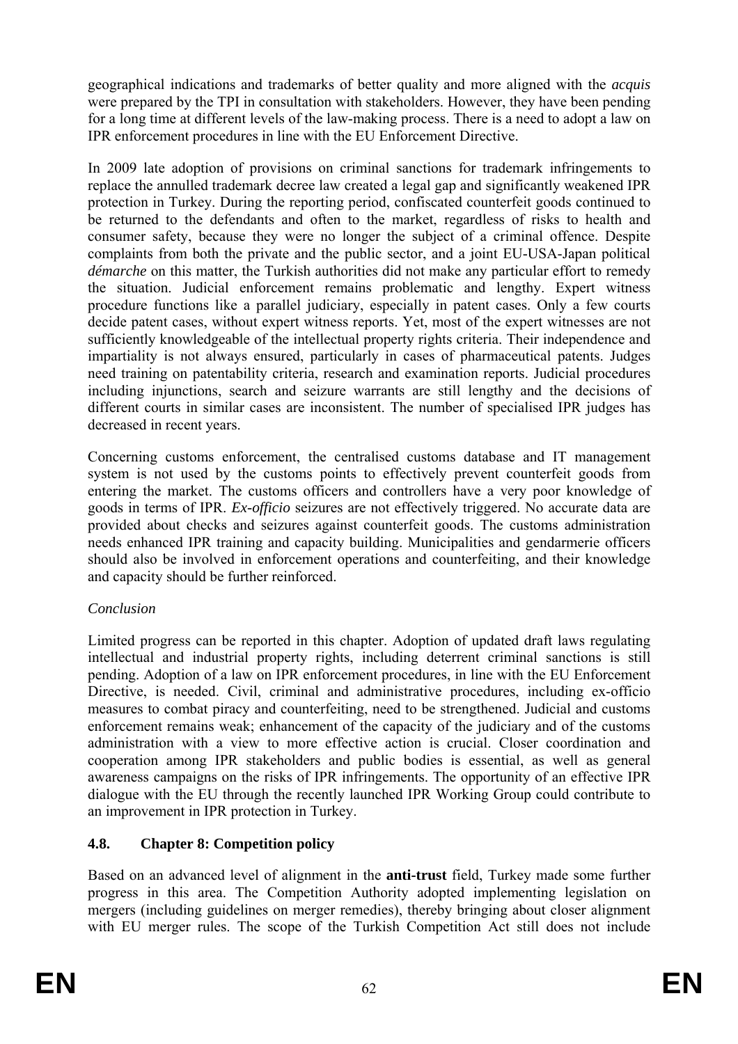geographical indications and trademarks of better quality and more aligned with the *acquis* were prepared by the TPI in consultation with stakeholders. However, they have been pending for a long time at different levels of the law-making process. There is a need to adopt a law on IPR enforcement procedures in line with the EU Enforcement Directive.

In 2009 late adoption of provisions on criminal sanctions for trademark infringements to replace the annulled trademark decree law created a legal gap and significantly weakened IPR protection in Turkey. During the reporting period, confiscated counterfeit goods continued to be returned to the defendants and often to the market, regardless of risks to health and consumer safety, because they were no longer the subject of a criminal offence. Despite complaints from both the private and the public sector, and a joint EU-USA-Japan political *démarche* on this matter, the Turkish authorities did not make any particular effort to remedy the situation. Judicial enforcement remains problematic and lengthy. Expert witness procedure functions like a parallel judiciary, especially in patent cases. Only a few courts decide patent cases, without expert witness reports. Yet, most of the expert witnesses are not sufficiently knowledgeable of the intellectual property rights criteria. Their independence and impartiality is not always ensured, particularly in cases of pharmaceutical patents. Judges need training on patentability criteria, research and examination reports. Judicial procedures including injunctions, search and seizure warrants are still lengthy and the decisions of different courts in similar cases are inconsistent. The number of specialised IPR judges has decreased in recent years.

Concerning customs enforcement, the centralised customs database and IT management system is not used by the customs points to effectively prevent counterfeit goods from entering the market. The customs officers and controllers have a very poor knowledge of goods in terms of IPR. *Ex-officio* seizures are not effectively triggered. No accurate data are provided about checks and seizures against counterfeit goods. The customs administration needs enhanced IPR training and capacity building. Municipalities and gendarmerie officers should also be involved in enforcement operations and counterfeiting, and their knowledge and capacity should be further reinforced.

*Conclusion*

Limited progress can be reported in this chapter. Adoption of updated draft laws regulating intellectual and industrial property rights, including deterrent criminal sanctions is still pending. Adoption of a law on IPR enforcement procedures, in line with the EU Enforcement Directive, is needed. Civil, criminal and administrative procedures, including ex-officio measures to combat piracy and counterfeiting, need to be strengthened. Judicial and customs enforcement remains weak; enhancement of the capacity of the judiciary and of the customs administration with a view to more effective action is crucial. Closer coordination and cooperation among IPR stakeholders and public bodies is essential, as well as general awareness campaigns on the risks of IPR infringements. The opportunity of an effective IPR dialogue with the EU through the recently launched IPR Working Group could contribute to an improvement in IPR protection in Turkey.

### 4.8. Chapter 8: Competition policy

Based on an advanced level of alignment in the **anti-trust** field, Turkey made some further progress in this area. The Competition Authority adopted implementing legislation on mergers (including guidelines on merger remedies), thereby bringing about closer alignment with EU merger rules. The scope of the Turkish Competition Act still does not include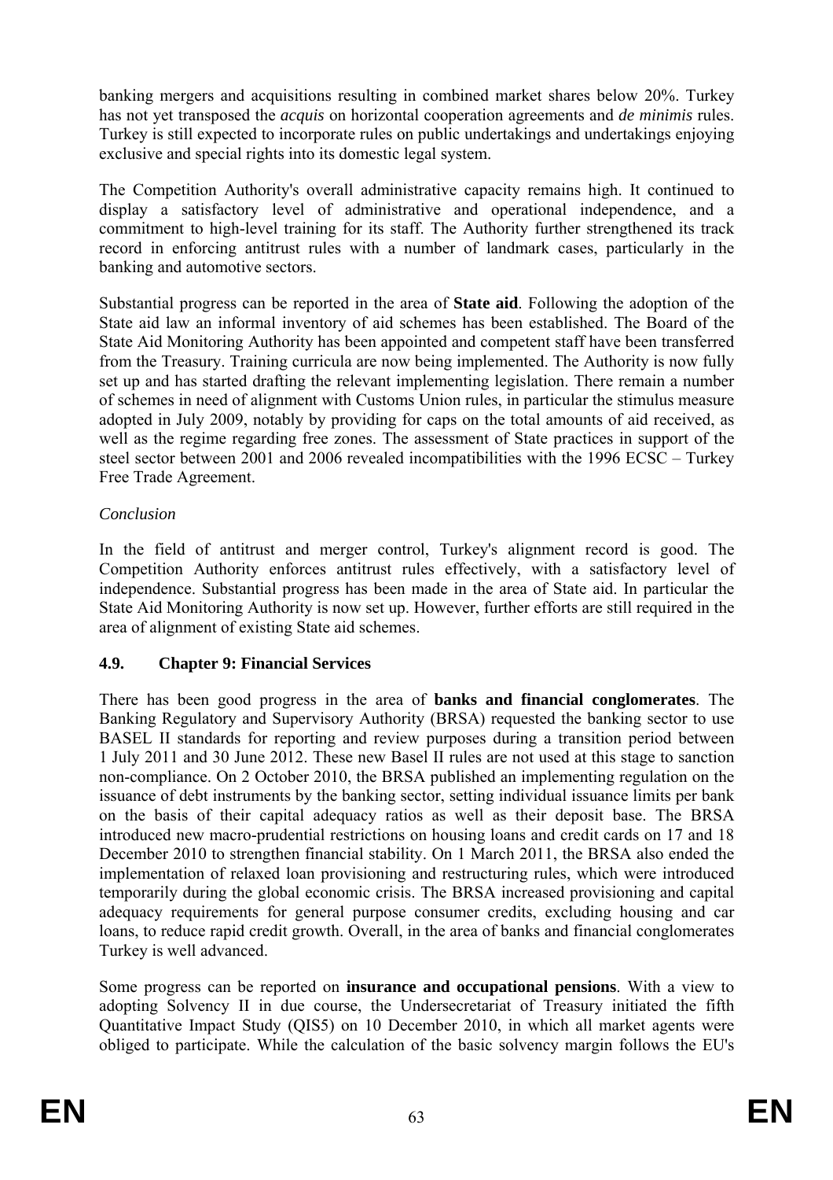banking mergers and acquisitions resulting in combined market shares below 20%. Turkey has not yet transposed the *acquis* on horizontal cooperation agreements and *de minimis* rules. Turkey is still expected to incorporate rules on public undertakings and undertakings enjoying exclusive and special rights into its domestic legal system.

The Competition Authority's overall administrative capacity remains high. It continued to display a satisfactory level of administrative and operational independence, and a commitment to high-level training for its staff. The Authority further strengthened its track record in enforcing antitrust rules with a number of landmark cases, particularly in the banking and automotive sectors.

Substantial progress can be reported in the area of **State aid**. Following the adoption of the State aid law an informal inventory of aid schemes has been established. The Board of the State Aid Monitoring Authority has been appointed and competent staff have been transferred from the Treasury. Training curricula are now being implemented. The Authority is now fully set up and has started drafting the relevant implementing legislation. There remain a number of schemes in need of alignment with Customs Union rules, in particular the stimulus measure adopted in July 2009, notably by providing for caps on the total amounts of aid received, as well as the regime regarding free zones. The assessment of State practices in support of the steel sector between 2001 and 2006 revealed incompatibilities with the 1996 ECSC – Turkey Free Trade Agreement.

*Conclusion*

In the field of antitrust and merger control, Turkey's alignment record is good. The Competition Authority enforces antitrust rules effectively, with a satisfactory level of independence. Substantial progress has been made in the area of State aid. In particular the State Aid Monitoring Authority is now set up. However, further efforts are still required in the area of alignment of existing State aid schemes.

### 4.9. Chapter 9: Financial Services

There has been good progress in the area of **banks and financial conglomerates**. The Banking Regulatory and Supervisory Authority (BRSA) requested the banking sector to use BASEL II standards for reporting and review purposes during a transition period between 1 July 2011 and 30 June 2012. These new Basel II rules are not used at this stage to sanction non-compliance. On 2 October 2010, the BRSA published an implementing regulation on the issuance of debt instruments by the banking sector, setting individual issuance limits per bank on the basis of their capital adequacy ratios as well as their deposit base. The BRSA introduced new macro-prudential restrictions on housing loans and credit cards on 17 and 18 December 2010 to strengthen financial stability. On 1 March 2011, the BRSA also ended the implementation of relaxed loan provisioning and restructuring rules, which were introduced temporarily during the global economic crisis. The BRSA increased provisioning and capital adequacy requirements for general purpose consumer credits, excluding housing and car loans, to reduce rapid credit growth. Overall, in the area of banks and financial conglomerates Turkey is well advanced.

Some progress can be reported on **insurance and occupational pensions**. With a view to adopting Solvency II in due course, the Undersecretariat of Treasury initiated the fifth Quantitative Impact Study (QIS5) on 10 December 2010, in which all market agents were obliged to participate. While the calculation of the basic solvency margin follows the EU's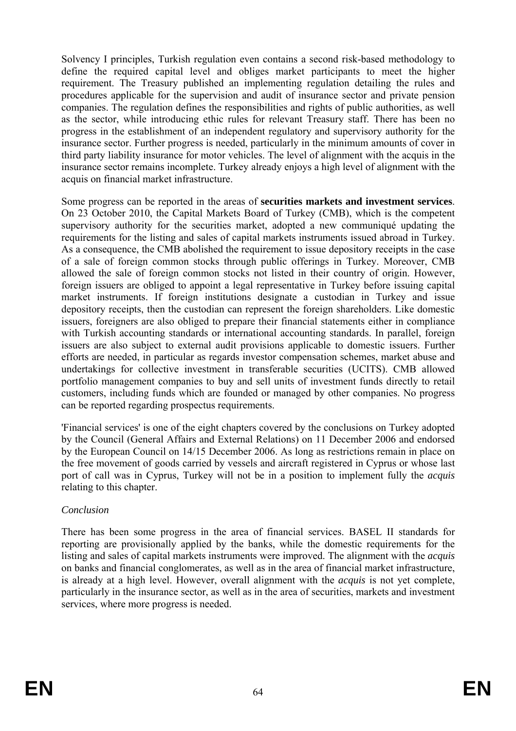Solvency I principles, Turkish regulation even contains a second risk-based methodology to define the required capital level and obliges market participants to meet the higher requirement. The Treasury published an implementing regulation detailing the rules and procedures applicable for the supervision and audit of insurance sector and private pension companies. The regulation defines the responsibilities and rights of public authorities, as well as the sector, while introducing ethic rules for relevant Treasury staff. There has been no progress in the establishment of an independent regulatory and supervisory authority for the insurance sector. Further progress is needed, particularly in the minimum amounts of cover in third party liability insurance for motor vehicles. The level of alignment with the acquis in the insurance sector remains incomplete. Turkey already enjoys a high level of alignment with the acquis on financial market infrastructure.

Some progress can be reported in the areas of **securities markets and investment services**. On 23 October 2010, the Capital Markets Board of Turkey (CMB), which is the competent supervisory authority for the securities market, adopted a new communiqué updating the requirements for the listing and sales of capital markets instruments issued abroad in Turkey. As a consequence, the CMB abolished the requirement to issue depository receipts in the case of a sale of foreign common stocks through public offerings in Turkey. Moreover, CMB allowed the sale of foreign common stocks not listed in their country of origin. However, foreign issuers are obliged to appoint a legal representative in Turkey before issuing capital market instruments. If foreign institutions designate a custodian in Turkey and issue depository receipts, then the custodian can represent the foreign shareholders. Like domestic issuers, foreigners are also obliged to prepare their financial statements either in compliance with Turkish accounting standards or international accounting standards. In parallel, foreign issuers are also subject to external audit provisions applicable to domestic issuers. Further efforts are needed, in particular as regards investor compensation schemes, market abuse and undertakings for collective investment in transferable securities (UCITS). CMB allowed portfolio management companies to buy and sell units of investment funds directly to retail customers, including funds which are founded or managed by other companies. No progress can be reported regarding prospectus requirements.

'Financial services' is one of the eight chapters covered by the conclusions on Turkey adopted by the Council (General Affairs and External Relations) on 11 December 2006 and endorsed by the European Council on 14/15 December 2006. As long as restrictions remain in place on the free movement of goods carried by vessels and aircraft registered in Cyprus or whose last port of call was in Cyprus, Turkey will not be in a position to implement fully the *acquis* relating to this chapter.

*Conclusion*

There has been some progress in the area of financial services. BASEL II standards for reporting are provisionally applied by the banks, while the domestic requirements for the listing and sales of capital markets instruments were improved. The alignment with the *acquis* on banks and financial conglomerates, as well as in the area of financial market infrastructure, is already at a high level. However, overall alignment with the *acquis* is not yet complete, particularly in the insurance sector, as well as in the area of securities, markets and investment services, where more progress is needed.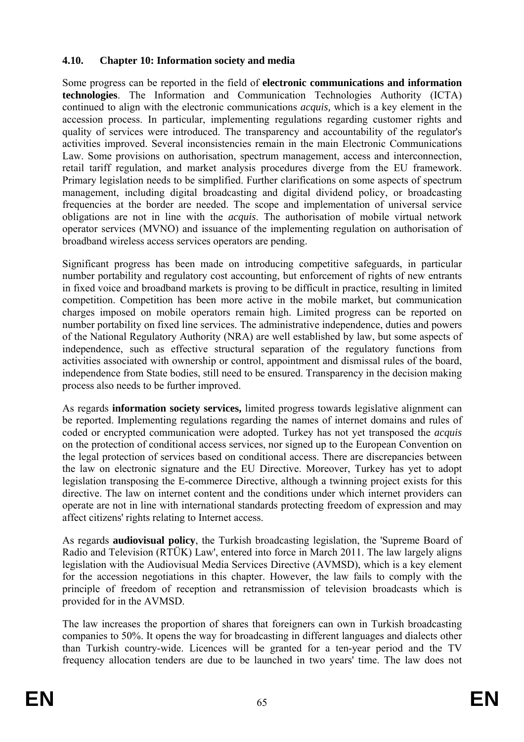### 4.10. Chapter 10: Information society and media

Some progress can be reported in the field of **electronic communications and information technologies**. The Information and Communication Technologies Authority (ICTA) continued to align with the electronic communications *acquis,* which is a key element in the accession process. In particular, implementing regulations regarding customer rights and quality of services were introduced. The transparency and accountability of the regulator's activities improved. Several inconsistencies remain in the main Electronic Communications Law. Some provisions on authorisation, spectrum management, access and interconnection, retail tariff regulation, and market analysis procedures diverge from the EU framework. Primary legislation needs to be simplified. Further clarifications on some aspects of spectrum management, including digital broadcasting and digital dividend policy, or broadcasting frequencies at the border are needed. The scope and implementation of universal service obligations are not in line with the *acquis*. The authorisation of mobile virtual network operator services (MVNO) and issuance of the implementing regulation on authorisation of broadband wireless access services operators are pending.

Significant progress has been made on introducing competitive safeguards, in particular number portability and regulatory cost accounting, but enforcement of rights of new entrants in fixed voice and broadband markets is proving to be difficult in practice, resulting in limited competition. Competition has been more active in the mobile market, but communication charges imposed on mobile operators remain high. Limited progress can be reported on number portability on fixed line services. The administrative independence, duties and powers of the National Regulatory Authority (NRA) are well established by law, but some aspects of independence, such as effective structural separation of the regulatory functions from activities associated with ownership or control, appointment and dismissal rules of the board, independence from State bodies, still need to be ensured. Transparency in the decision making process also needs to be further improved.

As regards **information society services,** limited progress towards legislative alignment can be reported. Implementing regulations regarding the names of internet domains and rules of coded or encrypted communication were adopted. Turkey has not yet transposed the *acquis* on the protection of conditional access services, nor signed up to the European Convention on the legal protection of services based on conditional access. There are discrepancies between the law on electronic signature and the EU Directive. Moreover, Turkey has yet to adopt legislation transposing the E-commerce Directive, although a twinning project exists for this directive. The law on internet content and the conditions under which internet providers can operate are not in line with international standards protecting freedom of expression and may affect citizens' rights relating to Internet access.

As regards **audiovisual policy**, the Turkish broadcasting legislation, the 'Supreme Board of Radio and Television (RTÜK) Law', entered into force in March 2011. The law largely aligns legislation with the Audiovisual Media Services Directive (AVMSD), which is a key element for the accession negotiations in this chapter. However, the law fails to comply with the principle of freedom of reception and retransmission of television broadcasts which is provided for in the AVMSD.

The law increases the proportion of shares that foreigners can own in Turkish broadcasting companies to 50%. It opens the way for broadcasting in different languages and dialects other than Turkish country-wide. Licences will be granted for a ten-year period and the TV frequency allocation tenders are due to be launched in two years' time. The law does not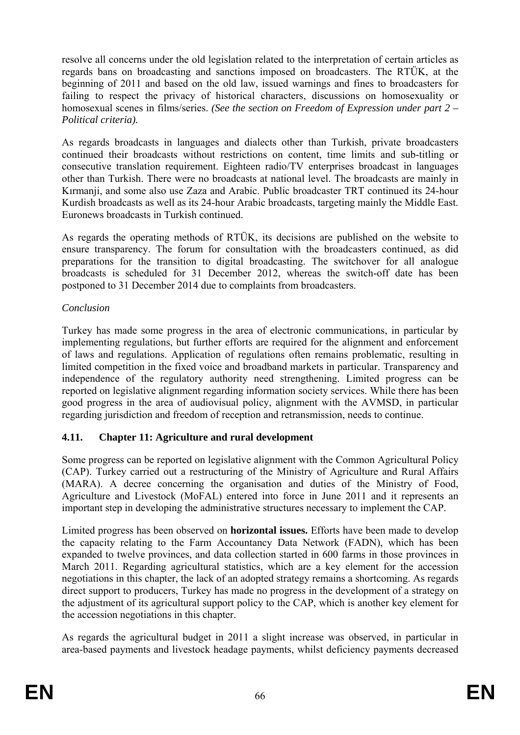resolve all concerns under the old legislation related to the interpretation of certain articles as regards bans on broadcasting and sanctions imposed on broadcasters. The RTÜK, at the beginning of 2011 and based on the old law, issued warnings and fines to broadcasters for failing to respect the privacy of historical characters, discussions on homosexuality or homosexual scenes in films/series. *(See the section on Freedom of Expression under part 2 – Political criteria).*

As regards broadcasts in languages and dialects other than Turkish, private broadcasters continued their broadcasts without restrictions on content, time limits and sub-titling or consecutive translation requirement. Eighteen radio/TV enterprises broadcast in languages other than Turkish. There were no broadcasts at national level. The broadcasts are mainly in Kırmanji, and some also use Zaza and Arabic. Public broadcaster TRT continued its 24-hour Kurdish broadcasts as well as its 24-hour Arabic broadcasts, targeting mainly the Middle East. Euronews broadcasts in Turkish continued.

As regards the operating methods of RTÜK, its decisions are published on the website to ensure transparency. The forum for consultation with the broadcasters continued, as did preparations for the transition to digital broadcasting. The switchover for all analogue broadcasts is scheduled for 31 December 2012, whereas the switch-off date has been postponed to 31 December 2014 due to complaints from broadcasters.

*Conclusion*

Turkey has made some progress in the area of electronic communications, in particular by implementing regulations, but further efforts are required for the alignment and enforcement of laws and regulations. Application of regulations often remains problematic, resulting in limited competition in the fixed voice and broadband markets in particular. Transparency and independence of the regulatory authority need strengthening. Limited progress can be reported on legislative alignment regarding information society services. While there has been good progress in the area of audiovisual policy, alignment with the AVMSD, in particular regarding jurisdiction and freedom of reception and retransmission, needs to continue.

### 4.11. Chapter 11: Agriculture and rural development

Some progress can be reported on legislative alignment with the Common Agricultural Policy (CAP). Turkey carried out a restructuring of the Ministry of Agriculture and Rural Affairs (MARA). A decree concerning the organisation and duties of the Ministry of Food, Agriculture and Livestock (MoFAL) entered into force in June 2011 and it represents an important step in developing the administrative structures necessary to implement the CAP.

Limited progress has been observed on **horizontal issues.** Efforts have been made to develop the capacity relating to the Farm Accountancy Data Network (FADN), which has been expanded to twelve provinces, and data collection started in 600 farms in those provinces in March 2011. Regarding agricultural statistics, which are a key element for the accession negotiations in this chapter, the lack of an adopted strategy remains a shortcoming. As regards direct support to producers, Turkey has made no progress in the development of a strategy on the adjustment of its agricultural support policy to the CAP, which is another key element for the accession negotiations in this chapter.

As regards the agricultural budget in 2011 a slight increase was observed, in particular in area-based payments and livestock headage payments, whilst deficiency payments decreased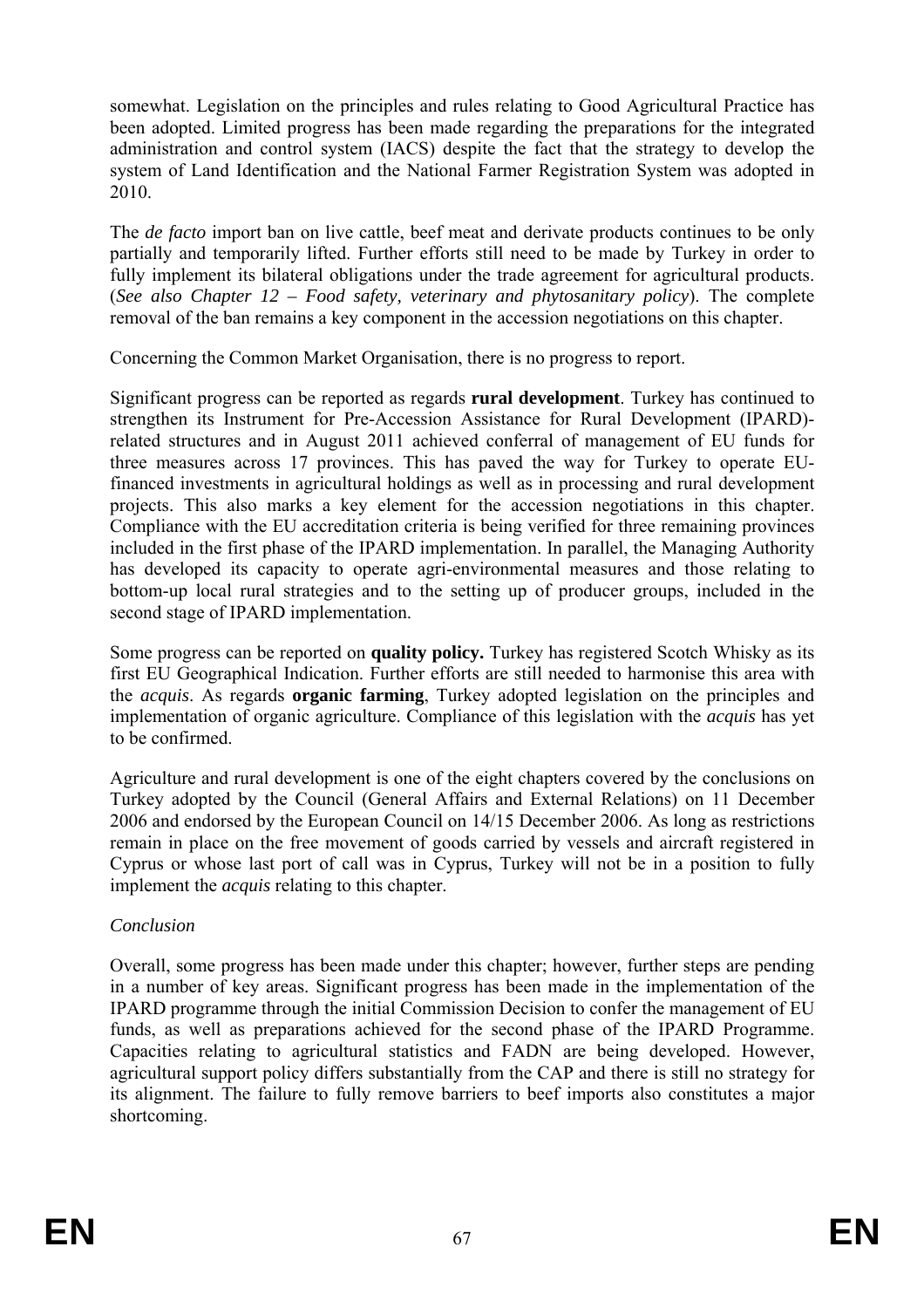somewhat. Legislation on the principles and rules relating to Good Agricultural Practice has been adopted. Limited progress has been made regarding the preparations for the integrated administration and control system (IACS) despite the fact that the strategy to develop the system of Land Identification and the National Farmer Registration System was adopted in 2010.

The *de facto* import ban on live cattle, beef meat and derivate products continues to be only partially and temporarily lifted. Further efforts still need to be made by Turkey in order to fully implement its bilateral obligations under the trade agreement for agricultural products. (*See also Chapter 12 – Food safety, veterinary and phytosanitary policy*). The complete removal of the ban remains a key component in the accession negotiations on this chapter.

Concerning the Common Market Organisation, there is no progress to report.

Significant progress can be reported as regards **rural development**. Turkey has continued to strengthen its Instrument for Pre-Accession Assistance for Rural Development (IPARD)-related structures and in August 2011 achieved conferral of management of EU funds for three measures across 17 provinces. This has paved the way for Turkey to operate EU-financed investments in agricultural holdings as well as in processing and rural development projects. This also marks a key element for the accession negotiations in this chapter. Compliance with the EU accreditation criteria is being verified for three remaining provinces included in the first phase of the IPARD implementation. In parallel, the Managing Authority has developed its capacity to operate agri-environmental measures and those relating to bottom-up local rural strategies and to the setting up of producer groups, included in the second stage of IPARD implementation.

Some progress can be reported on **quality policy.** Turkey has registered Scotch Whisky as its first EU Geographical Indication. Further efforts are still needed to harmonise this area with the *acquis*. As regards **organic farming**, Turkey adopted legislation on the principles and implementation of organic agriculture. Compliance of this legislation with the *acquis* has yet to be confirmed.

Agriculture and rural development is one of the eight chapters covered by the conclusions on Turkey adopted by the Council (General Affairs and External Relations) on 11 December 2006 and endorsed by the European Council on 14/15 December 2006. As long as restrictions remain in place on the free movement of goods carried by vessels and aircraft registered in Cyprus or whose last port of call was in Cyprus, Turkey will not be in a position to fully implement the *acquis* relating to this chapter.

*Conclusion*

Overall, some progress has been made under this chapter; however, further steps are pending in a number of key areas. Significant progress has been made in the implementation of the IPARD programme through the initial Commission Decision to confer the management of EU funds, as well as preparations achieved for the second phase of the IPARD Programme. Capacities relating to agricultural statistics and FADN are being developed. However, agricultural support policy differs substantially from the CAP and there is still no strategy for its alignment. The failure to fully remove barriers to beef imports also constitutes a major shortcoming.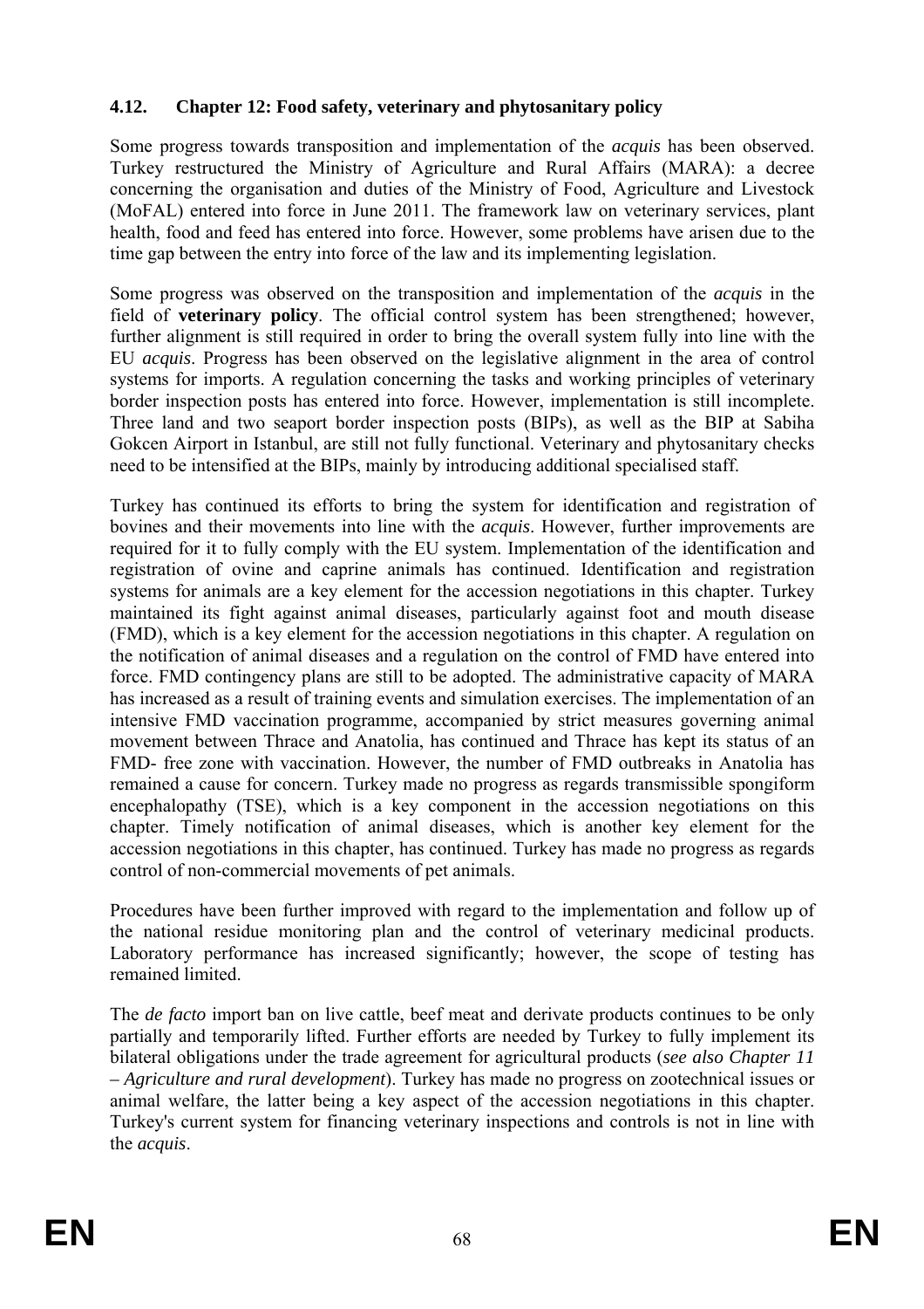### 4.12. Chapter 12: Food safety, veterinary and phytosanitary policy

Some progress towards transposition and implementation of the *acquis* has been observed. Turkey restructured the Ministry of Agriculture and Rural Affairs (MARA): a decree concerning the organisation and duties of the Ministry of Food, Agriculture and Livestock (MoFAL) entered into force in June 2011. The framework law on veterinary services, plant health, food and feed has entered into force. However, some problems have arisen due to the time gap between the entry into force of the law and its implementing legislation.

Some progress was observed on the transposition and implementation of the *acquis* in the field of **veterinary policy**. The official control system has been strengthened; however, further alignment is still required in order to bring the overall system fully into line with the EU *acquis*. Progress has been observed on the legislative alignment in the area of control systems for imports. A regulation concerning the tasks and working principles of veterinary border inspection posts has entered into force. However, implementation is still incomplete. Three land and two seaport border inspection posts (BIPs), as well as the BIP at Sabiha Gokcen Airport in Istanbul, are still not fully functional. Veterinary and phytosanitary checks need to be intensified at the BIPs, mainly by introducing additional specialised staff.

Turkey has continued its efforts to bring the system for identification and registration of bovines and their movements into line with the *acquis*. However, further improvements are required for it to fully comply with the EU system. Implementation of the identification and registration of ovine and caprine animals has continued. Identification and registration systems for animals are a key element for the accession negotiations in this chapter. Turkey maintained its fight against animal diseases, particularly against foot and mouth disease (FMD), which is a key element for the accession negotiations in this chapter. A regulation on the notification of animal diseases and a regulation on the control of FMD have entered into force. FMD contingency plans are still to be adopted. The administrative capacity of MARA has increased as a result of training events and simulation exercises. The implementation of an intensive FMD vaccination programme, accompanied by strict measures governing animal movement between Thrace and Anatolia, has continued and Thrace has kept its status of an FMD- free zone with vaccination. However, the number of FMD outbreaks in Anatolia has remained a cause for concern. Turkey made no progress as regards transmissible spongiform encephalopathy (TSE), which is a key component in the accession negotiations on this chapter. Timely notification of animal diseases, which is another key element for the accession negotiations in this chapter, has continued. Turkey has made no progress as regards control of non-commercial movements of pet animals.

Procedures have been further improved with regard to the implementation and follow up of the national residue monitoring plan and the control of veterinary medicinal products. Laboratory performance has increased significantly; however, the scope of testing has remained limited.

The *de facto* import ban on live cattle, beef meat and derivate products continues to be only partially and temporarily lifted. Further efforts are needed by Turkey to fully implement its bilateral obligations under the trade agreement for agricultural products (*see also Chapter 11 – Agriculture and rural development*). Turkey has made no progress on zootechnical issues or animal welfare, the latter being a key aspect of the accession negotiations in this chapter. Turkey's current system for financing veterinary inspections and controls is not in line with the *acquis*.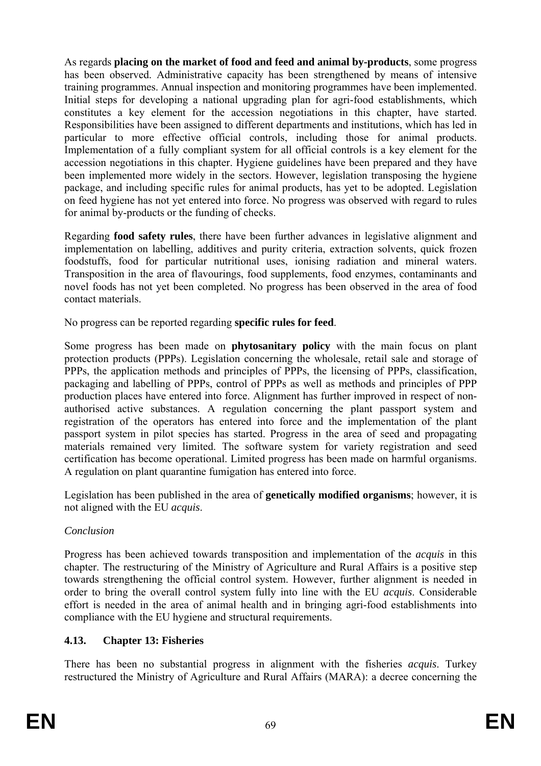As regards **placing on the market of food and feed and animal by-products**, some progress has been observed. Administrative capacity has been strengthened by means of intensive training programmes. Annual inspection and monitoring programmes have been implemented. Initial steps for developing a national upgrading plan for agri-food establishments, which constitutes a key element for the accession negotiations in this chapter, have started. Responsibilities have been assigned to different departments and institutions, which has led in particular to more effective official controls, including those for animal products. Implementation of a fully compliant system for all official controls is a key element for the accession negotiations in this chapter. Hygiene guidelines have been prepared and they have been implemented more widely in the sectors. However, legislation transposing the hygiene package, and including specific rules for animal products, has yet to be adopted. Legislation on feed hygiene has not yet entered into force. No progress was observed with regard to rules for animal by-products or the funding of checks.

Regarding **food safety rules**, there have been further advances in legislative alignment and implementation on labelling, additives and purity criteria, extraction solvents, quick frozen foodstuffs, food for particular nutritional uses, ionising radiation and mineral waters. Transposition in the area of flavourings, food supplements, food enzymes, contaminants and novel foods has not yet been completed. No progress has been observed in the area of food contact materials.

No progress can be reported regarding **specific rules for feed**.

Some progress has been made on **phytosanitary policy** with the main focus on plant protection products (PPPs). Legislation concerning the wholesale, retail sale and storage of PPPs, the application methods and principles of PPPs, the licensing of PPPs, classification, packaging and labelling of PPPs, control of PPPs as well as methods and principles of PPP production places have entered into force. Alignment has further improved in respect of non-authorised active substances. A regulation concerning the plant passport system and registration of the operators has entered into force and the implementation of the plant passport system in pilot species has started. Progress in the area of seed and propagating materials remained very limited. The software system for variety registration and seed certification has become operational. Limited progress has been made on harmful organisms. A regulation on plant quarantine fumigation has entered into force.

Legislation has been published in the area of **genetically modified organisms**; however, it is not aligned with the EU *acquis*.

*Conclusion*

Progress has been achieved towards transposition and implementation of the *acquis* in this chapter. The restructuring of the Ministry of Agriculture and Rural Affairs is a positive step towards strengthening the official control system. However, further alignment is needed in order to bring the overall control system fully into line with the EU *acquis*. Considerable effort is needed in the area of animal health and in bringing agri-food establishments into compliance with the EU hygiene and structural requirements.

### 4.13. Chapter 13: Fisheries

There has been no substantial progress in alignment with the fisheries *acquis*. Turkey restructured the Ministry of Agriculture and Rural Affairs (MARA): a decree concerning the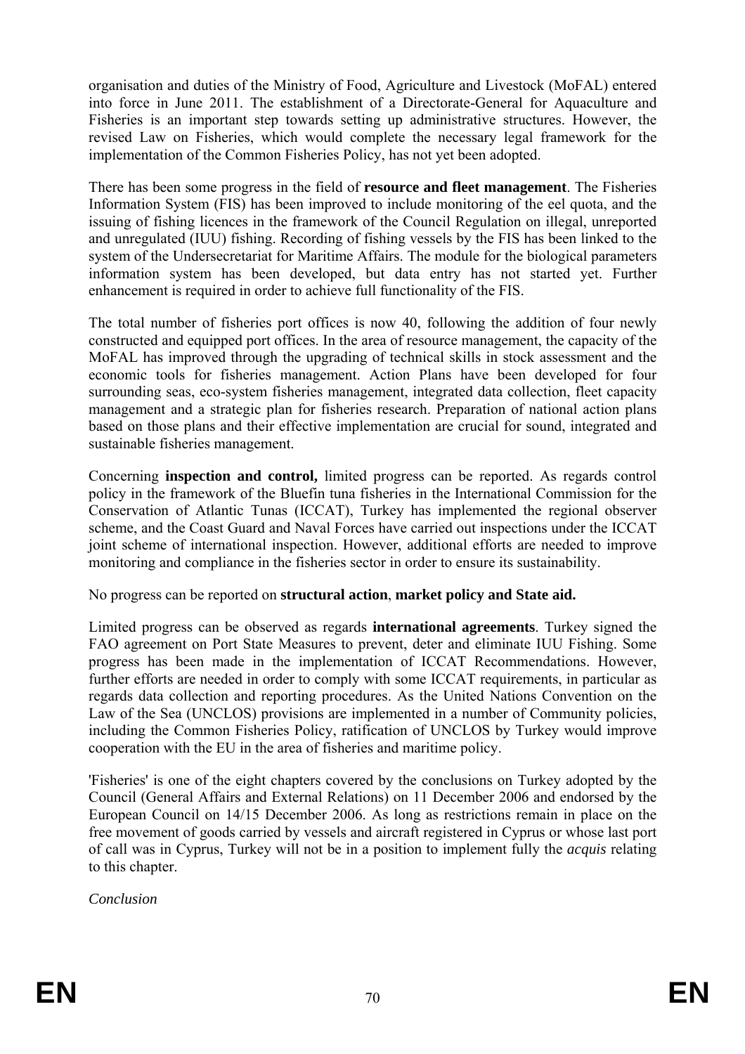organisation and duties of the Ministry of Food, Agriculture and Livestock (MoFAL) entered into force in June 2011. The establishment of a Directorate-General for Aquaculture and Fisheries is an important step towards setting up administrative structures. However, the revised Law on Fisheries, which would complete the necessary legal framework for the implementation of the Common Fisheries Policy, has not yet been adopted.

There has been some progress in the field of **resource and fleet management**. The Fisheries Information System (FIS) has been improved to include monitoring of the eel quota, and the issuing of fishing licences in the framework of the Council Regulation on illegal, unreported and unregulated (IUU) fishing. Recording of fishing vessels by the FIS has been linked to the system of the Undersecretariat for Maritime Affairs. The module for the biological parameters information system has been developed, but data entry has not started yet. Further enhancement is required in order to achieve full functionality of the FIS.

The total number of fisheries port offices is now 40, following the addition of four newly constructed and equipped port offices. In the area of resource management, the capacity of the MoFAL has improved through the upgrading of technical skills in stock assessment and the economic tools for fisheries management. Action Plans have been developed for four surrounding seas, eco-system fisheries management, integrated data collection, fleet capacity management and a strategic plan for fisheries research. Preparation of national action plans based on those plans and their effective implementation are crucial for sound, integrated and sustainable fisheries management.

Concerning **inspection and control,** limited progress can be reported. As regards control policy in the framework of the Bluefin tuna fisheries in the International Commission for the Conservation of Atlantic Tunas (ICCAT), Turkey has implemented the regional observer scheme, and the Coast Guard and Naval Forces have carried out inspections under the ICCAT joint scheme of international inspection. However, additional efforts are needed to improve monitoring and compliance in the fisheries sector in order to ensure its sustainability.

No progress can be reported on **structural action**, **market policy and State aid.**

Limited progress can be observed as regards **international agreements**. Turkey signed the FAO agreement on Port State Measures to prevent, deter and eliminate IUU Fishing. Some progress has been made in the implementation of ICCAT Recommendations. However, further efforts are needed in order to comply with some ICCAT requirements, in particular as regards data collection and reporting procedures. As the United Nations Convention on the Law of the Sea (UNCLOS) provisions are implemented in a number of Community policies, including the Common Fisheries Policy, ratification of UNCLOS by Turkey would improve cooperation with the EU in the area of fisheries and maritime policy.

'Fisheries' is one of the eight chapters covered by the conclusions on Turkey adopted by the Council (General Affairs and External Relations) on 11 December 2006 and endorsed by the European Council on 14/15 December 2006. As long as restrictions remain in place on the free movement of goods carried by vessels and aircraft registered in Cyprus or whose last port of call was in Cyprus, Turkey will not be in a position to implement fully the *acquis* relating to this chapter.

*Conclusion*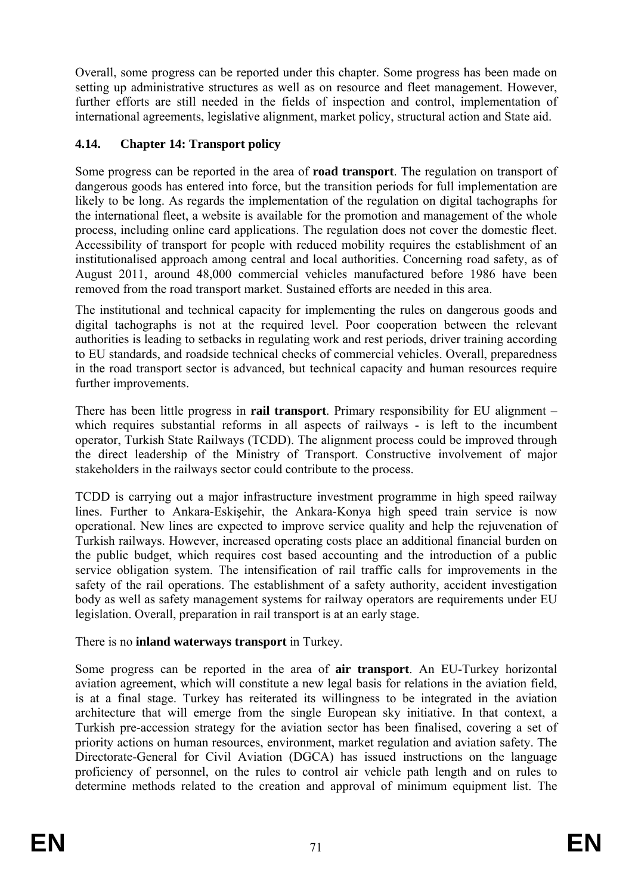Overall, some progress can be reported under this chapter. Some progress has been made on setting up administrative structures as well as on resource and fleet management. However, further efforts are still needed in the fields of inspection and control, implementation of international agreements, legislative alignment, market policy, structural action and State aid.

### 4.14. Chapter 14: Transport policy

Some progress can be reported in the area of **road transport**. The regulation on transport of dangerous goods has entered into force, but the transition periods for full implementation are likely to be long. As regards the implementation of the regulation on digital tachographs for the international fleet, a website is available for the promotion and management of the whole process, including online card applications. The regulation does not cover the domestic fleet. Accessibility of transport for people with reduced mobility requires the establishment of an institutionalised approach among central and local authorities. Concerning road safety, as of August 2011, around 48,000 commercial vehicles manufactured before 1986 have been removed from the road transport market. Sustained efforts are needed in this area.

The institutional and technical capacity for implementing the rules on dangerous goods and digital tachographs is not at the required level. Poor cooperation between the relevant authorities is leading to setbacks in regulating work and rest periods, driver training according to EU standards, and roadside technical checks of commercial vehicles. Overall, preparedness in the road transport sector is advanced, but technical capacity and human resources require further improvements.

There has been little progress in **rail transport**. Primary responsibility for EU alignment – which requires substantial reforms in all aspects of railways - is left to the incumbent operator, Turkish State Railways (TCDD). The alignment process could be improved through the direct leadership of the Ministry of Transport. Constructive involvement of major stakeholders in the railways sector could contribute to the process.

TCDD is carrying out a major infrastructure investment programme in high speed railway lines. Further to Ankara-Eskişehir, the Ankara-Konya high speed train service is now operational. New lines are expected to improve service quality and help the rejuvenation of Turkish railways. However, increased operating costs place an additional financial burden on the public budget, which requires cost based accounting and the introduction of a public service obligation system. The intensification of rail traffic calls for improvements in the safety of the rail operations. The establishment of a safety authority, accident investigation body as well as safety management systems for railway operators are requirements under EU legislation. Overall, preparation in rail transport is at an early stage.

There is no **inland waterways transport** in Turkey.

Some progress can be reported in the area of **air transport**. An EU-Turkey horizontal aviation agreement, which will constitute a new legal basis for relations in the aviation field, is at a final stage. Turkey has reiterated its willingness to be integrated in the aviation architecture that will emerge from the single European sky initiative. In that context, a Turkish pre-accession strategy for the aviation sector has been finalised, covering a set of priority actions on human resources, environment, market regulation and aviation safety. The Directorate-General for Civil Aviation (DGCA) has issued instructions on the language proficiency of personnel, on the rules to control air vehicle path length and on rules to determine methods related to the creation and approval of minimum equipment list. The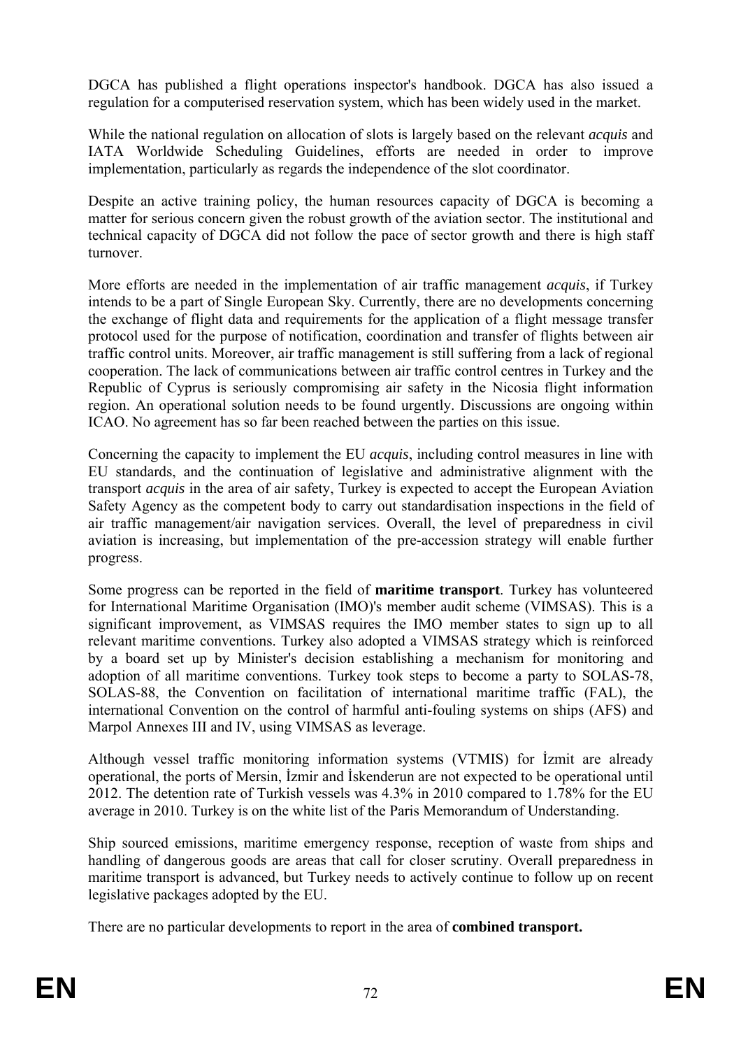DGCA has published a flight operations inspector's handbook. DGCA has also issued a regulation for a computerised reservation system, which has been widely used in the market.

While the national regulation on allocation of slots is largely based on the relevant *acquis* and IATA Worldwide Scheduling Guidelines, efforts are needed in order to improve implementation, particularly as regards the independence of the slot coordinator.

Despite an active training policy, the human resources capacity of DGCA is becoming a matter for serious concern given the robust growth of the aviation sector. The institutional and technical capacity of DGCA did not follow the pace of sector growth and there is high staff turnover.

More efforts are needed in the implementation of air traffic management *acquis*, if Turkey intends to be a part of Single European Sky. Currently, there are no developments concerning the exchange of flight data and requirements for the application of a flight message transfer protocol used for the purpose of notification, coordination and transfer of flights between air traffic control units. Moreover, air traffic management is still suffering from a lack of regional cooperation. The lack of communications between air traffic control centres in Turkey and the Republic of Cyprus is seriously compromising air safety in the Nicosia flight information region. An operational solution needs to be found urgently. Discussions are ongoing within ICAO. No agreement has so far been reached between the parties on this issue.

Concerning the capacity to implement the EU *acquis*, including control measures in line with EU standards, and the continuation of legislative and administrative alignment with the transport *acquis* in the area of air safety, Turkey is expected to accept the European Aviation Safety Agency as the competent body to carry out standardisation inspections in the field of air traffic management/air navigation services. Overall, the level of preparedness in civil aviation is increasing, but implementation of the pre-accession strategy will enable further progress.

Some progress can be reported in the field of **maritime transport**. Turkey has volunteered for International Maritime Organisation (IMO)'s member audit scheme (VIMSAS). This is a significant improvement, as VIMSAS requires the IMO member states to sign up to all relevant maritime conventions. Turkey also adopted a VIMSAS strategy which is reinforced by a board set up by Minister's decision establishing a mechanism for monitoring and adoption of all maritime conventions. Turkey took steps to become a party to SOLAS-78, SOLAS-88, the Convention on facilitation of international maritime traffic (FAL), the international Convention on the control of harmful anti-fouling systems on ships (AFS) and Marpol Annexes III and IV, using VIMSAS as leverage.

Although vessel traffic monitoring information systems (VTMIS) for İzmit are already operational, the ports of Mersin, İzmir and İskenderun are not expected to be operational until 2012. The detention rate of Turkish vessels was 4.3% in 2010 compared to 1.78% for the EU average in 2010. Turkey is on the white list of the Paris Memorandum of Understanding.

Ship sourced emissions, maritime emergency response, reception of waste from ships and handling of dangerous goods are areas that call for closer scrutiny. Overall preparedness in maritime transport is advanced, but Turkey needs to actively continue to follow up on recent legislative packages adopted by the EU.

There are no particular developments to report in the area of **combined transport.**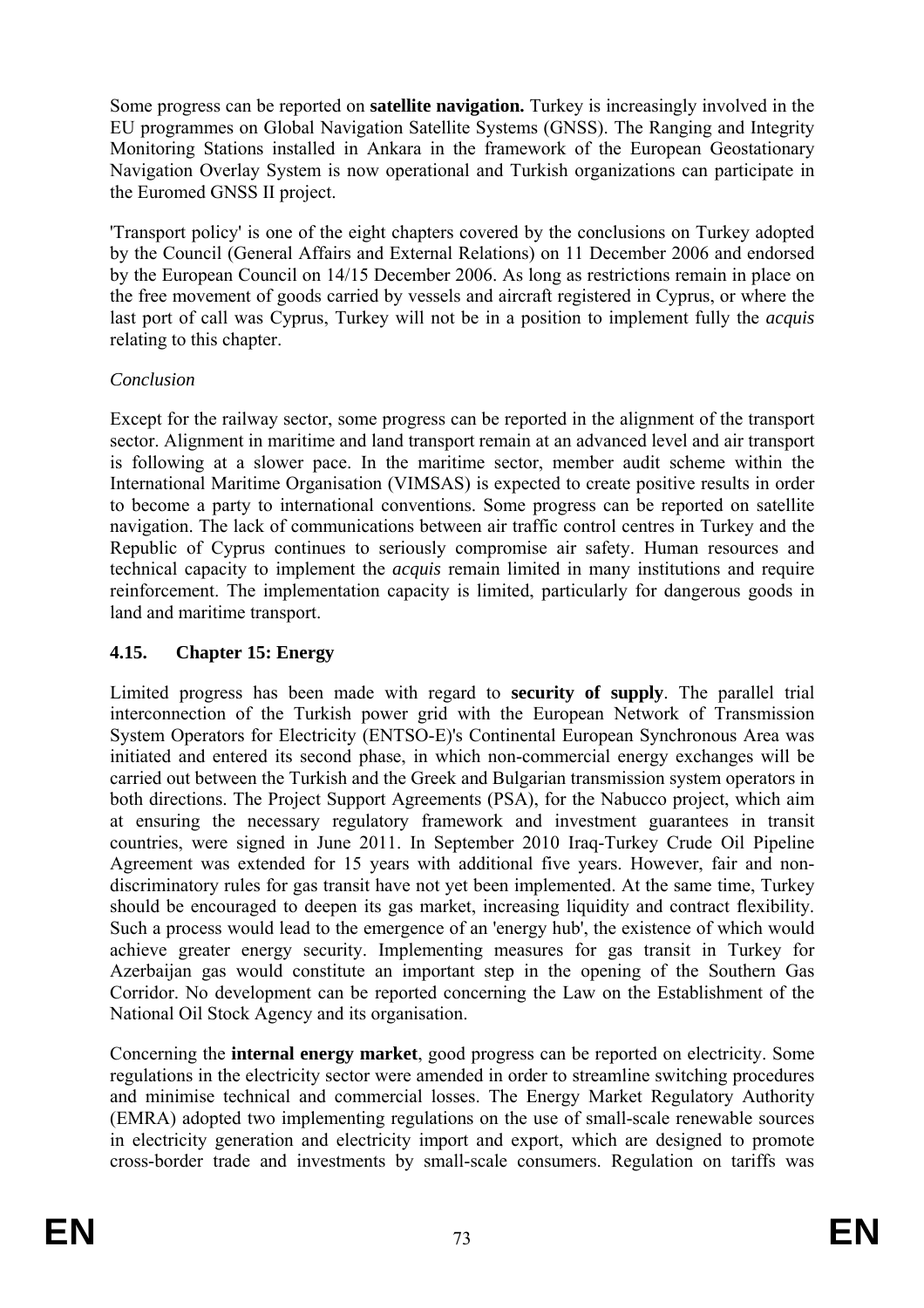Some progress can be reported on **satellite navigation.** Turkey is increasingly involved in the EU programmes on Global Navigation Satellite Systems (GNSS). The Ranging and Integrity Monitoring Stations installed in Ankara in the framework of the European Geostationary Navigation Overlay System is now operational and Turkish organizations can participate in the Euromed GNSS II project.

'Transport policy' is one of the eight chapters covered by the conclusions on Turkey adopted by the Council (General Affairs and External Relations) on 11 December 2006 and endorsed by the European Council on 14/15 December 2006. As long as restrictions remain in place on the free movement of goods carried by vessels and aircraft registered in Cyprus, or where the last port of call was Cyprus, Turkey will not be in a position to implement fully the *acquis* relating to this chapter.

*Conclusion*

Except for the railway sector, some progress can be reported in the alignment of the transport sector. Alignment in maritime and land transport remain at an advanced level and air transport is following at a slower pace. In the maritime sector, member audit scheme within the International Maritime Organisation (VIMSAS) is expected to create positive results in order to become a party to international conventions. Some progress can be reported on satellite navigation. The lack of communications between air traffic control centres in Turkey and the Republic of Cyprus continues to seriously compromise air safety. Human resources and technical capacity to implement the *acquis* remain limited in many institutions and require reinforcement. The implementation capacity is limited, particularly for dangerous goods in land and maritime transport.

### 4.15. Chapter 15: Energy

Limited progress has been made with regard to **security of supply**. The parallel trial interconnection of the Turkish power grid with the European Network of Transmission System Operators for Electricity (ENTSO-E)'s Continental European Synchronous Area was initiated and entered its second phase, in which non-commercial energy exchanges will be carried out between the Turkish and the Greek and Bulgarian transmission system operators in both directions. The Project Support Agreements (PSA), for the Nabucco project, which aim at ensuring the necessary regulatory framework and investment guarantees in transit countries, were signed in June 2011. In September 2010 Iraq-Turkey Crude Oil Pipeline Agreement was extended for 15 years with additional five years. However, fair and non-discriminatory rules for gas transit have not yet been implemented. At the same time, Turkey should be encouraged to deepen its gas market, increasing liquidity and contract flexibility. Such a process would lead to the emergence of an 'energy hub', the existence of which would achieve greater energy security. Implementing measures for gas transit in Turkey for Azerbaijan gas would constitute an important step in the opening of the Southern Gas Corridor. No development can be reported concerning the Law on the Establishment of the National Oil Stock Agency and its organisation.

Concerning the **internal energy market**, good progress can be reported on electricity. Some regulations in the electricity sector were amended in order to streamline switching procedures and minimise technical and commercial losses. The Energy Market Regulatory Authority (EMRA) adopted two implementing regulations on the use of small-scale renewable sources in electricity generation and electricity import and export, which are designed to promote cross-border trade and investments by small-scale consumers. Regulation on tariffs was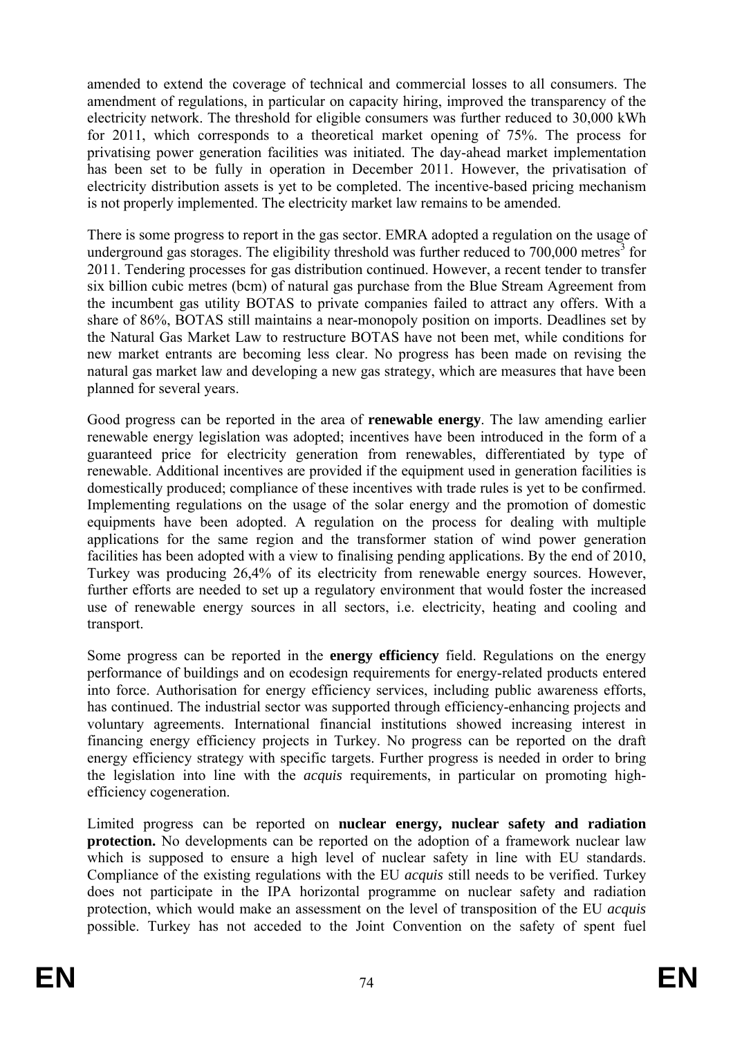amended to extend the coverage of technical and commercial losses to all consumers. The amendment of regulations, in particular on capacity hiring, improved the transparency of the electricity network. The threshold for eligible consumers was further reduced to 30,000 kWh for 2011, which corresponds to a theoretical market opening of 75%. The process for privatising power generation facilities was initiated. The day-ahead market implementation has been set to be fully in operation in December 2011. However, the privatisation of electricity distribution assets is yet to be completed. The incentive-based pricing mechanism is not properly implemented. The electricity market law remains to be amended.

There is some progress to report in the gas sector. EMRA adopted a regulation on the usage of underground gas storages. The eligibility threshold was further reduced to 700,000 metres$^3$ for 2011. Tendering processes for gas distribution continued. However, a recent tender to transfer six billion cubic metres (bcm) of natural gas purchase from the Blue Stream Agreement from the incumbent gas utility BOTAS to private companies failed to attract any offers. With a share of 86%, BOTAS still maintains a near-monopoly position on imports. Deadlines set by the Natural Gas Market Law to restructure BOTAS have not been met, while conditions for new market entrants are becoming less clear. No progress has been made on revising the natural gas market law and developing a new gas strategy, which are measures that have been planned for several years.

Good progress can be reported in the area of **renewable energy**. The law amending earlier renewable energy legislation was adopted; incentives have been introduced in the form of a guaranteed price for electricity generation from renewables, differentiated by type of renewable. Additional incentives are provided if the equipment used in generation facilities is domestically produced; compliance of these incentives with trade rules is yet to be confirmed. Implementing regulations on the usage of the solar energy and the promotion of domestic equipments have been adopted. A regulation on the process for dealing with multiple applications for the same region and the transformer station of wind power generation facilities has been adopted with a view to finalising pending applications. By the end of 2010, Turkey was producing 26,4% of its electricity from renewable energy sources. However, further efforts are needed to set up a regulatory environment that would foster the increased use of renewable energy sources in all sectors, i.e. electricity, heating and cooling and transport.

Some progress can be reported in the **energy efficiency** field. Regulations on the energy performance of buildings and on ecodesign requirements for energy-related products entered into force. Authorisation for energy efficiency services, including public awareness efforts, has continued. The industrial sector was supported through efficiency-enhancing projects and voluntary agreements. International financial institutions showed increasing interest in financing energy efficiency projects in Turkey. No progress can be reported on the draft energy efficiency strategy with specific targets. Further progress is needed in order to bring the legislation into line with the *acquis* requirements, in particular on promoting high-efficiency cogeneration.

Limited progress can be reported on **nuclear energy, nuclear safety and radiation protection.** No developments can be reported on the adoption of a framework nuclear law which is supposed to ensure a high level of nuclear safety in line with EU standards. Compliance of the existing regulations with the EU *acquis* still needs to be verified. Turkey does not participate in the IPA horizontal programme on nuclear safety and radiation protection, which would make an assessment on the level of transposition of the EU *acquis* possible. Turkey has not acceded to the Joint Convention on the safety of spent fuel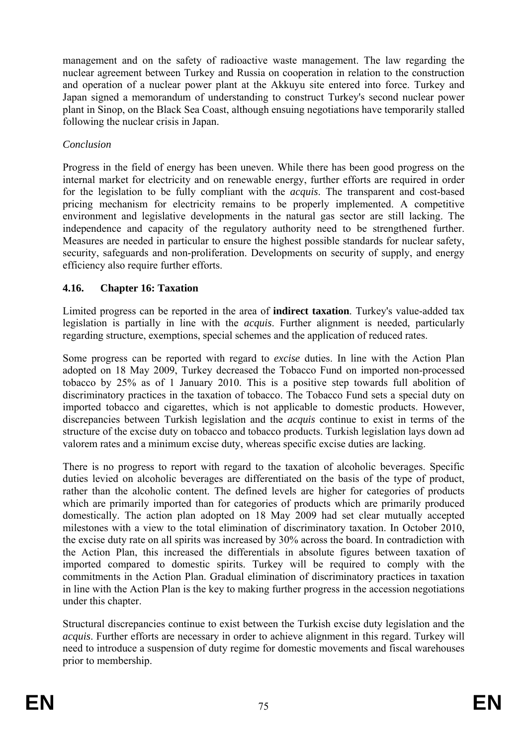management and on the safety of radioactive waste management. The law regarding the nuclear agreement between Turkey and Russia on cooperation in relation to the construction and operation of a nuclear power plant at the Akkuyu site entered into force. Turkey and Japan signed a memorandum of understanding to construct Turkey's second nuclear power plant in Sinop, on the Black Sea Coast, although ensuing negotiations have temporarily stalled following the nuclear crisis in Japan.

*Conclusion*

Progress in the field of energy has been uneven. While there has been good progress on the internal market for electricity and on renewable energy, further efforts are required in order for the legislation to be fully compliant with the *acquis*. The transparent and cost-based pricing mechanism for electricity remains to be properly implemented. A competitive environment and legislative developments in the natural gas sector are still lacking. The independence and capacity of the regulatory authority need to be strengthened further. Measures are needed in particular to ensure the highest possible standards for nuclear safety, security, safeguards and non-proliferation. Developments on security of supply, and energy efficiency also require further efforts.

### 4.16. Chapter 16: Taxation

Limited progress can be reported in the area of **indirect taxation**. Turkey's value-added tax legislation is partially in line with the *acquis*. Further alignment is needed, particularly regarding structure, exemptions, special schemes and the application of reduced rates.

Some progress can be reported with regard to *excise* duties. In line with the Action Plan adopted on 18 May 2009, Turkey decreased the Tobacco Fund on imported non-processed tobacco by 25% as of 1 January 2010. This is a positive step towards full abolition of discriminatory practices in the taxation of tobacco. The Tobacco Fund sets a special duty on imported tobacco and cigarettes, which is not applicable to domestic products. However, discrepancies between Turkish legislation and the *acquis* continue to exist in terms of the structure of the excise duty on tobacco and tobacco products. Turkish legislation lays down ad valorem rates and a minimum excise duty, whereas specific excise duties are lacking.

There is no progress to report with regard to the taxation of alcoholic beverages. Specific duties levied on alcoholic beverages are differentiated on the basis of the type of product, rather than the alcoholic content. The defined levels are higher for categories of products which are primarily imported than for categories of products which are primarily produced domestically. The action plan adopted on 18 May 2009 had set clear mutually accepted milestones with a view to the total elimination of discriminatory taxation. In October 2010, the excise duty rate on all spirits was increased by 30% across the board. In contradiction with the Action Plan, this increased the differentials in absolute figures between taxation of imported compared to domestic spirits. Turkey will be required to comply with the commitments in the Action Plan. Gradual elimination of discriminatory practices in taxation in line with the Action Plan is the key to making further progress in the accession negotiations under this chapter.

Structural discrepancies continue to exist between the Turkish excise duty legislation and the *acquis*. Further efforts are necessary in order to achieve alignment in this regard. Turkey will need to introduce a suspension of duty regime for domestic movements and fiscal warehouses prior to membership.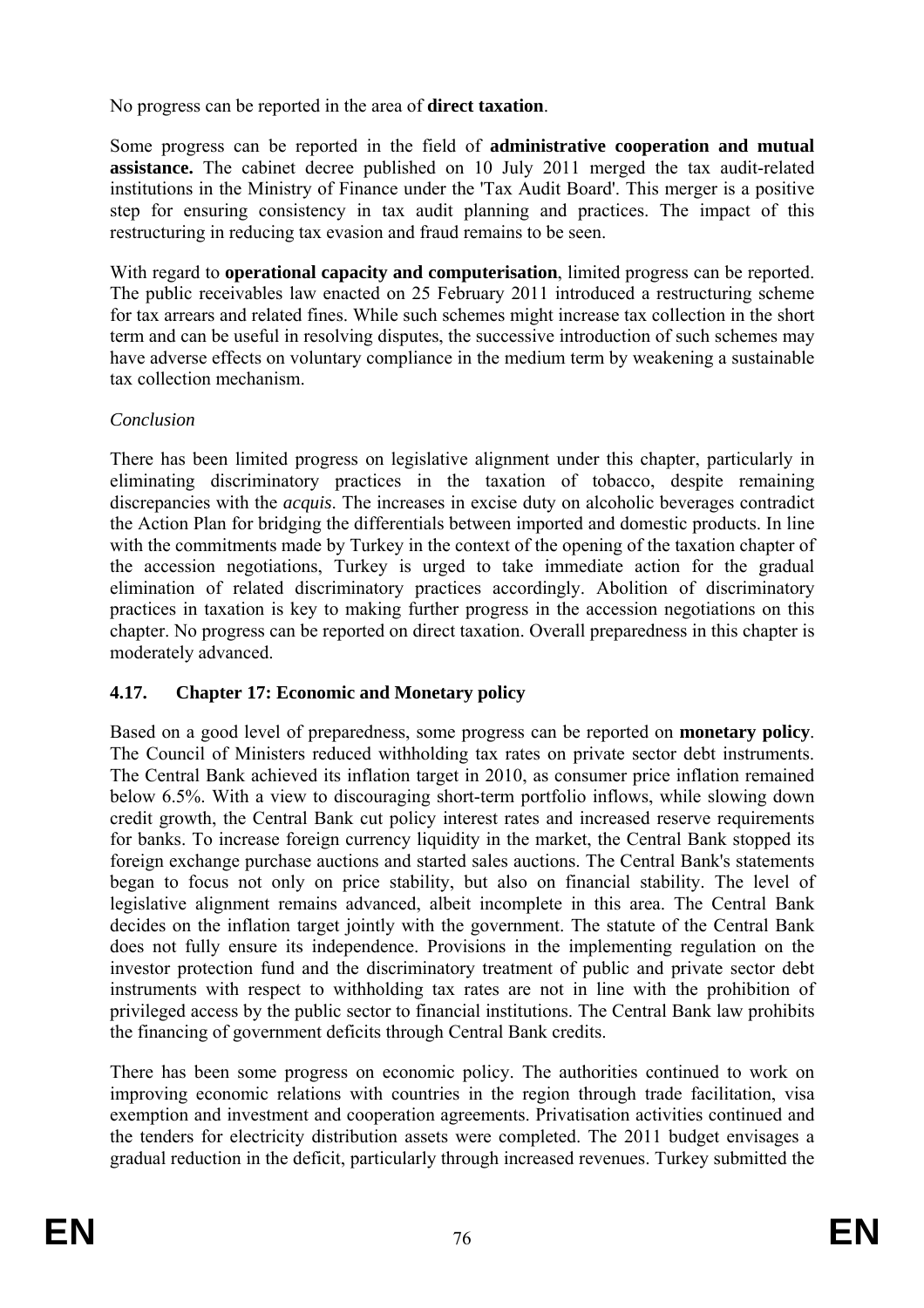No progress can be reported in the area of **direct taxation**.

Some progress can be reported in the field of **administrative cooperation and mutual assistance.** The cabinet decree published on 10 July 2011 merged the tax audit-related institutions in the Ministry of Finance under the 'Tax Audit Board'. This merger is a positive step for ensuring consistency in tax audit planning and practices. The impact of this restructuring in reducing tax evasion and fraud remains to be seen.

With regard to **operational capacity and computerisation**, limited progress can be reported. The public receivables law enacted on 25 February 2011 introduced a restructuring scheme for tax arrears and related fines. While such schemes might increase tax collection in the short term and can be useful in resolving disputes, the successive introduction of such schemes may have adverse effects on voluntary compliance in the medium term by weakening a sustainable tax collection mechanism.

*Conclusion*

There has been limited progress on legislative alignment under this chapter, particularly in eliminating discriminatory practices in the taxation of tobacco, despite remaining discrepancies with the *acquis*. The increases in excise duty on alcoholic beverages contradict the Action Plan for bridging the differentials between imported and domestic products. In line with the commitments made by Turkey in the context of the opening of the taxation chapter of the accession negotiations, Turkey is urged to take immediate action for the gradual elimination of related discriminatory practices accordingly. Abolition of discriminatory practices in taxation is key to making further progress in the accession negotiations on this chapter. No progress can be reported on direct taxation. Overall preparedness in this chapter is moderately advanced.

### 4.17. Chapter 17: Economic and Monetary policy

Based on a good level of preparedness, some progress can be reported on **monetary policy**. The Council of Ministers reduced withholding tax rates on private sector debt instruments. The Central Bank achieved its inflation target in 2010, as consumer price inflation remained below 6.5%. With a view to discouraging short-term portfolio inflows, while slowing down credit growth, the Central Bank cut policy interest rates and increased reserve requirements for banks. To increase foreign currency liquidity in the market, the Central Bank stopped its foreign exchange purchase auctions and started sales auctions. The Central Bank's statements began to focus not only on price stability, but also on financial stability. The level of legislative alignment remains advanced, albeit incomplete in this area. The Central Bank decides on the inflation target jointly with the government. The statute of the Central Bank does not fully ensure its independence. Provisions in the implementing regulation on the investor protection fund and the discriminatory treatment of public and private sector debt instruments with respect to withholding tax rates are not in line with the prohibition of privileged access by the public sector to financial institutions. The Central Bank law prohibits the financing of government deficits through Central Bank credits.

There has been some progress on economic policy. The authorities continued to work on improving economic relations with countries in the region through trade facilitation, visa exemption and investment and cooperation agreements. Privatisation activities continued and the tenders for electricity distribution assets were completed. The 2011 budget envisages a gradual reduction in the deficit, particularly through increased revenues. Turkey submitted the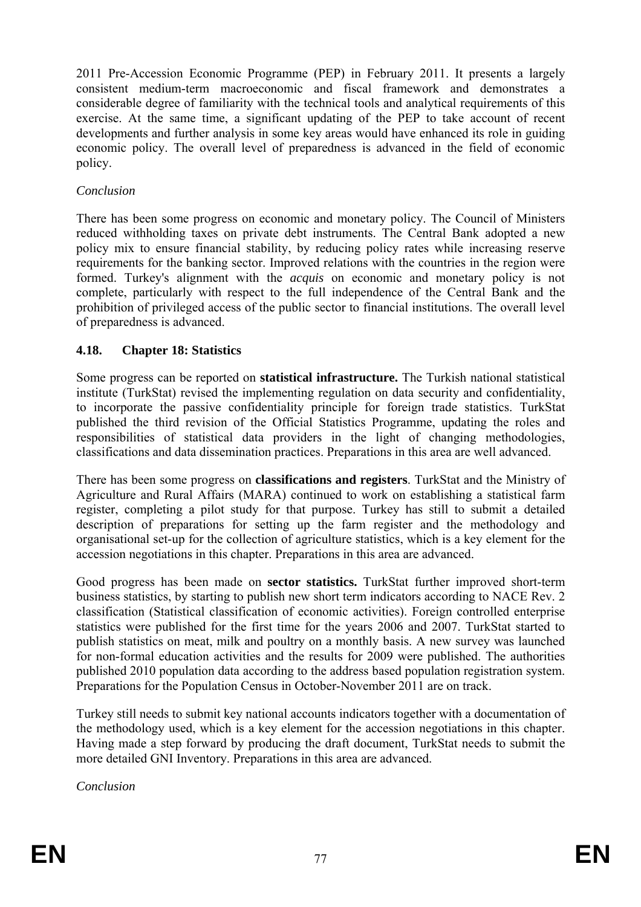2011 Pre-Accession Economic Programme (PEP) in February 2011. It presents a largely consistent medium-term macroeconomic and fiscal framework and demonstrates a considerable degree of familiarity with the technical tools and analytical requirements of this exercise. At the same time, a significant updating of the PEP to take account of recent developments and further analysis in some key areas would have enhanced its role in guiding economic policy. The overall level of preparedness is advanced in the field of economic policy.

*Conclusion*

There has been some progress on economic and monetary policy. The Council of Ministers reduced withholding taxes on private debt instruments. The Central Bank adopted a new policy mix to ensure financial stability, by reducing policy rates while increasing reserve requirements for the banking sector. Improved relations with the countries in the region were formed. Turkey's alignment with the *acquis* on economic and monetary policy is not complete, particularly with respect to the full independence of the Central Bank and the prohibition of privileged access of the public sector to financial institutions. The overall level of preparedness is advanced.

### 4.18. Chapter 18: Statistics

Some progress can be reported on **statistical infrastructure.** The Turkish national statistical institute (TurkStat) revised the implementing regulation on data security and confidentiality, to incorporate the passive confidentiality principle for foreign trade statistics. TurkStat published the third revision of the Official Statistics Programme, updating the roles and responsibilities of statistical data providers in the light of changing methodologies, classifications and data dissemination practices. Preparations in this area are well advanced.

There has been some progress on **classifications and registers**. TurkStat and the Ministry of Agriculture and Rural Affairs (MARA) continued to work on establishing a statistical farm register, completing a pilot study for that purpose. Turkey has still to submit a detailed description of preparations for setting up the farm register and the methodology and organisational set-up for the collection of agriculture statistics, which is a key element for the accession negotiations in this chapter. Preparations in this area are advanced.

Good progress has been made on **sector statistics.** TurkStat further improved short-term business statistics, by starting to publish new short term indicators according to NACE Rev. 2 classification (Statistical classification of economic activities). Foreign controlled enterprise statistics were published for the first time for the years 2006 and 2007. TurkStat started to publish statistics on meat, milk and poultry on a monthly basis. A new survey was launched for non-formal education activities and the results for 2009 were published. The authorities published 2010 population data according to the address based population registration system. Preparations for the Population Census in October-November 2011 are on track.

Turkey still needs to submit key national accounts indicators together with a documentation of the methodology used, which is a key element for the accession negotiations in this chapter. Having made a step forward by producing the draft document, TurkStat needs to submit the more detailed GNI Inventory. Preparations in this area are advanced.

*Conclusion*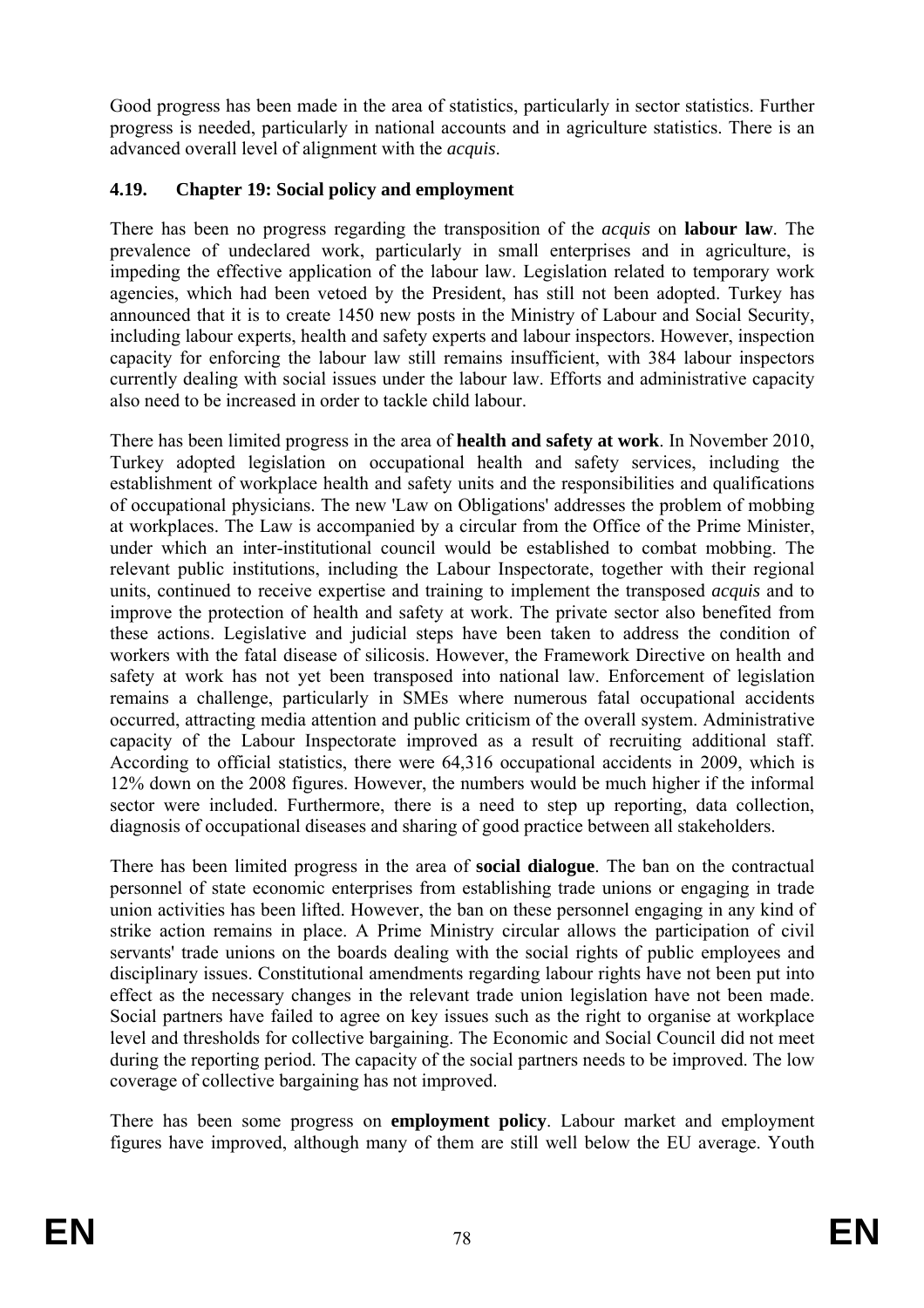Good progress has been made in the area of statistics, particularly in sector statistics. Further progress is needed, particularly in national accounts and in agriculture statistics. There is an advanced overall level of alignment with the *acquis*.

### 4.19. Chapter 19: Social policy and employment

There has been no progress regarding the transposition of the *acquis* on **labour law**. The prevalence of undeclared work, particularly in small enterprises and in agriculture, is impeding the effective application of the labour law. Legislation related to temporary work agencies, which had been vetoed by the President, has still not been adopted. Turkey has announced that it is to create 1450 new posts in the Ministry of Labour and Social Security, including labour experts, health and safety experts and labour inspectors. However, inspection capacity for enforcing the labour law still remains insufficient, with 384 labour inspectors currently dealing with social issues under the labour law. Efforts and administrative capacity also need to be increased in order to tackle child labour.

There has been limited progress in the area of **health and safety at work**. In November 2010, Turkey adopted legislation on occupational health and safety services, including the establishment of workplace health and safety units and the responsibilities and qualifications of occupational physicians. The new 'Law on Obligations' addresses the problem of mobbing at workplaces. The Law is accompanied by a circular from the Office of the Prime Minister, under which an inter-institutional council would be established to combat mobbing. The relevant public institutions, including the Labour Inspectorate, together with their regional units, continued to receive expertise and training to implement the transposed *acquis* and to improve the protection of health and safety at work. The private sector also benefited from these actions. Legislative and judicial steps have been taken to address the condition of workers with the fatal disease of silicosis. However, the Framework Directive on health and safety at work has not yet been transposed into national law. Enforcement of legislation remains a challenge, particularly in SMEs where numerous fatal occupational accidents occurred, attracting media attention and public criticism of the overall system. Administrative capacity of the Labour Inspectorate improved as a result of recruiting additional staff. According to official statistics, there were 64,316 occupational accidents in 2009, which is 12% down on the 2008 figures. However, the numbers would be much higher if the informal sector were included. Furthermore, there is a need to step up reporting, data collection, diagnosis of occupational diseases and sharing of good practice between all stakeholders.

There has been limited progress in the area of **social dialogue**. The ban on the contractual personnel of state economic enterprises from establishing trade unions or engaging in trade union activities has been lifted. However, the ban on these personnel engaging in any kind of strike action remains in place. A Prime Ministry circular allows the participation of civil servants' trade unions on the boards dealing with the social rights of public employees and disciplinary issues. Constitutional amendments regarding labour rights have not been put into effect as the necessary changes in the relevant trade union legislation have not been made. Social partners have failed to agree on key issues such as the right to organise at workplace level and thresholds for collective bargaining. The Economic and Social Council did not meet during the reporting period. The capacity of the social partners needs to be improved. The low coverage of collective bargaining has not improved.

There has been some progress on **employment policy**. Labour market and employment figures have improved, although many of them are still well below the EU average. Youth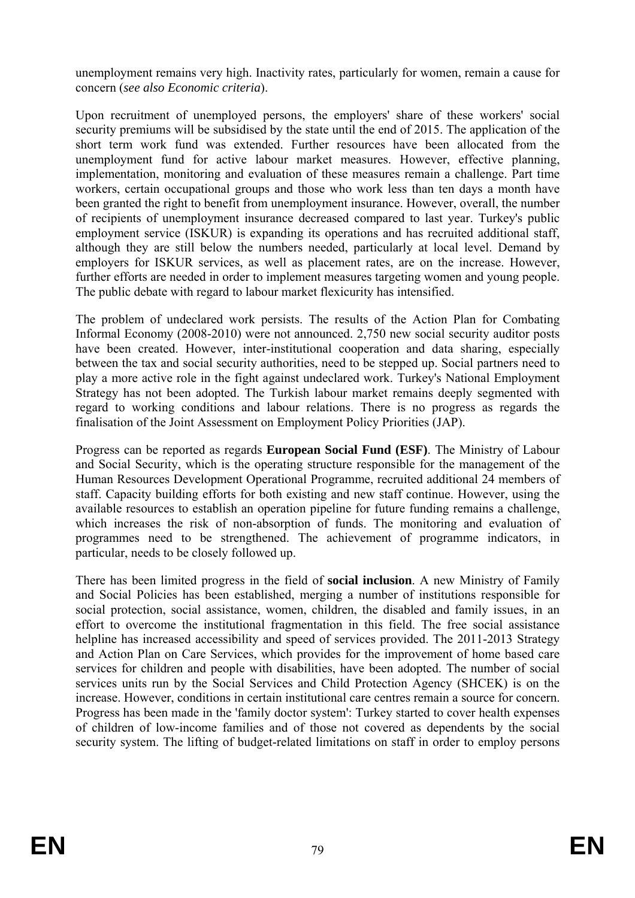unemployment remains very high. Inactivity rates, particularly for women, remain a cause for concern (*see also Economic criteria*).

Upon recruitment of unemployed persons, the employers' share of these workers' social security premiums will be subsidised by the state until the end of 2015. The application of the short term work fund was extended. Further resources have been allocated from the unemployment fund for active labour market measures. However, effective planning, implementation, monitoring and evaluation of these measures remain a challenge. Part time workers, certain occupational groups and those who work less than ten days a month have been granted the right to benefit from unemployment insurance. However, overall, the number of recipients of unemployment insurance decreased compared to last year. Turkey's public employment service (ISKUR) is expanding its operations and has recruited additional staff, although they are still below the numbers needed, particularly at local level. Demand by employers for ISKUR services, as well as placement rates, are on the increase. However, further efforts are needed in order to implement measures targeting women and young people. The public debate with regard to labour market flexicurity has intensified.

The problem of undeclared work persists. The results of the Action Plan for Combating Informal Economy (2008-2010) were not announced. 2,750 new social security auditor posts have been created. However, inter-institutional cooperation and data sharing, especially between the tax and social security authorities, need to be stepped up. Social partners need to play a more active role in the fight against undeclared work. Turkey's National Employment Strategy has not been adopted. The Turkish labour market remains deeply segmented with regard to working conditions and labour relations. There is no progress as regards the finalisation of the Joint Assessment on Employment Policy Priorities (JAP).

Progress can be reported as regards **European Social Fund (ESF)**. The Ministry of Labour and Social Security, which is the operating structure responsible for the management of the Human Resources Development Operational Programme, recruited additional 24 members of staff. Capacity building efforts for both existing and new staff continue. However, using the available resources to establish an operation pipeline for future funding remains a challenge, which increases the risk of non-absorption of funds. The monitoring and evaluation of programmes need to be strengthened. The achievement of programme indicators, in particular, needs to be closely followed up.

There has been limited progress in the field of **social inclusion**. A new Ministry of Family and Social Policies has been established, merging a number of institutions responsible for social protection, social assistance, women, children, the disabled and family issues, in an effort to overcome the institutional fragmentation in this field. The free social assistance helpline has increased accessibility and speed of services provided. The 2011-2013 Strategy and Action Plan on Care Services, which provides for the improvement of home based care services for children and people with disabilities, have been adopted. The number of social services units run by the Social Services and Child Protection Agency (SHCEK) is on the increase. However, conditions in certain institutional care centres remain a source for concern. Progress has been made in the 'family doctor system': Turkey started to cover health expenses of children of low-income families and of those not covered as dependents by the social security system. The lifting of budget-related limitations on staff in order to employ persons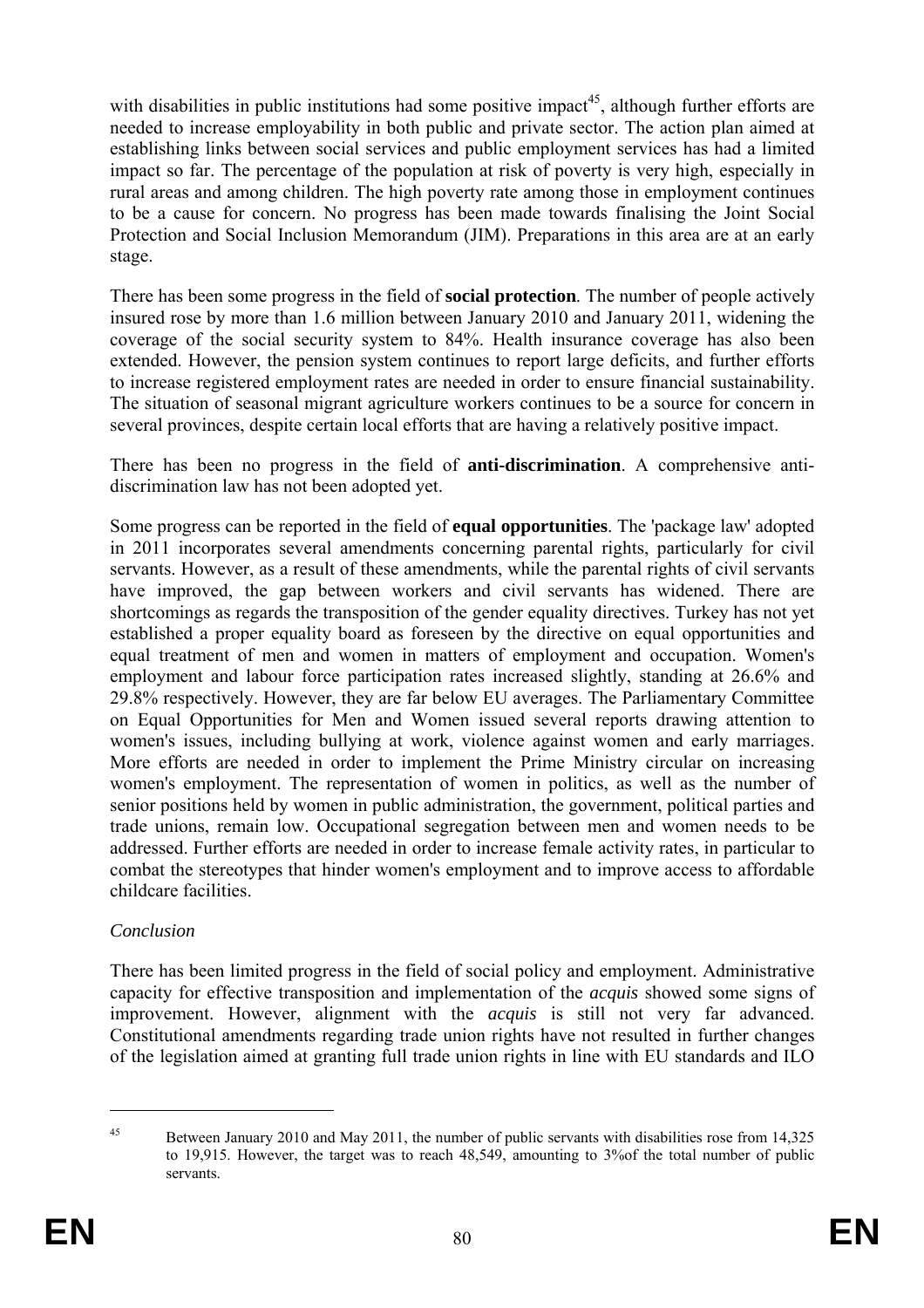with disabilities in public institutions had some positive impact[45], although further efforts are needed to increase employability in both public and private sector. The action plan aimed at establishing links between social services and public employment services has had a limited impact so far. The percentage of the population at risk of poverty is very high, especially in rural areas and among children. The high poverty rate among those in employment continues to be a cause for concern. No progress has been made towards finalising the Joint Social Protection and Social Inclusion Memorandum (JIM). Preparations in this area are at an early stage.

There has been some progress in the field of **social protection**. The number of people actively insured rose by more than 1.6 million between January 2010 and January 2011, widening the coverage of the social security system to 84%. Health insurance coverage has also been extended. However, the pension system continues to report large deficits, and further efforts to increase registered employment rates are needed in order to ensure financial sustainability. The situation of seasonal migrant agriculture workers continues to be a source for concern in several provinces, despite certain local efforts that are having a relatively positive impact.

There has been no progress in the field of **anti-discrimination**. A comprehensive anti-discrimination law has not been adopted yet.

Some progress can be reported in the field of **equal opportunities**. The 'package law' adopted in 2011 incorporates several amendments concerning parental rights, particularly for civil servants. However, as a result of these amendments, while the parental rights of civil servants have improved, the gap between workers and civil servants has widened. There are shortcomings as regards the transposition of the gender equality directives. Turkey has not yet established a proper equality board as foreseen by the directive on equal opportunities and equal treatment of men and women in matters of employment and occupation. Women's employment and labour force participation rates increased slightly, standing at 26.6% and 29.8% respectively. However, they are far below EU averages. The Parliamentary Committee on Equal Opportunities for Men and Women issued several reports drawing attention to women's issues, including bullying at work, violence against women and early marriages. More efforts are needed in order to implement the Prime Ministry circular on increasing women's employment. The representation of women in politics, as well as the number of senior positions held by women in public administration, the government, political parties and trade unions, remain low. Occupational segregation between men and women needs to be addressed. Further efforts are needed in order to increase female activity rates, in particular to combat the stereotypes that hinder women's employment and to improve access to affordable childcare facilities.

*Conclusion*

There has been limited progress in the field of social policy and employment. Administrative capacity for effective transposition and implementation of the *acquis* showed some signs of improvement. However, alignment with the *acquis* is still not very far advanced. Constitutional amendments regarding trade union rights have not resulted in further changes of the legislation aimed at granting full trade union rights in line with EU standards and ILO

---

[45] Between January 2010 and May 2011, the number of public servants with disabilities rose from 14,325 to 19,915. However, the target was to reach 48,549, amounting to 3%of the total number of public servants.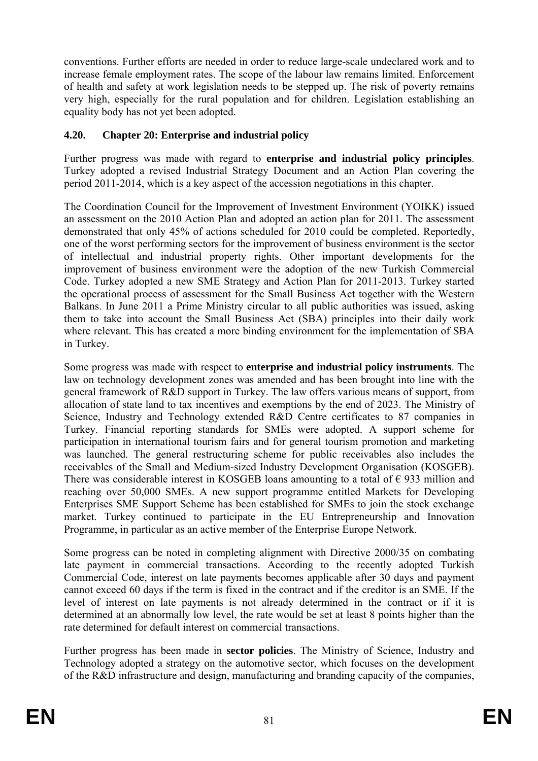conventions. Further efforts are needed in order to reduce large-scale undeclared work and to increase female employment rates. The scope of the labour law remains limited. Enforcement of health and safety at work legislation needs to be stepped up. The risk of poverty remains very high, especially for the rural population and for children. Legislation establishing an equality body has not yet been adopted.

### 4.20. Chapter 20: Enterprise and industrial policy

Further progress was made with regard to **enterprise and industrial policy principles**. Turkey adopted a revised Industrial Strategy Document and an Action Plan covering the period 2011-2014, which is a key aspect of the accession negotiations in this chapter.

The Coordination Council for the Improvement of Investment Environment (YOIKK) issued an assessment on the 2010 Action Plan and adopted an action plan for 2011. The assessment demonstrated that only 45% of actions scheduled for 2010 could be completed. Reportedly, one of the worst performing sectors for the improvement of business environment is the sector of intellectual and industrial property rights. Other important developments for the improvement of business environment were the adoption of the new Turkish Commercial Code. Turkey adopted a new SME Strategy and Action Plan for 2011-2013. Turkey started the operational process of assessment for the Small Business Act together with the Western Balkans. In June 2011 a Prime Ministry circular to all public authorities was issued, asking them to take into account the Small Business Act (SBA) principles into their daily work where relevant. This has created a more binding environment for the implementation of SBA in Turkey.

Some progress was made with respect to **enterprise and industrial policy instruments**. The law on technology development zones was amended and has been brought into line with the general framework of R&D support in Turkey. The law offers various means of support, from allocation of state land to tax incentives and exemptions by the end of 2023. The Ministry of Science, Industry and Technology extended R&D Centre certificates to 87 companies in Turkey. Financial reporting standards for SMEs were adopted. A support scheme for participation in international tourism fairs and for general tourism promotion and marketing was launched. The general restructuring scheme for public receivables also includes the receivables of the Small and Medium-sized Industry Development Organisation (KOSGEB). There was considerable interest in KOSGEB loans amounting to a total of € 933 million and reaching over 50,000 SMEs. A new support programme entitled Markets for Developing Enterprises SME Support Scheme has been established for SMEs to join the stock exchange market. Turkey continued to participate in the EU Entrepreneurship and Innovation Programme, in particular as an active member of the Enterprise Europe Network.

Some progress can be noted in completing alignment with Directive 2000/35 on combating late payment in commercial transactions. According to the recently adopted Turkish Commercial Code, interest on late payments becomes applicable after 30 days and payment cannot exceed 60 days if the term is fixed in the contract and if the creditor is an SME. If the level of interest on late payments is not already determined in the contract or if it is determined at an abnormally low level, the rate would be set at least 8 points higher than the rate determined for default interest on commercial transactions.

Further progress has been made in **sector policies**. The Ministry of Science, Industry and Technology adopted a strategy on the automotive sector, which focuses on the development of the R&D infrastructure and design, manufacturing and branding capacity of the companies,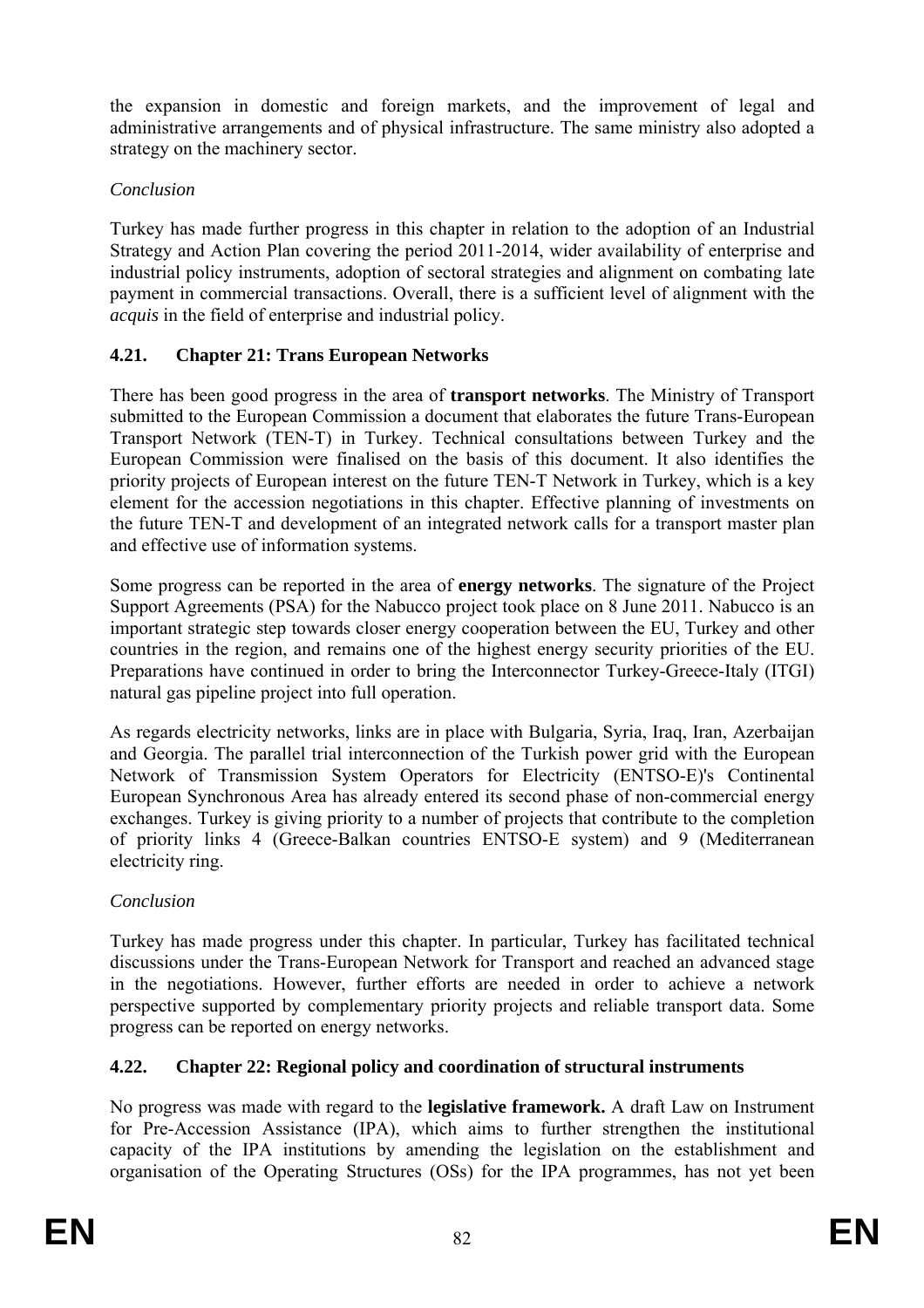the expansion in domestic and foreign markets, and the improvement of legal and administrative arrangements and of physical infrastructure. The same ministry also adopted a strategy on the machinery sector.

*Conclusion*

Turkey has made further progress in this chapter in relation to the adoption of an Industrial Strategy and Action Plan covering the period 2011-2014, wider availability of enterprise and industrial policy instruments, adoption of sectoral strategies and alignment on combating late payment in commercial transactions. Overall, there is a sufficient level of alignment with the *acquis* in the field of enterprise and industrial policy.

### 4.21. Chapter 21: Trans European Networks

There has been good progress in the area of **transport networks**. The Ministry of Transport submitted to the European Commission a document that elaborates the future Trans-European Transport Network (TEN-T) in Turkey. Technical consultations between Turkey and the European Commission were finalised on the basis of this document. It also identifies the priority projects of European interest on the future TEN-T Network in Turkey, which is a key element for the accession negotiations in this chapter. Effective planning of investments on the future TEN-T and development of an integrated network calls for a transport master plan and effective use of information systems.

Some progress can be reported in the area of **energy networks**. The signature of the Project Support Agreements (PSA) for the Nabucco project took place on 8 June 2011. Nabucco is an important strategic step towards closer energy cooperation between the EU, Turkey and other countries in the region, and remains one of the highest energy security priorities of the EU. Preparations have continued in order to bring the Interconnector Turkey-Greece-Italy (ITGI) natural gas pipeline project into full operation.

As regards electricity networks, links are in place with Bulgaria, Syria, Iraq, Iran, Azerbaijan and Georgia. The parallel trial interconnection of the Turkish power grid with the European Network of Transmission System Operators for Electricity (ENTSO-E)'s Continental European Synchronous Area has already entered its second phase of non-commercial energy exchanges. Turkey is giving priority to a number of projects that contribute to the completion of priority links 4 (Greece-Balkan countries ENTSO-E system) and 9 (Mediterranean electricity ring.

*Conclusion*

Turkey has made progress under this chapter. In particular, Turkey has facilitated technical discussions under the Trans-European Network for Transport and reached an advanced stage in the negotiations. However, further efforts are needed in order to achieve a network perspective supported by complementary priority projects and reliable transport data. Some progress can be reported on energy networks.

### 4.22. Chapter 22: Regional policy and coordination of structural instruments

No progress was made with regard to the **legislative framework.** A draft Law on Instrument for Pre-Accession Assistance (IPA), which aims to further strengthen the institutional capacity of the IPA institutions by amending the legislation on the establishment and organisation of the Operating Structures (OSs) for the IPA programmes, has not yet been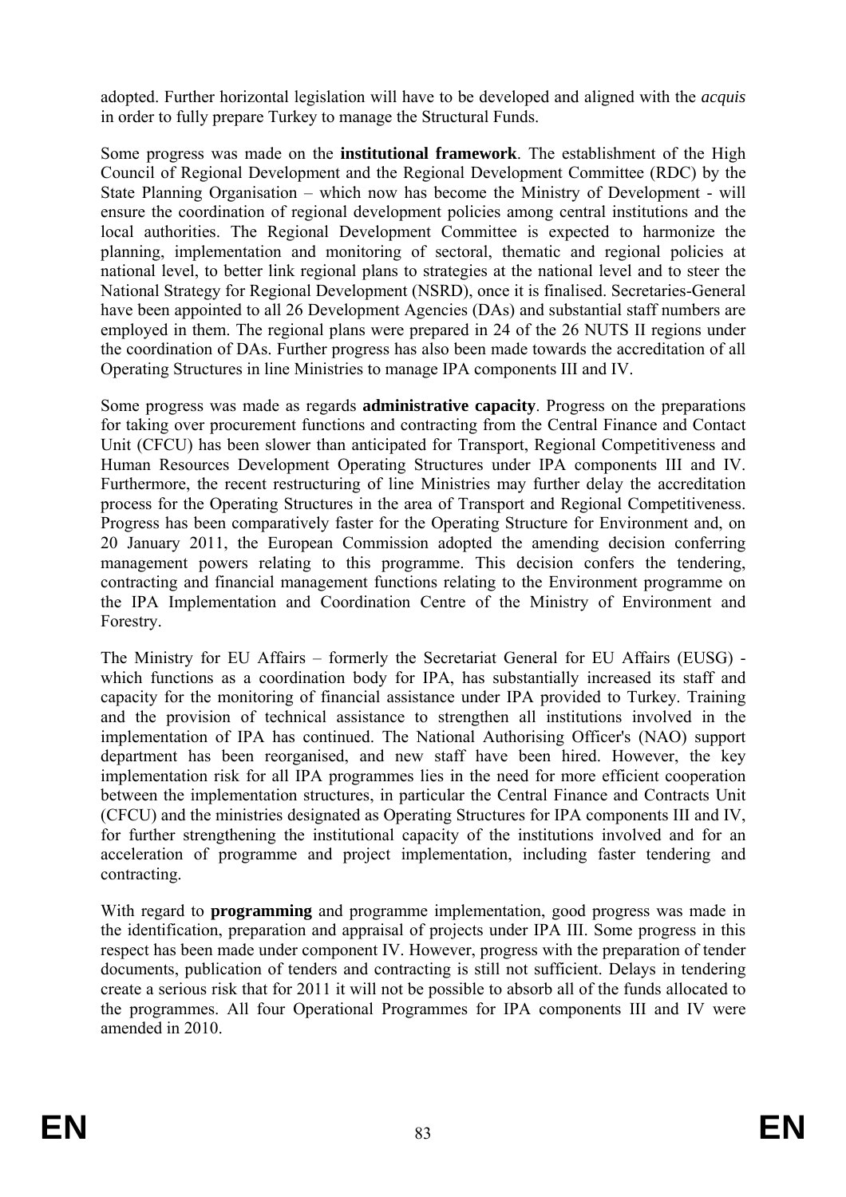adopted. Further horizontal legislation will have to be developed and aligned with the *acquis* in order to fully prepare Turkey to manage the Structural Funds.

Some progress was made on the **institutional framework**. The establishment of the High Council of Regional Development and the Regional Development Committee (RDC) by the State Planning Organisation – which now has become the Ministry of Development - will ensure the coordination of regional development policies among central institutions and the local authorities. The Regional Development Committee is expected to harmonize the planning, implementation and monitoring of sectoral, thematic and regional policies at national level, to better link regional plans to strategies at the national level and to steer the National Strategy for Regional Development (NSRD), once it is finalised. Secretaries-General have been appointed to all 26 Development Agencies (DAs) and substantial staff numbers are employed in them. The regional plans were prepared in 24 of the 26 NUTS II regions under the coordination of DAs. Further progress has also been made towards the accreditation of all Operating Structures in line Ministries to manage IPA components III and IV.

Some progress was made as regards **administrative capacity**. Progress on the preparations for taking over procurement functions and contracting from the Central Finance and Contact Unit (CFCU) has been slower than anticipated for Transport, Regional Competitiveness and Human Resources Development Operating Structures under IPA components III and IV. Furthermore, the recent restructuring of line Ministries may further delay the accreditation process for the Operating Structures in the area of Transport and Regional Competitiveness. Progress has been comparatively faster for the Operating Structure for Environment and, on 20 January 2011, the European Commission adopted the amending decision conferring management powers relating to this programme. This decision confers the tendering, contracting and financial management functions relating to the Environment programme on the IPA Implementation and Coordination Centre of the Ministry of Environment and Forestry.

The Ministry for EU Affairs – formerly the Secretariat General for EU Affairs (EUSG) - which functions as a coordination body for IPA, has substantially increased its staff and capacity for the monitoring of financial assistance under IPA provided to Turkey. Training and the provision of technical assistance to strengthen all institutions involved in the implementation of IPA has continued. The National Authorising Officer's (NAO) support department has been reorganised, and new staff have been hired. However, the key implementation risk for all IPA programmes lies in the need for more efficient cooperation between the implementation structures, in particular the Central Finance and Contracts Unit (CFCU) and the ministries designated as Operating Structures for IPA components III and IV, for further strengthening the institutional capacity of the institutions involved and for an acceleration of programme and project implementation, including faster tendering and contracting.

With regard to **programming** and programme implementation, good progress was made in the identification, preparation and appraisal of projects under IPA III. Some progress in this respect has been made under component IV. However, progress with the preparation of tender documents, publication of tenders and contracting is still not sufficient. Delays in tendering create a serious risk that for 2011 it will not be possible to absorb all of the funds allocated to the programmes. All four Operational Programmes for IPA components III and IV were amended in 2010.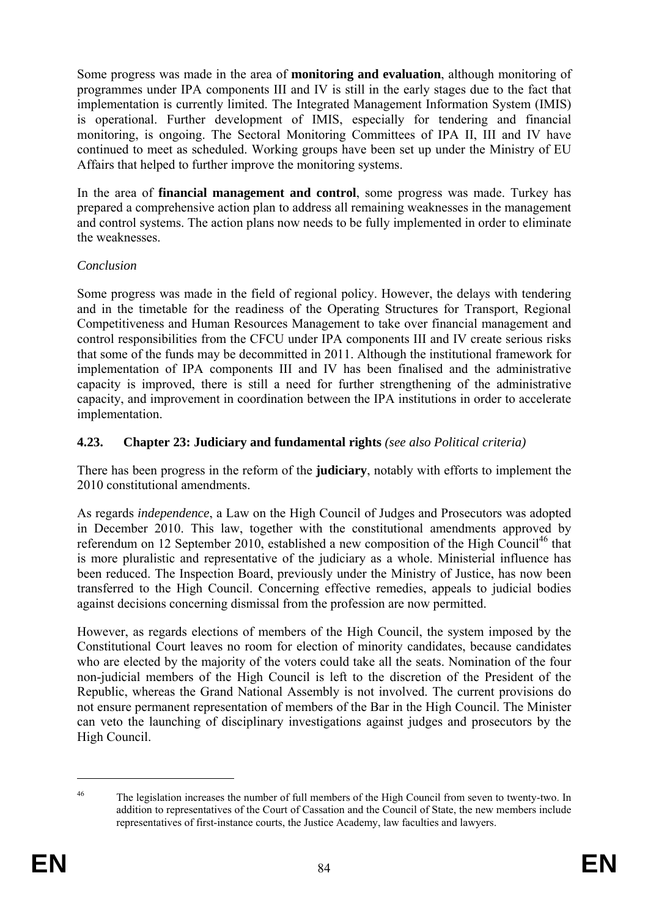Some progress was made in the area of **monitoring and evaluation**, although monitoring of programmes under IPA components III and IV is still in the early stages due to the fact that implementation is currently limited. The Integrated Management Information System (IMIS) is operational. Further development of IMIS, especially for tendering and financial monitoring, is ongoing. The Sectoral Monitoring Committees of IPA II, III and IV have continued to meet as scheduled. Working groups have been set up under the Ministry of EU Affairs that helped to further improve the monitoring systems.

In the area of **financial management and control**, some progress was made. Turkey has prepared a comprehensive action plan to address all remaining weaknesses in the management and control systems. The action plans now needs to be fully implemented in order to eliminate the weaknesses.

*Conclusion*

Some progress was made in the field of regional policy. However, the delays with tendering and in the timetable for the readiness of the Operating Structures for Transport, Regional Competitiveness and Human Resources Management to take over financial management and control responsibilities from the CFCU under IPA components III and IV create serious risks that some of the funds may be decommitted in 2011. Although the institutional framework for implementation of IPA components III and IV has been finalised and the administrative capacity is improved, there is still a need for further strengthening of the administrative capacity, and improvement in coordination between the IPA institutions in order to accelerate implementation.

### 4.23. Chapter 23: Judiciary and fundamental rights *(see also Political criteria)*

There has been progress in the reform of the **judiciary**, notably with efforts to implement the 2010 constitutional amendments.

As regards *independence*, a Law on the High Council of Judges and Prosecutors was adopted in December 2010. This law, together with the constitutional amendments approved by referendum on 12 September 2010, established a new composition of the High Council[46] that is more pluralistic and representative of the judiciary as a whole. Ministerial influence has been reduced. The Inspection Board, previously under the Ministry of Justice, has now been transferred to the High Council. Concerning effective remedies, appeals to judicial bodies against decisions concerning dismissal from the profession are now permitted.

However, as regards elections of members of the High Council, the system imposed by the Constitutional Court leaves no room for election of minority candidates, because candidates who are elected by the majority of the voters could take all the seats. Nomination of the four non-judicial members of the High Council is left to the discretion of the President of the Republic, whereas the Grand National Assembly is not involved. The current provisions do not ensure permanent representation of members of the Bar in the High Council. The Minister can veto the launching of disciplinary investigations against judges and prosecutors by the High Council.

---

[46] The legislation increases the number of full members of the High Council from seven to twenty-two. In addition to representatives of the Court of Cassation and the Council of State, the new members include representatives of first-instance courts, the Justice Academy, law faculties and lawyers.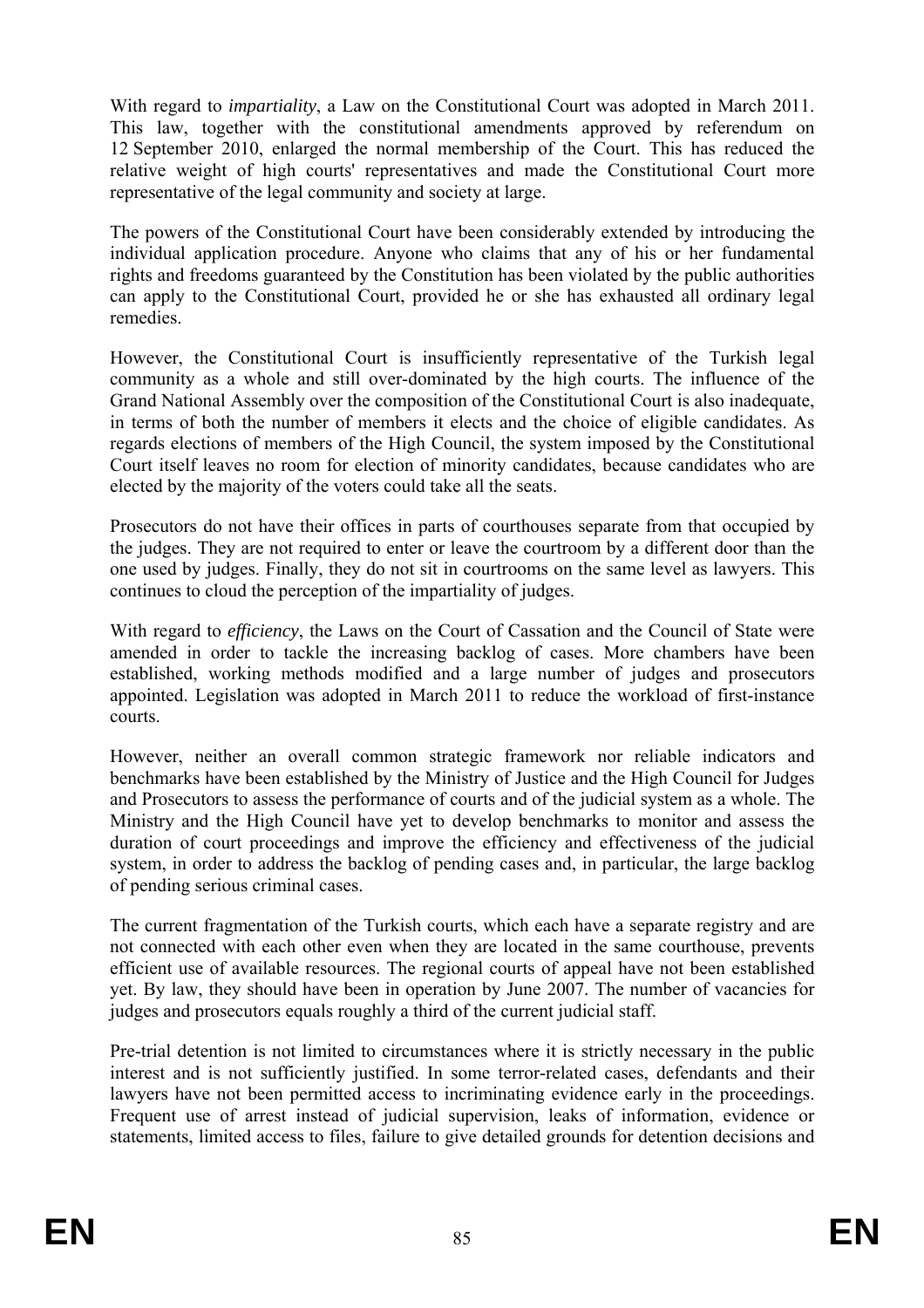With regard to *impartiality*, a Law on the Constitutional Court was adopted in March 2011. This law, together with the constitutional amendments approved by referendum on 12 September 2010, enlarged the normal membership of the Court. This has reduced the relative weight of high courts' representatives and made the Constitutional Court more representative of the legal community and society at large.

The powers of the Constitutional Court have been considerably extended by introducing the individual application procedure. Anyone who claims that any of his or her fundamental rights and freedoms guaranteed by the Constitution has been violated by the public authorities can apply to the Constitutional Court, provided he or she has exhausted all ordinary legal remedies.

However, the Constitutional Court is insufficiently representative of the Turkish legal community as a whole and still over-dominated by the high courts. The influence of the Grand National Assembly over the composition of the Constitutional Court is also inadequate, in terms of both the number of members it elects and the choice of eligible candidates. As regards elections of members of the High Council, the system imposed by the Constitutional Court itself leaves no room for election of minority candidates, because candidates who are elected by the majority of the voters could take all the seats.

Prosecutors do not have their offices in parts of courthouses separate from that occupied by the judges. They are not required to enter or leave the courtroom by a different door than the one used by judges. Finally, they do not sit in courtrooms on the same level as lawyers. This continues to cloud the perception of the impartiality of judges.

With regard to *efficiency*, the Laws on the Court of Cassation and the Council of State were amended in order to tackle the increasing backlog of cases. More chambers have been established, working methods modified and a large number of judges and prosecutors appointed. Legislation was adopted in March 2011 to reduce the workload of first-instance courts.

However, neither an overall common strategic framework nor reliable indicators and benchmarks have been established by the Ministry of Justice and the High Council for Judges and Prosecutors to assess the performance of courts and of the judicial system as a whole. The Ministry and the High Council have yet to develop benchmarks to monitor and assess the duration of court proceedings and improve the efficiency and effectiveness of the judicial system, in order to address the backlog of pending cases and, in particular, the large backlog of pending serious criminal cases.

The current fragmentation of the Turkish courts, which each have a separate registry and are not connected with each other even when they are located in the same courthouse, prevents efficient use of available resources. The regional courts of appeal have not been established yet. By law, they should have been in operation by June 2007. The number of vacancies for judges and prosecutors equals roughly a third of the current judicial staff.

Pre-trial detention is not limited to circumstances where it is strictly necessary in the public interest and is not sufficiently justified. In some terror-related cases, defendants and their lawyers have not been permitted access to incriminating evidence early in the proceedings. Frequent use of arrest instead of judicial supervision, leaks of information, evidence or statements, limited access to files, failure to give detailed grounds for detention decisions and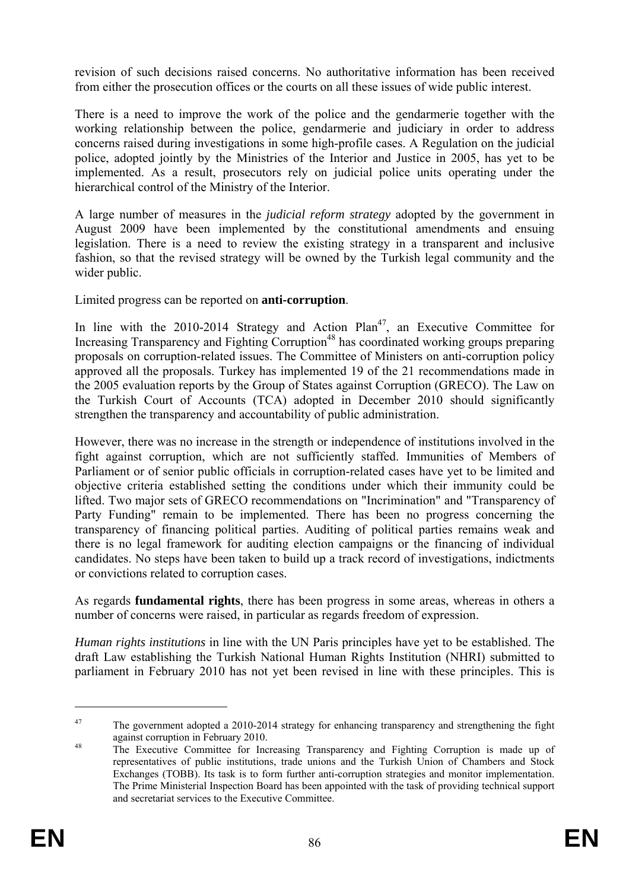revision of such decisions raised concerns. No authoritative information has been received from either the prosecution offices or the courts on all these issues of wide public interest.

There is a need to improve the work of the police and the gendarmerie together with the working relationship between the police, gendarmerie and judiciary in order to address concerns raised during investigations in some high-profile cases. A Regulation on the judicial police, adopted jointly by the Ministries of the Interior and Justice in 2005, has yet to be implemented. As a result, prosecutors rely on judicial police units operating under the hierarchical control of the Ministry of the Interior.

A large number of measures in the *judicial reform strategy* adopted by the government in August 2009 have been implemented by the constitutional amendments and ensuing legislation. There is a need to review the existing strategy in a transparent and inclusive fashion, so that the revised strategy will be owned by the Turkish legal community and the wider public.

Limited progress can be reported on **anti-corruption**.

In line with the 2010-2014 Strategy and Action Plan[47], an Executive Committee for Increasing Transparency and Fighting Corruption[48] has coordinated working groups preparing proposals on corruption-related issues. The Committee of Ministers on anti-corruption policy approved all the proposals. Turkey has implemented 19 of the 21 recommendations made in the 2005 evaluation reports by the Group of States against Corruption (GRECO). The Law on the Turkish Court of Accounts (TCA) adopted in December 2010 should significantly strengthen the transparency and accountability of public administration.

However, there was no increase in the strength or independence of institutions involved in the fight against corruption, which are not sufficiently staffed. Immunities of Members of Parliament or of senior public officials in corruption-related cases have yet to be limited and objective criteria established setting the conditions under which their immunity could be lifted. Two major sets of GRECO recommendations on "Incrimination" and "Transparency of Party Funding" remain to be implemented. There has been no progress concerning the transparency of financing political parties. Auditing of political parties remains weak and there is no legal framework for auditing election campaigns or the financing of individual candidates. No steps have been taken to build up a track record of investigations, indictments or convictions related to corruption cases.

As regards **fundamental rights**, there has been progress in some areas, whereas in others a number of concerns were raised, in particular as regards freedom of expression.

*Human rights institutions* in line with the UN Paris principles have yet to be established. The draft Law establishing the Turkish National Human Rights Institution (NHRI) submitted to parliament in February 2010 has not yet been revised in line with these principles. This is

---

[47] The government adopted a 2010-2014 strategy for enhancing transparency and strengthening the fight against corruption in February 2010.

[48] The Executive Committee for Increasing Transparency and Fighting Corruption is made up of representatives of public institutions, trade unions and the Turkish Union of Chambers and Stock Exchanges (TOBB). Its task is to form further anti-corruption strategies and monitor implementation. The Prime Ministerial Inspection Board has been appointed with the task of providing technical support and secretariat services to the Executive Committee.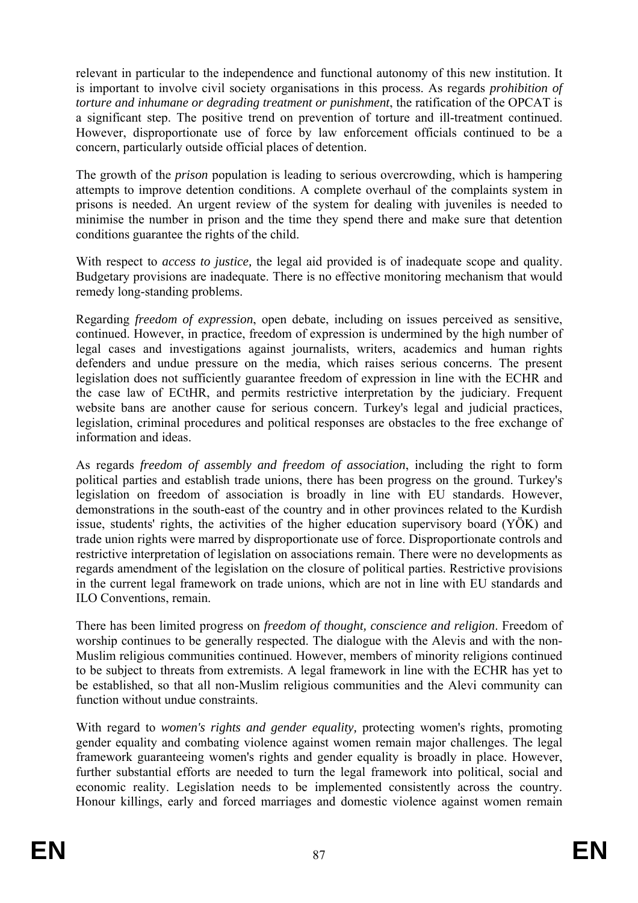relevant in particular to the independence and functional autonomy of this new institution. It is important to involve civil society organisations in this process. As regards *prohibition of torture and inhumane or degrading treatment or punishment*, the ratification of the OPCAT is a significant step. The positive trend on prevention of torture and ill-treatment continued. However, disproportionate use of force by law enforcement officials continued to be a concern, particularly outside official places of detention.

The growth of the *prison* population is leading to serious overcrowding, which is hampering attempts to improve detention conditions. A complete overhaul of the complaints system in prisons is needed. An urgent review of the system for dealing with juveniles is needed to minimise the number in prison and the time they spend there and make sure that detention conditions guarantee the rights of the child.

With respect to *access to justice,* the legal aid provided is of inadequate scope and quality. Budgetary provisions are inadequate. There is no effective monitoring mechanism that would remedy long-standing problems.

Regarding *freedom of expression*, open debate, including on issues perceived as sensitive, continued. However, in practice, freedom of expression is undermined by the high number of legal cases and investigations against journalists, writers, academics and human rights defenders and undue pressure on the media, which raises serious concerns. The present legislation does not sufficiently guarantee freedom of expression in line with the ECHR and the case law of ECtHR, and permits restrictive interpretation by the judiciary. Frequent website bans are another cause for serious concern. Turkey's legal and judicial practices, legislation, criminal procedures and political responses are obstacles to the free exchange of information and ideas.

As regards *freedom of assembly and freedom of association*, including the right to form political parties and establish trade unions, there has been progress on the ground. Turkey's legislation on freedom of association is broadly in line with EU standards. However, demonstrations in the south-east of the country and in other provinces related to the Kurdish issue, students' rights, the activities of the higher education supervisory board (YÖK) and trade union rights were marred by disproportionate use of force. Disproportionate controls and restrictive interpretation of legislation on associations remain. There were no developments as regards amendment of the legislation on the closure of political parties. Restrictive provisions in the current legal framework on trade unions, which are not in line with EU standards and ILO Conventions, remain.

There has been limited progress on *freedom of thought, conscience and religion*. Freedom of worship continues to be generally respected. The dialogue with the Alevis and with the non-Muslim religious communities continued. However, members of minority religions continued to be subject to threats from extremists. A legal framework in line with the ECHR has yet to be established, so that all non-Muslim religious communities and the Alevi community can function without undue constraints.

With regard to *women's rights and gender equality,* protecting women's rights, promoting gender equality and combating violence against women remain major challenges. The legal framework guaranteeing women's rights and gender equality is broadly in place. However, further substantial efforts are needed to turn the legal framework into political, social and economic reality. Legislation needs to be implemented consistently across the country. Honour killings, early and forced marriages and domestic violence against women remain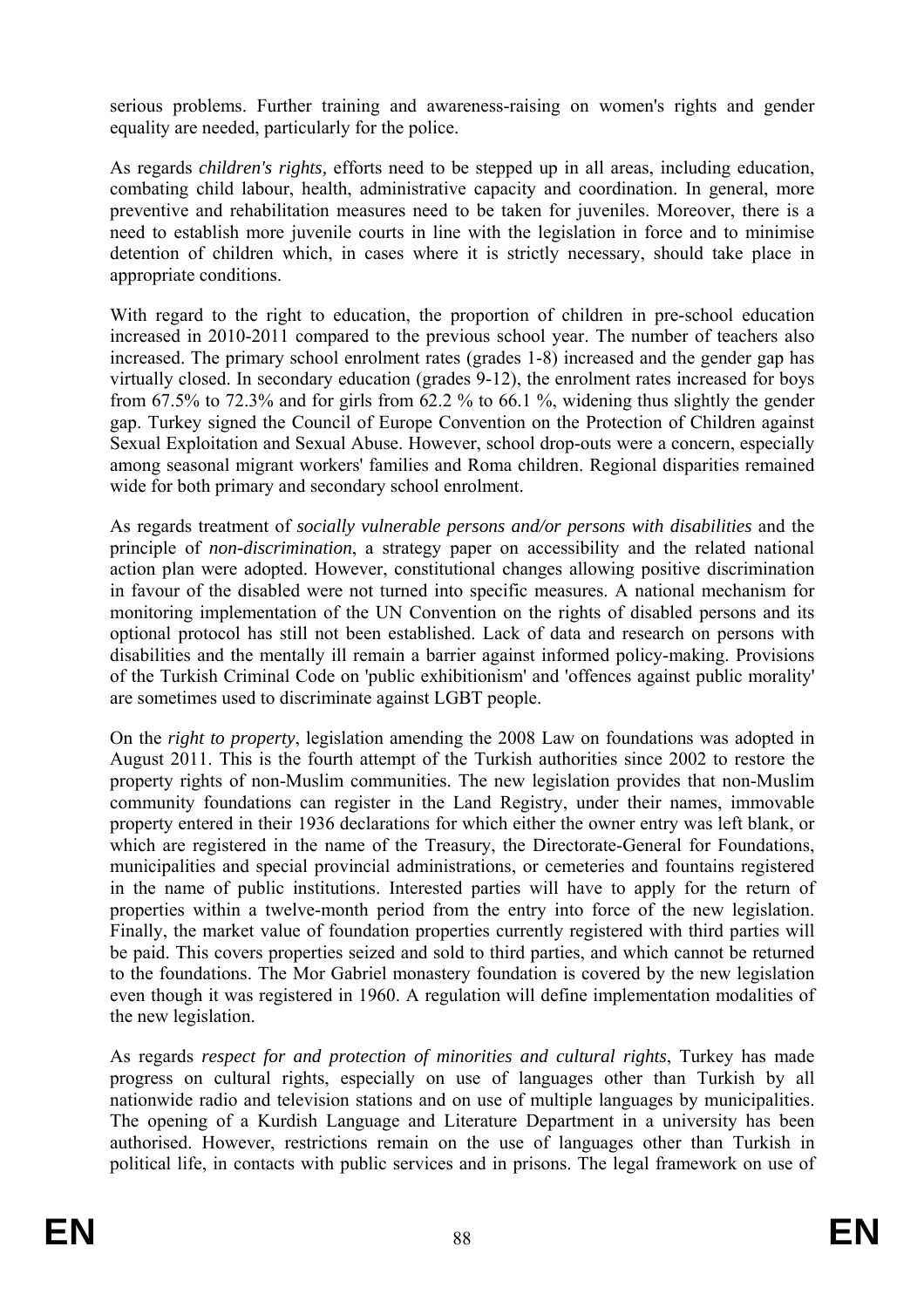serious problems. Further training and awareness-raising on women's rights and gender equality are needed, particularly for the police.

As regards *children's rights,* efforts need to be stepped up in all areas, including education, combating child labour, health, administrative capacity and coordination. In general, more preventive and rehabilitation measures need to be taken for juveniles. Moreover, there is a need to establish more juvenile courts in line with the legislation in force and to minimise detention of children which, in cases where it is strictly necessary, should take place in appropriate conditions.

With regard to the right to education, the proportion of children in pre-school education increased in 2010-2011 compared to the previous school year. The number of teachers also increased. The primary school enrolment rates (grades 1-8) increased and the gender gap has virtually closed. In secondary education (grades 9-12), the enrolment rates increased for boys from 67.5% to 72.3% and for girls from 62.2 % to 66.1 %, widening thus slightly the gender gap. Turkey signed the Council of Europe Convention on the Protection of Children against Sexual Exploitation and Sexual Abuse. However, school drop-outs were a concern, especially among seasonal migrant workers' families and Roma children. Regional disparities remained wide for both primary and secondary school enrolment.

As regards treatment of *socially vulnerable persons and/or persons with disabilities* and the principle of *non-discrimination*, a strategy paper on accessibility and the related national action plan were adopted. However, constitutional changes allowing positive discrimination in favour of the disabled were not turned into specific measures. A national mechanism for monitoring implementation of the UN Convention on the rights of disabled persons and its optional protocol has still not been established. Lack of data and research on persons with disabilities and the mentally ill remain a barrier against informed policy-making. Provisions of the Turkish Criminal Code on 'public exhibitionism' and 'offences against public morality' are sometimes used to discriminate against LGBT people.

On the *right to property*, legislation amending the 2008 Law on foundations was adopted in August 2011. This is the fourth attempt of the Turkish authorities since 2002 to restore the property rights of non-Muslim communities. The new legislation provides that non-Muslim community foundations can register in the Land Registry, under their names, immovable property entered in their 1936 declarations for which either the owner entry was left blank, or which are registered in the name of the Treasury, the Directorate-General for Foundations, municipalities and special provincial administrations, or cemeteries and fountains registered in the name of public institutions. Interested parties will have to apply for the return of properties within a twelve-month period from the entry into force of the new legislation. Finally, the market value of foundation properties currently registered with third parties will be paid. This covers properties seized and sold to third parties, and which cannot be returned to the foundations. The Mor Gabriel monastery foundation is covered by the new legislation even though it was registered in 1960. A regulation will define implementation modalities of the new legislation.

As regards *respect for and protection of minorities and cultural rights*, Turkey has made progress on cultural rights, especially on use of languages other than Turkish by all nationwide radio and television stations and on use of multiple languages by municipalities. The opening of a Kurdish Language and Literature Department in a university has been authorised. However, restrictions remain on the use of languages other than Turkish in political life, in contacts with public services and in prisons. The legal framework on use of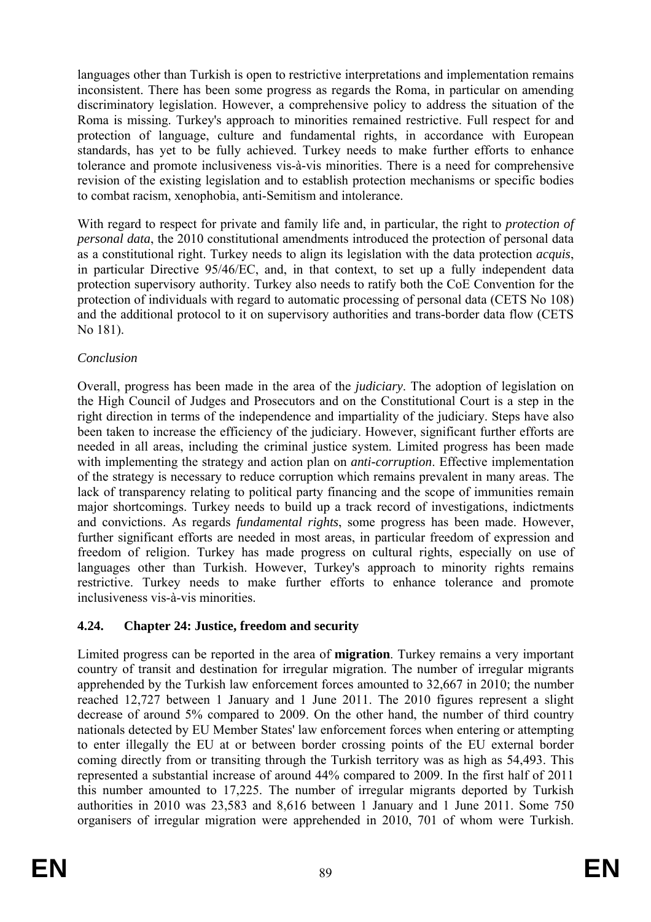languages other than Turkish is open to restrictive interpretations and implementation remains inconsistent. There has been some progress as regards the Roma, in particular on amending discriminatory legislation. However, a comprehensive policy to address the situation of the Roma is missing. Turkey's approach to minorities remained restrictive. Full respect for and protection of language, culture and fundamental rights, in accordance with European standards, has yet to be fully achieved. Turkey needs to make further efforts to enhance tolerance and promote inclusiveness vis-à-vis minorities. There is a need for comprehensive revision of the existing legislation and to establish protection mechanisms or specific bodies to combat racism, xenophobia, anti-Semitism and intolerance.

With regard to respect for private and family life and, in particular, the right to *protection of personal data*, the 2010 constitutional amendments introduced the protection of personal data as a constitutional right. Turkey needs to align its legislation with the data protection *acquis*, in particular Directive 95/46/EC, and, in that context, to set up a fully independent data protection supervisory authority. Turkey also needs to ratify both the CoE Convention for the protection of individuals with regard to automatic processing of personal data (CETS No 108) and the additional protocol to it on supervisory authorities and trans-border data flow (CETS No 181).

*Conclusion*

Overall, progress has been made in the area of the *judiciary*. The adoption of legislation on the High Council of Judges and Prosecutors and on the Constitutional Court is a step in the right direction in terms of the independence and impartiality of the judiciary. Steps have also been taken to increase the efficiency of the judiciary. However, significant further efforts are needed in all areas, including the criminal justice system. Limited progress has been made with implementing the strategy and action plan on *anti-corruption*. Effective implementation of the strategy is necessary to reduce corruption which remains prevalent in many areas. The lack of transparency relating to political party financing and the scope of immunities remain major shortcomings. Turkey needs to build up a track record of investigations, indictments and convictions. As regards *fundamental rights*, some progress has been made. However, further significant efforts are needed in most areas, in particular freedom of expression and freedom of religion. Turkey has made progress on cultural rights, especially on use of languages other than Turkish. However, Turkey's approach to minority rights remains restrictive. Turkey needs to make further efforts to enhance tolerance and promote inclusiveness vis-à-vis minorities.

### 4.24. Chapter 24: Justice, freedom and security

Limited progress can be reported in the area of **migration**. Turkey remains a very important country of transit and destination for irregular migration. The number of irregular migrants apprehended by the Turkish law enforcement forces amounted to 32,667 in 2010; the number reached 12,727 between 1 January and 1 June 2011. The 2010 figures represent a slight decrease of around 5% compared to 2009. On the other hand, the number of third country nationals detected by EU Member States' law enforcement forces when entering or attempting to enter illegally the EU at or between border crossing points of the EU external border coming directly from or transiting through the Turkish territory was as high as 54,493. This represented a substantial increase of around 44% compared to 2009. In the first half of 2011 this number amounted to 17,225. The number of irregular migrants deported by Turkish authorities in 2010 was 23,583 and 8,616 between 1 January and 1 June 2011. Some 750 organisers of irregular migration were apprehended in 2010, 701 of whom were Turkish.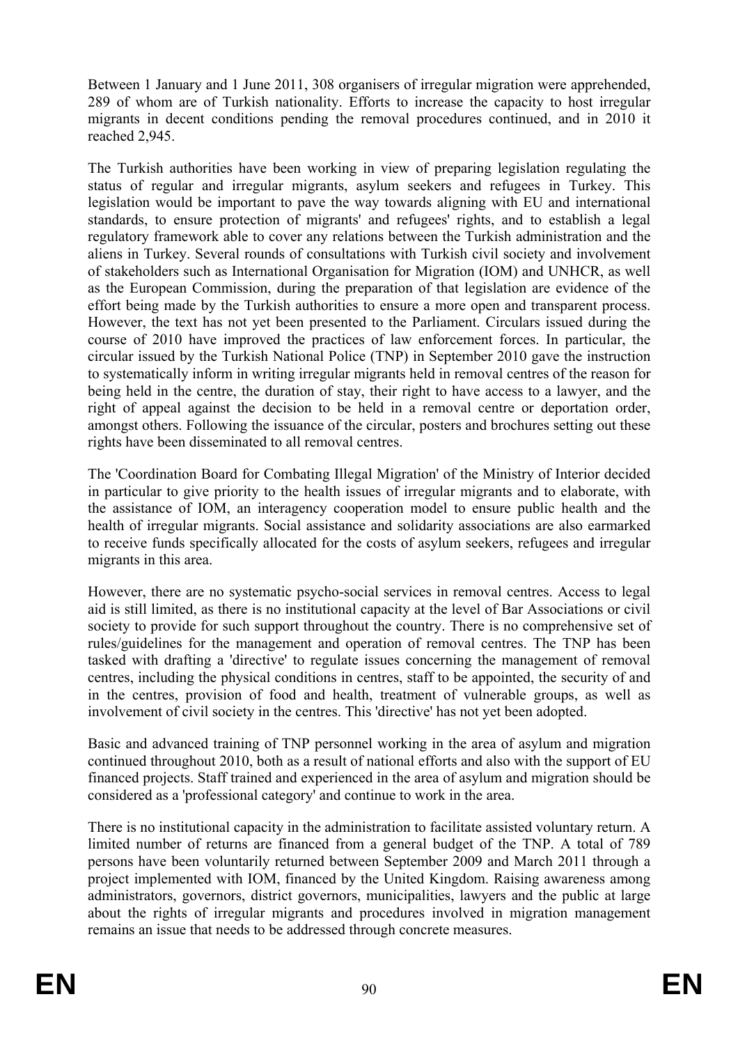Between 1 January and 1 June 2011, 308 organisers of irregular migration were apprehended, 289 of whom are of Turkish nationality. Efforts to increase the capacity to host irregular migrants in decent conditions pending the removal procedures continued, and in 2010 it reached 2,945.

The Turkish authorities have been working in view of preparing legislation regulating the status of regular and irregular migrants, asylum seekers and refugees in Turkey. This legislation would be important to pave the way towards aligning with EU and international standards, to ensure protection of migrants' and refugees' rights, and to establish a legal regulatory framework able to cover any relations between the Turkish administration and the aliens in Turkey. Several rounds of consultations with Turkish civil society and involvement of stakeholders such as International Organisation for Migration (IOM) and UNHCR, as well as the European Commission, during the preparation of that legislation are evidence of the effort being made by the Turkish authorities to ensure a more open and transparent process. However, the text has not yet been presented to the Parliament. Circulars issued during the course of 2010 have improved the practices of law enforcement forces. In particular, the circular issued by the Turkish National Police (TNP) in September 2010 gave the instruction to systematically inform in writing irregular migrants held in removal centres of the reason for being held in the centre, the duration of stay, their right to have access to a lawyer, and the right of appeal against the decision to be held in a removal centre or deportation order, amongst others. Following the issuance of the circular, posters and brochures setting out these rights have been disseminated to all removal centres.

The 'Coordination Board for Combating Illegal Migration' of the Ministry of Interior decided in particular to give priority to the health issues of irregular migrants and to elaborate, with the assistance of IOM, an interagency cooperation model to ensure public health and the health of irregular migrants. Social assistance and solidarity associations are also earmarked to receive funds specifically allocated for the costs of asylum seekers, refugees and irregular migrants in this area.

However, there are no systematic psycho-social services in removal centres. Access to legal aid is still limited, as there is no institutional capacity at the level of Bar Associations or civil society to provide for such support throughout the country. There is no comprehensive set of rules/guidelines for the management and operation of removal centres. The TNP has been tasked with drafting a 'directive' to regulate issues concerning the management of removal centres, including the physical conditions in centres, staff to be appointed, the security of and in the centres, provision of food and health, treatment of vulnerable groups, as well as involvement of civil society in the centres. This 'directive' has not yet been adopted.

Basic and advanced training of TNP personnel working in the area of asylum and migration continued throughout 2010, both as a result of national efforts and also with the support of EU financed projects. Staff trained and experienced in the area of asylum and migration should be considered as a 'professional category' and continue to work in the area.

There is no institutional capacity in the administration to facilitate assisted voluntary return. A limited number of returns are financed from a general budget of the TNP. A total of 789 persons have been voluntarily returned between September 2009 and March 2011 through a project implemented with IOM, financed by the United Kingdom. Raising awareness among administrators, governors, district governors, municipalities, lawyers and the public at large about the rights of irregular migrants and procedures involved in migration management remains an issue that needs to be addressed through concrete measures.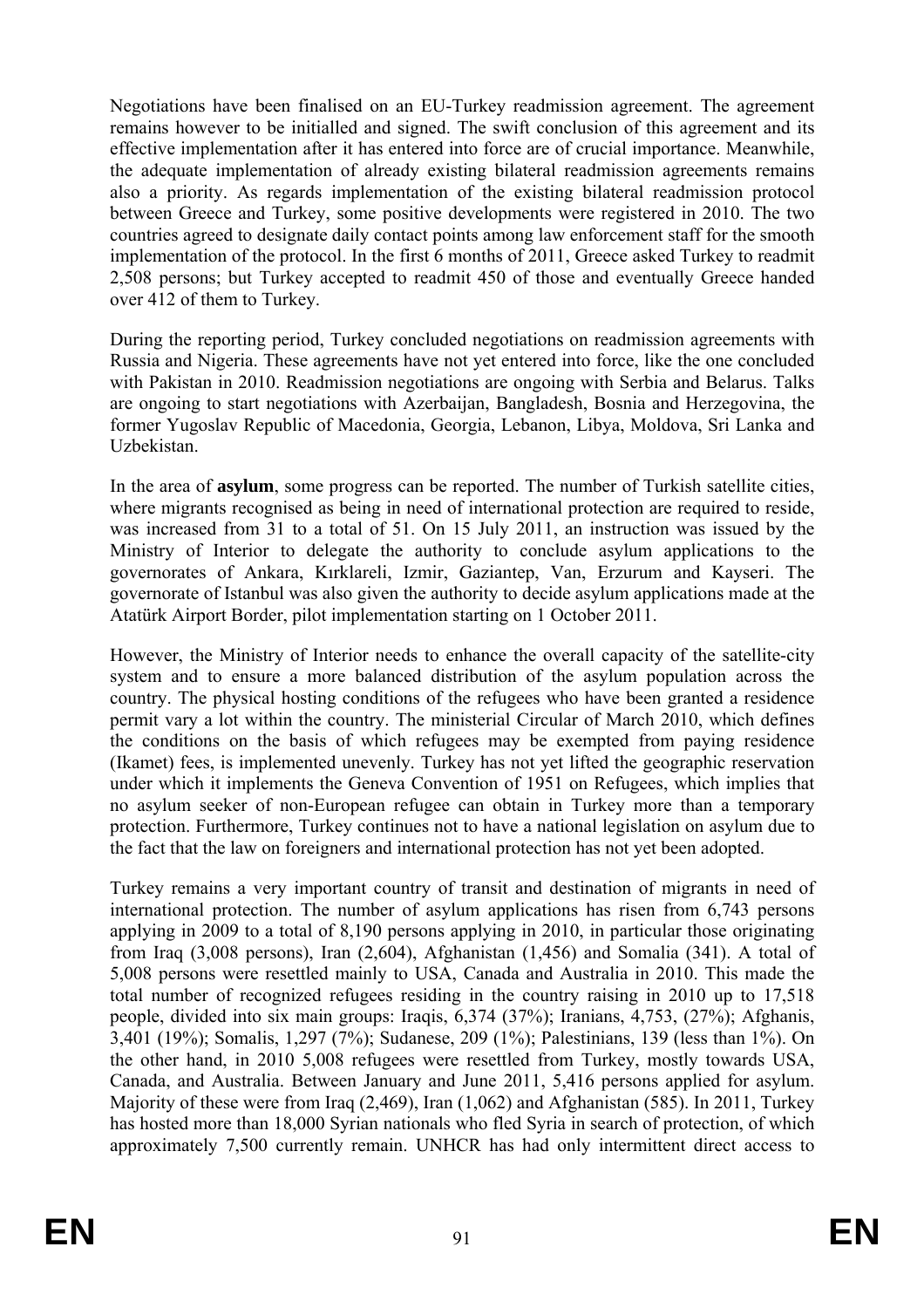Negotiations have been finalised on an EU-Turkey readmission agreement. The agreement remains however to be initialled and signed. The swift conclusion of this agreement and its effective implementation after it has entered into force are of crucial importance. Meanwhile, the adequate implementation of already existing bilateral readmission agreements remains also a priority. As regards implementation of the existing bilateral readmission protocol between Greece and Turkey, some positive developments were registered in 2010. The two countries agreed to designate daily contact points among law enforcement staff for the smooth implementation of the protocol. In the first 6 months of 2011, Greece asked Turkey to readmit 2,508 persons; but Turkey accepted to readmit 450 of those and eventually Greece handed over 412 of them to Turkey.

During the reporting period, Turkey concluded negotiations on readmission agreements with Russia and Nigeria. These agreements have not yet entered into force, like the one concluded with Pakistan in 2010. Readmission negotiations are ongoing with Serbia and Belarus. Talks are ongoing to start negotiations with Azerbaijan, Bangladesh, Bosnia and Herzegovina, the former Yugoslav Republic of Macedonia, Georgia, Lebanon, Libya, Moldova, Sri Lanka and Uzbekistan.

In the area of **asylum**, some progress can be reported. The number of Turkish satellite cities, where migrants recognised as being in need of international protection are required to reside, was increased from 31 to a total of 51. On 15 July 2011, an instruction was issued by the Ministry of Interior to delegate the authority to conclude asylum applications to the governorates of Ankara, Kırklareli, Izmir, Gaziantep, Van, Erzurum and Kayseri. The governorate of Istanbul was also given the authority to decide asylum applications made at the Atatürk Airport Border, pilot implementation starting on 1 October 2011.

However, the Ministry of Interior needs to enhance the overall capacity of the satellite-city system and to ensure a more balanced distribution of the asylum population across the country. The physical hosting conditions of the refugees who have been granted a residence permit vary a lot within the country. The ministerial Circular of March 2010, which defines the conditions on the basis of which refugees may be exempted from paying residence (Ikamet) fees, is implemented unevenly. Turkey has not yet lifted the geographic reservation under which it implements the Geneva Convention of 1951 on Refugees, which implies that no asylum seeker of non-European refugee can obtain in Turkey more than a temporary protection. Furthermore, Turkey continues not to have a national legislation on asylum due to the fact that the law on foreigners and international protection has not yet been adopted.

Turkey remains a very important country of transit and destination of migrants in need of international protection. The number of asylum applications has risen from 6,743 persons applying in 2009 to a total of 8,190 persons applying in 2010, in particular those originating from Iraq (3,008 persons), Iran (2,604), Afghanistan (1,456) and Somalia (341). A total of 5,008 persons were resettled mainly to USA, Canada and Australia in 2010. This made the total number of recognized refugees residing in the country raising in 2010 up to 17,518 people, divided into six main groups: Iraqis, 6,374 (37%); Iranians, 4,753, (27%); Afghanis, 3,401 (19%); Somalis, 1,297 (7%); Sudanese, 209 (1%); Palestinians, 139 (less than 1%). On the other hand, in 2010 5,008 refugees were resettled from Turkey, mostly towards USA, Canada, and Australia. Between January and June 2011, 5,416 persons applied for asylum. Majority of these were from Iraq (2,469), Iran (1,062) and Afghanistan (585). In 2011, Turkey has hosted more than 18,000 Syrian nationals who fled Syria in search of protection, of which approximately 7,500 currently remain. UNHCR has had only intermittent direct access to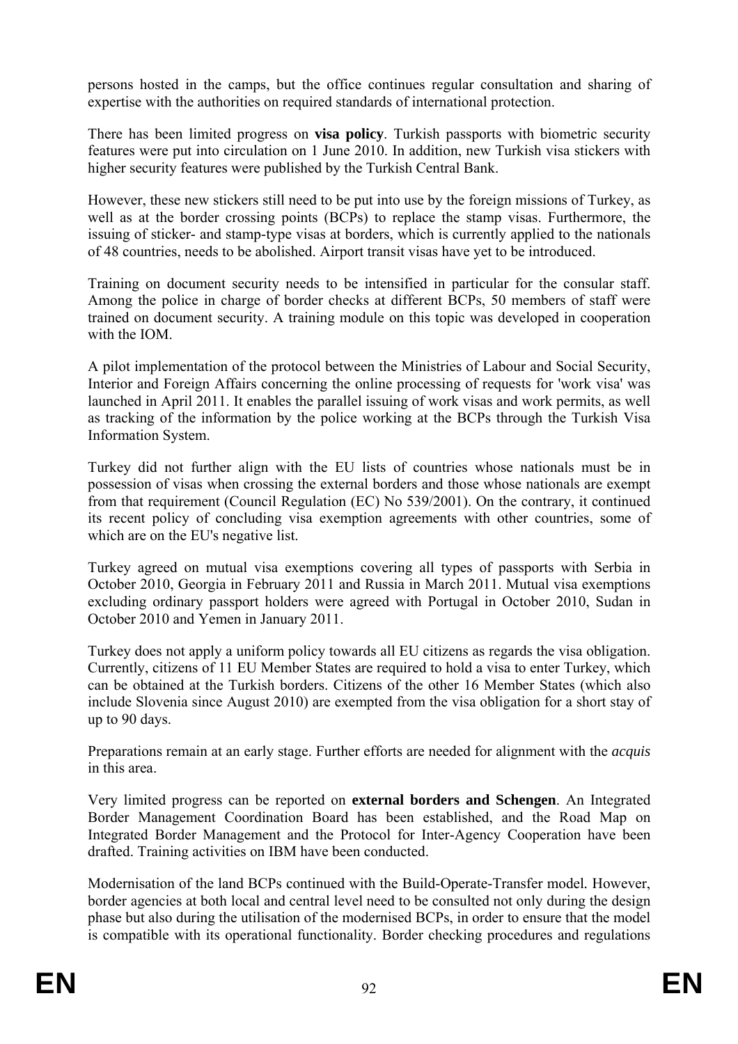persons hosted in the camps, but the office continues regular consultation and sharing of expertise with the authorities on required standards of international protection.

There has been limited progress on **visa policy**. Turkish passports with biometric security features were put into circulation on 1 June 2010. In addition, new Turkish visa stickers with higher security features were published by the Turkish Central Bank.

However, these new stickers still need to be put into use by the foreign missions of Turkey, as well as at the border crossing points (BCPs) to replace the stamp visas. Furthermore, the issuing of sticker- and stamp-type visas at borders, which is currently applied to the nationals of 48 countries, needs to be abolished. Airport transit visas have yet to be introduced.

Training on document security needs to be intensified in particular for the consular staff. Among the police in charge of border checks at different BCPs, 50 members of staff were trained on document security. A training module on this topic was developed in cooperation with the IOM.

A pilot implementation of the protocol between the Ministries of Labour and Social Security, Interior and Foreign Affairs concerning the online processing of requests for 'work visa' was launched in April 2011. It enables the parallel issuing of work visas and work permits, as well as tracking of the information by the police working at the BCPs through the Turkish Visa Information System.

Turkey did not further align with the EU lists of countries whose nationals must be in possession of visas when crossing the external borders and those whose nationals are exempt from that requirement (Council Regulation (EC) No 539/2001). On the contrary, it continued its recent policy of concluding visa exemption agreements with other countries, some of which are on the EU's negative list.

Turkey agreed on mutual visa exemptions covering all types of passports with Serbia in October 2010, Georgia in February 2011 and Russia in March 2011. Mutual visa exemptions excluding ordinary passport holders were agreed with Portugal in October 2010, Sudan in October 2010 and Yemen in January 2011.

Turkey does not apply a uniform policy towards all EU citizens as regards the visa obligation. Currently, citizens of 11 EU Member States are required to hold a visa to enter Turkey, which can be obtained at the Turkish borders. Citizens of the other 16 Member States (which also include Slovenia since August 2010) are exempted from the visa obligation for a short stay of up to 90 days.

Preparations remain at an early stage. Further efforts are needed for alignment with the *acquis* in this area.

Very limited progress can be reported on **external borders and Schengen**. An Integrated Border Management Coordination Board has been established, and the Road Map on Integrated Border Management and the Protocol for Inter-Agency Cooperation have been drafted. Training activities on IBM have been conducted.

Modernisation of the land BCPs continued with the Build-Operate-Transfer model. However, border agencies at both local and central level need to be consulted not only during the design phase but also during the utilisation of the modernised BCPs, in order to ensure that the model is compatible with its operational functionality. Border checking procedures and regulations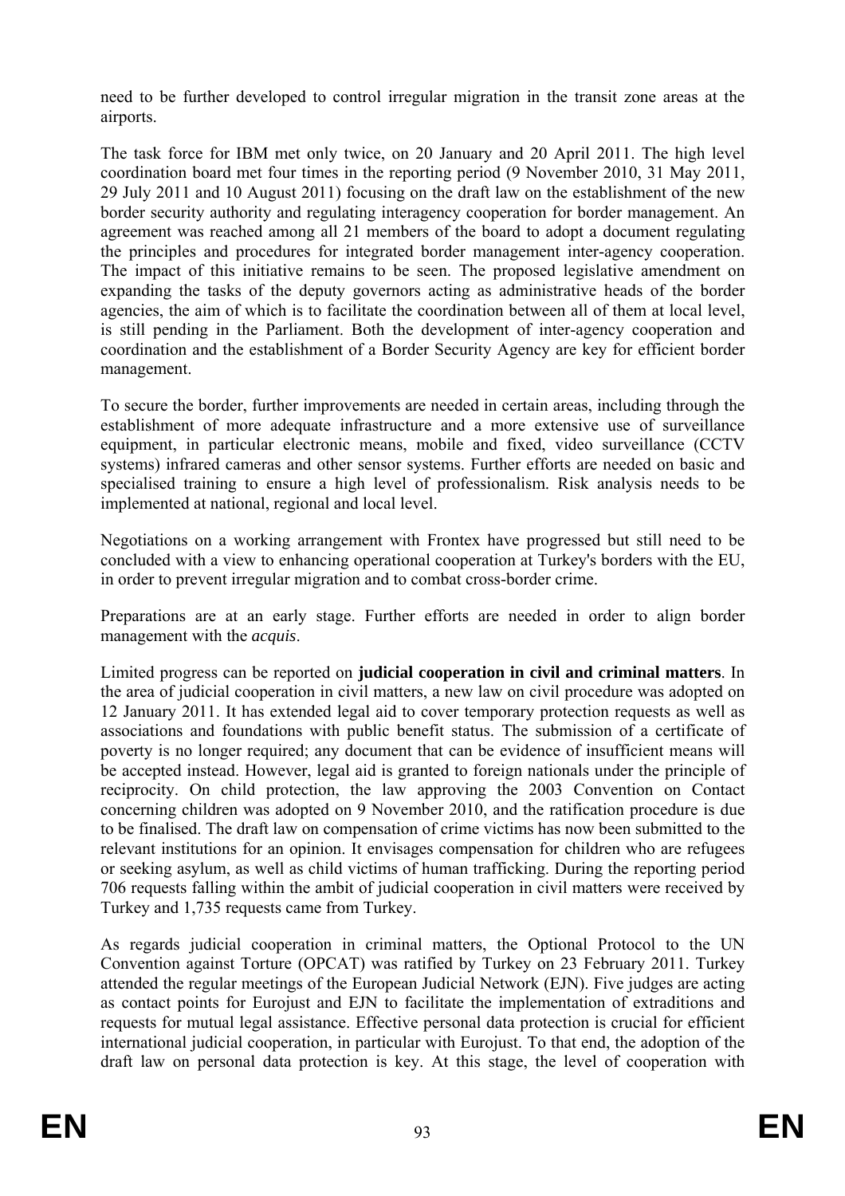need to be further developed to control irregular migration in the transit zone areas at the airports.

The task force for IBM met only twice, on 20 January and 20 April 2011. The high level coordination board met four times in the reporting period (9 November 2010, 31 May 2011, 29 July 2011 and 10 August 2011) focusing on the draft law on the establishment of the new border security authority and regulating interagency cooperation for border management. An agreement was reached among all 21 members of the board to adopt a document regulating the principles and procedures for integrated border management inter-agency cooperation. The impact of this initiative remains to be seen. The proposed legislative amendment on expanding the tasks of the deputy governors acting as administrative heads of the border agencies, the aim of which is to facilitate the coordination between all of them at local level, is still pending in the Parliament. Both the development of inter-agency cooperation and coordination and the establishment of a Border Security Agency are key for efficient border management.

To secure the border, further improvements are needed in certain areas, including through the establishment of more adequate infrastructure and a more extensive use of surveillance equipment, in particular electronic means, mobile and fixed, video surveillance (CCTV systems) infrared cameras and other sensor systems. Further efforts are needed on basic and specialised training to ensure a high level of professionalism. Risk analysis needs to be implemented at national, regional and local level.

Negotiations on a working arrangement with Frontex have progressed but still need to be concluded with a view to enhancing operational cooperation at Turkey's borders with the EU, in order to prevent irregular migration and to combat cross-border crime.

Preparations are at an early stage. Further efforts are needed in order to align border management with the *acquis*.

Limited progress can be reported on **judicial cooperation in civil and criminal matters**. In the area of judicial cooperation in civil matters, a new law on civil procedure was adopted on 12 January 2011. It has extended legal aid to cover temporary protection requests as well as associations and foundations with public benefit status. The submission of a certificate of poverty is no longer required; any document that can be evidence of insufficient means will be accepted instead. However, legal aid is granted to foreign nationals under the principle of reciprocity. On child protection, the law approving the 2003 Convention on Contact concerning children was adopted on 9 November 2010, and the ratification procedure is due to be finalised. The draft law on compensation of crime victims has now been submitted to the relevant institutions for an opinion. It envisages compensation for children who are refugees or seeking asylum, as well as child victims of human trafficking. During the reporting period 706 requests falling within the ambit of judicial cooperation in civil matters were received by Turkey and 1,735 requests came from Turkey.

As regards judicial cooperation in criminal matters, the Optional Protocol to the UN Convention against Torture (OPCAT) was ratified by Turkey on 23 February 2011. Turkey attended the regular meetings of the European Judicial Network (EJN). Five judges are acting as contact points for Eurojust and EJN to facilitate the implementation of extraditions and requests for mutual legal assistance. Effective personal data protection is crucial for efficient international judicial cooperation, in particular with Eurojust. To that end, the adoption of the draft law on personal data protection is key. At this stage, the level of cooperation with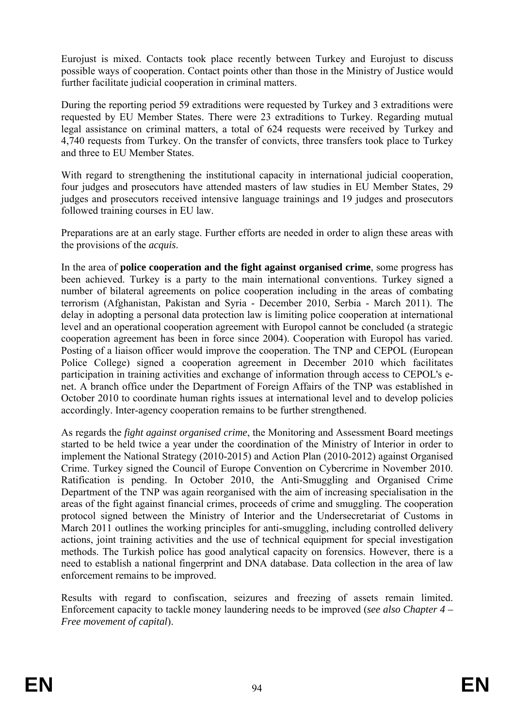Eurojust is mixed. Contacts took place recently between Turkey and Eurojust to discuss possible ways of cooperation. Contact points other than those in the Ministry of Justice would further facilitate judicial cooperation in criminal matters.

During the reporting period 59 extraditions were requested by Turkey and 3 extraditions were requested by EU Member States. There were 23 extraditions to Turkey. Regarding mutual legal assistance on criminal matters, a total of 624 requests were received by Turkey and 4,740 requests from Turkey. On the transfer of convicts, three transfers took place to Turkey and three to EU Member States.

With regard to strengthening the institutional capacity in international judicial cooperation, four judges and prosecutors have attended masters of law studies in EU Member States, 29 judges and prosecutors received intensive language trainings and 19 judges and prosecutors followed training courses in EU law.

Preparations are at an early stage. Further efforts are needed in order to align these areas with the provisions of the *acquis*.

In the area of **police cooperation and the fight against organised crime**, some progress has been achieved. Turkey is a party to the main international conventions. Turkey signed a number of bilateral agreements on police cooperation including in the areas of combating terrorism (Afghanistan, Pakistan and Syria - December 2010, Serbia - March 2011). The delay in adopting a personal data protection law is limiting police cooperation at international level and an operational cooperation agreement with Europol cannot be concluded (a strategic cooperation agreement has been in force since 2004). Cooperation with Europol has varied. Posting of a liaison officer would improve the cooperation. The TNP and CEPOL (European Police College) signed a cooperation agreement in December 2010 which facilitates participation in training activities and exchange of information through access to CEPOL's e-net. A branch office under the Department of Foreign Affairs of the TNP was established in October 2010 to coordinate human rights issues at international level and to develop policies accordingly. Inter-agency cooperation remains to be further strengthened.

As regards the *fight against organised crime*, the Monitoring and Assessment Board meetings started to be held twice a year under the coordination of the Ministry of Interior in order to implement the National Strategy (2010-2015) and Action Plan (2010-2012) against Organised Crime. Turkey signed the Council of Europe Convention on Cybercrime in November 2010. Ratification is pending. In October 2010, the Anti-Smuggling and Organised Crime Department of the TNP was again reorganised with the aim of increasing specialisation in the areas of the fight against financial crimes, proceeds of crime and smuggling. The cooperation protocol signed between the Ministry of Interior and the Undersecretariat of Customs in March 2011 outlines the working principles for anti-smuggling, including controlled delivery actions, joint training activities and the use of technical equipment for special investigation methods. The Turkish police has good analytical capacity on forensics. However, there is a need to establish a national fingerprint and DNA database. Data collection in the area of law enforcement remains to be improved.

Results with regard to confiscation, seizures and freezing of assets remain limited. Enforcement capacity to tackle money laundering needs to be improved (*see also Chapter 4 – Free movement of capital*).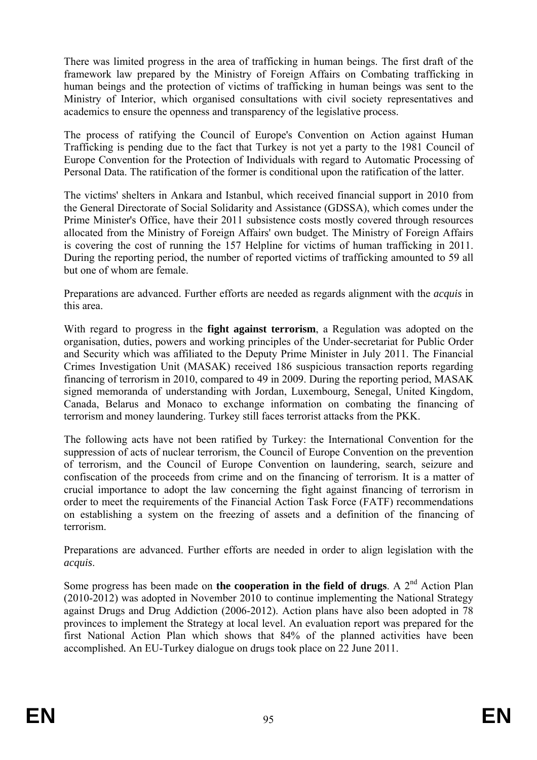There was limited progress in the area of trafficking in human beings. The first draft of the framework law prepared by the Ministry of Foreign Affairs on Combating trafficking in human beings and the protection of victims of trafficking in human beings was sent to the Ministry of Interior, which organised consultations with civil society representatives and academics to ensure the openness and transparency of the legislative process.

The process of ratifying the Council of Europe's Convention on Action against Human Trafficking is pending due to the fact that Turkey is not yet a party to the 1981 Council of Europe Convention for the Protection of Individuals with regard to Automatic Processing of Personal Data. The ratification of the former is conditional upon the ratification of the latter.

The victims' shelters in Ankara and Istanbul, which received financial support in 2010 from the General Directorate of Social Solidarity and Assistance (GDSSA), which comes under the Prime Minister's Office, have their 2011 subsistence costs mostly covered through resources allocated from the Ministry of Foreign Affairs' own budget. The Ministry of Foreign Affairs is covering the cost of running the 157 Helpline for victims of human trafficking in 2011. During the reporting period, the number of reported victims of trafficking amounted to 59 all but one of whom are female.

Preparations are advanced. Further efforts are needed as regards alignment with the *acquis* in this area.

With regard to progress in the **fight against terrorism**, a Regulation was adopted on the organisation, duties, powers and working principles of the Under-secretariat for Public Order and Security which was affiliated to the Deputy Prime Minister in July 2011. The Financial Crimes Investigation Unit (MASAK) received 186 suspicious transaction reports regarding financing of terrorism in 2010, compared to 49 in 2009. During the reporting period, MASAK signed memoranda of understanding with Jordan, Luxembourg, Senegal, United Kingdom, Canada, Belarus and Monaco to exchange information on combating the financing of terrorism and money laundering. Turkey still faces terrorist attacks from the PKK.

The following acts have not been ratified by Turkey: the International Convention for the suppression of acts of nuclear terrorism, the Council of Europe Convention on the prevention of terrorism, and the Council of Europe Convention on laundering, search, seizure and confiscation of the proceeds from crime and on the financing of terrorism. It is a matter of crucial importance to adopt the law concerning the fight against financing of terrorism in order to meet the requirements of the Financial Action Task Force (FATF) recommendations on establishing a system on the freezing of assets and a definition of the financing of terrorism.

Preparations are advanced. Further efforts are needed in order to align legislation with the *acquis*.

Some progress has been made on **the cooperation in the field of drugs**. A 2nd Action Plan (2010-2012) was adopted in November 2010 to continue implementing the National Strategy against Drugs and Drug Addiction (2006-2012). Action plans have also been adopted in 78 provinces to implement the Strategy at local level. An evaluation report was prepared for the first National Action Plan which shows that 84% of the planned activities have been accomplished. An EU-Turkey dialogue on drugs took place on 22 June 2011.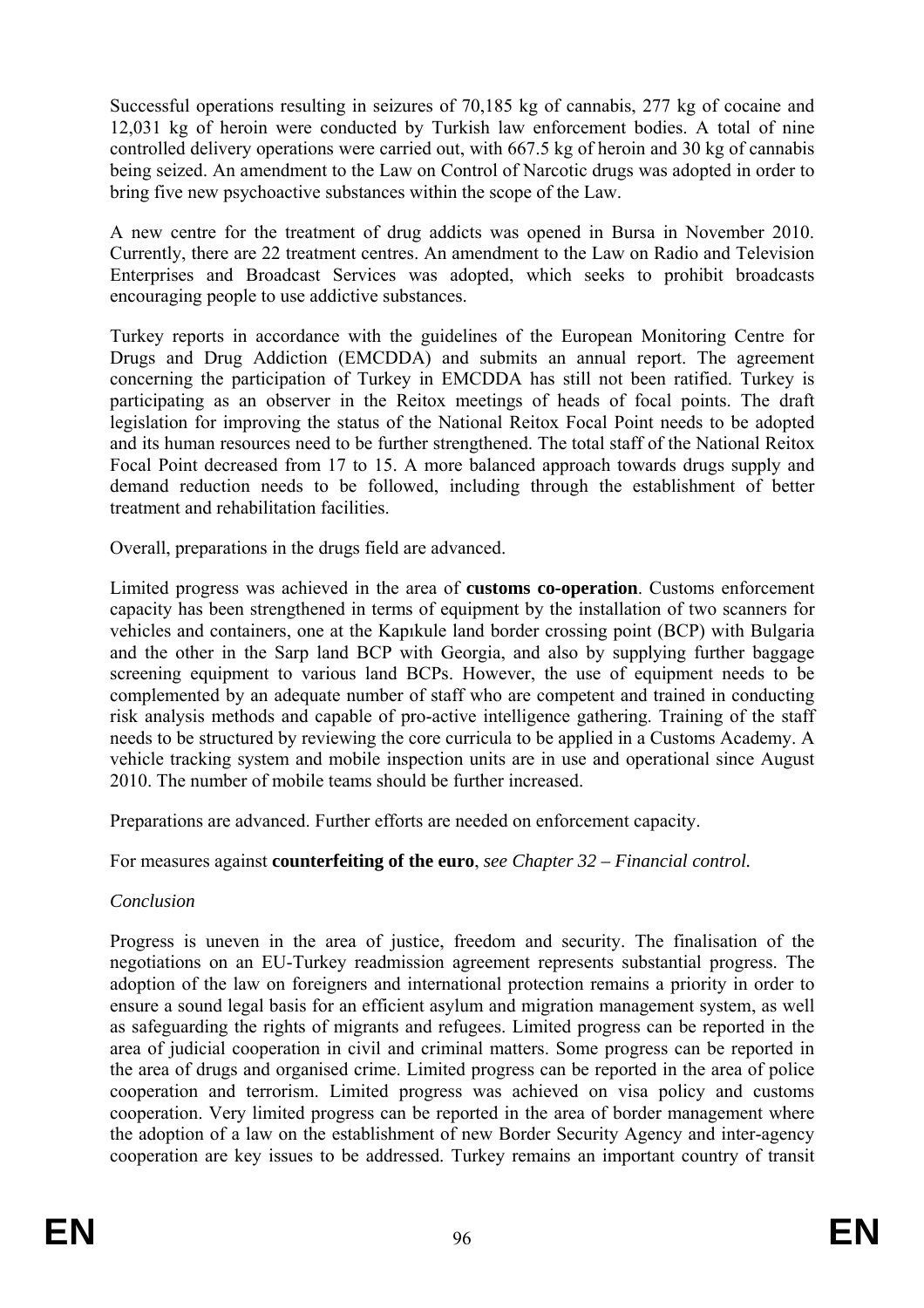Successful operations resulting in seizures of 70,185 kg of cannabis, 277 kg of cocaine and 12,031 kg of heroin were conducted by Turkish law enforcement bodies. A total of nine controlled delivery operations were carried out, with 667.5 kg of heroin and 30 kg of cannabis being seized. An amendment to the Law on Control of Narcotic drugs was adopted in order to bring five new psychoactive substances within the scope of the Law.

A new centre for the treatment of drug addicts was opened in Bursa in November 2010. Currently, there are 22 treatment centres. An amendment to the Law on Radio and Television Enterprises and Broadcast Services was adopted, which seeks to prohibit broadcasts encouraging people to use addictive substances.

Turkey reports in accordance with the guidelines of the European Monitoring Centre for Drugs and Drug Addiction (EMCDDA) and submits an annual report. The agreement concerning the participation of Turkey in EMCDDA has still not been ratified. Turkey is participating as an observer in the Reitox meetings of heads of focal points. The draft legislation for improving the status of the National Reitox Focal Point needs to be adopted and its human resources need to be further strengthened. The total staff of the National Reitox Focal Point decreased from 17 to 15. A more balanced approach towards drugs supply and demand reduction needs to be followed, including through the establishment of better treatment and rehabilitation facilities.

Overall, preparations in the drugs field are advanced.

Limited progress was achieved in the area of **customs co-operation**. Customs enforcement capacity has been strengthened in terms of equipment by the installation of two scanners for vehicles and containers, one at the Kapıkule land border crossing point (BCP) with Bulgaria and the other in the Sarp land BCP with Georgia, and also by supplying further baggage screening equipment to various land BCPs. However, the use of equipment needs to be complemented by an adequate number of staff who are competent and trained in conducting risk analysis methods and capable of pro-active intelligence gathering. Training of the staff needs to be structured by reviewing the core curricula to be applied in a Customs Academy. A vehicle tracking system and mobile inspection units are in use and operational since August 2010. The number of mobile teams should be further increased.

Preparations are advanced. Further efforts are needed on enforcement capacity.

For measures against **counterfeiting of the euro**, *see Chapter 32 – Financial control.*

*Conclusion*

Progress is uneven in the area of justice, freedom and security. The finalisation of the negotiations on an EU-Turkey readmission agreement represents substantial progress. The adoption of the law on foreigners and international protection remains a priority in order to ensure a sound legal basis for an efficient asylum and migration management system, as well as safeguarding the rights of migrants and refugees. Limited progress can be reported in the area of judicial cooperation in civil and criminal matters. Some progress can be reported in the area of drugs and organised crime. Limited progress can be reported in the area of police cooperation and terrorism. Limited progress was achieved on visa policy and customs cooperation. Very limited progress can be reported in the area of border management where the adoption of a law on the establishment of new Border Security Agency and inter-agency cooperation are key issues to be addressed. Turkey remains an important country of transit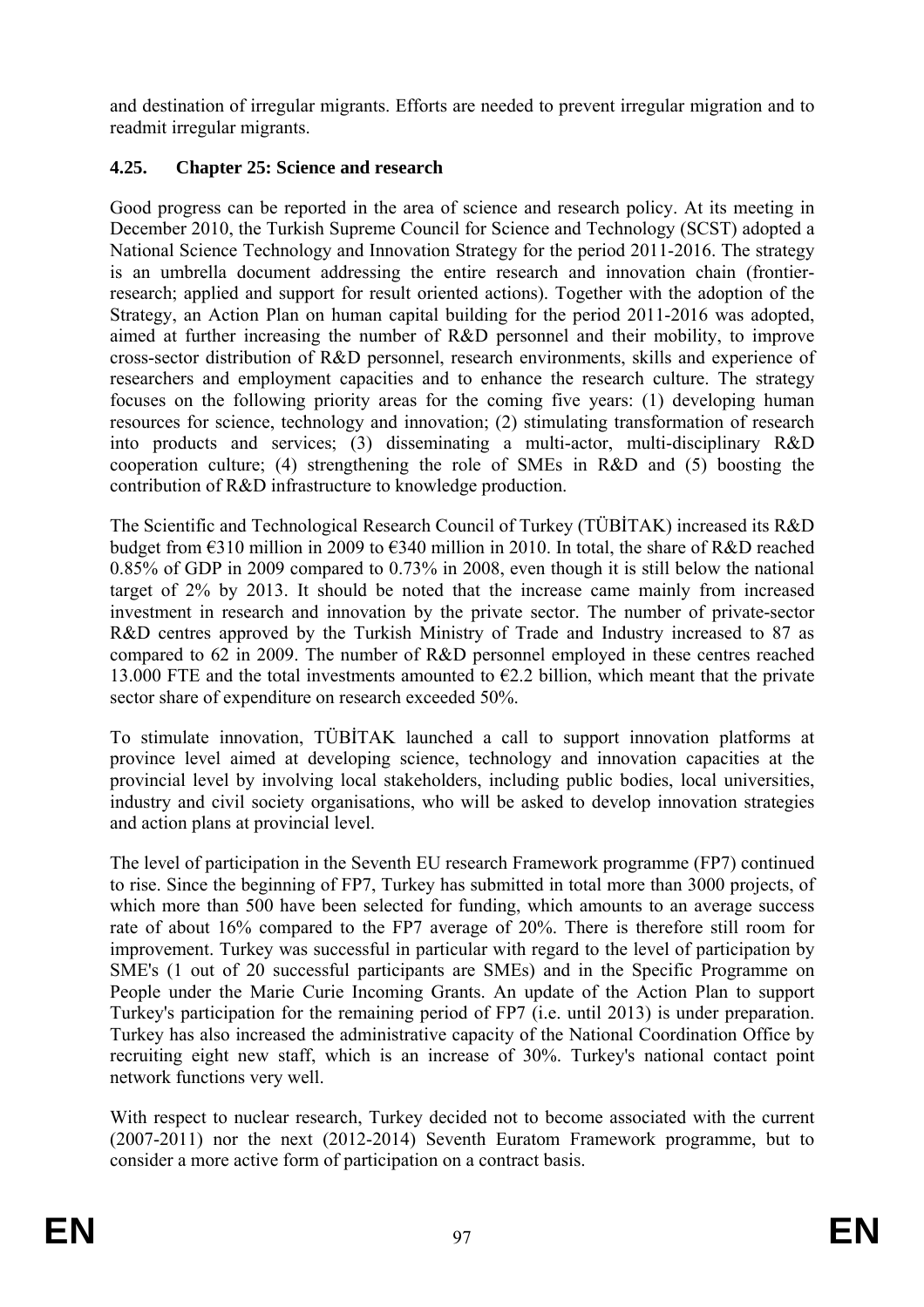and destination of irregular migrants. Efforts are needed to prevent irregular migration and to readmit irregular migrants.

### 4.25. Chapter 25: Science and research

Good progress can be reported in the area of science and research policy. At its meeting in December 2010, the Turkish Supreme Council for Science and Technology (SCST) adopted a National Science Technology and Innovation Strategy for the period 2011-2016. The strategy is an umbrella document addressing the entire research and innovation chain (frontier-research; applied and support for result oriented actions). Together with the adoption of the Strategy, an Action Plan on human capital building for the period 2011-2016 was adopted, aimed at further increasing the number of R&D personnel and their mobility, to improve cross-sector distribution of R&D personnel, research environments, skills and experience of researchers and employment capacities and to enhance the research culture. The strategy focuses on the following priority areas for the coming five years: (1) developing human resources for science, technology and innovation; (2) stimulating transformation of research into products and services; (3) disseminating a multi-actor, multi-disciplinary R&D cooperation culture; (4) strengthening the role of SMEs in R&D and (5) boosting the contribution of R&D infrastructure to knowledge production.

The Scientific and Technological Research Council of Turkey (TÜBİTAK) increased its R&D budget from €310 million in 2009 to €340 million in 2010. In total, the share of R&D reached 0.85% of GDP in 2009 compared to 0.73% in 2008, even though it is still below the national target of 2% by 2013. It should be noted that the increase came mainly from increased investment in research and innovation by the private sector. The number of private-sector R&D centres approved by the Turkish Ministry of Trade and Industry increased to 87 as compared to 62 in 2009. The number of R&D personnel employed in these centres reached 13.000 FTE and the total investments amounted to €2.2 billion, which meant that the private sector share of expenditure on research exceeded 50%.

To stimulate innovation, TÜBİTAK launched a call to support innovation platforms at province level aimed at developing science, technology and innovation capacities at the provincial level by involving local stakeholders, including public bodies, local universities, industry and civil society organisations, who will be asked to develop innovation strategies and action plans at provincial level.

The level of participation in the Seventh EU research Framework programme (FP7) continued to rise. Since the beginning of FP7, Turkey has submitted in total more than 3000 projects, of which more than 500 have been selected for funding, which amounts to an average success rate of about 16% compared to the FP7 average of 20%. There is therefore still room for improvement. Turkey was successful in particular with regard to the level of participation by SME's (1 out of 20 successful participants are SMEs) and in the Specific Programme on People under the Marie Curie Incoming Grants. An update of the Action Plan to support Turkey's participation for the remaining period of FP7 (i.e. until 2013) is under preparation. Turkey has also increased the administrative capacity of the National Coordination Office by recruiting eight new staff, which is an increase of 30%. Turkey's national contact point network functions very well.

With respect to nuclear research, Turkey decided not to become associated with the current (2007-2011) nor the next (2012-2014) Seventh Euratom Framework programme, but to consider a more active form of participation on a contract basis.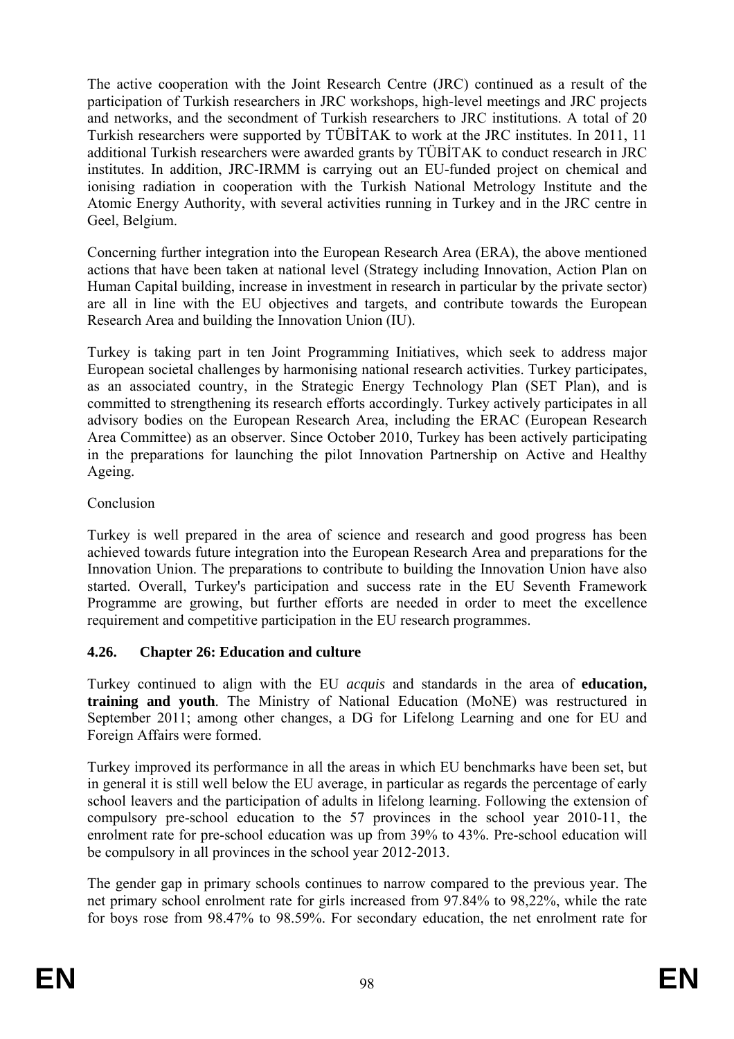The active cooperation with the Joint Research Centre (JRC) continued as a result of the participation of Turkish researchers in JRC workshops, high-level meetings and JRC projects and networks, and the secondment of Turkish researchers to JRC institutions. A total of 20 Turkish researchers were supported by TÜBİTAK to work at the JRC institutes. In 2011, 11 additional Turkish researchers were awarded grants by TÜBİTAK to conduct research in JRC institutes. In addition, JRC-IRMM is carrying out an EU-funded project on chemical and ionising radiation in cooperation with the Turkish National Metrology Institute and the Atomic Energy Authority, with several activities running in Turkey and in the JRC centre in Geel, Belgium.

Concerning further integration into the European Research Area (ERA), the above mentioned actions that have been taken at national level (Strategy including Innovation, Action Plan on Human Capital building, increase in investment in research in particular by the private sector) are all in line with the EU objectives and targets, and contribute towards the European Research Area and building the Innovation Union (IU).

Turkey is taking part in ten Joint Programming Initiatives, which seek to address major European societal challenges by harmonising national research activities. Turkey participates, as an associated country, in the Strategic Energy Technology Plan (SET Plan), and is committed to strengthening its research efforts accordingly. Turkey actively participates in all advisory bodies on the European Research Area, including the ERAC (European Research Area Committee) as an observer. Since October 2010, Turkey has been actively participating in the preparations for launching the pilot Innovation Partnership on Active and Healthy Ageing.

Conclusion

Turkey is well prepared in the area of science and research and good progress has been achieved towards future integration into the European Research Area and preparations for the Innovation Union. The preparations to contribute to building the Innovation Union have also started. Overall, Turkey's participation and success rate in the EU Seventh Framework Programme are growing, but further efforts are needed in order to meet the excellence requirement and competitive participation in the EU research programmes.

### 4.26. Chapter 26: Education and culture

Turkey continued to align with the EU *acquis* and standards in the area of **education, training and youth**. The Ministry of National Education (MoNE) was restructured in September 2011; among other changes, a DG for Lifelong Learning and one for EU and Foreign Affairs were formed.

Turkey improved its performance in all the areas in which EU benchmarks have been set, but in general it is still well below the EU average, in particular as regards the percentage of early school leavers and the participation of adults in lifelong learning. Following the extension of compulsory pre-school education to the 57 provinces in the school year 2010-11, the enrolment rate for pre-school education was up from 39% to 43%. Pre-school education will be compulsory in all provinces in the school year 2012-2013.

The gender gap in primary schools continues to narrow compared to the previous year. The net primary school enrolment rate for girls increased from 97.84% to 98,22%, while the rate for boys rose from 98.47% to 98.59%. For secondary education, the net enrolment rate for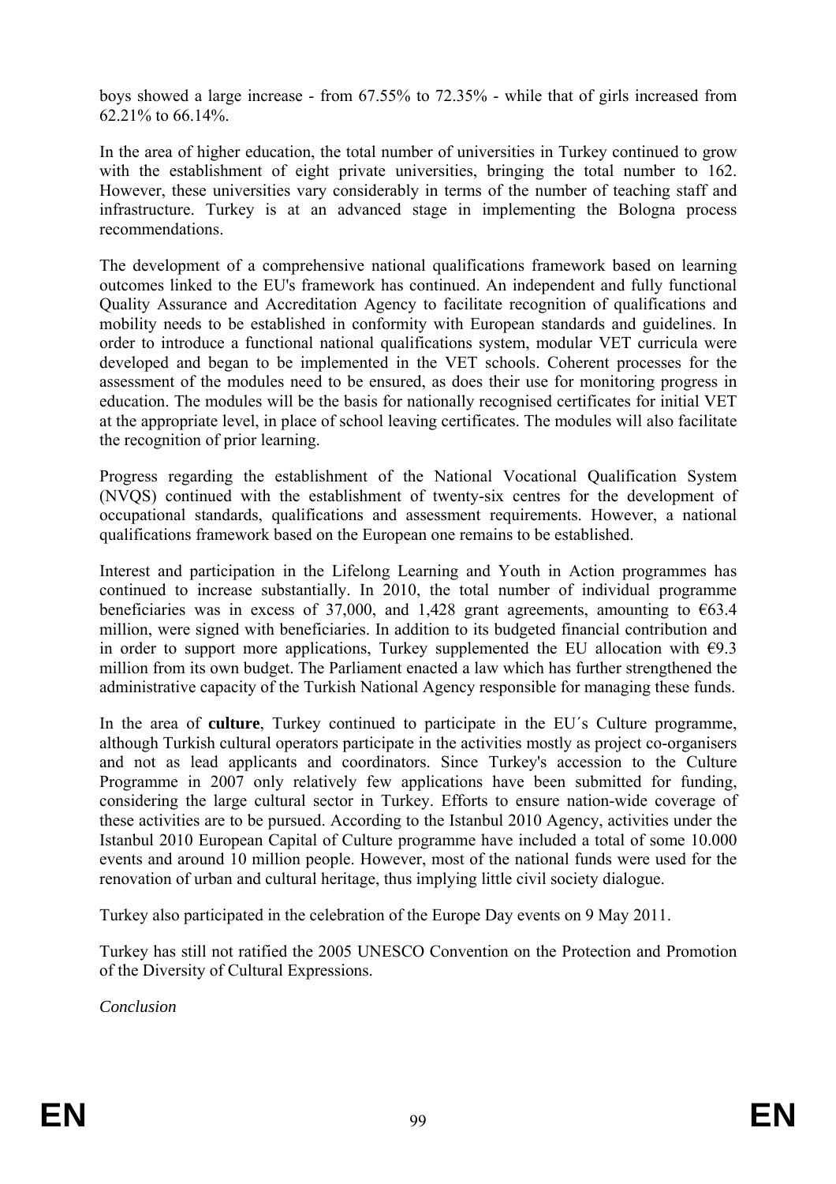boys showed a large increase - from 67.55% to 72.35% - while that of girls increased from 62.21% to 66.14%.

In the area of higher education, the total number of universities in Turkey continued to grow with the establishment of eight private universities, bringing the total number to 162. However, these universities vary considerably in terms of the number of teaching staff and infrastructure. Turkey is at an advanced stage in implementing the Bologna process recommendations.

The development of a comprehensive national qualifications framework based on learning outcomes linked to the EU's framework has continued. An independent and fully functional Quality Assurance and Accreditation Agency to facilitate recognition of qualifications and mobility needs to be established in conformity with European standards and guidelines. In order to introduce a functional national qualifications system, modular VET curricula were developed and began to be implemented in the VET schools. Coherent processes for the assessment of the modules need to be ensured, as does their use for monitoring progress in education. The modules will be the basis for nationally recognised certificates for initial VET at the appropriate level, in place of school leaving certificates. The modules will also facilitate the recognition of prior learning.

Progress regarding the establishment of the National Vocational Qualification System (NVQS) continued with the establishment of twenty-six centres for the development of occupational standards, qualifications and assessment requirements. However, a national qualifications framework based on the European one remains to be established.

Interest and participation in the Lifelong Learning and Youth in Action programmes has continued to increase substantially. In 2010, the total number of individual programme beneficiaries was in excess of 37,000, and 1,428 grant agreements, amounting to €63.4 million, were signed with beneficiaries. In addition to its budgeted financial contribution and in order to support more applications, Turkey supplemented the EU allocation with €9.3 million from its own budget. The Parliament enacted a law which has further strengthened the administrative capacity of the Turkish National Agency responsible for managing these funds.

In the area of **culture**, Turkey continued to participate in the EU´s Culture programme, although Turkish cultural operators participate in the activities mostly as project co-organisers and not as lead applicants and coordinators. Since Turkey's accession to the Culture Programme in 2007 only relatively few applications have been submitted for funding, considering the large cultural sector in Turkey. Efforts to ensure nation-wide coverage of these activities are to be pursued. According to the Istanbul 2010 Agency, activities under the Istanbul 2010 European Capital of Culture programme have included a total of some 10.000 events and around 10 million people. However, most of the national funds were used for the renovation of urban and cultural heritage, thus implying little civil society dialogue.

Turkey also participated in the celebration of the Europe Day events on 9 May 2011.

Turkey has still not ratified the 2005 UNESCO Convention on the Protection and Promotion of the Diversity of Cultural Expressions.

*Conclusion*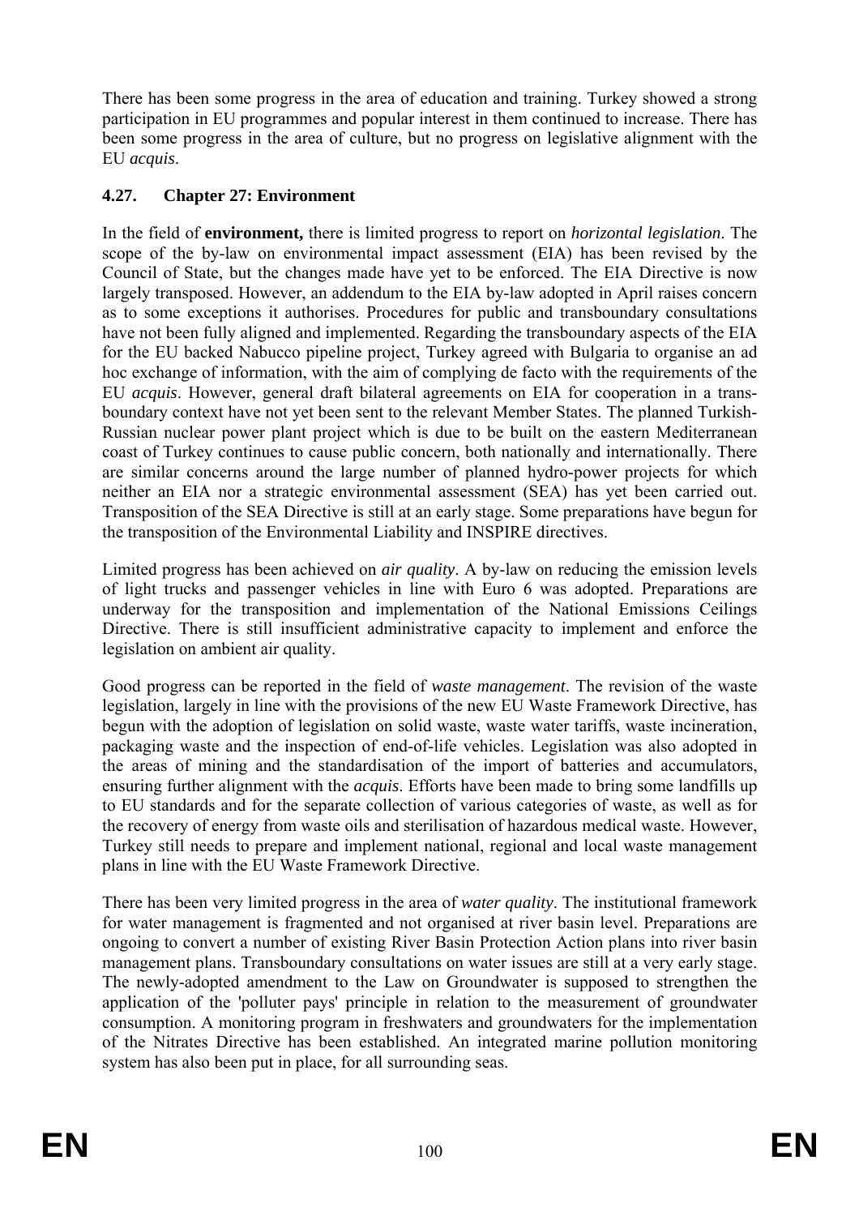There has been some progress in the area of education and training. Turkey showed a strong participation in EU programmes and popular interest in them continued to increase. There has been some progress in the area of culture, but no progress on legislative alignment with the EU *acquis*.

### 4.27. Chapter 27: Environment

In the field of **environment,** there is limited progress to report on *horizontal legislation*. The scope of the by-law on environmental impact assessment (EIA) has been revised by the Council of State, but the changes made have yet to be enforced. The EIA Directive is now largely transposed. However, an addendum to the EIA by-law adopted in April raises concern as to some exceptions it authorises. Procedures for public and transboundary consultations have not been fully aligned and implemented. Regarding the transboundary aspects of the EIA for the EU backed Nabucco pipeline project, Turkey agreed with Bulgaria to organise an ad hoc exchange of information, with the aim of complying de facto with the requirements of the EU *acquis*. However, general draft bilateral agreements on EIA for cooperation in a trans-boundary context have not yet been sent to the relevant Member States. The planned Turkish-Russian nuclear power plant project which is due to be built on the eastern Mediterranean coast of Turkey continues to cause public concern, both nationally and internationally. There are similar concerns around the large number of planned hydro-power projects for which neither an EIA nor a strategic environmental assessment (SEA) has yet been carried out. Transposition of the SEA Directive is still at an early stage. Some preparations have begun for the transposition of the Environmental Liability and INSPIRE directives.

Limited progress has been achieved on *air quality*. A by-law on reducing the emission levels of light trucks and passenger vehicles in line with Euro 6 was adopted. Preparations are underway for the transposition and implementation of the National Emissions Ceilings Directive. There is still insufficient administrative capacity to implement and enforce the legislation on ambient air quality.

Good progress can be reported in the field of *waste management*. The revision of the waste legislation, largely in line with the provisions of the new EU Waste Framework Directive, has begun with the adoption of legislation on solid waste, waste water tariffs, waste incineration, packaging waste and the inspection of end-of-life vehicles. Legislation was also adopted in the areas of mining and the standardisation of the import of batteries and accumulators, ensuring further alignment with the *acquis*. Efforts have been made to bring some landfills up to EU standards and for the separate collection of various categories of waste, as well as for the recovery of energy from waste oils and sterilisation of hazardous medical waste. However, Turkey still needs to prepare and implement national, regional and local waste management plans in line with the EU Waste Framework Directive.

There has been very limited progress in the area of *water quality*. The institutional framework for water management is fragmented and not organised at river basin level. Preparations are ongoing to convert a number of existing River Basin Protection Action plans into river basin management plans. Transboundary consultations on water issues are still at a very early stage. The newly-adopted amendment to the Law on Groundwater is supposed to strengthen the application of the 'polluter pays' principle in relation to the measurement of groundwater consumption. A monitoring program in freshwaters and groundwaters for the implementation of the Nitrates Directive has been established. An integrated marine pollution monitoring system has also been put in place, for all surrounding seas.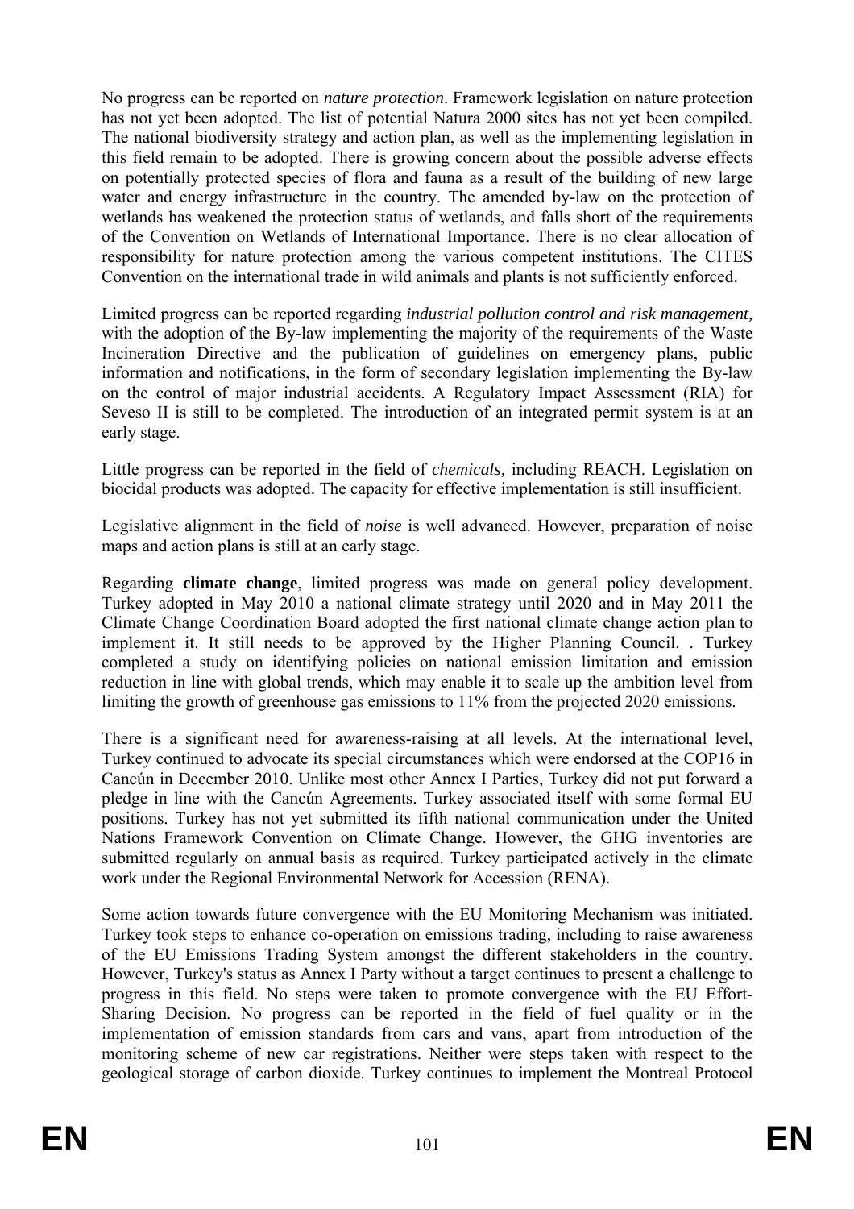No progress can be reported on *nature protection*. Framework legislation on nature protection has not yet been adopted. The list of potential Natura 2000 sites has not yet been compiled. The national biodiversity strategy and action plan, as well as the implementing legislation in this field remain to be adopted. There is growing concern about the possible adverse effects on potentially protected species of flora and fauna as a result of the building of new large water and energy infrastructure in the country. The amended by-law on the protection of wetlands has weakened the protection status of wetlands, and falls short of the requirements of the Convention on Wetlands of International Importance. There is no clear allocation of responsibility for nature protection among the various competent institutions. The CITES Convention on the international trade in wild animals and plants is not sufficiently enforced.

Limited progress can be reported regarding *industrial pollution control and risk management,* with the adoption of the By-law implementing the majority of the requirements of the Waste Incineration Directive and the publication of guidelines on emergency plans, public information and notifications, in the form of secondary legislation implementing the By-law on the control of major industrial accidents. A Regulatory Impact Assessment (RIA) for Seveso II is still to be completed. The introduction of an integrated permit system is at an early stage.

Little progress can be reported in the field of *chemicals,* including REACH. Legislation on biocidal products was adopted. The capacity for effective implementation is still insufficient.

Legislative alignment in the field of *noise* is well advanced. However, preparation of noise maps and action plans is still at an early stage.

Regarding **climate change**, limited progress was made on general policy development. Turkey adopted in May 2010 a national climate strategy until 2020 and in May 2011 the Climate Change Coordination Board adopted the first national climate change action plan to implement it. It still needs to be approved by the Higher Planning Council. . Turkey completed a study on identifying policies on national emission limitation and emission reduction in line with global trends, which may enable it to scale up the ambition level from limiting the growth of greenhouse gas emissions to 11% from the projected 2020 emissions.

There is a significant need for awareness-raising at all levels. At the international level, Turkey continued to advocate its special circumstances which were endorsed at the COP16 in Cancún in December 2010. Unlike most other Annex I Parties, Turkey did not put forward a pledge in line with the Cancún Agreements. Turkey associated itself with some formal EU positions. Turkey has not yet submitted its fifth national communication under the United Nations Framework Convention on Climate Change. However, the GHG inventories are submitted regularly on annual basis as required. Turkey participated actively in the climate work under the Regional Environmental Network for Accession (RENA).

Some action towards future convergence with the EU Monitoring Mechanism was initiated. Turkey took steps to enhance co-operation on emissions trading, including to raise awareness of the EU Emissions Trading System amongst the different stakeholders in the country. However, Turkey's status as Annex I Party without a target continues to present a challenge to progress in this field. No steps were taken to promote convergence with the EU Effort-Sharing Decision. No progress can be reported in the field of fuel quality or in the implementation of emission standards from cars and vans, apart from introduction of the monitoring scheme of new car registrations. Neither were steps taken with respect to the geological storage of carbon dioxide. Turkey continues to implement the Montreal Protocol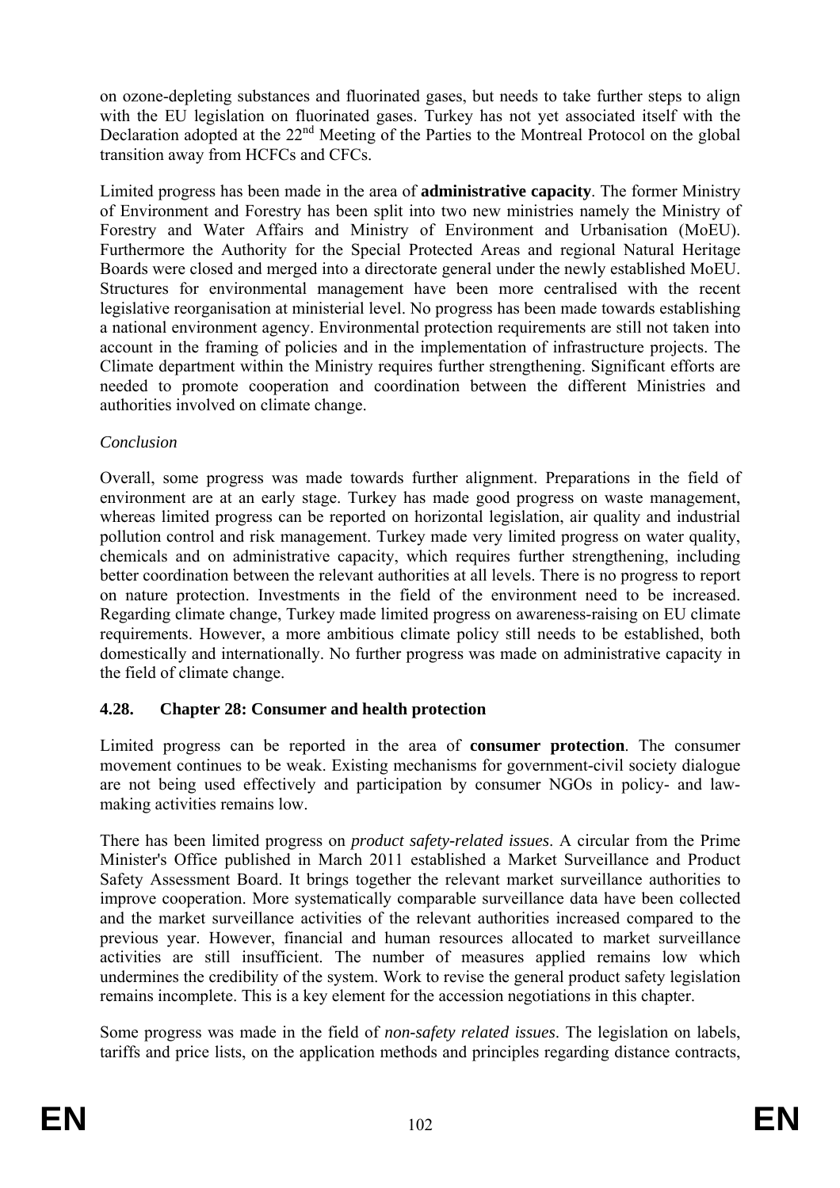on ozone-depleting substances and fluorinated gases, but needs to take further steps to align with the EU legislation on fluorinated gases. Turkey has not yet associated itself with the Declaration adopted at the 22nd Meeting of the Parties to the Montreal Protocol on the global transition away from HCFCs and CFCs.

Limited progress has been made in the area of **administrative capacity**. The former Ministry of Environment and Forestry has been split into two new ministries namely the Ministry of Forestry and Water Affairs and Ministry of Environment and Urbanisation (MoEU). Furthermore the Authority for the Special Protected Areas and regional Natural Heritage Boards were closed and merged into a directorate general under the newly established MoEU. Structures for environmental management have been more centralised with the recent legislative reorganisation at ministerial level. No progress has been made towards establishing a national environment agency. Environmental protection requirements are still not taken into account in the framing of policies and in the implementation of infrastructure projects. The Climate department within the Ministry requires further strengthening. Significant efforts are needed to promote cooperation and coordination between the different Ministries and authorities involved on climate change.

*Conclusion*

Overall, some progress was made towards further alignment. Preparations in the field of environment are at an early stage. Turkey has made good progress on waste management, whereas limited progress can be reported on horizontal legislation, air quality and industrial pollution control and risk management. Turkey made very limited progress on water quality, chemicals and on administrative capacity, which requires further strengthening, including better coordination between the relevant authorities at all levels. There is no progress to report on nature protection. Investments in the field of the environment need to be increased. Regarding climate change, Turkey made limited progress on awareness-raising on EU climate requirements. However, a more ambitious climate policy still needs to be established, both domestically and internationally. No further progress was made on administrative capacity in the field of climate change.

### 4.28. Chapter 28: Consumer and health protection

Limited progress can be reported in the area of **consumer protection**. The consumer movement continues to be weak. Existing mechanisms for government-civil society dialogue are not being used effectively and participation by consumer NGOs in policy- and law-making activities remains low.

There has been limited progress on *product safety-related issues*. A circular from the Prime Minister's Office published in March 2011 established a Market Surveillance and Product Safety Assessment Board. It brings together the relevant market surveillance authorities to improve cooperation. More systematically comparable surveillance data have been collected and the market surveillance activities of the relevant authorities increased compared to the previous year. However, financial and human resources allocated to market surveillance activities are still insufficient. The number of measures applied remains low which undermines the credibility of the system. Work to revise the general product safety legislation remains incomplete. This is a key element for the accession negotiations in this chapter.

Some progress was made in the field of *non-safety related issues*. The legislation on labels, tariffs and price lists, on the application methods and principles regarding distance contracts,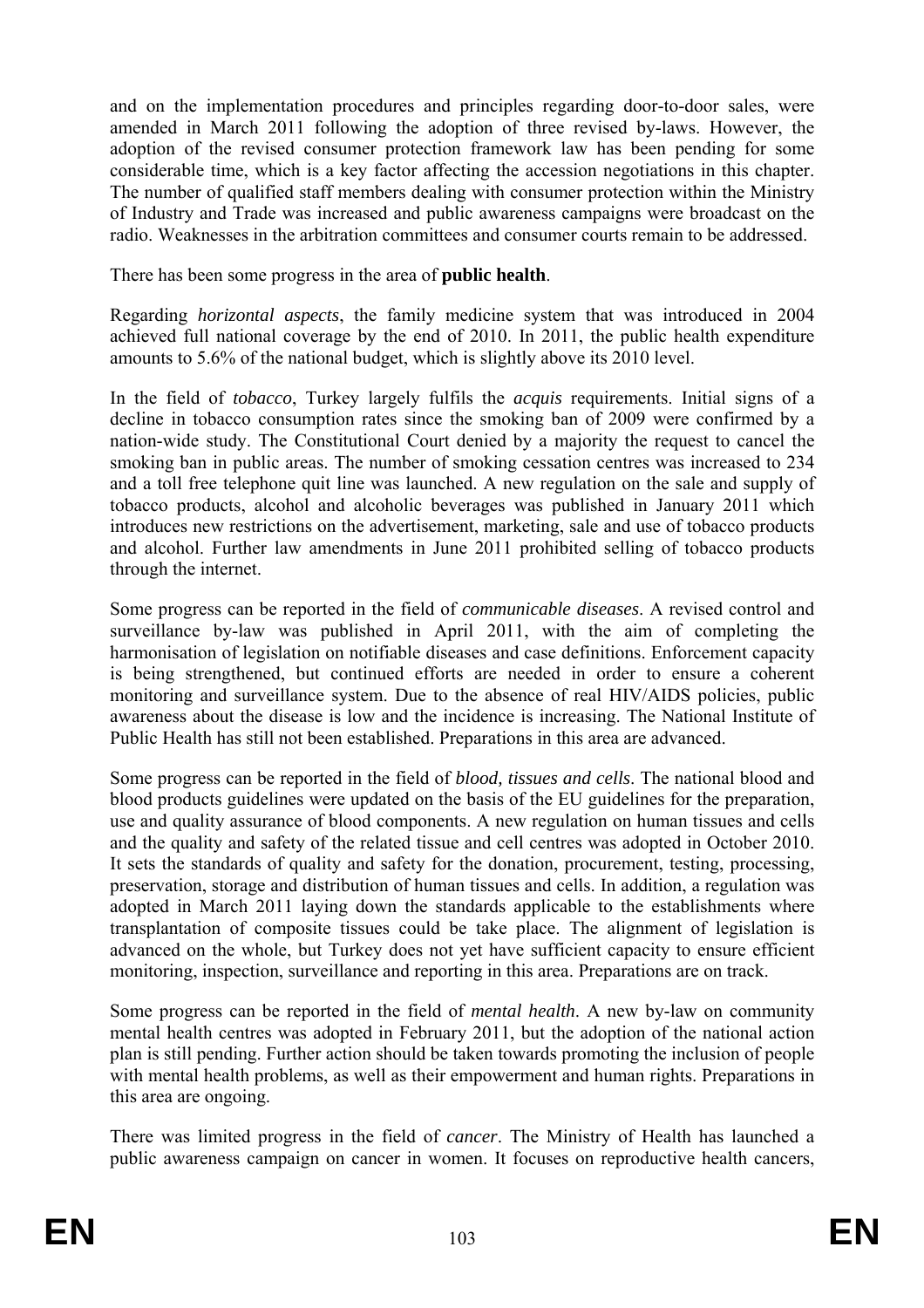and on the implementation procedures and principles regarding door-to-door sales, were amended in March 2011 following the adoption of three revised by-laws. However, the adoption of the revised consumer protection framework law has been pending for some considerable time, which is a key factor affecting the accession negotiations in this chapter. The number of qualified staff members dealing with consumer protection within the Ministry of Industry and Trade was increased and public awareness campaigns were broadcast on the radio. Weaknesses in the arbitration committees and consumer courts remain to be addressed.

There has been some progress in the area of **public health**.

Regarding *horizontal aspects*, the family medicine system that was introduced in 2004 achieved full national coverage by the end of 2010. In 2011, the public health expenditure amounts to 5.6% of the national budget, which is slightly above its 2010 level.

In the field of *tobacco*, Turkey largely fulfils the *acquis* requirements. Initial signs of a decline in tobacco consumption rates since the smoking ban of 2009 were confirmed by a nation-wide study. The Constitutional Court denied by a majority the request to cancel the smoking ban in public areas. The number of smoking cessation centres was increased to 234 and a toll free telephone quit line was launched. A new regulation on the sale and supply of tobacco products, alcohol and alcoholic beverages was published in January 2011 which introduces new restrictions on the advertisement, marketing, sale and use of tobacco products and alcohol. Further law amendments in June 2011 prohibited selling of tobacco products through the internet.

Some progress can be reported in the field of *communicable diseases*. A revised control and surveillance by-law was published in April 2011, with the aim of completing the harmonisation of legislation on notifiable diseases and case definitions. Enforcement capacity is being strengthened, but continued efforts are needed in order to ensure a coherent monitoring and surveillance system. Due to the absence of real HIV/AIDS policies, public awareness about the disease is low and the incidence is increasing. The National Institute of Public Health has still not been established. Preparations in this area are advanced.

Some progress can be reported in the field of *blood, tissues and cells*. The national blood and blood products guidelines were updated on the basis of the EU guidelines for the preparation, use and quality assurance of blood components. A new regulation on human tissues and cells and the quality and safety of the related tissue and cell centres was adopted in October 2010. It sets the standards of quality and safety for the donation, procurement, testing, processing, preservation, storage and distribution of human tissues and cells. In addition, a regulation was adopted in March 2011 laying down the standards applicable to the establishments where transplantation of composite tissues could be take place. The alignment of legislation is advanced on the whole, but Turkey does not yet have sufficient capacity to ensure efficient monitoring, inspection, surveillance and reporting in this area. Preparations are on track.

Some progress can be reported in the field of *mental health*. A new by-law on community mental health centres was adopted in February 2011, but the adoption of the national action plan is still pending. Further action should be taken towards promoting the inclusion of people with mental health problems, as well as their empowerment and human rights. Preparations in this area are ongoing.

There was limited progress in the field of *cancer*. The Ministry of Health has launched a public awareness campaign on cancer in women. It focuses on reproductive health cancers,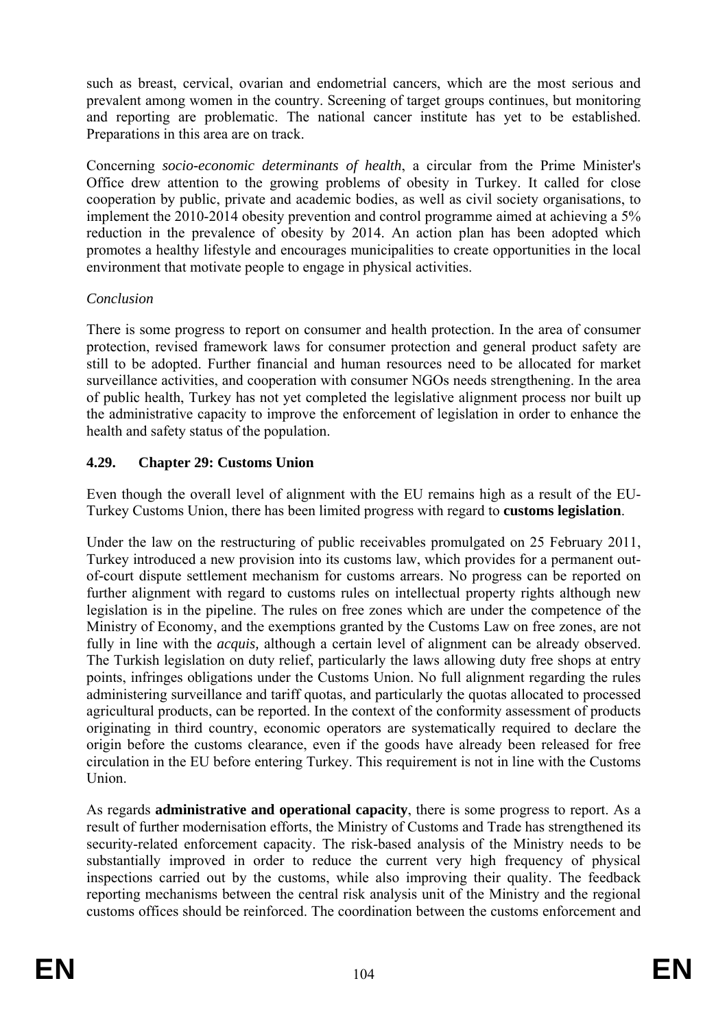such as breast, cervical, ovarian and endometrial cancers, which are the most serious and prevalent among women in the country. Screening of target groups continues, but monitoring and reporting are problematic. The national cancer institute has yet to be established. Preparations in this area are on track.

Concerning *socio-economic determinants of health*, a circular from the Prime Minister's Office drew attention to the growing problems of obesity in Turkey. It called for close cooperation by public, private and academic bodies, as well as civil society organisations, to implement the 2010-2014 obesity prevention and control programme aimed at achieving a 5% reduction in the prevalence of obesity by 2014. An action plan has been adopted which promotes a healthy lifestyle and encourages municipalities to create opportunities in the local environment that motivate people to engage in physical activities.

*Conclusion*

There is some progress to report on consumer and health protection. In the area of consumer protection, revised framework laws for consumer protection and general product safety are still to be adopted. Further financial and human resources need to be allocated for market surveillance activities, and cooperation with consumer NGOs needs strengthening. In the area of public health, Turkey has not yet completed the legislative alignment process nor built up the administrative capacity to improve the enforcement of legislation in order to enhance the health and safety status of the population.

### 4.29. Chapter 29: Customs Union

Even though the overall level of alignment with the EU remains high as a result of the EU-Turkey Customs Union, there has been limited progress with regard to **customs legislation**.

Under the law on the restructuring of public receivables promulgated on 25 February 2011, Turkey introduced a new provision into its customs law, which provides for a permanent out-of-court dispute settlement mechanism for customs arrears. No progress can be reported on further alignment with regard to customs rules on intellectual property rights although new legislation is in the pipeline. The rules on free zones which are under the competence of the Ministry of Economy, and the exemptions granted by the Customs Law on free zones, are not fully in line with the *acquis,* although a certain level of alignment can be already observed. The Turkish legislation on duty relief, particularly the laws allowing duty free shops at entry points, infringes obligations under the Customs Union. No full alignment regarding the rules administering surveillance and tariff quotas, and particularly the quotas allocated to processed agricultural products, can be reported. In the context of the conformity assessment of products originating in third country, economic operators are systematically required to declare the origin before the customs clearance, even if the goods have already been released for free circulation in the EU before entering Turkey. This requirement is not in line with the Customs Union.

As regards **administrative and operational capacity**, there is some progress to report. As a result of further modernisation efforts, the Ministry of Customs and Trade has strengthened its security-related enforcement capacity. The risk-based analysis of the Ministry needs to be substantially improved in order to reduce the current very high frequency of physical inspections carried out by the customs, while also improving their quality. The feedback reporting mechanisms between the central risk analysis unit of the Ministry and the regional customs offices should be reinforced. The coordination between the customs enforcement and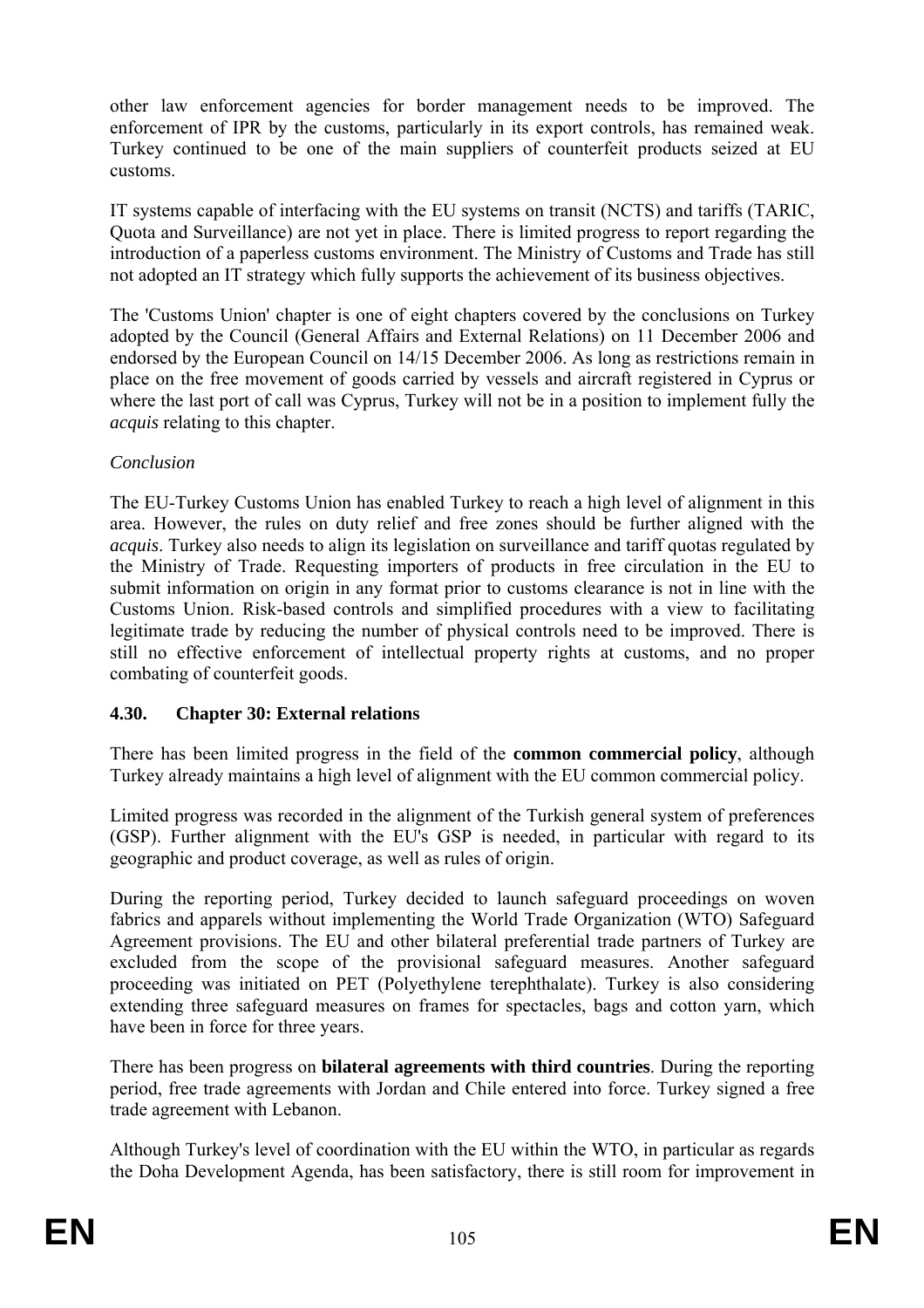other law enforcement agencies for border management needs to be improved. The enforcement of IPR by the customs, particularly in its export controls, has remained weak. Turkey continued to be one of the main suppliers of counterfeit products seized at EU customs.

IT systems capable of interfacing with the EU systems on transit (NCTS) and tariffs (TARIC, Quota and Surveillance) are not yet in place. There is limited progress to report regarding the introduction of a paperless customs environment. The Ministry of Customs and Trade has still not adopted an IT strategy which fully supports the achievement of its business objectives.

The 'Customs Union' chapter is one of eight chapters covered by the conclusions on Turkey adopted by the Council (General Affairs and External Relations) on 11 December 2006 and endorsed by the European Council on 14/15 December 2006. As long as restrictions remain in place on the free movement of goods carried by vessels and aircraft registered in Cyprus or where the last port of call was Cyprus, Turkey will not be in a position to implement fully the *acquis* relating to this chapter.

*Conclusion*

The EU-Turkey Customs Union has enabled Turkey to reach a high level of alignment in this area. However, the rules on duty relief and free zones should be further aligned with the *acquis*. Turkey also needs to align its legislation on surveillance and tariff quotas regulated by the Ministry of Trade. Requesting importers of products in free circulation in the EU to submit information on origin in any format prior to customs clearance is not in line with the Customs Union. Risk-based controls and simplified procedures with a view to facilitating legitimate trade by reducing the number of physical controls need to be improved. There is still no effective enforcement of intellectual property rights at customs, and no proper combating of counterfeit goods.

### 4.30. Chapter 30: External relations

There has been limited progress in the field of the **common commercial policy**, although Turkey already maintains a high level of alignment with the EU common commercial policy.

Limited progress was recorded in the alignment of the Turkish general system of preferences (GSP). Further alignment with the EU's GSP is needed, in particular with regard to its geographic and product coverage, as well as rules of origin.

During the reporting period, Turkey decided to launch safeguard proceedings on woven fabrics and apparels without implementing the World Trade Organization (WTO) Safeguard Agreement provisions. The EU and other bilateral preferential trade partners of Turkey are excluded from the scope of the provisional safeguard measures. Another safeguard proceeding was initiated on PET (Polyethylene terephthalate). Turkey is also considering extending three safeguard measures on frames for spectacles, bags and cotton yarn, which have been in force for three years.

There has been progress on **bilateral agreements with third countries**. During the reporting period, free trade agreements with Jordan and Chile entered into force. Turkey signed a free trade agreement with Lebanon.

Although Turkey's level of coordination with the EU within the WTO, in particular as regards the Doha Development Agenda, has been satisfactory, there is still room for improvement in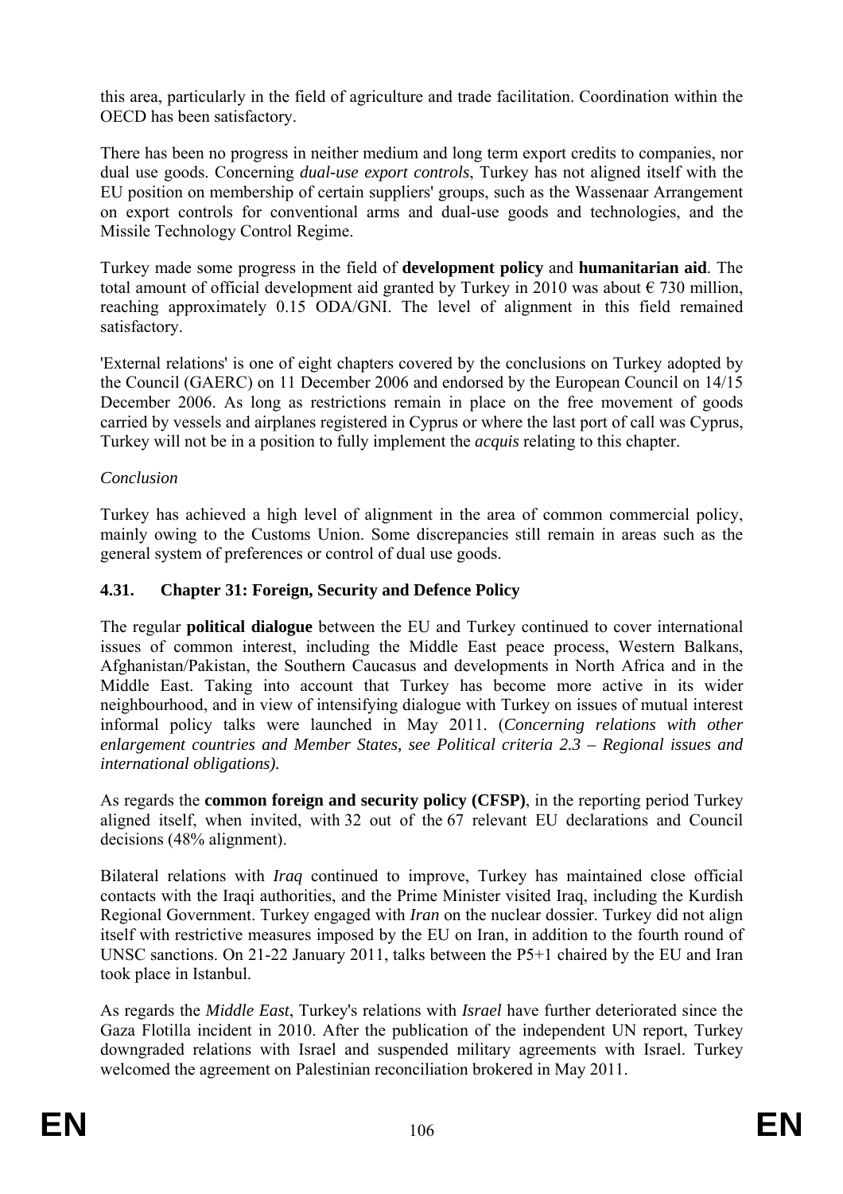this area, particularly in the field of agriculture and trade facilitation. Coordination within the OECD has been satisfactory.

There has been no progress in neither medium and long term export credits to companies, nor dual use goods. Concerning *dual-use export controls*, Turkey has not aligned itself with the EU position on membership of certain suppliers' groups, such as the Wassenaar Arrangement on export controls for conventional arms and dual-use goods and technologies, and the Missile Technology Control Regime.

Turkey made some progress in the field of **development policy** and **humanitarian aid**. The total amount of official development aid granted by Turkey in 2010 was about € 730 million, reaching approximately 0.15 ODA/GNI. The level of alignment in this field remained satisfactory.

'External relations' is one of eight chapters covered by the conclusions on Turkey adopted by the Council (GAERC) on 11 December 2006 and endorsed by the European Council on 14/15 December 2006. As long as restrictions remain in place on the free movement of goods carried by vessels and airplanes registered in Cyprus or where the last port of call was Cyprus, Turkey will not be in a position to fully implement the *acquis* relating to this chapter.

*Conclusion*

Turkey has achieved a high level of alignment in the area of common commercial policy, mainly owing to the Customs Union. Some discrepancies still remain in areas such as the general system of preferences or control of dual use goods.

### 4.31. Chapter 31: Foreign, Security and Defence Policy

The regular **political dialogue** between the EU and Turkey continued to cover international issues of common interest, including the Middle East peace process, Western Balkans, Afghanistan/Pakistan, the Southern Caucasus and developments in North Africa and in the Middle East. Taking into account that Turkey has become more active in its wider neighbourhood, and in view of intensifying dialogue with Turkey on issues of mutual interest informal policy talks were launched in May 2011. (*Concerning relations with other enlargement countries and Member States, see Political criteria 2.3 – Regional issues and international obligations).*

As regards the **common foreign and security policy (CFSP)**, in the reporting period Turkey aligned itself, when invited, with 32 out of the 67 relevant EU declarations and Council decisions (48% alignment).

Bilateral relations with *Iraq* continued to improve, Turkey has maintained close official contacts with the Iraqi authorities, and the Prime Minister visited Iraq, including the Kurdish Regional Government. Turkey engaged with *Iran* on the nuclear dossier. Turkey did not align itself with restrictive measures imposed by the EU on Iran, in addition to the fourth round of UNSC sanctions. On 21-22 January 2011, talks between the P5+1 chaired by the EU and Iran took place in Istanbul.

As regards the *Middle East*, Turkey's relations with *Israel* have further deteriorated since the Gaza Flotilla incident in 2010. After the publication of the independent UN report, Turkey downgraded relations with Israel and suspended military agreements with Israel. Turkey welcomed the agreement on Palestinian reconciliation brokered in May 2011.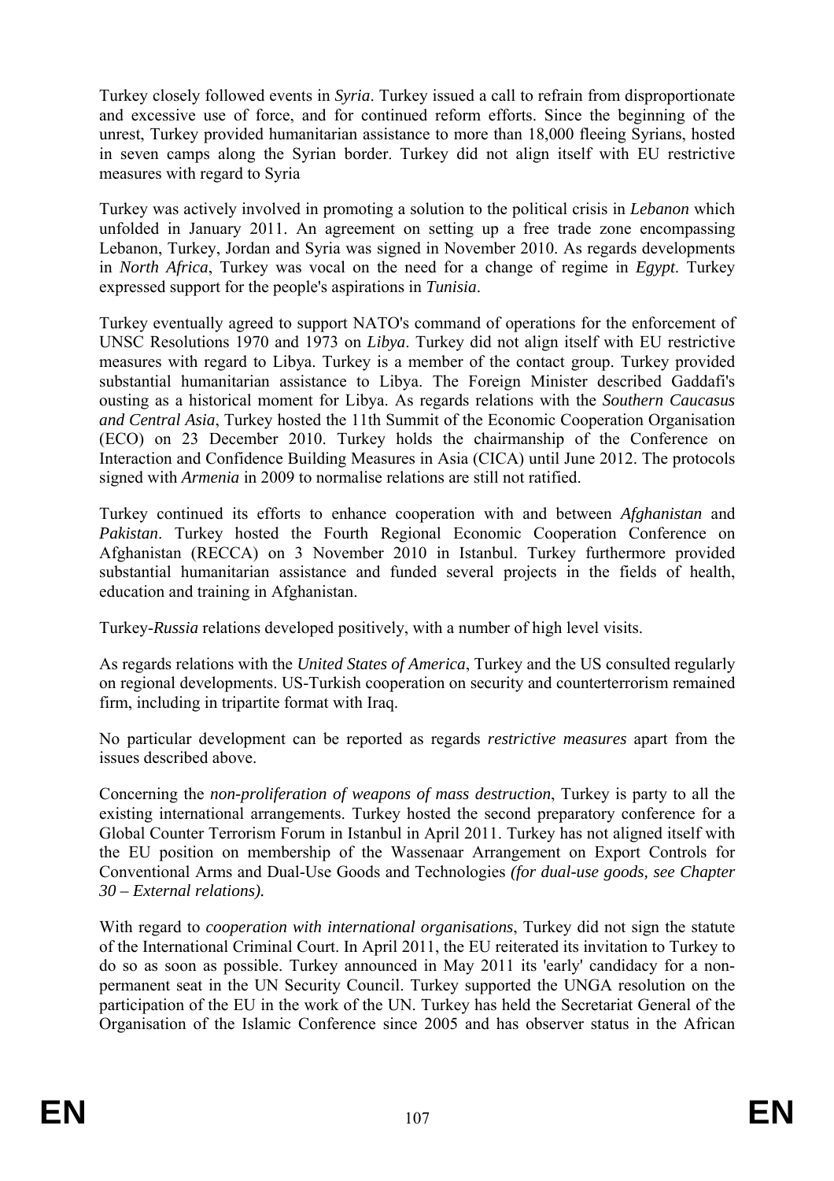Turkey closely followed events in *Syria*. Turkey issued a call to refrain from disproportionate and excessive use of force, and for continued reform efforts. Since the beginning of the unrest, Turkey provided humanitarian assistance to more than 18,000 fleeing Syrians, hosted in seven camps along the Syrian border. Turkey did not align itself with EU restrictive measures with regard to Syria

Turkey was actively involved in promoting a solution to the political crisis in *Lebanon* which unfolded in January 2011. An agreement on setting up a free trade zone encompassing Lebanon, Turkey, Jordan and Syria was signed in November 2010. As regards developments in *North Africa*, Turkey was vocal on the need for a change of regime in *Egypt*. Turkey expressed support for the people's aspirations in *Tunisia*.

Turkey eventually agreed to support NATO's command of operations for the enforcement of UNSC Resolutions 1970 and 1973 on *Libya*. Turkey did not align itself with EU restrictive measures with regard to Libya. Turkey is a member of the contact group. Turkey provided substantial humanitarian assistance to Libya. The Foreign Minister described Gaddafi's ousting as a historical moment for Libya. As regards relations with the *Southern Caucasus and Central Asia*, Turkey hosted the 11th Summit of the Economic Cooperation Organisation (ECO) on 23 December 2010. Turkey holds the chairmanship of the Conference on Interaction and Confidence Building Measures in Asia (CICA) until June 2012. The protocols signed with *Armenia* in 2009 to normalise relations are still not ratified.

Turkey continued its efforts to enhance cooperation with and between *Afghanistan* and *Pakistan*. Turkey hosted the Fourth Regional Economic Cooperation Conference on Afghanistan (RECCA) on 3 November 2010 in Istanbul. Turkey furthermore provided substantial humanitarian assistance and funded several projects in the fields of health, education and training in Afghanistan.

Turkey-*Russia* relations developed positively, with a number of high level visits.

As regards relations with the *United States of America*, Turkey and the US consulted regularly on regional developments. US-Turkish cooperation on security and counterterrorism remained firm, including in tripartite format with Iraq.

No particular development can be reported as regards *restrictive measures* apart from the issues described above.

Concerning the *non-proliferation of weapons of mass destruction*, Turkey is party to all the existing international arrangements. Turkey hosted the second preparatory conference for a Global Counter Terrorism Forum in Istanbul in April 2011. Turkey has not aligned itself with the EU position on membership of the Wassenaar Arrangement on Export Controls for Conventional Arms and Dual-Use Goods and Technologies *(for dual-use goods, see Chapter 30 – External relations).*

With regard to *cooperation with international organisations*, Turkey did not sign the statute of the International Criminal Court. In April 2011, the EU reiterated its invitation to Turkey to do so as soon as possible. Turkey announced in May 2011 its 'early' candidacy for a non-permanent seat in the UN Security Council. Turkey supported the UNGA resolution on the participation of the EU in the work of the UN. Turkey has held the Secretariat General of the Organisation of the Islamic Conference since 2005 and has observer status in the African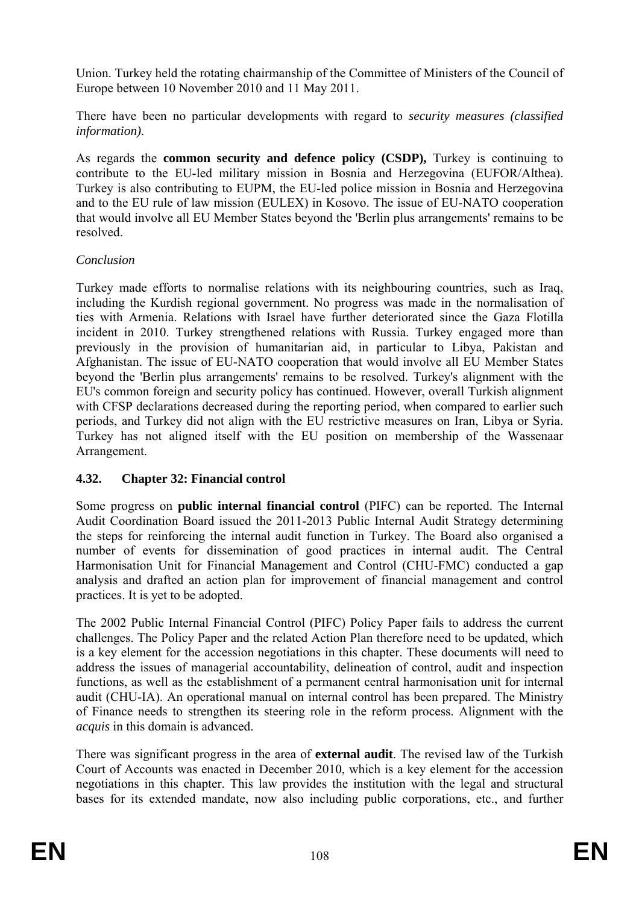Union. Turkey held the rotating chairmanship of the Committee of Ministers of the Council of Europe between 10 November 2010 and 11 May 2011.

There have been no particular developments with regard to *security measures (classified information).*

As regards the **common security and defence policy (CSDP),** Turkey is continuing to contribute to the EU-led military mission in Bosnia and Herzegovina (EUFOR/Althea). Turkey is also contributing to EUPM, the EU-led police mission in Bosnia and Herzegovina and to the EU rule of law mission (EULEX) in Kosovo. The issue of EU-NATO cooperation that would involve all EU Member States beyond the 'Berlin plus arrangements' remains to be resolved.

*Conclusion*

Turkey made efforts to normalise relations with its neighbouring countries, such as Iraq, including the Kurdish regional government. No progress was made in the normalisation of ties with Armenia. Relations with Israel have further deteriorated since the Gaza Flotilla incident in 2010. Turkey strengthened relations with Russia. Turkey engaged more than previously in the provision of humanitarian aid, in particular to Libya, Pakistan and Afghanistan. The issue of EU-NATO cooperation that would involve all EU Member States beyond the 'Berlin plus arrangements' remains to be resolved. Turkey's alignment with the EU's common foreign and security policy has continued. However, overall Turkish alignment with CFSP declarations decreased during the reporting period, when compared to earlier such periods, and Turkey did not align with the EU restrictive measures on Iran, Libya or Syria. Turkey has not aligned itself with the EU position on membership of the Wassenaar Arrangement.

### 4.32. Chapter 32: Financial control

Some progress on **public internal financial control** (PIFC) can be reported. The Internal Audit Coordination Board issued the 2011-2013 Public Internal Audit Strategy determining the steps for reinforcing the internal audit function in Turkey. The Board also organised a number of events for dissemination of good practices in internal audit. The Central Harmonisation Unit for Financial Management and Control (CHU-FMC) conducted a gap analysis and drafted an action plan for improvement of financial management and control practices. It is yet to be adopted.

The 2002 Public Internal Financial Control (PIFC) Policy Paper fails to address the current challenges. The Policy Paper and the related Action Plan therefore need to be updated, which is a key element for the accession negotiations in this chapter. These documents will need to address the issues of managerial accountability, delineation of control, audit and inspection functions, as well as the establishment of a permanent central harmonisation unit for internal audit (CHU-IA). An operational manual on internal control has been prepared. The Ministry of Finance needs to strengthen its steering role in the reform process. Alignment with the *acquis* in this domain is advanced.

There was significant progress in the area of **external audit**. The revised law of the Turkish Court of Accounts was enacted in December 2010, which is a key element for the accession negotiations in this chapter. This law provides the institution with the legal and structural bases for its extended mandate, now also including public corporations, etc., and further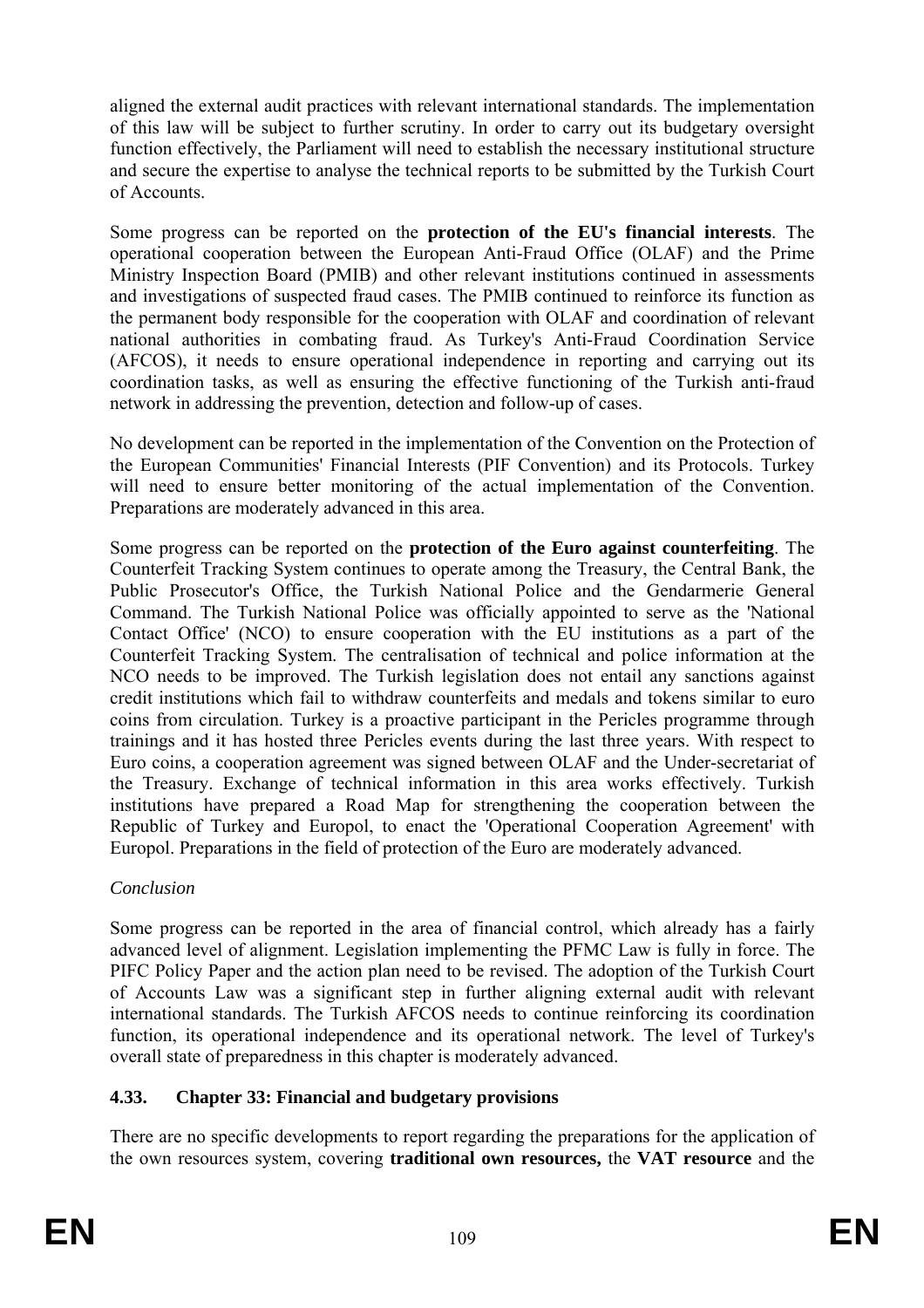aligned the external audit practices with relevant international standards. The implementation of this law will be subject to further scrutiny. In order to carry out its budgetary oversight function effectively, the Parliament will need to establish the necessary institutional structure and secure the expertise to analyse the technical reports to be submitted by the Turkish Court of Accounts.

Some progress can be reported on the **protection of the EU's financial interests**. The operational cooperation between the European Anti-Fraud Office (OLAF) and the Prime Ministry Inspection Board (PMIB) and other relevant institutions continued in assessments and investigations of suspected fraud cases. The PMIB continued to reinforce its function as the permanent body responsible for the cooperation with OLAF and coordination of relevant national authorities in combating fraud. As Turkey's Anti-Fraud Coordination Service (AFCOS), it needs to ensure operational independence in reporting and carrying out its coordination tasks, as well as ensuring the effective functioning of the Turkish anti-fraud network in addressing the prevention, detection and follow-up of cases.

No development can be reported in the implementation of the Convention on the Protection of the European Communities' Financial Interests (PIF Convention) and its Protocols. Turkey will need to ensure better monitoring of the actual implementation of the Convention. Preparations are moderately advanced in this area.

Some progress can be reported on the **protection of the Euro against counterfeiting**. The Counterfeit Tracking System continues to operate among the Treasury, the Central Bank, the Public Prosecutor's Office, the Turkish National Police and the Gendarmerie General Command. The Turkish National Police was officially appointed to serve as the 'National Contact Office' (NCO) to ensure cooperation with the EU institutions as a part of the Counterfeit Tracking System. The centralisation of technical and police information at the NCO needs to be improved. The Turkish legislation does not entail any sanctions against credit institutions which fail to withdraw counterfeits and medals and tokens similar to euro coins from circulation. Turkey is a proactive participant in the Pericles programme through trainings and it has hosted three Pericles events during the last three years. With respect to Euro coins, a cooperation agreement was signed between OLAF and the Under-secretariat of the Treasury. Exchange of technical information in this area works effectively. Turkish institutions have prepared a Road Map for strengthening the cooperation between the Republic of Turkey and Europol, to enact the 'Operational Cooperation Agreement' with Europol. Preparations in the field of protection of the Euro are moderately advanced.

*Conclusion*

Some progress can be reported in the area of financial control, which already has a fairly advanced level of alignment. Legislation implementing the PFMC Law is fully in force. The PIFC Policy Paper and the action plan need to be revised. The adoption of the Turkish Court of Accounts Law was a significant step in further aligning external audit with relevant international standards. The Turkish AFCOS needs to continue reinforcing its coordination function, its operational independence and its operational network. The level of Turkey's overall state of preparedness in this chapter is moderately advanced.

### 4.33. Chapter 33: Financial and budgetary provisions

There are no specific developments to report regarding the preparations for the application of the own resources system, covering **traditional own resources,** the **VAT resource** and the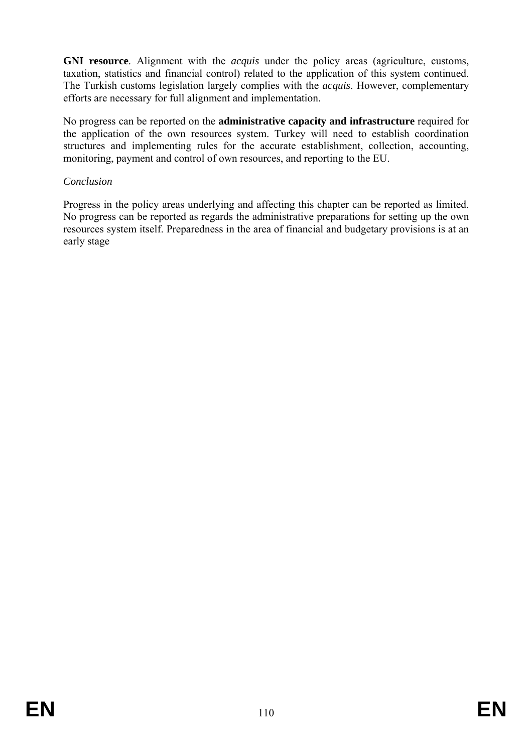**GNI resource**. Alignment with the *acquis* under the policy areas (agriculture, customs, taxation, statistics and financial control) related to the application of this system continued. The Turkish customs legislation largely complies with the *acquis*. However, complementary efforts are necessary for full alignment and implementation.

No progress can be reported on the **administrative capacity and infrastructure** required for the application of the own resources system. Turkey will need to establish coordination structures and implementing rules for the accurate establishment, collection, accounting, monitoring, payment and control of own resources, and reporting to the EU.

*Conclusion*

Progress in the policy areas underlying and affecting this chapter can be reported as limited. No progress can be reported as regards the administrative preparations for setting up the own resources system itself. Preparedness in the area of financial and budgetary provisions is at an early stage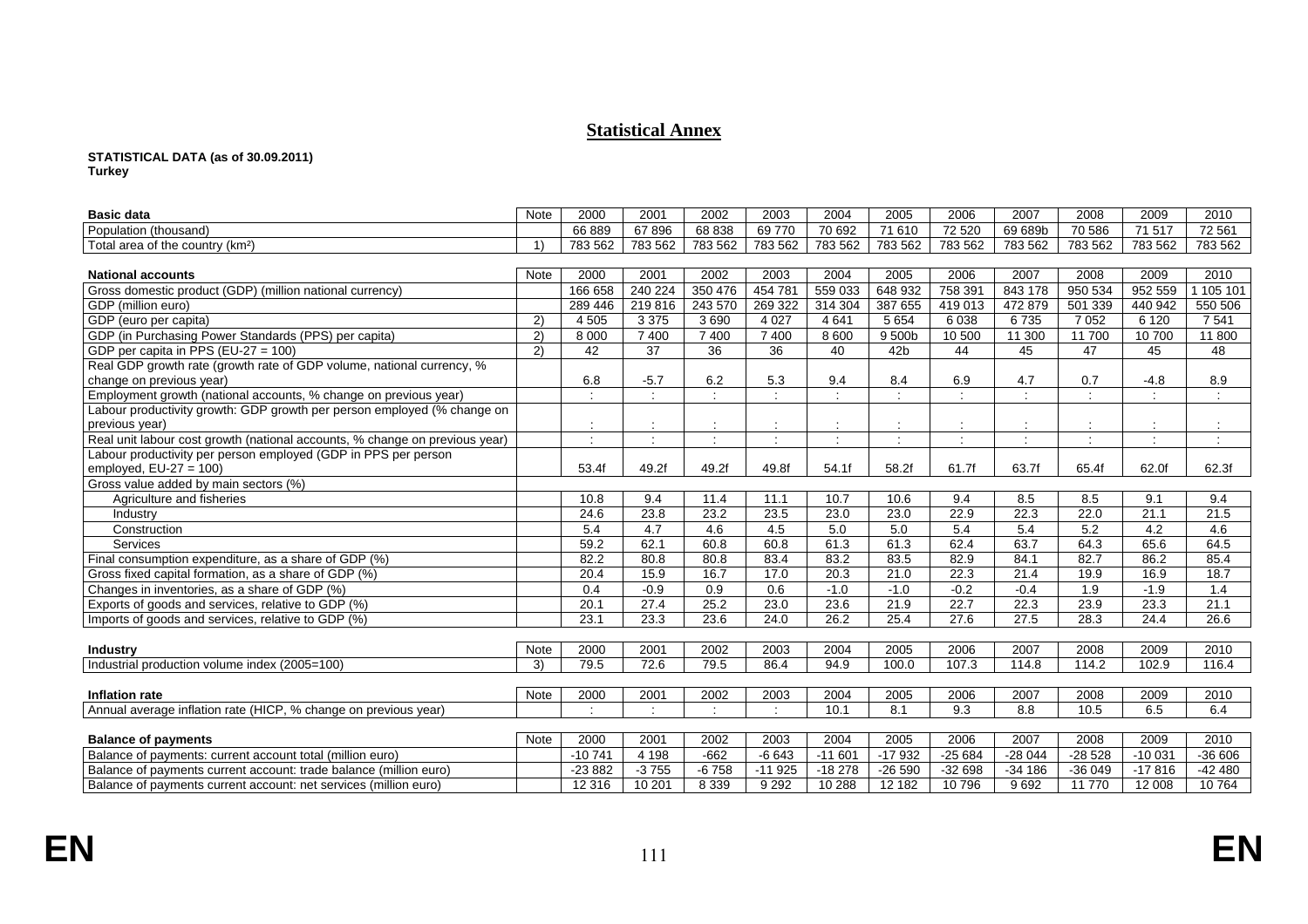## Statistical Annex

**STATISTICAL DATA (as of 30.09.2011)**
**Turkey**

| Basic data | Note | 2000 | 2001 | 2002 | 2003 | 2004 | 2005 | 2006 | 2007 | 2008 | 2009 | 2010 |
|---|---|---|---|---|---|---|---|---|---|---|---|---|
| Population (thousand) | | 66 889 | 67 896 | 68 838 | 69 770 | 70 692 | 71 610 | 72 520 | 69 689b | 70 586 | 71 517 | 72 561 |
| Total area of the country (km²) | 1) | 783 562 | 783 562 | 783 562 | 783 562 | 783 562 | 783 562 | 783 562 | 783 562 | 783 562 | 783 562 | 783 562 |

| National accounts | Note | 2000 | 2001 | 2002 | 2003 | 2004 | 2005 | 2006 | 2007 | 2008 | 2009 | 2010 |
|---|---|---|---|---|---|---|---|---|---|---|---|---|
| Gross domestic product (GDP) (million national currency) | | 166 658 | 240 224 | 350 476 | 454 781 | 559 033 | 648 932 | 758 391 | 843 178 | 950 534 | 952 559 | 1 105 101 |
| GDP (million euro) | | 289 446 | 219 816 | 243 570 | 269 322 | 314 304 | 387 655 | 419 013 | 472 879 | 501 339 | 440 942 | 550 506 |
| GDP (euro per capita) | 2) | 4 505 | 3 375 | 3 690 | 4 027 | 4 641 | 5 654 | 6 038 | 6 735 | 7 052 | 6 120 | 7 541 |
| GDP (in Purchasing Power Standards (PPS) per capita) | 2) | 8 000 | 7 400 | 7 400 | 7 400 | 8 600 | 9 500b | 10 500 | 11 300 | 11 700 | 10 700 | 11 800 |
| GDP per capita in PPS (EU-27 = 100) | 2) | 42 | 37 | 36 | 36 | 40 | 42b | 44 | 45 | 47 | 45 | 48 |
| Real GDP growth rate (growth rate of GDP volume, national currency, % change on previous year) | | 6.8 | -5.7 | 6.2 | 5.3 | 9.4 | 8.4 | 6.9 | 4.7 | 0.7 | -4.8 | 8.9 |
| Employment growth (national accounts, % change on previous year) | | : | : | : | : | : | : | : | : | : | : | : |
| Labour productivity growth: GDP growth per person employed (% change on previous year) | | : | : | : | : | : | : | : | : | : | : | : |
| Real unit labour cost growth (national accounts, % change on previous year) | | : | : | : | : | : | : | : | : | : | : | : |
| Labour productivity per person employed (GDP in PPS per person employed, EU-27 = 100) | | 53.4f | 49.2f | 49.2f | 49.8f | 54.1f | 58.2f | 61.7f | 63.7f | 65.4f | 62.0f | 62.3f |
| Gross value added by main sectors (%) | | | | | | | | | | | | |
| Agriculture and fisheries | | 10.8 | 9.4 | 11.4 | 11.1 | 10.7 | 10.6 | 9.4 | 8.5 | 8.5 | 9.1 | 9.4 |
| Industry | | 24.6 | 23.8 | 23.2 | 23.5 | 23.0 | 23.0 | 22.9 | 22.3 | 22.0 | 21.1 | 21.5 |
| Construction | | 5.4 | 4.7 | 4.6 | 4.5 | 5.0 | 5.0 | 5.4 | 5.4 | 5.2 | 4.2 | 4.6 |
| Services | | 59.2 | 62.1 | 60.8 | 60.8 | 61.3 | 61.3 | 62.4 | 63.7 | 64.3 | 65.6 | 64.5 |
| Final consumption expenditure, as a share of GDP (%) | | 82.2 | 80.8 | 80.8 | 83.4 | 83.2 | 83.5 | 82.9 | 84.1 | 82.7 | 86.2 | 85.4 |
| Gross fixed capital formation, as a share of GDP (%) | | 20.4 | 15.9 | 16.7 | 17.0 | 20.3 | 21.0 | 22.3 | 21.4 | 19.9 | 16.9 | 18.7 |
| Changes in inventories, as a share of GDP (%) | | 0.4 | -0.9 | 0.9 | 0.6 | -1.0 | -1.0 | -0.2 | -0.4 | 1.9 | -1.9 | 1.4 |
| Exports of goods and services, relative to GDP (%) | | 20.1 | 27.4 | 25.2 | 23.0 | 23.6 | 21.9 | 22.7 | 22.3 | 23.9 | 23.3 | 21.1 |
| Imports of goods and services, relative to GDP (%) | | 23.1 | 23.3 | 23.6 | 24.0 | 26.2 | 25.4 | 27.6 | 27.5 | 28.3 | 24.4 | 26.6 |

| Industry | Note | 2000 | 2001 | 2002 | 2003 | 2004 | 2005 | 2006 | 2007 | 2008 | 2009 | 2010 |
|---|---|---|---|---|---|---|---|---|---|---|---|---|
| Industrial production volume index (2005=100) | 3) | 79.5 | 72.6 | 79.5 | 86.4 | 94.9 | 100.0 | 107.3 | 114.8 | 114.2 | 102.9 | 116.4 |

| Inflation rate | Note | 2000 | 2001 | 2002 | 2003 | 2004 | 2005 | 2006 | 2007 | 2008 | 2009 | 2010 |
|---|---|---|---|---|---|---|---|---|---|---|---|---|
| Annual average inflation rate (HICP, % change on previous year) | | : | : | : | : | 10.1 | 8.1 | 9.3 | 8.8 | 10.5 | 6.5 | 6.4 |

| Balance of payments | Note | 2000 | 2001 | 2002 | 2003 | 2004 | 2005 | 2006 | 2007 | 2008 | 2009 | 2010 |
|---|---|---|---|---|---|---|---|---|---|---|---|---|
| Balance of payments: current account total (million euro) | | -10 741 | 4 198 | -662 | -6 643 | -11 601 | -17 932 | -25 684 | -28 044 | -28 528 | -10 031 | -36 606 |
| Balance of payments current account: trade balance (million euro) | | -23 882 | -3 755 | -6 758 | -11 925 | -18 278 | -26 590 | -32 698 | -34 186 | -36 049 | -17 816 | -42 480 |
| Balance of payments current account: net services (million euro) | | 12 316 | 10 201 | 8 339 | 9 292 | 10 288 | 12 182 | 10 796 | 9 692 | 11 770 | 12 008 | 10 764 |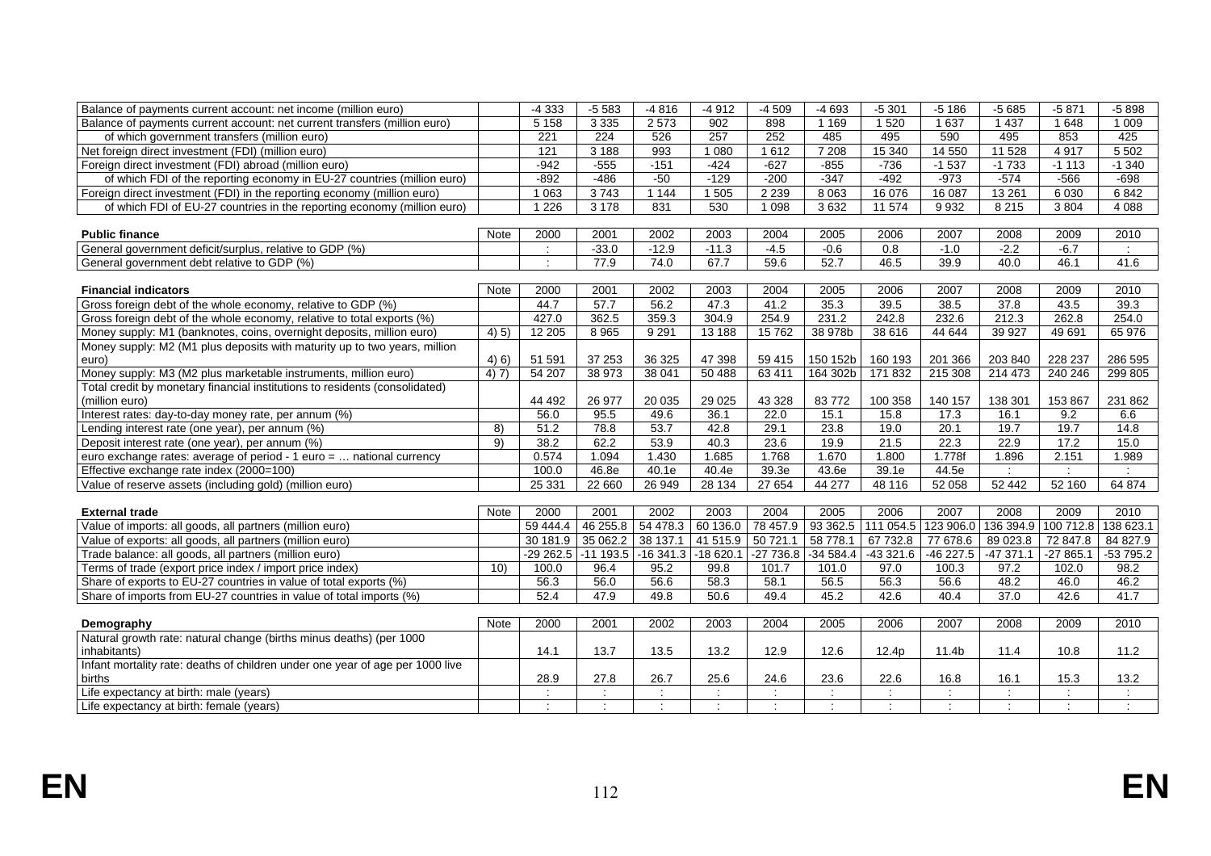| | | | | | | | | | | | | |
|---|---|---|---|---|---|---|---|---|---|---|---|---|
| Balance of payments current account: net income (million euro) | | -4 333 | -5 583 | -4 816 | -4 912 | -4 509 | -4 693 | -5 301 | -5 186 | -5 685 | -5 871 | -5 898 |
| Balance of payments current account: net current transfers (million euro) | | 5 158 | 3 335 | 2 573 | 902 | 898 | 1 169 | 1 520 | 1 637 | 1 437 | 1 648 | 1 009 |
| of which government transfers (million euro) | | 221 | 224 | 526 | 257 | 252 | 485 | 495 | 590 | 495 | 853 | 425 |
| Net foreign direct investment (FDI) (million euro) | | 121 | 3 188 | 993 | 1 080 | 1 612 | 7 208 | 15 340 | 14 550 | 11 528 | 4 917 | 5 502 |
| Foreign direct investment (FDI) abroad (million euro) | | -942 | -555 | -151 | -424 | -627 | -855 | -736 | -1 537 | -1 733 | -1 113 | -1 340 |
| of which FDI of the reporting economy in EU-27 countries (million euro) | | -892 | -486 | -50 | -129 | -200 | -347 | -492 | -973 | -574 | -566 | -698 |
| Foreign direct investment (FDI) in the reporting economy (million euro) | | 1 063 | 3 743 | 1 144 | 1 505 | 2 239 | 8 063 | 16 076 | 16 087 | 13 261 | 6 030 | 6 842 |
| of which FDI of EU-27 countries in the reporting economy (million euro) | | 1 226 | 3 178 | 831 | 530 | 1 098 | 3 632 | 11 574 | 9 932 | 8 215 | 3 804 | 4 088 |

| **Public finance** | Note | 2000 | 2001 | 2002 | 2003 | 2004 | 2005 | 2006 | 2007 | 2008 | 2009 | 2010 |
|---|---|---|---|---|---|---|---|---|---|---|---|---|
| General government deficit/surplus, relative to GDP (%) | | : | -33.0 | -12.9 | -11.3 | -4.5 | -0.6 | 0.8 | -1.0 | -2.2 | -6.7 | : |
| General government debt relative to GDP (%) | | : | 77.9 | 74.0 | 67.7 | 59.6 | 52.7 | 46.5 | 39.9 | 40.0 | 46.1 | 41.6 |

| **Financial indicators** | Note | 2000 | 2001 | 2002 | 2003 | 2004 | 2005 | 2006 | 2007 | 2008 | 2009 | 2010 |
|---|---|---|---|---|---|---|---|---|---|---|---|---|
| Gross foreign debt of the whole economy, relative to GDP (%) | | 44.7 | 57.7 | 56.2 | 47.3 | 41.2 | 35.3 | 39.5 | 38.5 | 37.8 | 43.5 | 39.3 |
| Gross foreign debt of the whole economy, relative to total exports (%) | | 427.0 | 362.5 | 359.3 | 304.9 | 254.9 | 231.2 | 242.8 | 232.6 | 212.3 | 262.8 | 254.0 |
| Money supply: M1 (banknotes, coins, overnight deposits, million euro) | 4) 5) | 12 205 | 8 965 | 9 291 | 13 188 | 15 762 | 38 978b | 38 616 | 44 644 | 39 927 | 49 691 | 65 976 |
| Money supply: M2 (M1 plus deposits with maturity up to two years, million euro) | 4) 6) | 51 591 | 37 253 | 36 325 | 47 398 | 59 415 | 150 152b | 160 193 | 201 366 | 203 840 | 228 237 | 286 595 |
| Money supply: M3 (M2 plus marketable instruments, million euro) | 4) 7) | 54 207 | 38 973 | 38 041 | 50 488 | 63 411 | 164 302b | 171 832 | 215 308 | 214 473 | 240 246 | 299 805 |
| Total credit by monetary financial institutions to residents (consolidated) (million euro) | | 44 492 | 26 977 | 20 035 | 29 025 | 43 328 | 83 772 | 100 358 | 140 157 | 138 301 | 153 867 | 231 862 |
| Interest rates: day-to-day money rate, per annum (%) | | 56.0 | 95.5 | 49.6 | 36.1 | 22.0 | 15.1 | 15.8 | 17.3 | 16.1 | 9.2 | 6.6 |
| Lending interest rate (one year), per annum (%) | 8) | 51.2 | 78.8 | 53.7 | 42.8 | 29.1 | 23.8 | 19.0 | 20.1 | 19.7 | 19.7 | 14.8 |
| Deposit interest rate (one year), per annum (%) | 9) | 38.2 | 62.2 | 53.9 | 40.3 | 23.6 | 19.9 | 21.5 | 22.3 | 22.9 | 17.2 | 15.0 |
| euro exchange rates: average of period - 1 euro = … national currency | | 0.574 | 1.094 | 1.430 | 1.685 | 1.768 | 1.670 | 1.800 | 1.778f | 1.896 | 2.151 | 1.989 |
| Effective exchange rate index (2000=100) | | 100.0 | 46.8e | 40.1e | 40.4e | 39.3e | 43.6e | 39.1e | 44.5e | : | : | : |
| Value of reserve assets (including gold) (million euro) | | 25 331 | 22 660 | 26 949 | 28 134 | 27 654 | 44 277 | 48 116 | 52 058 | 52 442 | 52 160 | 64 874 |

| **External trade** | Note | 2000 | 2001 | 2002 | 2003 | 2004 | 2005 | 2006 | 2007 | 2008 | 2009 | 2010 |
|---|---|---|---|---|---|---|---|---|---|---|---|---|
| Value of imports: all goods, all partners (million euro) | | 59 444.4 | 46 255.8 | 54 478.3 | 60 136.0 | 78 457.9 | 93 362.5 | 111 054.5 | 123 906.0 | 136 394.9 | 100 712.8 | 138 623.1 |
| Value of exports: all goods, all partners (million euro) | | 30 181.9 | 35 062.2 | 38 137.1 | 41 515.9 | 50 721.1 | 58 778.1 | 67 732.8 | 77 678.6 | 89 023.8 | 72 847.8 | 84 827.9 |
| Trade balance: all goods, all partners (million euro) | | -29 262.5 | -11 193.5 | -16 341.3 | -18 620.1 | -27 736.8 | -34 584.4 | -43 321.6 | -46 227.5 | -47 371.1 | -27 865.1 | -53 795.2 |
| Terms of trade (export price index / import price index) | 10) | 100.0 | 96.4 | 95.2 | 99.8 | 101.7 | 101.0 | 97.0 | 100.3 | 97.2 | 102.0 | 98.2 |
| Share of exports to EU-27 countries in value of total exports (%) | | 56.3 | 56.0 | 56.6 | 58.3 | 58.1 | 56.5 | 56.3 | 56.6 | 48.2 | 46.0 | 46.2 |
| Share of imports from EU-27 countries in value of total imports (%) | | 52.4 | 47.9 | 49.8 | 50.6 | 49.4 | 45.2 | 42.6 | 40.4 | 37.0 | 42.6 | 41.7 |

| **Demography** | Note | 2000 | 2001 | 2002 | 2003 | 2004 | 2005 | 2006 | 2007 | 2008 | 2009 | 2010 |
|---|---|---|---|---|---|---|---|---|---|---|---|---|
| Natural growth rate: natural change (births minus deaths) (per 1000 inhabitants) | | 14.1 | 13.7 | 13.5 | 13.2 | 12.9 | 12.6 | 12.4p | 11.4b | 11.4 | 10.8 | 11.2 |
| Infant mortality rate: deaths of children under one year of age per 1000 live births | | 28.9 | 27.8 | 26.7 | 25.6 | 24.6 | 23.6 | 22.6 | 16.8 | 16.1 | 15.3 | 13.2 |
| Life expectancy at birth: male (years) | | : | : | : | : | : | : | : | : | : | : | : |
| Life expectancy at birth: female (years) | | : | : | : | : | : | : | : | : | : | : | : |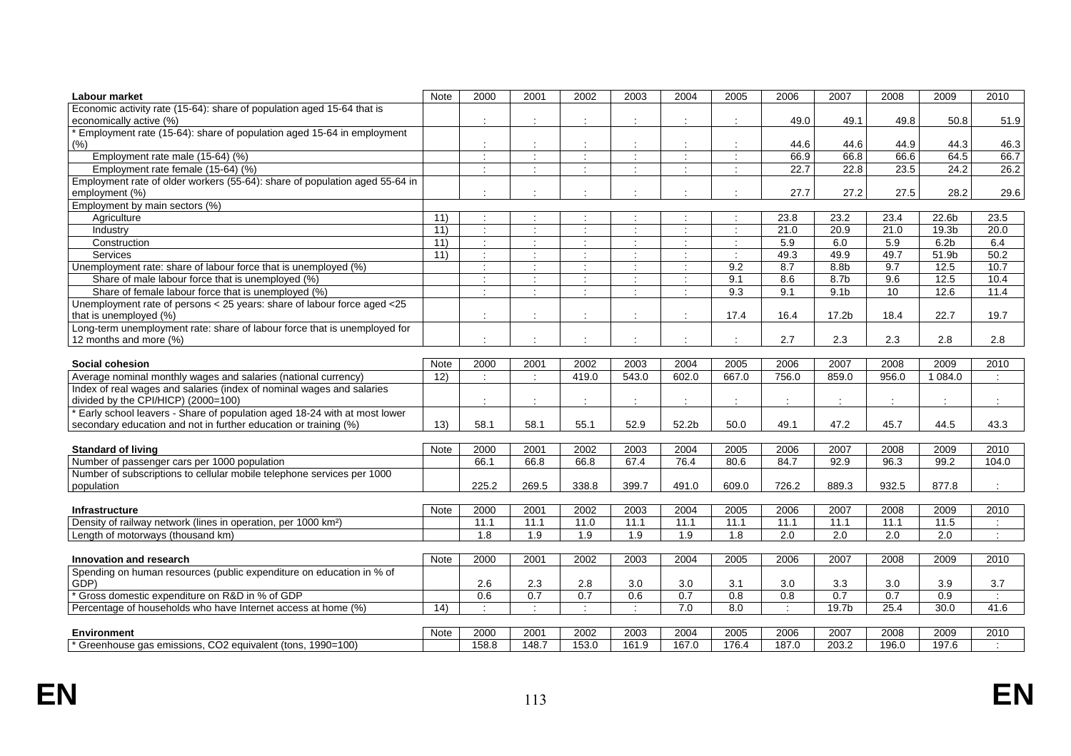| Labour market | Note | 2000 | 2001 | 2002 | 2003 | 2004 | 2005 | 2006 | 2007 | 2008 | 2009 | 2010 |
|---|---|---|---|---|---|---|---|---|---|---|---|---|
| Economic activity rate (15-64): share of population aged 15-64 that is economically active (%) | | : | : | : | : | : | : | 49.0 | 49.1 | 49.8 | 50.8 | 51.9 |
| * Employment rate (15-64): share of population aged 15-64 in employment (%) | | : | : | : | : | : | : | 44.6 | 44.6 | 44.9 | 44.3 | 46.3 |
| Employment rate male (15-64) (%) | | : | : | : | : | : | : | 66.9 | 66.8 | 66.6 | 64.5 | 66.7 |
| Employment rate female (15-64) (%) | | : | : | : | : | : | : | 22.7 | 22.8 | 23.5 | 24.2 | 26.2 |
| Employment rate of older workers (55-64): share of population aged 55-64 in employment (%) | | : | : | : | : | : | : | 27.7 | 27.2 | 27.5 | 28.2 | 29.6 |
| Employment by main sectors (%) | | | | | | | | | | | | |
| Agriculture | 11) | : | : | : | : | : | : | 23.8 | 23.2 | 23.4 | 22.6b | 23.5 |
| Industry | 11) | : | : | : | : | : | : | 21.0 | 20.9 | 21.0 | 19.3b | 20.0 |
| Construction | 11) | : | : | : | : | : | : | 5.9 | 6.0 | 5.9 | 6.2b | 6.4 |
| Services | 11) | : | : | : | : | : | : | 49.3 | 49.9 | 49.7 | 51.9b | 50.2 |
| Unemployment rate: share of labour force that is unemployed (%) | | : | : | : | : | : | 9.2 | 8.7 | 8.8b | 9.7 | 12.5 | 10.7 |
| Share of male labour force that is unemployed (%) | | : | : | : | : | : | 9.1 | 8.6 | 8.7b | 9.6 | 12.5 | 10.4 |
| Share of female labour force that is unemployed (%) | | : | : | : | : | : | 9.3 | 9.1 | 9.1b | 10 | 12.6 | 11.4 |
| Unemployment rate of persons < 25 years: share of labour force aged <25 that is unemployed (%) | | : | : | : | : | : | 17.4 | 16.4 | 17.2b | 18.4 | 22.7 | 19.7 |
| Long-term unemployment rate: share of labour force that is unemployed for 12 months and more (%) | | : | : | : | : | : | : | 2.7 | 2.3 | 2.3 | 2.8 | 2.8 |

| Social cohesion | Note | 2000 | 2001 | 2002 | 2003 | 2004 | 2005 | 2006 | 2007 | 2008 | 2009 | 2010 |
|---|---|---|---|---|---|---|---|---|---|---|---|---|
| Average nominal monthly wages and salaries (national currency) | 12) | : | : | 419.0 | 543.0 | 602.0 | 667.0 | 756.0 | 859.0 | 956.0 | 1 084.0 | : |
| Index of real wages and salaries (index of nominal wages and salaries divided by the CPI/HICP) (2000=100) | | : | : | : | : | : | : | : | : | : | : | : |
| * Early school leavers - Share of population aged 18-24 with at most lower secondary education and not in further education or training (%) | 13) | 58.1 | 58.1 | 55.1 | 52.9 | 52.2b | 50.0 | 49.1 | 47.2 | 45.7 | 44.5 | 43.3 |

| Standard of living | Note | 2000 | 2001 | 2002 | 2003 | 2004 | 2005 | 2006 | 2007 | 2008 | 2009 | 2010 |
|---|---|---|---|---|---|---|---|---|---|---|---|---|
| Number of passenger cars per 1000 population | | 66.1 | 66.8 | 66.8 | 67.4 | 76.4 | 80.6 | 84.7 | 92.9 | 96.3 | 99.2 | 104.0 |
| Number of subscriptions to cellular mobile telephone services per 1000 population | | 225.2 | 269.5 | 338.8 | 399.7 | 491.0 | 609.0 | 726.2 | 889.3 | 932.5 | 877.8 | : |

| Infrastructure | Note | 2000 | 2001 | 2002 | 2003 | 2004 | 2005 | 2006 | 2007 | 2008 | 2009 | 2010 |
|---|---|---|---|---|---|---|---|---|---|---|---|---|
| Density of railway network (lines in operation, per 1000 km²) | | 11.1 | 11.1 | 11.0 | 11.1 | 11.1 | 11.1 | 11.1 | 11.1 | 11.1 | 11.5 | : |
| Length of motorways (thousand km) | | 1.8 | 1.9 | 1.9 | 1.9 | 1.9 | 1.8 | 2.0 | 2.0 | 2.0 | 2.0 | : |

| Innovation and research | Note | 2000 | 2001 | 2002 | 2003 | 2004 | 2005 | 2006 | 2007 | 2008 | 2009 | 2010 |
|---|---|---|---|---|---|---|---|---|---|---|---|---|
| Spending on human resources (public expenditure on education in % of GDP) | | 2.6 | 2.3 | 2.8 | 3.0 | 3.0 | 3.1 | 3.0 | 3.3 | 3.0 | 3.9 | 3.7 |
| * Gross domestic expenditure on R&D in % of GDP | | 0.6 | 0.7 | 0.7 | 0.6 | 0.7 | 0.8 | 0.8 | 0.7 | 0.7 | 0.9 | : |
| Percentage of households who have Internet access at home (%) | 14) | : | : | : | : | 7.0 | 8.0 | : | 19.7b | 25.4 | 30.0 | 41.6 |

| Environment | Note | 2000 | 2001 | 2002 | 2003 | 2004 | 2005 | 2006 | 2007 | 2008 | 2009 | 2010 |
|---|---|---|---|---|---|---|---|---|---|---|---|---|
| * Greenhouse gas emissions, CO2 equivalent (tons, 1990=100) | | 158.8 | 148.7 | 153.0 | 161.9 | 167.0 | 176.4 | 187.0 | 203.2 | 196.0 | 197.6 | : |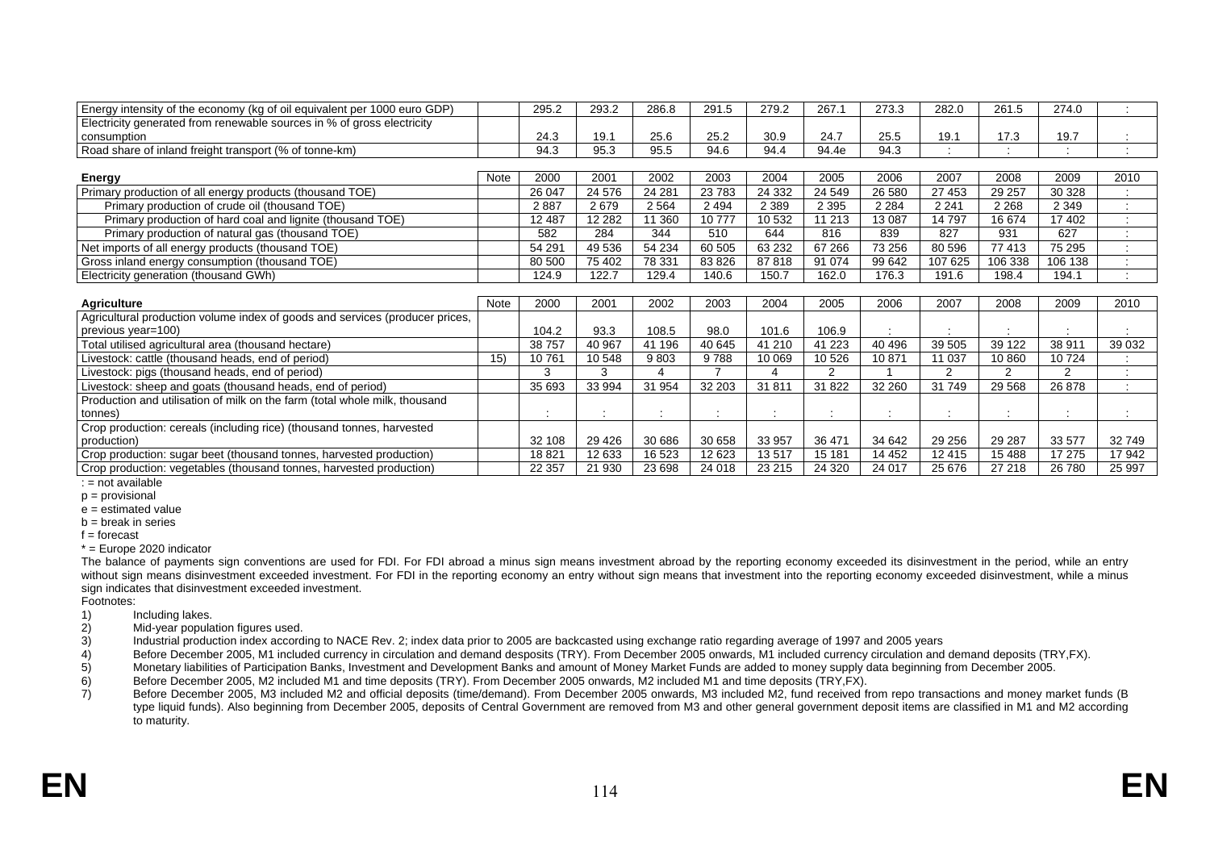| | | | | | | | | | | | | |
|---|---|---|---|---|---|---|---|---|---|---|---|---|
| Energy intensity of the economy (kg of oil equivalent per 1000 euro GDP) | | 295.2 | 293.2 | 286.8 | 291.5 | 279.2 | 267.1 | 273.3 | 282.0 | 261.5 | 274.0 | : |
| Electricity generated from renewable sources in % of gross electricity consumption | | 24.3 | 19.1 | 25.6 | 25.2 | 30.9 | 24.7 | 25.5 | 19.1 | 17.3 | 19.7 | : |
| Road share of inland freight transport (% of tonne-km) | | 94.3 | 95.3 | 95.5 | 94.6 | 94.4 | 94.4e | 94.3 | : | : | : | : |

| **Energy** | Note | 2000 | 2001 | 2002 | 2003 | 2004 | 2005 | 2006 | 2007 | 2008 | 2009 | 2010 |
|---|---|---|---|---|---|---|---|---|---|---|---|---|
| Primary production of all energy products (thousand TOE) | | 26 047 | 24 576 | 24 281 | 23 783 | 24 332 | 24 549 | 26 580 | 27 453 | 29 257 | 30 328 | : |
| Primary production of crude oil (thousand TOE) | | 2 887 | 2 679 | 2 564 | 2 494 | 2 389 | 2 395 | 2 284 | 2 241 | 2 268 | 2 349 | : |
| Primary production of hard coal and lignite (thousand TOE) | | 12 487 | 12 282 | 11 360 | 10 777 | 10 532 | 11 213 | 13 087 | 14 797 | 16 674 | 17 402 | : |
| Primary production of natural gas (thousand TOE) | | 582 | 284 | 344 | 510 | 644 | 816 | 839 | 827 | 931 | 627 | : |
| Net imports of all energy products (thousand TOE) | | 54 291 | 49 536 | 54 234 | 60 505 | 63 232 | 67 266 | 73 256 | 80 596 | 77 413 | 75 295 | : |
| Gross inland energy consumption (thousand TOE) | | 80 500 | 75 402 | 78 331 | 83 826 | 87 818 | 91 074 | 99 642 | 107 625 | 106 338 | 106 138 | : |
| Electricity generation (thousand GWh) | | 124.9 | 122.7 | 129.4 | 140.6 | 150.7 | 162.0 | 176.3 | 191.6 | 198.4 | 194.1 | : |

| **Agriculture** | Note | 2000 | 2001 | 2002 | 2003 | 2004 | 2005 | 2006 | 2007 | 2008 | 2009 | 2010 |
|---|---|---|---|---|---|---|---|---|---|---|---|---|
| Agricultural production volume index of goods and services (producer prices, previous year=100) | | 104.2 | 93.3 | 108.5 | 98.0 | 101.6 | 106.9 | : | : | : | : | : |
| Total utilised agricultural area (thousand hectare) | | 38 757 | 40 967 | 41 196 | 40 645 | 41 210 | 41 223 | 40 496 | 39 505 | 39 122 | 38 911 | 39 032 |
| Livestock: cattle (thousand heads, end of period) | 15) | 10 761 | 10 548 | 9 803 | 9 788 | 10 069 | 10 526 | 10 871 | 11 037 | 10 860 | 10 724 | : |
| Livestock: pigs (thousand heads, end of period) | | 3 | 3 | 4 | 7 | 4 | 2 | 1 | 2 | 2 | 2 | : |
| Livestock: sheep and goats (thousand heads, end of period) | | 35 693 | 33 994 | 31 954 | 32 203 | 31 811 | 31 822 | 32 260 | 31 749 | 29 568 | 26 878 | : |
| Production and utilisation of milk on the farm (total whole milk, thousand tonnes) | | : | : | : | : | : | : | : | : | : | : | : |
| Crop production: cereals (including rice) (thousand tonnes, harvested production) | | 32 108 | 29 426 | 30 686 | 30 658 | 33 957 | 36 471 | 34 642 | 29 256 | 29 287 | 33 577 | 32 749 |
| Crop production: sugar beet (thousand tonnes, harvested production) | | 18 821 | 12 633 | 16 523 | 12 623 | 13 517 | 15 181 | 14 452 | 12 415 | 15 488 | 17 275 | 17 942 |
| Crop production: vegetables (thousand tonnes, harvested production) | | 22 357 | 21 930 | 23 698 | 24 018 | 23 215 | 24 320 | 24 017 | 25 676 | 27 218 | 26 780 | 25 997 |

: = not available
p = provisional
e = estimated value
b = break in series
f = forecast
* = Europe 2020 indicator

The balance of payments sign conventions are used for FDI. For FDI abroad a minus sign means investment abroad by the reporting economy exceeded its disinvestment in the period, while an entry without sign means disinvestment exceeded investment. For FDI in the reporting economy an entry without sign means that investment into the reporting economy exceeded disinvestment, while a minus sign indicates that disinvestment exceeded investment.

Footnotes:

1) Including lakes.
2) Mid-year population figures used.
3) Industrial production index according to NACE Rev. 2; index data prior to 2005 are backcasted using exchange ratio regarding average of 1997 and 2005 years
4) Before December 2005, M1 included currency in circulation and demand desposits (TRY). From December 2005 onwards, M1 included currency circulation and demand deposits (TRY,FX).
5) Monetary liabilities of Participation Banks, Investment and Development Banks and amount of Money Market Funds are added to money supply data beginning from December 2005.
6) Before December 2005, M2 included M1 and time deposits (TRY). From December 2005 onwards, M2 included M1 and time deposits (TRY,FX).
7) Before December 2005, M3 included M2 and official deposits (time/demand). From December 2005 onwards, M3 included M2, fund received from repo transactions and money market funds (B type liquid funds). Also beginning from December 2005, deposits of Central Government are removed from M3 and other general government deposit items are classified in M1 and M2 according to maturity.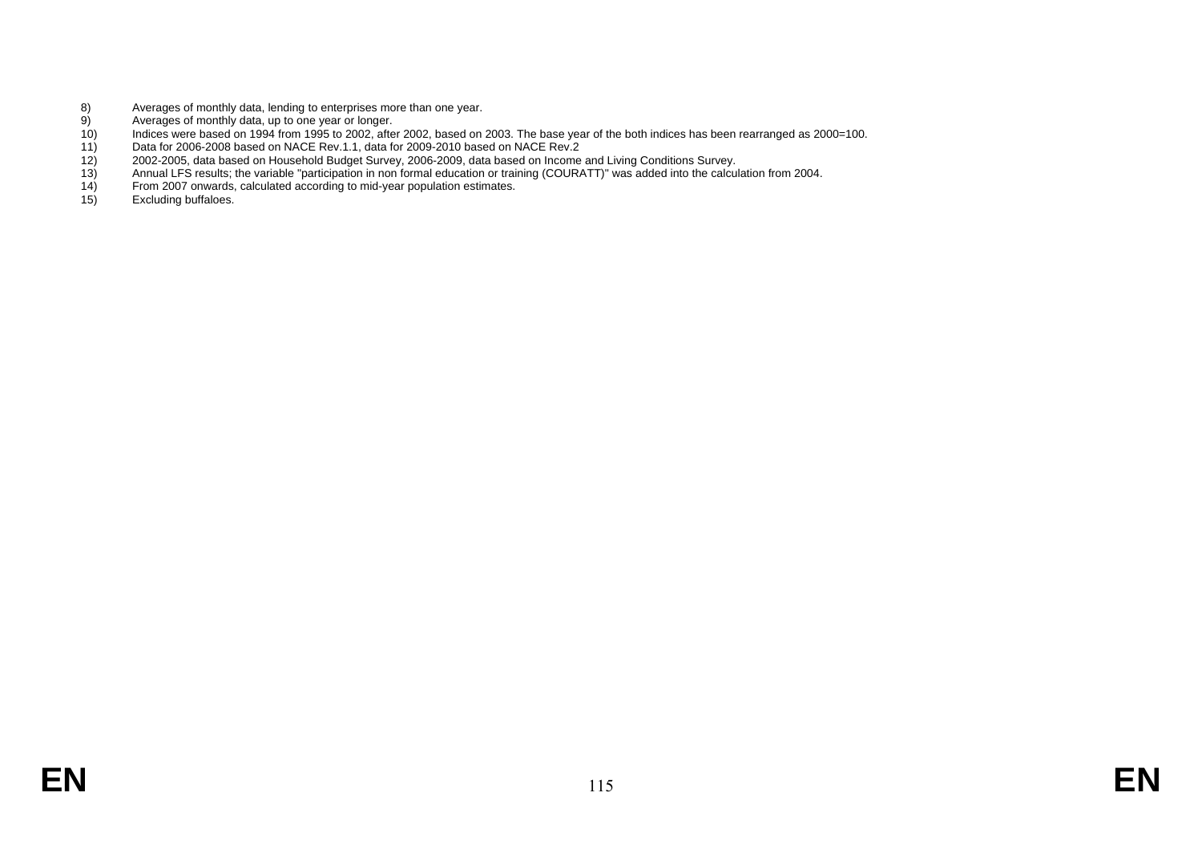8) Averages of monthly data, lending to enterprises more than one year.
9) Averages of monthly data, up to one year or longer.
10) Indices were based on 1994 from 1995 to 2002, after 2002, based on 2003. The base year of the both indices has been rearranged as 2000=100.
11) Data for 2006-2008 based on NACE Rev.1.1, data for 2009-2010 based on NACE Rev.2
12) 2002-2005, data based on Household Budget Survey, 2006-2009, data based on Income and Living Conditions Survey.
13) Annual LFS results; the variable "participation in non formal education or training (COURATT)" was added into the calculation from 2004.
14) From 2007 onwards, calculated according to mid-year population estimates.
15) Excluding buffaloes.